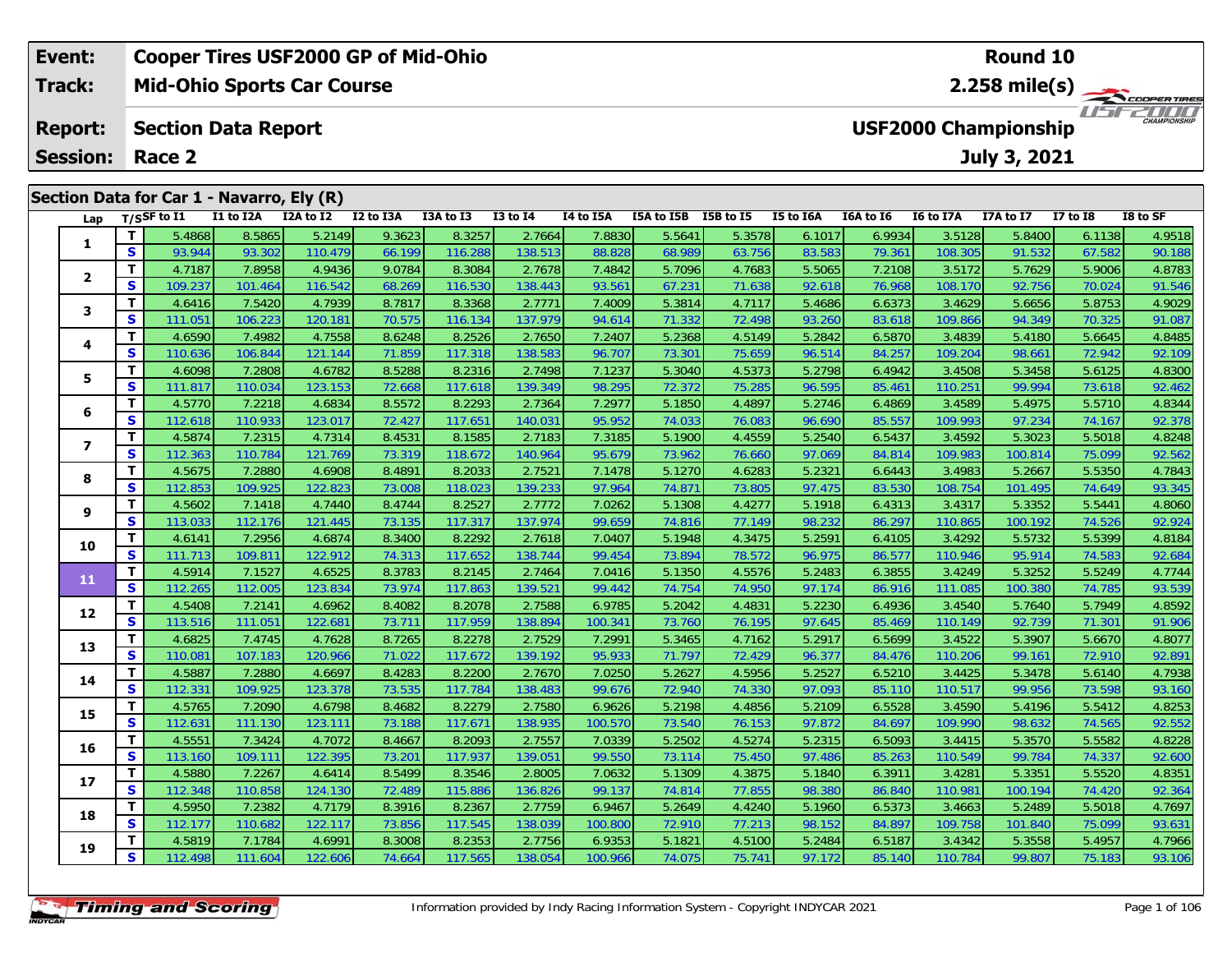| Event: | Cooper Tires USF2000 GP of Mid-Ohio | Round 10 |
|---|---|---|
| Track: | Mid-Ohio Sports Car Course | 2.258 mile(s) |
| Report: | Section Data Report | USF2000 Championship |
| Session: | Race 2 | July 3, 2021 |

## Section Data for Car 1 - Navarro, Ely (R)

| Lap | T/S | SF to I1 | I1 to I2A | I2A to I2 | I2 to I3A | I3A to I3 | I3 to I4 | I4 to I5A | I5A to I5B | I5B to I5 | I5 to I6A | I6A to I6 | I6 to I7A | I7A to I7 | I7 to I8 | I8 to SF |
|---|---|---|---|---|---|---|---|---|---|---|---|---|---|---|---|---|
| 1 | T | 5.4868 | 8.5865 | 5.2149 | 9.3623 | 8.3257 | 2.7664 | 7.8830 | 5.5641 | 5.3578 | 6.1017 | 6.9934 | 3.5128 | 5.8400 | 6.1138 | 4.9518 |
| | S | 93.944 | 93.302 | 110.479 | 66.199 | 116.288 | 138.513 | 88.828 | 68.989 | 63.756 | 83.583 | 79.361 | 108.305 | 91.532 | 67.582 | 90.188 |
| 2 | T | 4.7187 | 7.8958 | 4.9436 | 9.0784 | 8.3084 | 2.7678 | 7.4842 | 5.7096 | 4.7683 | 5.5065 | 7.2108 | 3.5172 | 5.7629 | 5.9006 | 4.8783 |
| | S | 109.237 | 101.464 | 116.542 | 68.269 | 116.530 | 138.443 | 93.561 | 67.231 | 71.638 | 92.618 | 76.968 | 108.170 | 92.756 | 70.024 | 91.546 |
| 3 | T | 4.6416 | 7.5420 | 4.7939 | 8.7817 | 8.3368 | 2.7771 | 7.4009 | 5.3814 | 4.7117 | 5.4686 | 6.6373 | 3.4629 | 5.6656 | 5.8753 | 4.9029 |
| | S | 111.051 | 106.223 | 120.181 | 70.575 | 116.134 | 137.979 | 94.614 | 71.332 | 72.498 | 93.260 | 83.618 | 109.866 | 94.349 | 70.325 | 91.087 |
| 4 | T | 4.6590 | 7.4982 | 4.7558 | 8.6248 | 8.2526 | 2.7650 | 7.2407 | 5.2368 | 4.5149 | 5.2842 | 6.5870 | 3.4839 | 5.4180 | 5.6645 | 4.8485 |
| | S | 110.636 | 106.844 | 121.144 | 71.859 | 117.318 | 138.583 | 96.707 | 73.301 | 75.659 | 96.514 | 84.257 | 109.204 | 98.661 | 72.942 | 92.109 |
| 5 | T | 4.6098 | 7.2808 | 4.6782 | 8.5288 | 8.2316 | 2.7498 | 7.1237 | 5.3040 | 4.5373 | 5.2798 | 6.4942 | 3.4508 | 5.3458 | 5.6125 | 4.8300 |
| | S | 111.817 | 110.034 | 123.153 | 72.668 | 117.618 | 139.349 | 98.295 | 72.372 | 75.285 | 96.595 | 85.461 | 110.251 | 99.994 | 73.618 | 92.462 |
| 6 | T | 4.5770 | 7.2218 | 4.6834 | 8.5572 | 8.2293 | 2.7364 | 7.2977 | 5.1850 | 4.4897 | 5.2746 | 6.4869 | 3.4589 | 5.4975 | 5.5710 | 4.8344 |
| | S | 112.618 | 110.933 | 123.017 | 72.427 | 117.651 | 140.031 | 95.952 | 74.033 | 76.083 | 96.690 | 85.557 | 109.993 | 97.234 | 74.167 | 92.378 |
| 7 | T | 4.5874 | 7.2315 | 4.7314 | 8.4531 | 8.1585 | 2.7183 | 7.3185 | 5.1900 | 4.4559 | 5.2540 | 6.5437 | 3.4592 | 5.3023 | 5.5018 | 4.8248 |
| | S | 112.363 | 110.784 | 121.769 | 73.319 | 118.672 | 140.964 | 95.679 | 73.962 | 76.660 | 97.069 | 84.814 | 109.983 | 100.814 | 75.099 | 92.562 |
| 8 | T | 4.5675 | 7.2880 | 4.6908 | 8.4891 | 8.2033 | 2.7521 | 7.1478 | 5.1270 | 4.6283 | 5.2321 | 6.6443 | 3.4983 | 5.2667 | 5.5350 | 4.7843 |
| | S | 112.853 | 109.925 | 122.823 | 73.008 | 118.023 | 139.233 | 97.964 | 74.871 | 73.805 | 97.475 | 83.530 | 108.754 | 101.495 | 74.649 | 93.345 |
| 9 | T | 4.5602 | 7.1418 | 4.7440 | 8.4744 | 8.2527 | 2.7772 | 7.0262 | 5.1308 | 4.4277 | 5.1918 | 6.4313 | 3.4317 | 5.3352 | 5.5441 | 4.8060 |
| | S | 113.033 | 112.176 | 121.445 | 73.135 | 117.317 | 137.974 | 99.659 | 74.816 | 77.149 | 98.232 | 86.297 | 110.865 | 100.192 | 74.526 | 92.924 |
| 10 | T | 4.6141 | 7.2956 | 4.6874 | 8.3400 | 8.2292 | 2.7618 | 7.0407 | 5.1948 | 4.3475 | 5.2591 | 6.4105 | 3.4292 | 5.5732 | 5.5399 | 4.8184 |
| | S | 111.713 | 109.811 | 122.912 | 74.313 | 117.652 | 138.744 | 99.454 | 73.894 | 78.572 | 96.975 | 86.577 | 110.946 | 95.914 | 74.583 | 92.684 |
| 11 | T | 4.5914 | 7.1527 | 4.6525 | 8.3783 | 8.2145 | 2.7464 | 7.0416 | 5.1350 | 4.5576 | 5.2483 | 6.3855 | 3.4249 | 5.3252 | 5.5249 | 4.7744 |
| | S | 112.265 | 112.005 | 123.834 | 73.974 | 117.863 | 139.521 | 99.442 | 74.754 | 74.950 | 97.174 | 86.916 | 111.085 | 100.380 | 74.785 | 93.539 |
| 12 | T | 4.5408 | 7.2141 | 4.6962 | 8.4082 | 8.2078 | 2.7588 | 6.9785 | 5.2042 | 4.4831 | 5.2230 | 6.4936 | 3.4540 | 5.7640 | 5.7949 | 4.8592 |
| | S | 113.516 | 111.051 | 122.681 | 73.711 | 117.959 | 138.894 | 100.341 | 73.760 | 76.195 | 97.645 | 85.469 | 110.149 | 92.739 | 71.301 | 91.906 |
| 13 | T | 4.6825 | 7.4745 | 4.7628 | 8.7265 | 8.2278 | 2.7529 | 7.2991 | 5.3465 | 4.7162 | 5.2917 | 6.5699 | 3.4522 | 5.3907 | 5.6670 | 4.8077 |
| | S | 110.081 | 107.183 | 120.966 | 71.022 | 117.672 | 139.192 | 95.933 | 71.797 | 72.429 | 96.377 | 84.476 | 110.206 | 99.161 | 72.910 | 92.891 |
| 14 | T | 4.5887 | 7.2880 | 4.6697 | 8.4283 | 8.2200 | 2.7670 | 7.0250 | 5.2627 | 4.5956 | 5.2527 | 6.5210 | 3.4425 | 5.3478 | 5.6140 | 4.7938 |
| | S | 112.331 | 109.925 | 123.378 | 73.535 | 117.784 | 138.483 | 99.676 | 72.940 | 74.330 | 97.093 | 85.110 | 110.517 | 99.956 | 73.598 | 93.160 |
| 15 | T | 4.5765 | 7.2090 | 4.6798 | 8.4682 | 8.2279 | 2.7580 | 6.9626 | 5.2198 | 4.4856 | 5.2109 | 6.5528 | 3.4590 | 5.4196 | 5.5412 | 4.8253 |
| | S | 112.631 | 111.130 | 123.111 | 73.188 | 117.671 | 138.935 | 100.570 | 73.540 | 76.153 | 97.872 | 84.697 | 109.990 | 98.632 | 74.565 | 92.552 |
| 16 | T | 4.5551 | 7.3424 | 4.7072 | 8.4667 | 8.2093 | 2.7557 | 7.0339 | 5.2502 | 4.5274 | 5.2315 | 6.5093 | 3.4415 | 5.3570 | 5.5582 | 4.8228 |
| | S | 113.160 | 109.111 | 122.395 | 73.201 | 117.937 | 139.051 | 99.550 | 73.114 | 75.450 | 97.486 | 85.263 | 110.549 | 99.784 | 74.337 | 92.600 |
| 17 | T | 4.5880 | 7.2267 | 4.6414 | 8.5499 | 8.3546 | 2.8005 | 7.0632 | 5.1309 | 4.3875 | 5.1840 | 6.3911 | 3.4281 | 5.3351 | 5.5520 | 4.8351 |
| | S | 112.348 | 110.858 | 124.130 | 72.489 | 115.886 | 136.826 | 99.137 | 74.814 | 77.855 | 98.380 | 86.840 | 110.981 | 100.194 | 74.420 | 92.364 |
| 18 | T | 4.5950 | 7.2382 | 4.7179 | 8.3916 | 8.2367 | 2.7759 | 6.9467 | 5.2649 | 4.4240 | 5.1960 | 6.5373 | 3.4663 | 5.2489 | 5.5018 | 4.7697 |
| | S | 112.177 | 110.682 | 122.117 | 73.856 | 117.545 | 138.039 | 100.800 | 72.910 | 77.213 | 98.152 | 84.897 | 109.758 | 101.840 | 75.099 | 93.631 |
| 19 | T | 4.5819 | 7.1784 | 4.6991 | 8.3008 | 8.2353 | 2.7756 | 6.9353 | 5.1821 | 4.5100 | 5.2484 | 6.5187 | 3.4342 | 5.3558 | 5.4957 | 4.7966 |
| | S | 112.498 | 111.604 | 122.606 | 74.664 | 117.565 | 138.054 | 100.966 | 74.075 | 75.741 | 97.172 | 85.140 | 110.784 | 99.807 | 75.183 | 93.106 |

Information provided by Indy Racing Information System - Copyright INDYCAR 2021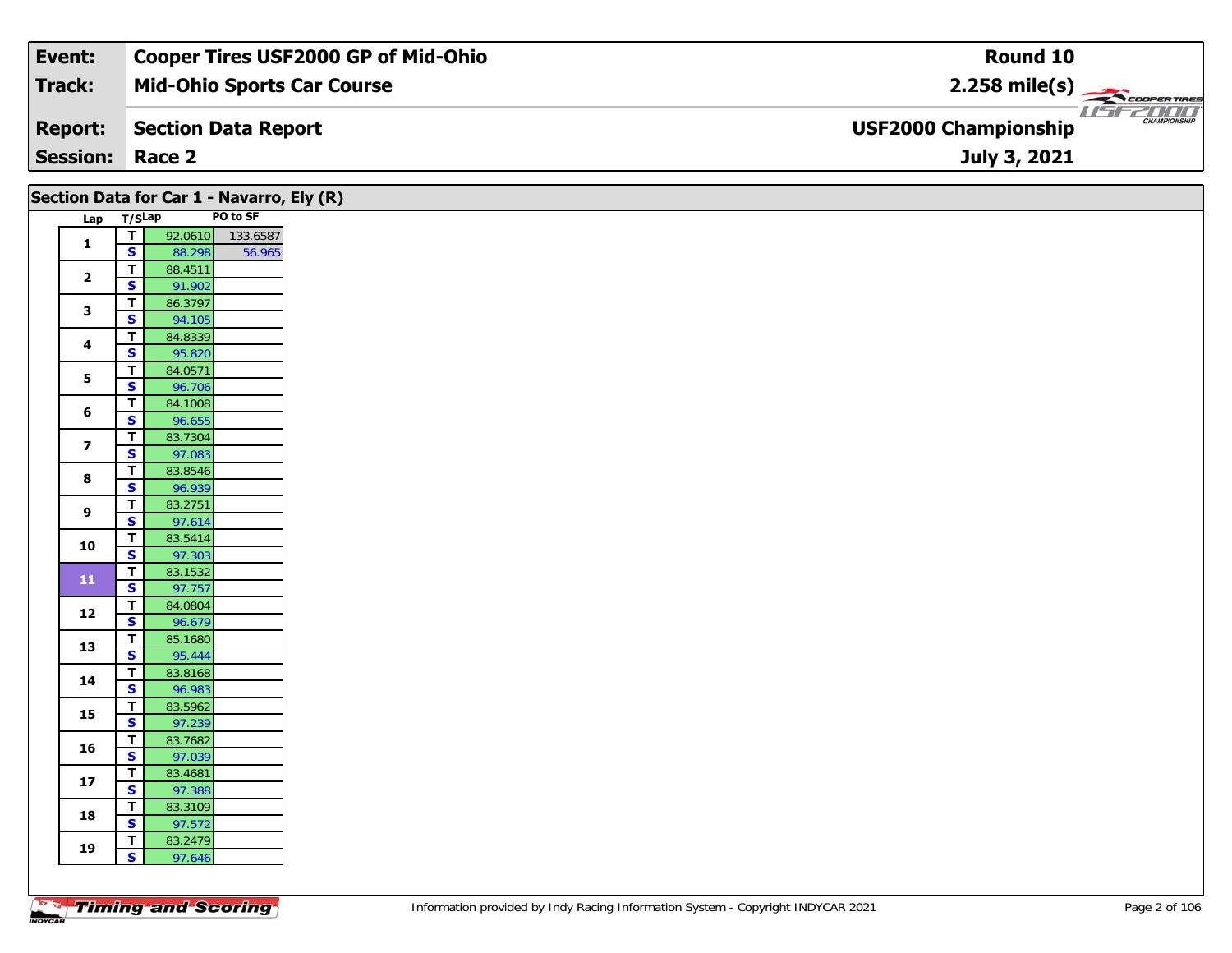| Event: | Cooper Tires USF2000 GP of Mid-Ohio | Round 10 |
|---|---|---|
| Track: | Mid-Ohio Sports Car Course | 2.258 mile(s) |
| Report: | Section Data Report | USF2000 Championship |
| Session: | Race 2 | July 3, 2021 |

## Section Data for Car 1 - Navarro, Ely (R)

| Lap | T/S | Lap | PO to SF |
|---|---|---|---|
| 1 | T | 92.0610 | 133.6587 |
| | S | 88.298 | 56.965 |
| 2 | T | 88.4511 | |
| | S | 91.902 | |
| 3 | T | 86.3797 | |
| | S | 94.105 | |
| 4 | T | 84.8339 | |
| | S | 95.820 | |
| 5 | T | 84.0571 | |
| | S | 96.706 | |
| 6 | T | 84.1008 | |
| | S | 96.655 | |
| 7 | T | 83.7304 | |
| | S | 97.083 | |
| 8 | T | 83.8546 | |
| | S | 96.939 | |
| 9 | T | 83.2751 | |
| | S | 97.614 | |
| 10 | T | 83.5414 | |
| | S | 97.303 | |
| 11 | T | 83.1532 | |
| | S | 97.757 | |
| 12 | T | 84.0804 | |
| | S | 96.679 | |
| 13 | T | 85.1680 | |
| | S | 95.444 | |
| 14 | T | 83.8168 | |
| | S | 96.983 | |
| 15 | T | 83.5962 | |
| | S | 97.239 | |
| 16 | T | 83.7682 | |
| | S | 97.039 | |
| 17 | T | 83.4681 | |
| | S | 97.388 | |
| 18 | T | 83.3109 | |
| | S | 97.572 | |
| 19 | T | 83.2479 | |
| | S | 97.646 | |

Information provided by Indy Racing Information System - Copyright INDYCAR 2021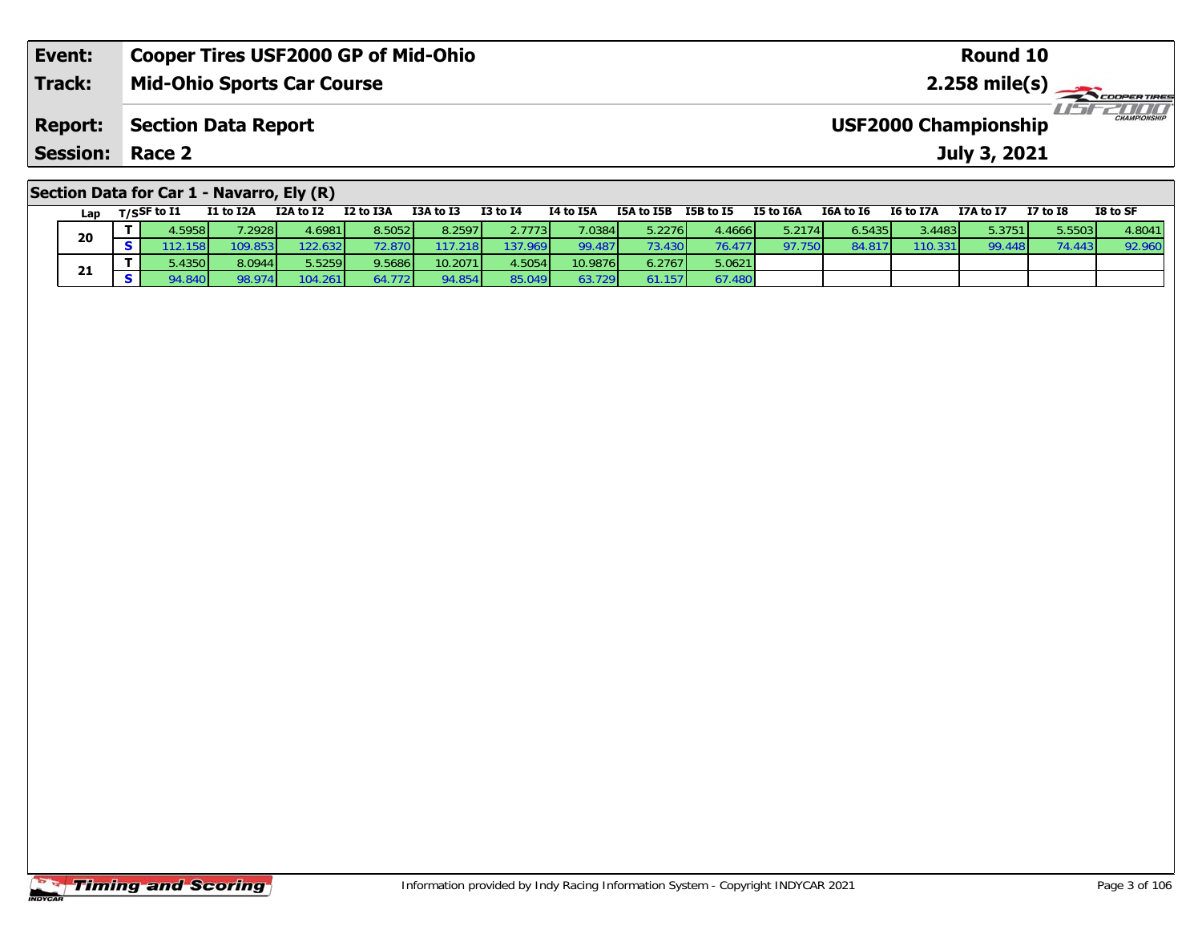| Event: | Cooper Tires USF2000 GP of Mid-Ohio | Round 10 |
|---|---|---|
| Track: | Mid-Ohio Sports Car Course | 2.258 mile(s) |
| Report: | Section Data Report | USF2000 Championship |
| Session: | Race 2 | July 3, 2021 |

## Section Data for Car 1 - Navarro, Ely (R)

| Lap | T/S | SF to I1 | I1 to I2A | I2A to I2 | I2 to I3A | I3A to I3 | I3 to I4 | I4 to I5A | I5A to I5B | I5B to I5 | I5 to I6A | I6A to I6 | I6 to I7A | I7A to I7 | I7 to I8 | I8 to SF |
|---|---|---|---|---|---|---|---|---|---|---|---|---|---|---|---|---|
| 20 | T | 4.5958 | 7.2928 | 4.6981 | 8.5052 | 8.2597 | 2.7773 | 7.0384 | 5.2276 | 4.4666 | 5.2174 | 6.5435 | 3.4483 | 5.3751 | 5.5503 | 4.8041 |
| | S | 112.158 | 109.853 | 122.632 | 72.870 | 117.218 | 137.969 | 99.487 | 73.430 | 76.477 | 97.750 | 84.817 | 110.331 | 99.448 | 74.443 | 92.960 |
| 21 | T | 5.4350 | 8.0944 | 5.5259 | 9.5686 | 10.2071 | 4.5054 | 10.9876 | 6.2767 | 5.0621 | | | | | | |
| | S | 94.840 | 98.974 | 104.261 | 64.772 | 94.854 | 85.049 | 63.729 | 61.157 | 67.480 | | | | | | |

Information provided by Indy Racing Information System - Copyright INDYCAR 2021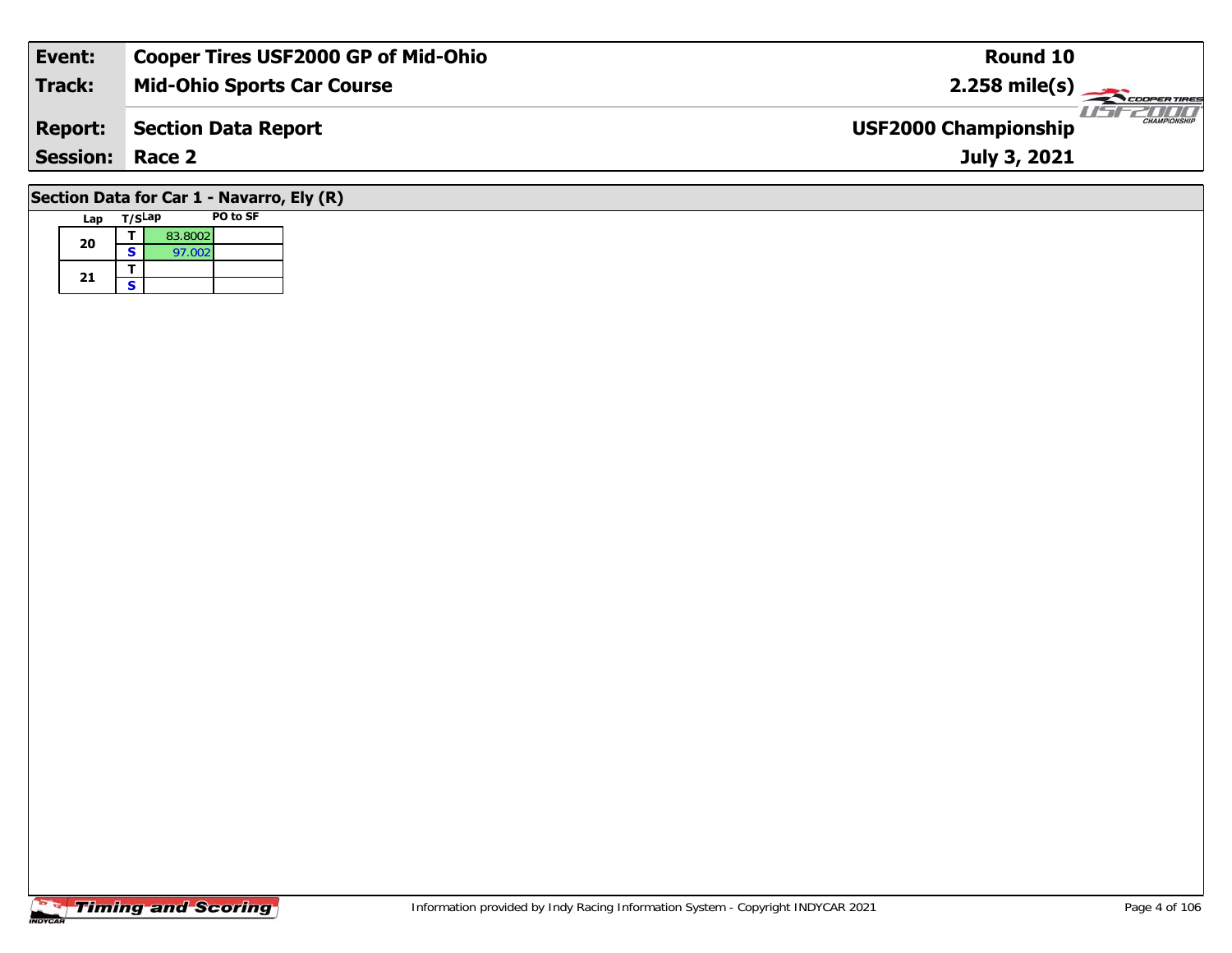| Event: | Cooper Tires USF2000 GP of Mid-Ohio | Round 10 |
|---|---|---|
| Track: | Mid-Ohio Sports Car Course | 2.258 mile(s) |
| Report: | Section Data Report | USF2000 Championship |
| Session: | Race 2 | July 3, 2021 |

## Section Data for Car 1 - Navarro, Ely (R)

| Lap | T/S | Lap | PO to SF |
|---|---|---|---|
| 20 | T | 83.8002 | |
| | S | 97.002 | |
| 21 | T | | |
| | S | | |

Information provided by Indy Racing Information System - Copyright INDYCAR 2021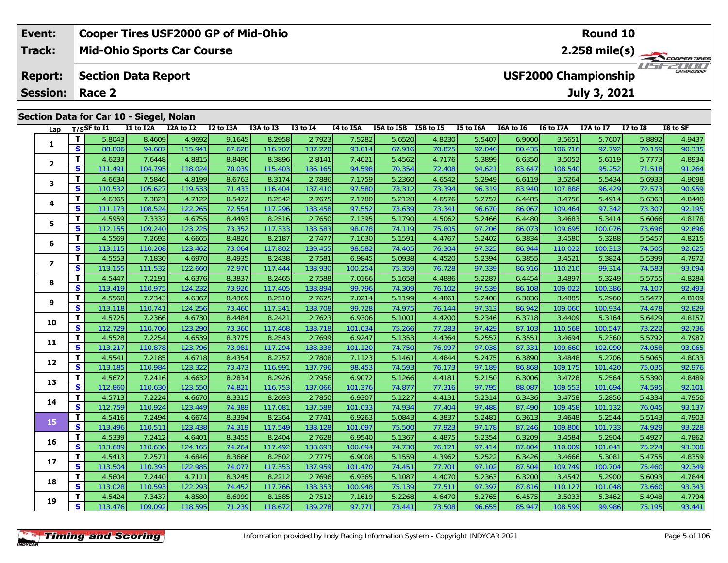| Event: | Cooper Tires USF2000 GP of Mid-Ohio | Round 10 |
|---|---|---|
| Track: | Mid-Ohio Sports Car Course | 2.258 mile(s) |
| Report: | Section Data Report | USF2000 Championship |
| Session: | Race 2 | July 3, 2021 |

## Section Data for Car 10 - Siegel, Nolan

| Lap | T/S | SF to I1 | I1 to I2A | I2A to I2 | I2 to I3A | I3A to I3 | I3 to I4 | I4 to I5A | I5A to I5B | I5B to I5 | I5 to I6A | I6A to I6 | I6 to I7A | I7A to I7 | I7 to I8 | I8 to SF |
|---|---|---|---|---|---|---|---|---|---|---|---|---|---|---|---|---|
| 1 | T | 5.8043 | 8.4609 | 4.9692 | 9.1645 | 8.2958 | 2.7923 | 7.5282 | 5.6520 | 4.8230 | 5.5407 | 6.9000 | 3.5651 | 5.7607 | 5.8892 | 4.9437 |
| | S | 88.806 | 94.687 | 115.941 | 67.628 | 116.707 | 137.228 | 93.014 | 67.916 | 70.825 | 92.046 | 80.435 | 106.716 | 92.792 | 70.159 | 90.335 |
| 2 | T | 4.6233 | 7.6448 | 4.8815 | 8.8490 | 8.3896 | 2.8141 | 7.4021 | 5.4562 | 4.7176 | 5.3899 | 6.6350 | 3.5052 | 5.6119 | 5.7773 | 4.8934 |
| | S | 111.491 | 104.795 | 118.024 | 70.039 | 115.403 | 136.165 | 94.598 | 70.354 | 72.408 | 94.621 | 83.647 | 108.540 | 95.252 | 71.518 | 91.264 |
| 3 | T | 4.6634 | 7.5846 | 4.8199 | 8.6763 | 8.3174 | 2.7886 | 7.1759 | 5.2360 | 4.6542 | 5.2949 | 6.6119 | 3.5264 | 5.5434 | 5.6933 | 4.9098 |
| | S | 110.532 | 105.627 | 119.533 | 71.433 | 116.404 | 137.410 | 97.580 | 73.312 | 73.394 | 96.319 | 83.940 | 107.888 | 96.429 | 72.573 | 90.959 |
| 4 | T | 4.6365 | 7.3821 | 4.7122 | 8.5422 | 8.2542 | 2.7675 | 7.1780 | 5.2128 | 4.6576 | 5.2757 | 6.4485 | 3.4756 | 5.4914 | 5.6363 | 4.8440 |
| | S | 111.173 | 108.524 | 122.265 | 72.554 | 117.296 | 138.458 | 97.552 | 73.639 | 73.341 | 96.670 | 86.067 | 109.464 | 97.342 | 73.307 | 92.195 |
| 5 | T | 4.5959 | 7.3337 | 4.6755 | 8.4493 | 8.2516 | 2.7650 | 7.1395 | 5.1790 | 4.5062 | 5.2466 | 6.4480 | 3.4683 | 5.3414 | 5.6066 | 4.8178 |
| | S | 112.155 | 109.240 | 123.225 | 73.352 | 117.333 | 138.583 | 98.078 | 74.119 | 75.805 | 97.206 | 86.073 | 109.695 | 100.076 | 73.696 | 92.696 |
| 6 | T | 4.5569 | 7.2693 | 4.6665 | 8.4826 | 8.2187 | 2.7477 | 7.1030 | 5.1591 | 4.4767 | 5.2402 | 6.3834 | 3.4580 | 5.3288 | 5.5457 | 4.8215 |
| | S | 113.115 | 110.208 | 123.462 | 73.064 | 117.802 | 139.455 | 98.582 | 74.405 | 76.304 | 97.325 | 86.944 | 110.022 | 100.313 | 74.505 | 92.625 |
| 7 | T | 4.5553 | 7.1830 | 4.6970 | 8.4935 | 8.2438 | 2.7581 | 6.9845 | 5.0938 | 4.4520 | 5.2394 | 6.3855 | 3.4521 | 5.3824 | 5.5399 | 4.7972 |
| | S | 113.155 | 111.532 | 122.660 | 72.970 | 117.444 | 138.930 | 100.254 | 75.359 | 76.728 | 97.339 | 86.916 | 110.210 | 99.314 | 74.583 | 93.094 |
| 8 | T | 4.5447 | 7.2191 | 4.6376 | 8.3837 | 8.2465 | 2.7588 | 7.0166 | 5.1658 | 4.4886 | 5.2287 | 6.4454 | 3.4897 | 5.3249 | 5.5755 | 4.8284 |
| | S | 113.419 | 110.975 | 124.232 | 73.926 | 117.405 | 138.894 | 99.796 | 74.309 | 76.102 | 97.539 | 86.108 | 109.022 | 100.386 | 74.107 | 92.493 |
| 9 | T | 4.5568 | 7.2343 | 4.6367 | 8.4369 | 8.2510 | 2.7625 | 7.0214 | 5.1199 | 4.4861 | 5.2408 | 6.3836 | 3.4885 | 5.2960 | 5.5477 | 4.8109 |
| | S | 113.118 | 110.741 | 124.256 | 73.460 | 117.341 | 138.708 | 99.728 | 74.975 | 76.144 | 97.313 | 86.942 | 109.060 | 100.934 | 74.478 | 92.829 |
| 10 | T | 4.5725 | 7.2366 | 4.6730 | 8.4484 | 8.2421 | 2.7623 | 6.9306 | 5.1001 | 4.4200 | 5.2346 | 6.3718 | 3.4409 | 5.3164 | 5.6429 | 4.8157 |
| | S | 112.729 | 110.706 | 123.290 | 73.360 | 117.468 | 138.718 | 101.034 | 75.266 | 77.283 | 97.429 | 87.103 | 110.568 | 100.547 | 73.222 | 92.736 |
| 11 | T | 4.5528 | 7.2254 | 4.6539 | 8.3775 | 8.2543 | 2.7699 | 6.9247 | 5.1353 | 4.4364 | 5.2557 | 6.3551 | 3.4694 | 5.2360 | 5.5792 | 4.7987 |
| | S | 113.217 | 110.878 | 123.796 | 73.981 | 117.294 | 138.338 | 101.120 | 74.750 | 76.997 | 97.038 | 87.331 | 109.660 | 102.090 | 74.058 | 93.065 |
| 12 | T | 4.5541 | 7.2185 | 4.6718 | 8.4354 | 8.2757 | 2.7808 | 7.1123 | 5.1461 | 4.4844 | 5.2475 | 6.3890 | 3.4848 | 5.2706 | 5.5065 | 4.8033 |
| | S | 113.185 | 110.984 | 123.322 | 73.473 | 116.991 | 137.796 | 98.453 | 74.593 | 76.173 | 97.189 | 86.868 | 109.175 | 101.420 | 75.035 | 92.976 |
| 13 | T | 4.5672 | 7.2416 | 4.6632 | 8.2834 | 8.2926 | 2.7956 | 6.9072 | 5.1266 | 4.4181 | 5.2150 | 6.3006 | 3.4728 | 5.2564 | 5.5390 | 4.8489 |
| | S | 112.860 | 110.630 | 123.550 | 74.821 | 116.753 | 137.066 | 101.376 | 74.877 | 77.316 | 97.795 | 88.087 | 109.553 | 101.694 | 74.595 | 92.101 |
| 14 | T | 4.5713 | 7.2224 | 4.6670 | 8.3315 | 8.2693 | 2.7850 | 6.9307 | 5.1227 | 4.4131 | 5.2314 | 6.3436 | 3.4758 | 5.2856 | 5.4334 | 4.7950 |
| | S | 112.759 | 110.924 | 123.449 | 74.389 | 117.081 | 137.588 | 101.033 | 74.934 | 77.404 | 97.488 | 87.490 | 109.458 | 101.132 | 76.045 | 93.137 |
| 15 | T | 4.5416 | 7.2494 | 4.6674 | 8.3394 | 8.2364 | 2.7741 | 6.9263 | 5.0843 | 4.3837 | 5.2481 | 6.3613 | 3.4648 | 5.2544 | 5.5143 | 4.7903 |
| | S | 113.496 | 110.511 | 123.438 | 74.319 | 117.549 | 138.128 | 101.097 | 75.500 | 77.923 | 97.178 | 87.246 | 109.806 | 101.733 | 74.929 | 93.228 |
| 16 | T | 4.5339 | 7.2412 | 4.6401 | 8.3455 | 8.2404 | 2.7628 | 6.9540 | 5.1367 | 4.4875 | 5.2354 | 6.3209 | 3.4584 | 5.2904 | 5.4927 | 4.7862 |
| | S | 113.689 | 110.636 | 124.165 | 74.264 | 117.492 | 138.693 | 100.694 | 74.730 | 76.121 | 97.414 | 87.804 | 110.009 | 101.041 | 75.224 | 93.308 |
| 17 | T | 4.5413 | 7.2571 | 4.6846 | 8.3666 | 8.2502 | 2.7775 | 6.9008 | 5.1559 | 4.3962 | 5.2522 | 6.3426 | 3.4666 | 5.3081 | 5.4755 | 4.8359 |
| | S | 113.504 | 110.393 | 122.985 | 74.077 | 117.353 | 137.959 | 101.470 | 74.451 | 77.701 | 97.102 | 87.504 | 109.749 | 100.704 | 75.460 | 92.349 |
| 18 | T | 4.5604 | 7.2440 | 4.7111 | 8.3245 | 8.2212 | 2.7696 | 6.9365 | 5.1087 | 4.4070 | 5.2363 | 6.3200 | 3.4547 | 5.2900 | 5.6093 | 4.7844 |
| | S | 113.028 | 110.593 | 122.293 | 74.452 | 117.766 | 138.353 | 100.948 | 75.139 | 77.511 | 97.397 | 87.816 | 110.127 | 101.048 | 73.660 | 93.343 |
| 19 | T | 4.5424 | 7.3437 | 4.8580 | 8.6999 | 8.1585 | 2.7512 | 7.1619 | 5.2268 | 4.6470 | 5.2765 | 6.4575 | 3.5033 | 5.3462 | 5.4948 | 4.7794 |
| | S | 113.476 | 109.092 | 118.595 | 71.239 | 118.672 | 139.278 | 97.771 | 73.441 | 73.508 | 96.655 | 85.947 | 108.599 | 99.986 | 75.195 | 93.441 |

Information provided by Indy Racing Information System - Copyright INDYCAR 2021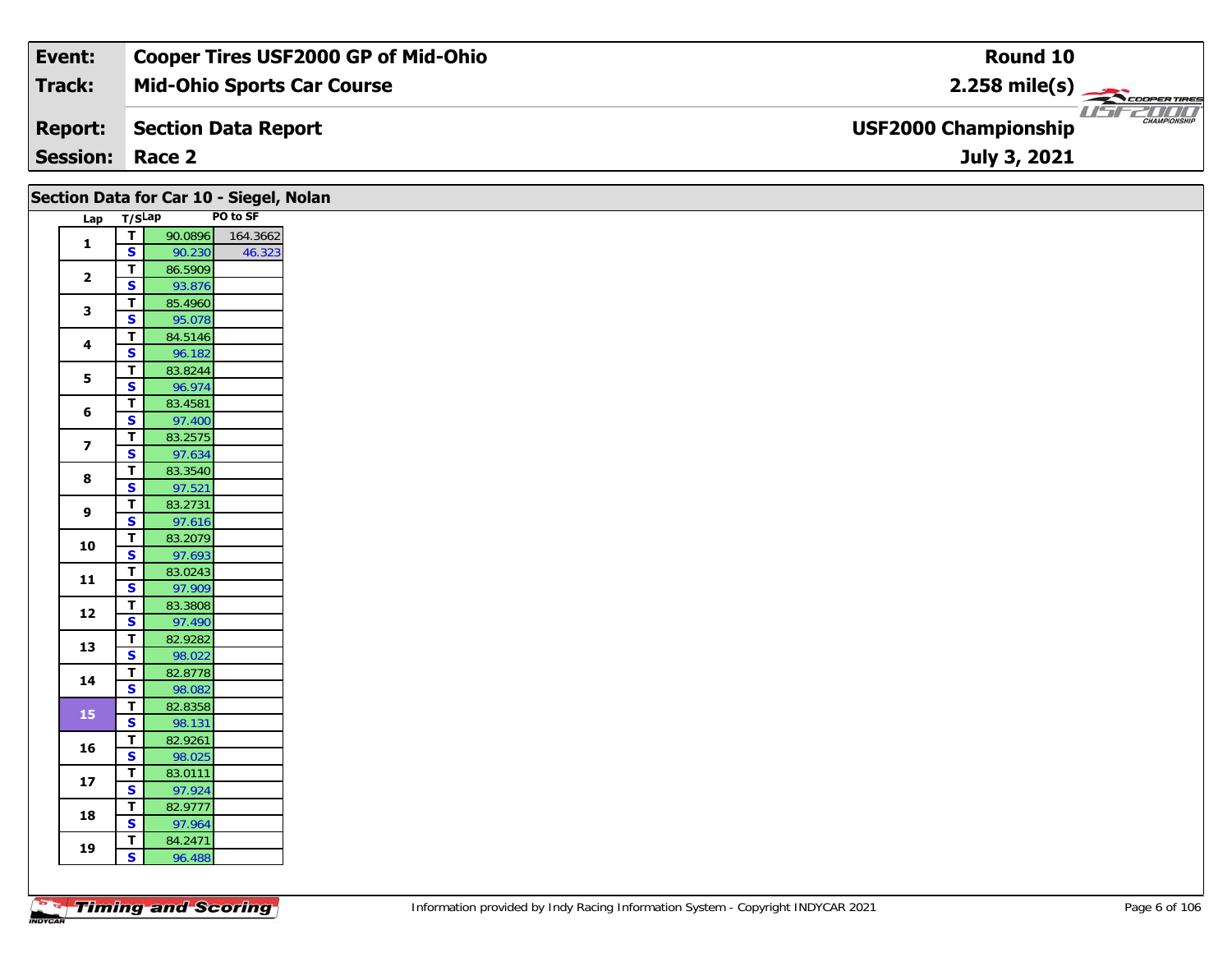| Event: | Cooper Tires USF2000 GP of Mid-Ohio | Round 10 |
|---|---|---|
| Track: | Mid-Ohio Sports Car Course | 2.258 mile(s) |
| Report: | Section Data Report | USF2000 Championship |
| Session: | Race 2 | July 3, 2021 |

## Section Data for Car 10 - Siegel, Nolan

| Lap | T/S | Lap | PO to SF |
|---|---|---|---|
| 1 | T | 90.0896 | 164.3662 |
| | S | 90.230 | 46.323 |
| 2 | T | 86.5909 | |
| | S | 93.876 | |
| 3 | T | 85.4960 | |
| | S | 95.078 | |
| 4 | T | 84.5146 | |
| | S | 96.182 | |
| 5 | T | 83.8244 | |
| | S | 96.974 | |
| 6 | T | 83.4581 | |
| | S | 97.400 | |
| 7 | T | 83.2575 | |
| | S | 97.634 | |
| 8 | T | 83.3540 | |
| | S | 97.521 | |
| 9 | T | 83.2731 | |
| | S | 97.616 | |
| 10 | T | 83.2079 | |
| | S | 97.693 | |
| 11 | T | 83.0243 | |
| | S | 97.909 | |
| 12 | T | 83.3808 | |
| | S | 97.490 | |
| 13 | T | 82.9282 | |
| | S | 98.022 | |
| 14 | T | 82.8778 | |
| | S | 98.082 | |
| 15 | T | 82.8358 | |
| | S | 98.131 | |
| 16 | T | 82.9261 | |
| | S | 98.025 | |
| 17 | T | 83.0111 | |
| | S | 97.924 | |
| 18 | T | 82.9777 | |
| | S | 97.964 | |
| 19 | T | 84.2471 | |
| | S | 96.488 | |

Information provided by Indy Racing Information System - Copyright INDYCAR 2021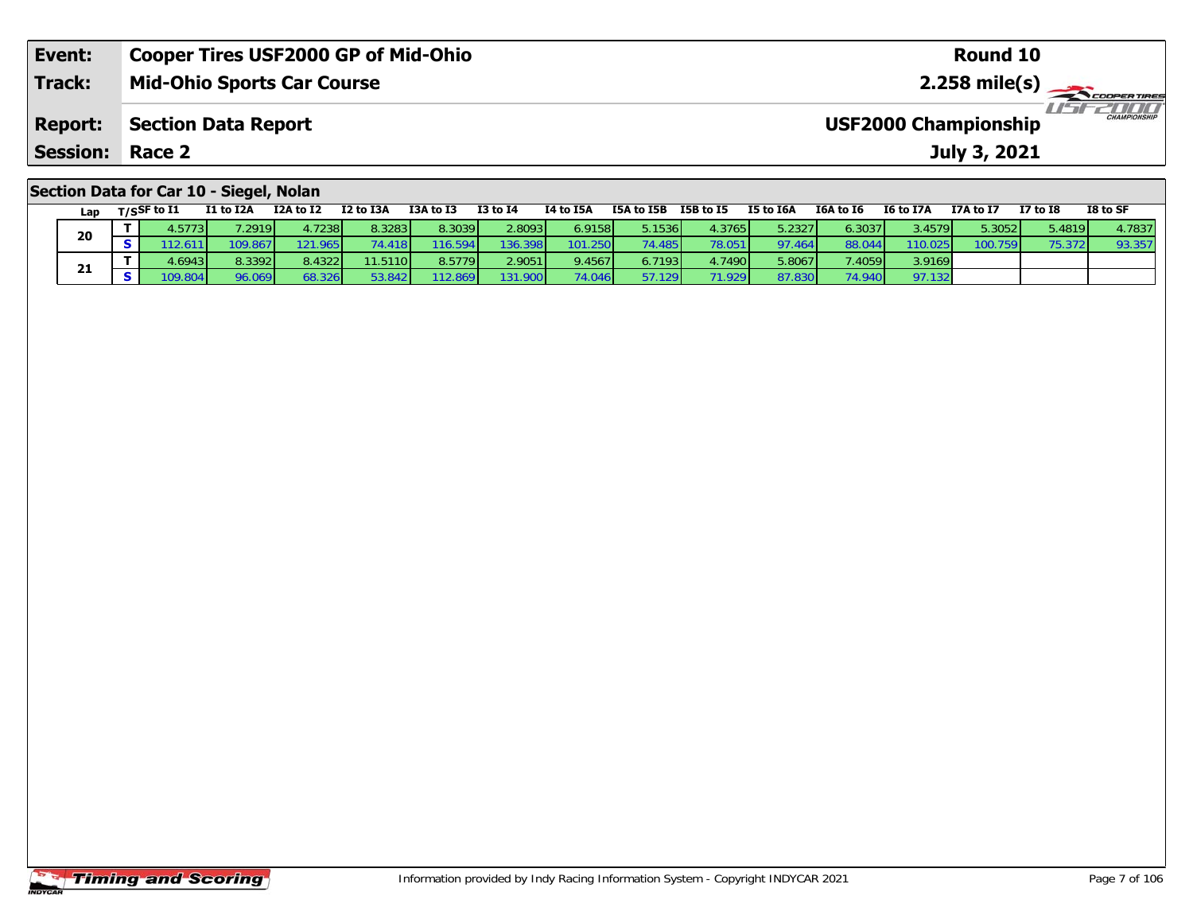| **Event:** | **Cooper Tires USF2000 GP of Mid-Ohio** | **Round 10** |
|---|---|---|
| **Track:** | **Mid-Ohio Sports Car Course** | **2.258 mile(s)** |
| **Report:** | **Section Data Report** | **USF2000 Championship** |
| **Session:** | **Race 2** | **July 3, 2021** |

## Section Data for Car 10 - Siegel, Nolan

| Lap | T/S | SF to I1 | I1 to I2A | I2A to I2 | I2 to I3A | I3A to I3 | I3 to I4 | I4 to I5A | I5A to I5B | I5B to I5 | I5 to I6A | I6A to I6 | I6 to I7A | I7A to I7 | I7 to I8 | I8 to SF |
|---|---|---|---|---|---|---|---|---|---|---|---|---|---|---|---|---|
| 20 | T | 4.5773 | 7.2919 | 4.7238 | 8.3283 | 8.3039 | 2.8093 | 6.9158 | 5.1536 | 4.3765 | 5.2327 | 6.3037 | 3.4579 | 5.3052 | 5.4819 | 4.7837 |
| | S | 112.611 | 109.867 | 121.965 | 74.418 | 116.594 | 136.398 | 101.250 | 74.485 | 78.051 | 97.464 | 88.044 | 110.025 | 100.759 | 75.372 | 93.357 |
| 21 | T | 4.6943 | 8.3392 | 8.4322 | 11.5110 | 8.5779 | 2.9051 | 9.4567 | 6.7193 | 4.7490 | 5.8067 | 7.4059 | 3.9169 | | | |
| | S | 109.804 | 96.069 | 68.326 | 53.842 | 112.869 | 131.900 | 74.046 | 57.129 | 71.929 | 87.830 | 74.940 | 97.132 | | | |

Information provided by Indy Racing Information System - Copyright INDYCAR 2021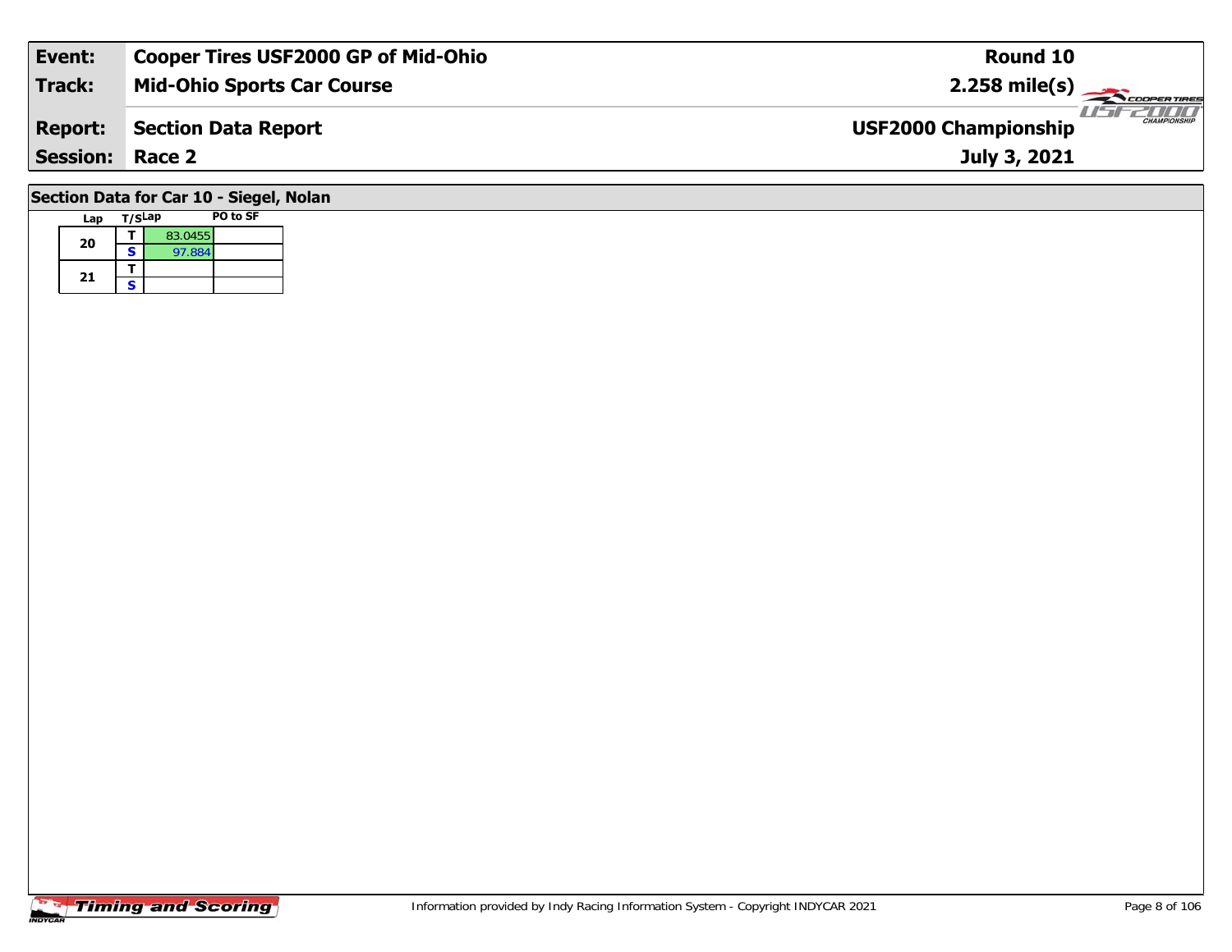| Event: | Cooper Tires USF2000 GP of Mid-Ohio | Round 10 |
|---|---|---|
| Track: | Mid-Ohio Sports Car Course | 2.258 mile(s) |
| Report: | Section Data Report | USF2000 Championship |
| Session: | Race 2 | July 3, 2021 |

## Section Data for Car 10 - Siegel, Nolan

| Lap | T/S | Lap | PO to SF |
|---|---|---|---|
| 20 | T | 83.0455 | |
| | S | 97.884 | |
| 21 | T | | |
| | S | | |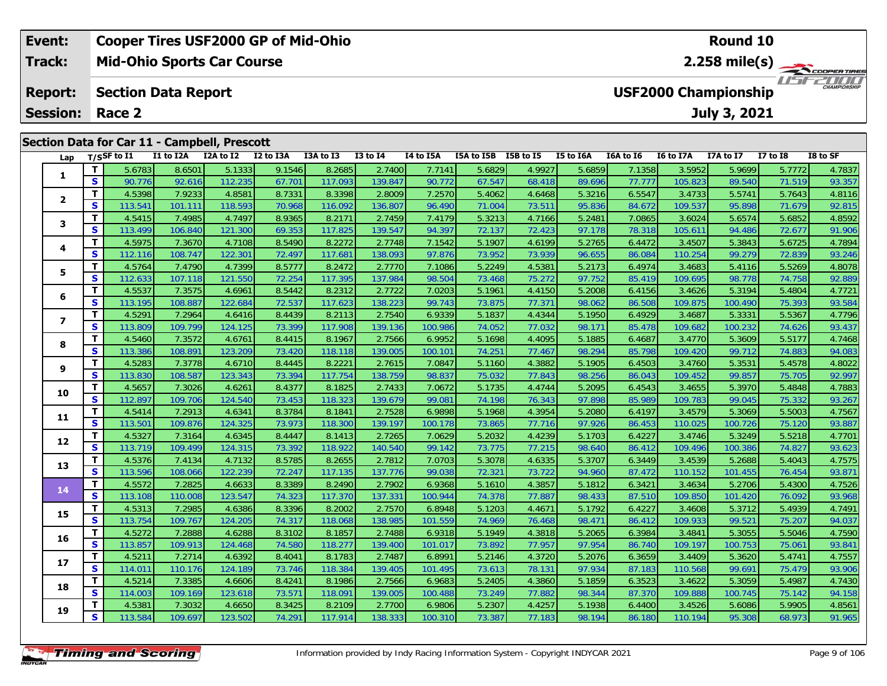| Event: | Cooper Tires USF2000 GP of Mid-Ohio | Round 10 |
|---|---|---|
| Track: | Mid-Ohio Sports Car Course | 2.258 mile(s) |
| Report: | Section Data Report | USF2000 Championship |
| Session: | Race 2 | July 3, 2021 |

## Section Data for Car 11 - Campbell, Prescott

| Lap | T/S | SF to I1 | I1 to I2A | I2A to I2 | I2 to I3A | I3A to I3 | I3 to I4 | I4 to I5A | I5A to I5B | I5B to I5 | I5 to I6A | I6A to I6 | I6 to I7A | I7A to I7 | I7 to I8 | I8 to SF |
|---|---|---|---|---|---|---|---|---|---|---|---|---|---|---|---|---|
| 1 | T | 5.6783 | 8.6501 | 5.1333 | 9.1546 | 8.2685 | 2.7400 | 7.7141 | 5.6829 | 4.9927 | 5.6859 | 7.1358 | 3.5952 | 5.9699 | 5.7772 | 4.7837 |
| | S | 90.776 | 92.616 | 112.235 | 67.701 | 117.093 | 139.847 | 90.772 | 67.547 | 68.418 | 89.696 | 77.777 | 105.823 | 89.540 | 71.519 | 93.357 |
| 2 | T | 4.5398 | 7.9233 | 4.8581 | 8.7331 | 8.3398 | 2.8009 | 7.2570 | 5.4062 | 4.6468 | 5.3216 | 6.5547 | 3.4733 | 5.5741 | 5.7643 | 4.8116 |
| | S | 113.541 | 101.111 | 118.593 | 70.968 | 116.092 | 136.807 | 96.490 | 71.004 | 73.511 | 95.836 | 84.672 | 109.537 | 95.898 | 71.679 | 92.815 |
| 3 | T | 4.5415 | 7.4985 | 4.7497 | 8.9365 | 8.2171 | 2.7459 | 7.4179 | 5.3213 | 4.7166 | 5.2481 | 7.0865 | 3.6024 | 5.6574 | 5.6852 | 4.8592 |
| | S | 113.499 | 106.840 | 121.300 | 69.353 | 117.825 | 139.547 | 94.397 | 72.137 | 72.423 | 97.178 | 78.318 | 105.611 | 94.486 | 72.677 | 91.906 |
| 4 | T | 4.5975 | 7.3670 | 4.7108 | 8.5490 | 8.2272 | 2.7748 | 7.1542 | 5.1907 | 4.6199 | 5.2765 | 6.4472 | 3.4507 | 5.3843 | 5.6725 | 4.7894 |
| | S | 112.116 | 108.747 | 122.301 | 72.497 | 117.681 | 138.093 | 97.876 | 73.952 | 73.939 | 96.655 | 86.084 | 110.254 | 99.279 | 72.839 | 93.246 |
| 5 | T | 4.5764 | 7.4790 | 4.7399 | 8.5777 | 8.2472 | 2.7770 | 7.1086 | 5.2249 | 4.5381 | 5.2173 | 6.4974 | 3.4683 | 5.4116 | 5.5269 | 4.8078 |
| | S | 112.633 | 107.118 | 121.550 | 72.254 | 117.395 | 137.984 | 98.504 | 73.468 | 75.272 | 97.752 | 85.419 | 109.695 | 98.778 | 74.758 | 92.889 |
| 6 | T | 4.5537 | 7.3575 | 4.6961 | 8.5442 | 8.2312 | 2.7722 | 7.0203 | 5.1961 | 4.4150 | 5.2008 | 6.4156 | 3.4626 | 5.3194 | 5.4804 | 4.7721 |
| | S | 113.195 | 108.887 | 122.684 | 72.537 | 117.623 | 138.223 | 99.743 | 73.875 | 77.371 | 98.062 | 86.508 | 109.875 | 100.490 | 75.393 | 93.584 |
| 7 | T | 4.5291 | 7.2964 | 4.6416 | 8.4439 | 8.2113 | 2.7540 | 6.9339 | 5.1837 | 4.4344 | 5.1950 | 6.4929 | 3.4687 | 5.3331 | 5.5367 | 4.7796 |
| | S | 113.809 | 109.799 | 124.125 | 73.399 | 117.908 | 139.136 | 100.986 | 74.052 | 77.032 | 98.171 | 85.478 | 109.682 | 100.232 | 74.626 | 93.437 |
| 8 | T | 4.5460 | 7.3572 | 4.6761 | 8.4415 | 8.1967 | 2.7566 | 6.9952 | 5.1698 | 4.4095 | 5.1885 | 6.4687 | 3.4770 | 5.3609 | 5.5177 | 4.7468 |
| | S | 113.386 | 108.891 | 123.209 | 73.420 | 118.118 | 139.005 | 100.101 | 74.251 | 77.467 | 98.294 | 85.798 | 109.420 | 99.712 | 74.883 | 94.083 |
| 9 | T | 4.5283 | 7.3778 | 4.6710 | 8.4445 | 8.2221 | 2.7615 | 7.0847 | 5.1160 | 4.3882 | 5.1905 | 6.4503 | 3.4760 | 5.3531 | 5.4578 | 4.8022 |
| | S | 113.830 | 108.587 | 123.343 | 73.394 | 117.754 | 138.759 | 98.837 | 75.032 | 77.843 | 98.256 | 86.043 | 109.452 | 99.857 | 75.705 | 92.997 |
| 10 | T | 4.5657 | 7.3026 | 4.6261 | 8.4377 | 8.1825 | 2.7433 | 7.0672 | 5.1735 | 4.4744 | 5.2095 | 6.4543 | 3.4655 | 5.3970 | 5.4848 | 4.7883 |
| | S | 112.897 | 109.706 | 124.540 | 73.453 | 118.323 | 139.679 | 99.081 | 74.198 | 76.343 | 97.898 | 85.989 | 109.783 | 99.045 | 75.332 | 93.267 |
| 11 | T | 4.5414 | 7.2913 | 4.6341 | 8.3784 | 8.1841 | 2.7528 | 6.9898 | 5.1968 | 4.3954 | 5.2080 | 6.4197 | 3.4579 | 5.3069 | 5.5003 | 4.7567 |
| | S | 113.501 | 109.876 | 124.325 | 73.973 | 118.300 | 139.197 | 100.178 | 73.865 | 77.716 | 97.926 | 86.453 | 110.025 | 100.726 | 75.120 | 93.887 |
| 12 | T | 4.5327 | 7.3164 | 4.6345 | 8.4447 | 8.1413 | 2.7265 | 7.0629 | 5.2032 | 4.4239 | 5.1703 | 6.4227 | 3.4746 | 5.3249 | 5.5218 | 4.7701 |
| | S | 113.719 | 109.499 | 124.315 | 73.392 | 118.922 | 140.540 | 99.142 | 73.775 | 77.215 | 98.640 | 86.412 | 109.496 | 100.386 | 74.827 | 93.623 |
| 13 | T | 4.5376 | 7.4134 | 4.7132 | 8.5785 | 8.2655 | 2.7812 | 7.0703 | 5.3078 | 4.6335 | 5.3707 | 6.3449 | 3.4539 | 5.2688 | 5.4043 | 4.7575 |
| | S | 113.596 | 108.066 | 122.239 | 72.247 | 117.135 | 137.776 | 99.038 | 72.321 | 73.722 | 94.960 | 87.472 | 110.152 | 101.455 | 76.454 | 93.871 |
| 14 | T | 4.5572 | 7.2825 | 4.6633 | 8.3389 | 8.2490 | 2.7902 | 6.9368 | 5.1610 | 4.3857 | 5.1812 | 6.3421 | 3.4634 | 5.2706 | 5.4300 | 4.7526 |
| | S | 113.108 | 110.008 | 123.547 | 74.323 | 117.370 | 137.331 | 100.944 | 74.378 | 77.887 | 98.433 | 87.510 | 109.850 | 101.420 | 76.092 | 93.968 |
| 15 | T | 4.5313 | 7.2985 | 4.6386 | 8.3396 | 8.2002 | 2.7570 | 6.8948 | 5.1203 | 4.4671 | 5.1792 | 6.4227 | 3.4608 | 5.3712 | 5.4939 | 4.7491 |
| | S | 113.754 | 109.767 | 124.205 | 74.317 | 118.068 | 138.985 | 101.559 | 74.969 | 76.468 | 98.471 | 86.412 | 109.933 | 99.521 | 75.207 | 94.037 |
| 16 | T | 4.5272 | 7.2888 | 4.6288 | 8.3102 | 8.1857 | 2.7488 | 6.9318 | 5.1949 | 4.3818 | 5.2065 | 6.3984 | 3.4841 | 5.3055 | 5.5046 | 4.7590 |
| | S | 113.857 | 109.913 | 124.468 | 74.580 | 118.277 | 139.400 | 101.017 | 73.892 | 77.957 | 97.954 | 86.740 | 109.197 | 100.753 | 75.061 | 93.841 |
| 17 | T | 4.5211 | 7.2714 | 4.6392 | 8.4041 | 8.1783 | 2.7487 | 6.8991 | 5.2146 | 4.3720 | 5.2076 | 6.3659 | 3.4409 | 5.3620 | 5.4741 | 4.7557 |
| | S | 114.011 | 110.176 | 124.189 | 73.746 | 118.384 | 139.405 | 101.495 | 73.613 | 78.131 | 97.934 | 87.183 | 110.568 | 99.691 | 75.479 | 93.906 |
| 18 | T | 4.5214 | 7.3385 | 4.6606 | 8.4241 | 8.1986 | 2.7566 | 6.9683 | 5.2405 | 4.3860 | 5.1859 | 6.3523 | 3.4622 | 5.3059 | 5.4987 | 4.7430 |
| | S | 114.003 | 109.169 | 123.618 | 73.571 | 118.091 | 139.005 | 100.488 | 73.249 | 77.882 | 98.344 | 87.370 | 109.888 | 100.745 | 75.142 | 94.158 |
| 19 | T | 4.5381 | 7.3032 | 4.6650 | 8.3425 | 8.2109 | 2.7700 | 6.9806 | 5.2307 | 4.4257 | 5.1938 | 6.4400 | 3.4526 | 5.6086 | 5.9905 | 4.8561 |
| | S | 113.584 | 109.697 | 123.502 | 74.291 | 117.914 | 138.333 | 100.310 | 73.387 | 77.183 | 98.194 | 86.180 | 110.194 | 95.308 | 68.973 | 91.965 |

Information provided by Indy Racing Information System - Copyright INDYCAR 2021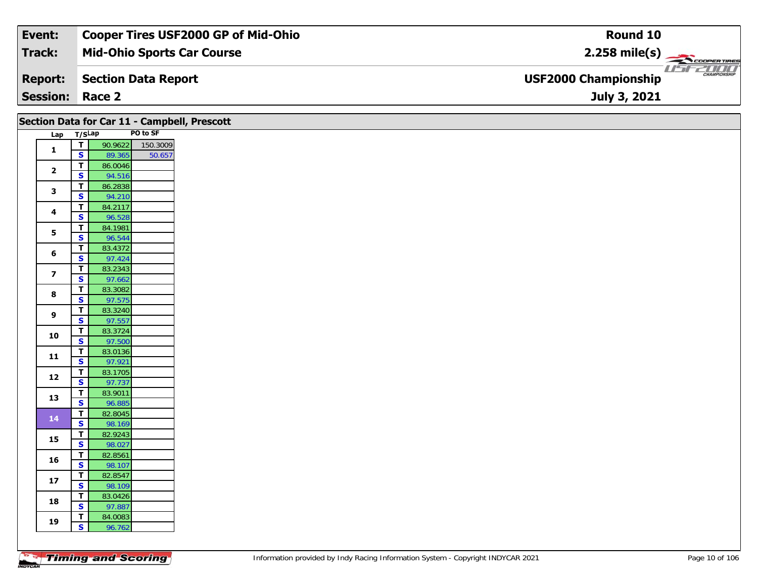| Event: | Cooper Tires USF2000 GP of Mid-Ohio | Round 10 |
|---|---|---|
| Track: | Mid-Ohio Sports Car Course | 2.258 mile(s) |
| Report: | Section Data Report | USF2000 Championship |
| Session: | Race 2 | July 3, 2021 |

## Section Data for Car 11 - Campbell, Prescott

| Lap | T/S | Lap | PO to SF |
|---|---|---|---|
| 1 | T | 90.9622 | 150.3009 |
| | S | 89.365 | 50.657 |
| 2 | T | 86.0046 | |
| | S | 94.516 | |
| 3 | T | 86.2838 | |
| | S | 94.210 | |
| 4 | T | 84.2117 | |
| | S | 96.528 | |
| 5 | T | 84.1981 | |
| | S | 96.544 | |
| 6 | T | 83.4372 | |
| | S | 97.424 | |
| 7 | T | 83.2343 | |
| | S | 97.662 | |
| 8 | T | 83.3082 | |
| | S | 97.575 | |
| 9 | T | 83.3240 | |
| | S | 97.557 | |
| 10 | T | 83.3724 | |
| | S | 97.500 | |
| 11 | T | 83.0136 | |
| | S | 97.921 | |
| 12 | T | 83.1705 | |
| | S | 97.737 | |
| 13 | T | 83.9011 | |
| | S | 96.885 | |
| 14 | T | 82.8045 | |
| | S | 98.169 | |
| 15 | T | 82.9243 | |
| | S | 98.027 | |
| 16 | T | 82.8561 | |
| | S | 98.107 | |
| 17 | T | 82.8547 | |
| | S | 98.109 | |
| 18 | T | 83.0426 | |
| | S | 97.887 | |
| 19 | T | 84.0083 | |
| | S | 96.762 | |

Information provided by Indy Racing Information System - Copyright INDYCAR 2021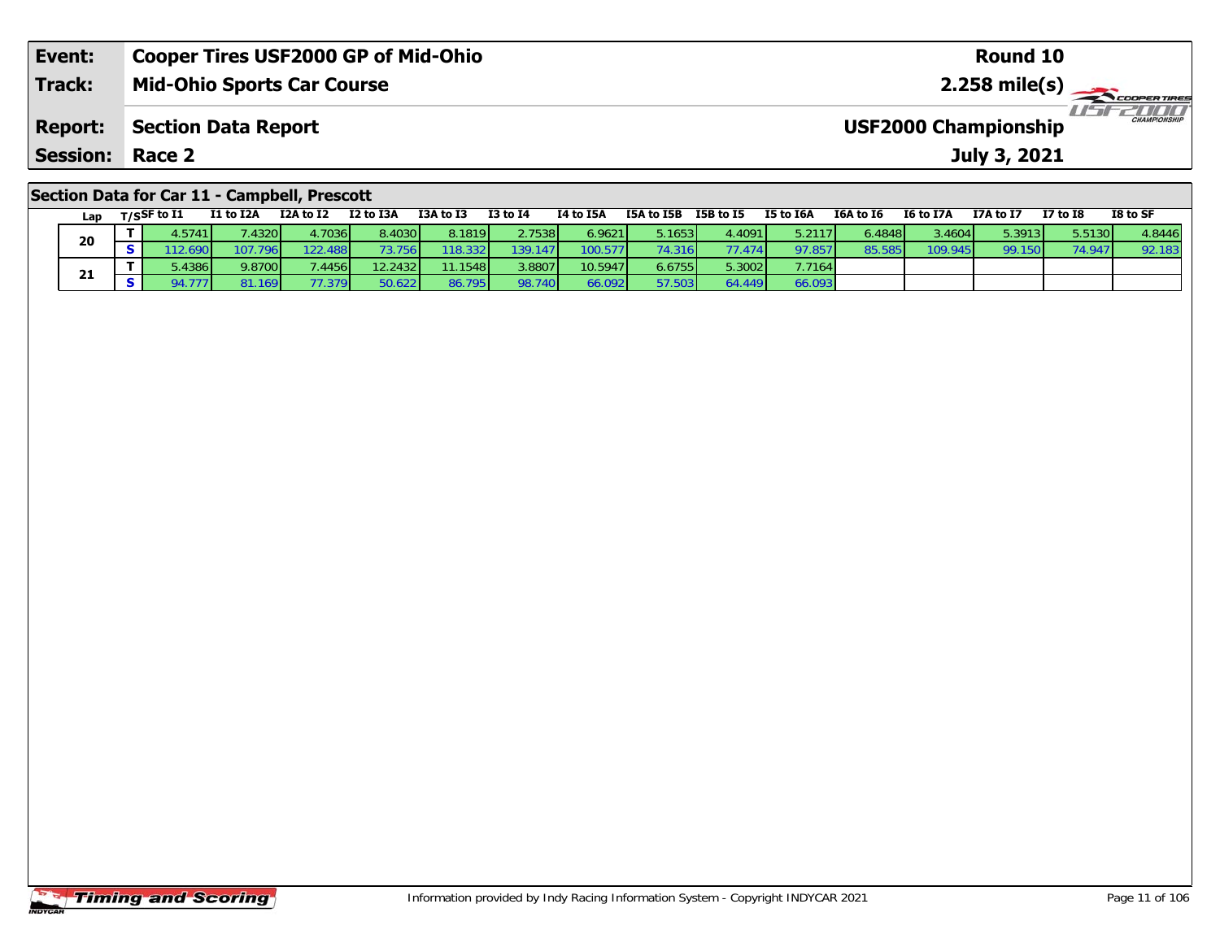| **Event:** | **Cooper Tires USF2000 GP of Mid-Ohio** | **Round 10** |
|---|---|---|
| **Track:** | **Mid-Ohio Sports Car Course** | **2.258 mile(s)** |
| **Report:** | **Section Data Report** | **USF2000 Championship** |
| **Session:** | **Race 2** | **July 3, 2021** |

## Section Data for Car 11 - Campbell, Prescott

| Lap | T/S | SF to I1 | I1 to I2A | I2A to I2 | I2 to I3A | I3A to I3 | I3 to I4 | I4 to I5A | I5A to I5B | I5B to I5 | I5 to I6A | I6A to I6 | I6 to I7A | I7A to I7 | I7 to I8 | I8 to SF |
|---|---|---|---|---|---|---|---|---|---|---|---|---|---|---|---|---|
| 20 | T | 4.5741 | 7.4320 | 4.7036 | 8.4030 | 8.1819 | 2.7538 | 6.9621 | 5.1653 | 4.4091 | 5.2117 | 6.4848 | 3.4604 | 5.3913 | 5.5130 | 4.8446 |
| | S | 112.690 | 107.796 | 122.488 | 73.756 | 118.332 | 139.147 | 100.577 | 74.316 | 77.474 | 97.857 | 85.585 | 109.945 | 99.150 | 74.947 | 92.183 |
| 21 | T | 5.4386 | 9.8700 | 7.4456 | 12.2432 | 11.1548 | 3.8807 | 10.5947 | 6.6755 | 5.3002 | 7.7164 | | | | | |
| | S | 94.777 | 81.169 | 77.379 | 50.622 | 86.795 | 98.740 | 66.092 | 57.503 | 64.449 | 66.093 | | | | | |

Information provided by Indy Racing Information System - Copyright INDYCAR 2021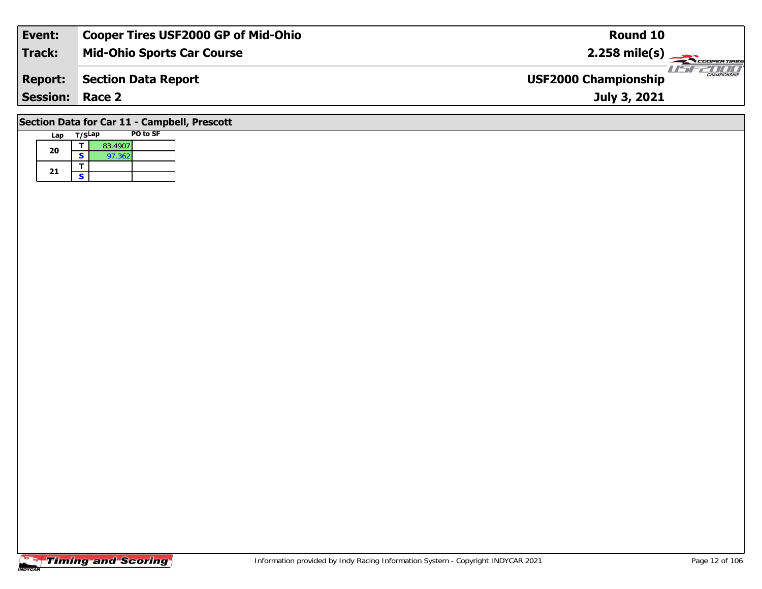| Event: | Cooper Tires USF2000 GP of Mid-Ohio | Round 10 |
|---|---|---|
| Track: | Mid-Ohio Sports Car Course | 2.258 mile(s) |
| Report: | Section Data Report | USF2000 Championship |
| Session: | Race 2 | July 3, 2021 |

## Section Data for Car 11 - Campbell, Prescott

| Lap | T/S | Lap | PO to SF |
|---|---|---|---|
| 20 | T | 83.4907 | |
| | S | 97.362 | |
| 21 | T | | |
| | S | | |

Information provided by Indy Racing Information System - Copyright INDYCAR 2021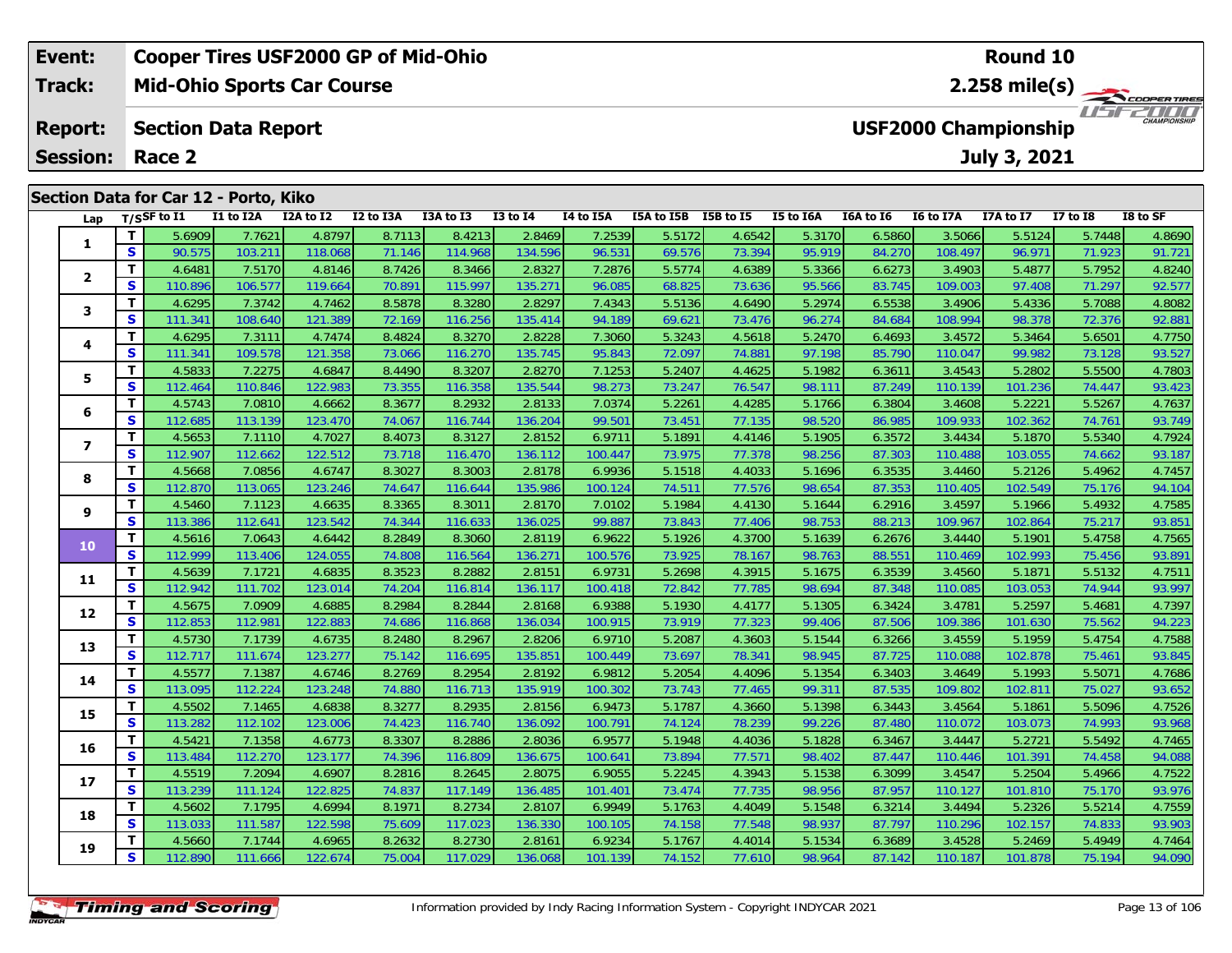| Event: | Cooper Tires USF2000 GP of Mid-Ohio | Round 10 |
|---|---|---|
| Track: | Mid-Ohio Sports Car Course | 2.258 mile(s) |
| Report: | Section Data Report | USF2000 Championship |
| Session: | Race 2 | July 3, 2021 |

## Section Data for Car 12 - Porto, Kiko

| Lap | T/S | SF to I1 | I1 to I2A | I2A to I2 | I2 to I3A | I3A to I3 | I3 to I4 | I4 to I5A | I5A to I5B | I5B to I5 | I5 to I6A | I6A to I6 | I6 to I7A | I7A to I7 | I7 to I8 | I8 to SF |
|---|---|---|---|---|---|---|---|---|---|---|---|---|---|---|---|---|
| 1 | T | 5.6909 | 7.7621 | 4.8797 | 8.7113 | 8.4213 | 2.8469 | 7.2539 | 5.5172 | 4.6542 | 5.3170 | 6.5860 | 3.5066 | 5.5124 | 5.7448 | 4.8690 |
| | S | 90.575 | 103.211 | 118.068 | 71.146 | 114.968 | 134.596 | 96.531 | 69.576 | 73.394 | 95.919 | 84.270 | 108.497 | 96.971 | 71.923 | 91.721 |
| 2 | T | 4.6481 | 7.5170 | 4.8146 | 8.7426 | 8.3466 | 2.8327 | 7.2876 | 5.5774 | 4.6389 | 5.3366 | 6.6273 | 3.4903 | 5.4877 | 5.7952 | 4.8240 |
| | S | 110.896 | 106.577 | 119.664 | 70.891 | 115.997 | 135.271 | 96.085 | 68.825 | 73.636 | 95.566 | 83.745 | 109.003 | 97.408 | 71.297 | 92.577 |
| 3 | T | 4.6295 | 7.3742 | 4.7462 | 8.5878 | 8.3280 | 2.8297 | 7.4343 | 5.5136 | 4.6490 | 5.2974 | 6.5538 | 3.4906 | 5.4336 | 5.7088 | 4.8082 |
| | S | 111.341 | 108.640 | 121.389 | 72.169 | 116.256 | 135.414 | 94.189 | 69.621 | 73.476 | 96.274 | 84.684 | 108.994 | 98.378 | 72.376 | 92.881 |
| 4 | T | 4.6295 | 7.3111 | 4.7474 | 8.4824 | 8.3270 | 2.8228 | 7.3060 | 5.3243 | 4.5618 | 5.2470 | 6.4693 | 3.4572 | 5.3464 | 5.6501 | 4.7750 |
| | S | 111.341 | 109.578 | 121.358 | 73.066 | 116.270 | 135.745 | 95.843 | 72.097 | 74.881 | 97.198 | 85.790 | 110.047 | 99.982 | 73.128 | 93.527 |
| 5 | T | 4.5833 | 7.2275 | 4.6847 | 8.4490 | 8.3207 | 2.8270 | 7.1253 | 5.2407 | 4.4625 | 5.1982 | 6.3611 | 3.4543 | 5.2802 | 5.5500 | 4.7803 |
| | S | 112.464 | 110.846 | 122.983 | 73.355 | 116.358 | 135.544 | 98.273 | 73.247 | 76.547 | 98.111 | 87.249 | 110.139 | 101.236 | 74.447 | 93.423 |
| 6 | T | 4.5743 | 7.0810 | 4.6662 | 8.3677 | 8.2932 | 2.8133 | 7.0374 | 5.2261 | 4.4285 | 5.1766 | 6.3804 | 3.4608 | 5.2221 | 5.5267 | 4.7637 |
| | S | 112.685 | 113.139 | 123.470 | 74.067 | 116.744 | 136.204 | 99.501 | 73.451 | 77.135 | 98.520 | 86.985 | 109.933 | 102.362 | 74.761 | 93.749 |
| 7 | T | 4.5653 | 7.1110 | 4.7027 | 8.4073 | 8.3127 | 2.8152 | 6.9711 | 5.1891 | 4.4146 | 5.1905 | 6.3572 | 3.4434 | 5.1870 | 5.5340 | 4.7924 |
| | S | 112.907 | 112.662 | 122.512 | 73.718 | 116.470 | 136.112 | 100.447 | 73.975 | 77.378 | 98.256 | 87.303 | 110.488 | 103.055 | 74.662 | 93.187 |
| 8 | T | 4.5668 | 7.0856 | 4.6747 | 8.3027 | 8.3003 | 2.8178 | 6.9936 | 5.1518 | 4.4033 | 5.1696 | 6.3535 | 3.4460 | 5.2126 | 5.4962 | 4.7457 |
| | S | 112.870 | 113.065 | 123.246 | 74.647 | 116.644 | 135.986 | 100.124 | 74.511 | 77.576 | 98.654 | 87.353 | 110.405 | 102.549 | 75.176 | 94.104 |
| 9 | T | 4.5460 | 7.1123 | 4.6635 | 8.3365 | 8.3011 | 2.8170 | 7.0102 | 5.1984 | 4.4130 | 5.1644 | 6.2916 | 3.4597 | 5.1966 | 5.4932 | 4.7585 |
| | S | 113.386 | 112.641 | 123.542 | 74.344 | 116.633 | 136.025 | 99.887 | 73.843 | 77.406 | 98.753 | 88.213 | 109.967 | 102.864 | 75.217 | 93.851 |
| 10 | T | 4.5616 | 7.0643 | 4.6442 | 8.2849 | 8.3060 | 2.8119 | 6.9622 | 5.1926 | 4.3700 | 5.1639 | 6.2676 | 3.4440 | 5.1901 | 5.4758 | 4.7565 |
| | S | 112.999 | 113.406 | 124.055 | 74.808 | 116.564 | 136.271 | 100.576 | 73.925 | 78.167 | 98.763 | 88.551 | 110.469 | 102.993 | 75.456 | 93.891 |
| 11 | T | 4.5639 | 7.1721 | 4.6835 | 8.3523 | 8.2882 | 2.8151 | 6.9731 | 5.2698 | 4.3915 | 5.1675 | 6.3539 | 3.4560 | 5.1871 | 5.5132 | 4.7511 |
| | S | 112.942 | 111.702 | 123.014 | 74.204 | 116.814 | 136.117 | 100.418 | 72.842 | 77.785 | 98.694 | 87.348 | 110.085 | 103.053 | 74.944 | 93.997 |
| 12 | T | 4.5675 | 7.0909 | 4.6885 | 8.2984 | 8.2844 | 2.8168 | 6.9388 | 5.1930 | 4.4177 | 5.1305 | 6.3424 | 3.4781 | 5.2597 | 5.4681 | 4.7397 |
| | S | 112.853 | 112.981 | 122.883 | 74.686 | 116.868 | 136.034 | 100.915 | 73.919 | 77.323 | 99.406 | 87.506 | 109.386 | 101.630 | 75.562 | 94.223 |
| 13 | T | 4.5730 | 7.1739 | 4.6735 | 8.2480 | 8.2967 | 2.8206 | 6.9710 | 5.2087 | 4.3603 | 5.1544 | 6.3266 | 3.4559 | 5.1959 | 5.4754 | 4.7588 |
| | S | 112.717 | 111.674 | 123.277 | 75.142 | 116.695 | 135.851 | 100.449 | 73.697 | 78.341 | 98.945 | 87.725 | 110.088 | 102.878 | 75.461 | 93.845 |
| 14 | T | 4.5577 | 7.1387 | 4.6746 | 8.2769 | 8.2954 | 2.8192 | 6.9812 | 5.2054 | 4.4096 | 5.1354 | 6.3403 | 3.4649 | 5.1993 | 5.5071 | 4.7686 |
| | S | 113.095 | 112.224 | 123.248 | 74.880 | 116.713 | 135.919 | 100.302 | 73.743 | 77.465 | 99.311 | 87.535 | 109.802 | 102.811 | 75.027 | 93.652 |
| 15 | T | 4.5502 | 7.1465 | 4.6838 | 8.3277 | 8.2935 | 2.8156 | 6.9473 | 5.1787 | 4.3660 | 5.1398 | 6.3443 | 3.4564 | 5.1861 | 5.5096 | 4.7526 |
| | S | 113.282 | 112.102 | 123.006 | 74.423 | 116.740 | 136.092 | 100.791 | 74.124 | 78.239 | 99.226 | 87.480 | 110.072 | 103.073 | 74.993 | 93.968 |
| 16 | T | 4.5421 | 7.1358 | 4.6773 | 8.3307 | 8.2886 | 2.8036 | 6.9577 | 5.1948 | 4.4036 | 5.1828 | 6.3467 | 3.4447 | 5.2721 | 5.5492 | 4.7465 |
| | S | 113.484 | 112.270 | 123.177 | 74.396 | 116.809 | 136.675 | 100.641 | 73.894 | 77.571 | 98.402 | 87.447 | 110.446 | 101.391 | 74.458 | 94.088 |
| 17 | T | 4.5519 | 7.2094 | 4.6907 | 8.2816 | 8.2645 | 2.8075 | 6.9055 | 5.2245 | 4.3943 | 5.1538 | 6.3099 | 3.4547 | 5.2504 | 5.4966 | 4.7522 |
| | S | 113.239 | 111.124 | 122.825 | 74.837 | 117.149 | 136.485 | 101.401 | 73.474 | 77.735 | 98.956 | 87.957 | 110.127 | 101.810 | 75.170 | 93.976 |
| 18 | T | 4.5602 | 7.1795 | 4.6994 | 8.1971 | 8.2734 | 2.8107 | 6.9949 | 5.1763 | 4.4049 | 5.1548 | 6.3214 | 3.4494 | 5.2326 | 5.5214 | 4.7559 |
| | S | 113.033 | 111.587 | 122.598 | 75.609 | 117.023 | 136.330 | 100.105 | 74.158 | 77.548 | 98.937 | 87.797 | 110.296 | 102.157 | 74.833 | 93.903 |
| 19 | T | 4.5660 | 7.1744 | 4.6965 | 8.2632 | 8.2730 | 2.8161 | 6.9234 | 5.1767 | 4.4014 | 5.1534 | 6.3689 | 3.4528 | 5.2469 | 5.4949 | 4.7464 |
| | S | 112.890 | 111.666 | 122.674 | 75.004 | 117.029 | 136.068 | 101.139 | 74.152 | 77.610 | 98.964 | 87.142 | 110.187 | 101.878 | 75.194 | 94.090 |

Information provided by Indy Racing Information System - Copyright INDYCAR 2021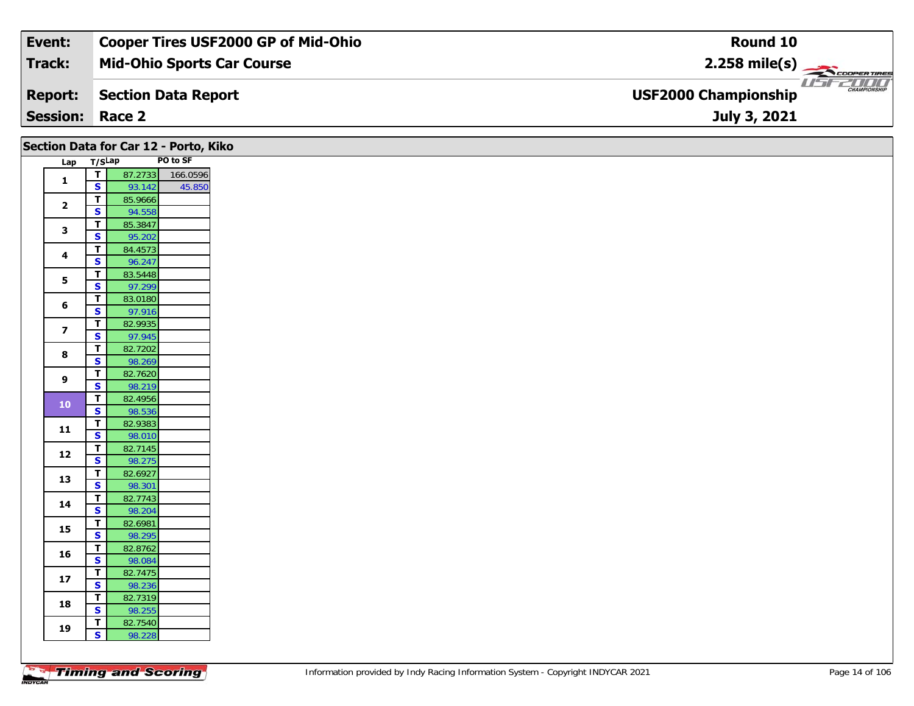| Event: | Cooper Tires USF2000 GP of Mid-Ohio | Round 10 |
|---|---|---|
| Track: | Mid-Ohio Sports Car Course | 2.258 mile(s) |
| Report: | Section Data Report | USF2000 Championship |
| Session: | Race 2 | July 3, 2021 |

## Section Data for Car 12 - Porto, Kiko

| Lap | T/S | Lap | PO to SF |
|---|---|---|---|
| 1 | T | 87.2733 | 166.0596 |
| | S | 93.142 | 45.850 |
| 2 | T | 85.9666 | |
| | S | 94.558 | |
| 3 | T | 85.3847 | |
| | S | 95.202 | |
| 4 | T | 84.4573 | |
| | S | 96.247 | |
| 5 | T | 83.5448 | |
| | S | 97.299 | |
| 6 | T | 83.0180 | |
| | S | 97.916 | |
| 7 | T | 82.9935 | |
| | S | 97.945 | |
| 8 | T | 82.7202 | |
| | S | 98.269 | |
| 9 | T | 82.7620 | |
| | S | 98.219 | |
| 10 | T | 82.4956 | |
| | S | 98.536 | |
| 11 | T | 82.9383 | |
| | S | 98.010 | |
| 12 | T | 82.7145 | |
| | S | 98.275 | |
| 13 | T | 82.6927 | |
| | S | 98.301 | |
| 14 | T | 82.7743 | |
| | S | 98.204 | |
| 15 | T | 82.6981 | |
| | S | 98.295 | |
| 16 | T | 82.8762 | |
| | S | 98.084 | |
| 17 | T | 82.7475 | |
| | S | 98.236 | |
| 18 | T | 82.7319 | |
| | S | 98.255 | |
| 19 | T | 82.7540 | |
| | S | 98.228 | |

Information provided by Indy Racing Information System - Copyright INDYCAR 2021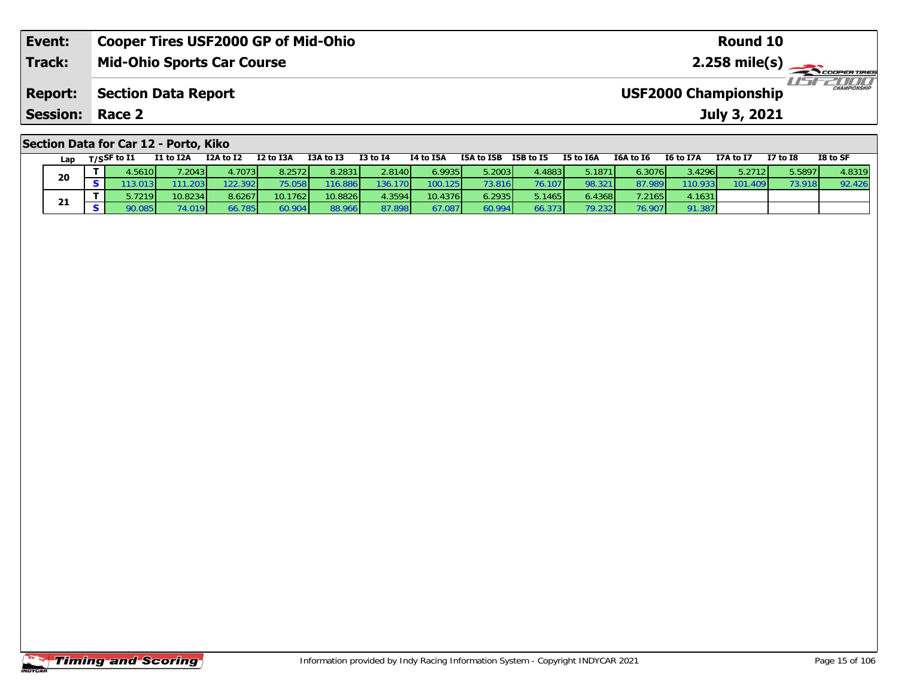| Event: | Cooper Tires USF2000 GP of Mid-Ohio | Round 10 |
|---|---|---|
| Track: | Mid-Ohio Sports Car Course | 2.258 mile(s) |
| Report: | Section Data Report | USF2000 Championship |
| Session: | Race 2 | July 3, 2021 |

## Section Data for Car 12 - Porto, Kiko

| Lap | T/S | SF to I1 | I1 to I2A | I2A to I2 | I2 to I3A | I3A to I3 | I3 to I4 | I4 to I5A | I5A to I5B | I5B to I5 | I5 to I6A | I6A to I6 | I6 to I7A | I7A to I7 | I7 to I8 | I8 to SF |
|---|---|---|---|---|---|---|---|---|---|---|---|---|---|---|---|---|
| 20 | T | 4.5610 | 7.2043 | 4.7073 | 8.2572 | 8.2831 | 2.8140 | 6.9935 | 5.2003 | 4.4883 | 5.1871 | 6.3076 | 3.4296 | 5.2712 | 5.5897 | 4.8319 |
| | S | 113.013 | 111.203 | 122.392 | 75.058 | 116.886 | 136.170 | 100.125 | 73.816 | 76.107 | 98.321 | 87.989 | 110.933 | 101.409 | 73.918 | 92.426 |
| 21 | T | 5.7219 | 10.8234 | 8.6267 | 10.1762 | 10.8826 | 4.3594 | 10.4376 | 6.2935 | 5.1465 | 6.4368 | 7.2165 | 4.1631 | | | |
| | S | 90.085 | 74.019 | 66.785 | 60.904 | 88.966 | 87.898 | 67.087 | 60.994 | 66.373 | 79.232 | 76.907 | 91.387 | | | |

Information provided by Indy Racing Information System - Copyright INDYCAR 2021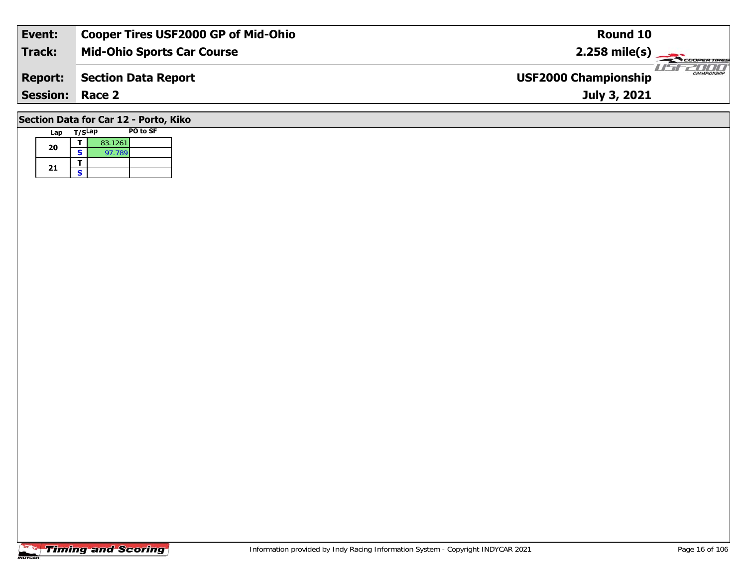| Event: | Cooper Tires USF2000 GP of Mid-Ohio | Round 10 |
|---|---|---|
| Track: | Mid-Ohio Sports Car Course | 2.258 mile(s) |
| Report: | Section Data Report | USF2000 Championship |
| Session: | Race 2 | July 3, 2021 |

## Section Data for Car 12 - Porto, Kiko

| Lap | T/S | Lap | PO to SF |
|---|---|---|---|
| 20 | T | 83.1261 | |
| | S | 97.789 | |
| 21 | T | | |
| | S | | |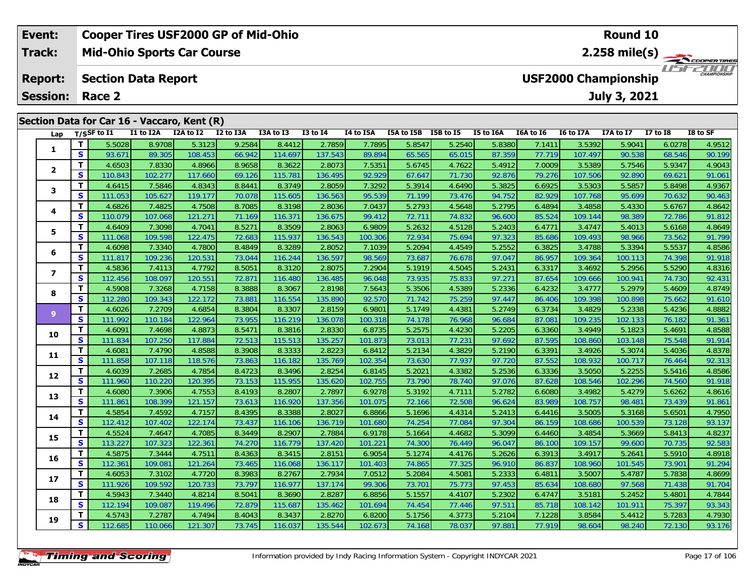| Event: | Cooper Tires USF2000 GP of Mid-Ohio | Round 10 |
|---|---|---|
| Track: | Mid-Ohio Sports Car Course | 2.258 mile(s) |
| Report: | Section Data Report | USF2000 Championship |
| Session: | Race 2 | July 3, 2021 |

## Section Data for Car 16 - Vaccaro, Kent (R)

| Lap | T/S | SF to I1 | I1 to I2A | I2A to I2 | I2 to I3A | I3A to I3 | I3 to I4 | I4 to I5A | I5A to I5B | I5B to I5 | I5 to I6A | I6A to I6 | I6 to I7A | I7A to I7 | I7 to I8 | I8 to SF |
|---|---|---|---|---|---|---|---|---|---|---|---|---|---|---|---|---|
| 1 | T | 5.5028 | 8.9708 | 5.3123 | 9.2584 | 8.4412 | 2.7859 | 7.7895 | 5.8547 | 5.2540 | 5.8380 | 7.1411 | 3.5392 | 5.9041 | 6.0278 | 4.9512 |
| | S | 93.671 | 89.305 | 108.453 | 66.942 | 114.697 | 137.543 | 89.894 | 65.565 | 65.015 | 87.359 | 77.719 | 107.497 | 90.538 | 68.546 | 90.199 |
| 2 | T | 4.6503 | 7.8330 | 4.8966 | 8.9658 | 8.3622 | 2.8073 | 7.5351 | 5.6745 | 4.7622 | 5.4912 | 7.0009 | 3.5389 | 5.7546 | 5.9347 | 4.9043 |
| | S | 110.843 | 102.277 | 117.660 | 69.126 | 115.781 | 136.495 | 92.929 | 67.647 | 71.730 | 92.876 | 79.276 | 107.506 | 92.890 | 69.621 | 91.061 |
| 3 | T | 4.6415 | 7.5846 | 4.8343 | 8.8441 | 8.3749 | 2.8059 | 7.3292 | 5.3914 | 4.6490 | 5.3825 | 6.6925 | 3.5303 | 5.5857 | 5.8498 | 4.9367 |
| | S | 111.053 | 105.627 | 119.177 | 70.078 | 115.605 | 136.563 | 95.539 | 71.199 | 73.476 | 94.752 | 82.929 | 107.768 | 95.699 | 70.632 | 90.463 |
| 4 | T | 4.6826 | 7.4825 | 4.7508 | 8.7085 | 8.3198 | 2.8036 | 7.0437 | 5.2793 | 4.5648 | 5.2795 | 6.4894 | 3.4858 | 5.4330 | 5.6767 | 4.8642 |
| | S | 110.079 | 107.068 | 121.271 | 71.169 | 116.371 | 136.675 | 99.412 | 72.711 | 74.832 | 96.600 | 85.524 | 109.144 | 98.389 | 72.786 | 91.812 |
| 5 | T | 4.6409 | 7.3098 | 4.7041 | 8.5271 | 8.3509 | 2.8063 | 6.9809 | 5.2632 | 4.5128 | 5.2403 | 6.4771 | 3.4747 | 5.4013 | 5.6168 | 4.8649 |
| | S | 111.068 | 109.598 | 122.475 | 72.683 | 115.937 | 136.543 | 100.306 | 72.934 | 75.694 | 97.323 | 85.686 | 109.493 | 98.966 | 73.562 | 91.799 |
| 6 | T | 4.6098 | 7.3340 | 4.7800 | 8.4849 | 8.3289 | 2.8052 | 7.1039 | 5.2094 | 4.4549 | 5.2552 | 6.3825 | 3.4788 | 5.3394 | 5.5537 | 4.8586 |
| | S | 111.817 | 109.236 | 120.531 | 73.044 | 116.244 | 136.597 | 98.569 | 73.687 | 76.678 | 97.047 | 86.957 | 109.364 | 100.113 | 74.398 | 91.918 |
| 7 | T | 4.5836 | 7.4113 | 4.7792 | 8.5051 | 8.3120 | 2.8075 | 7.2904 | 5.1919 | 4.5045 | 5.2431 | 6.3317 | 3.4692 | 5.2956 | 5.5290 | 4.8316 |
| | S | 112.456 | 108.097 | 120.551 | 72.871 | 116.480 | 136.485 | 96.048 | 73.935 | 75.833 | 97.271 | 87.654 | 109.666 | 100.941 | 74.730 | 92.431 |
| 8 | T | 4.5908 | 7.3268 | 4.7158 | 8.3888 | 8.3067 | 2.8198 | 7.5643 | 5.3506 | 4.5389 | 5.2336 | 6.4232 | 3.4777 | 5.2979 | 5.4609 | 4.8749 |
| | S | 112.280 | 109.343 | 122.172 | 73.881 | 116.554 | 135.890 | 92.570 | 71.742 | 75.259 | 97.447 | 86.406 | 109.398 | 100.898 | 75.662 | 91.610 |
| 9 | T | 4.6026 | 7.2709 | 4.6854 | 8.3804 | 8.3307 | 2.8159 | 6.9801 | 5.1749 | 4.4381 | 5.2749 | 6.3734 | 3.4829 | 5.2338 | 5.4236 | 4.8882 |
| | S | 111.992 | 110.184 | 122.964 | 73.955 | 116.219 | 136.078 | 100.318 | 74.178 | 76.968 | 96.684 | 87.081 | 109.235 | 102.133 | 76.182 | 91.361 |
| 10 | T | 4.6091 | 7.4698 | 4.8873 | 8.5471 | 8.3816 | 2.8330 | 6.8735 | 5.2575 | 4.4230 | 5.2205 | 6.3360 | 3.4949 | 5.1823 | 5.4691 | 4.8588 |
| | S | 111.834 | 107.250 | 117.884 | 72.513 | 115.513 | 135.257 | 101.873 | 73.013 | 77.231 | 97.692 | 87.595 | 108.860 | 103.148 | 75.548 | 91.914 |
| 11 | T | 4.6081 | 7.4790 | 4.8588 | 8.3908 | 8.3333 | 2.8223 | 6.8412 | 5.2134 | 4.3829 | 5.2190 | 6.3391 | 3.4926 | 5.3074 | 5.4036 | 4.8378 |
| | S | 111.858 | 107.118 | 118.576 | 73.863 | 116.182 | 135.769 | 102.354 | 73.630 | 77.937 | 97.720 | 87.552 | 108.932 | 100.717 | 76.464 | 92.313 |
| 12 | T | 4.6039 | 7.2685 | 4.7854 | 8.4723 | 8.3496 | 2.8254 | 6.8145 | 5.2021 | 4.3382 | 5.2536 | 6.3336 | 3.5050 | 5.2255 | 5.5416 | 4.8586 |
| | S | 111.960 | 110.220 | 120.395 | 73.153 | 115.955 | 135.620 | 102.755 | 73.790 | 78.740 | 97.076 | 87.628 | 108.546 | 102.296 | 74.560 | 91.918 |
| 13 | T | 4.6080 | 7.3906 | 4.7553 | 8.4193 | 8.2807 | 2.7897 | 6.9278 | 5.3192 | 4.7111 | 5.2782 | 6.6080 | 3.4982 | 5.4279 | 5.6262 | 4.8616 |
| | S | 111.861 | 108.399 | 121.157 | 73.613 | 116.920 | 137.356 | 101.075 | 72.166 | 72.508 | 96.624 | 83.989 | 108.757 | 98.481 | 73.439 | 91.861 |
| 14 | T | 4.5854 | 7.4592 | 4.7157 | 8.4395 | 8.3388 | 2.8027 | 6.8866 | 5.1696 | 4.4314 | 5.2413 | 6.4416 | 3.5005 | 5.3168 | 5.6501 | 4.7950 |
| | S | 112.412 | 107.402 | 122.174 | 73.437 | 116.106 | 136.719 | 101.680 | 74.254 | 77.084 | 97.304 | 86.159 | 108.686 | 100.539 | 73.128 | 93.137 |
| 15 | T | 4.5524 | 7.4647 | 4.7085 | 8.3449 | 8.2907 | 2.7884 | 6.9178 | 5.1664 | 4.4682 | 5.3099 | 6.4460 | 3.4854 | 5.3669 | 5.8413 | 4.8237 |
| | S | 113.227 | 107.323 | 122.361 | 74.270 | 116.779 | 137.420 | 101.221 | 74.300 | 76.449 | 96.047 | 86.100 | 109.157 | 99.600 | 70.735 | 92.583 |
| 16 | T | 4.5875 | 7.3444 | 4.7511 | 8.4363 | 8.3415 | 2.8151 | 6.9054 | 5.1274 | 4.4176 | 5.2626 | 6.3913 | 3.4917 | 5.2641 | 5.5910 | 4.8918 |
| | S | 112.361 | 109.081 | 121.264 | 73.465 | 116.068 | 136.117 | 101.403 | 74.865 | 77.325 | 96.910 | 86.837 | 108.960 | 101.545 | 73.901 | 91.294 |
| 17 | T | 4.6053 | 7.3102 | 4.7720 | 8.3983 | 8.2767 | 2.7934 | 7.0512 | 5.2084 | 4.5081 | 5.2333 | 6.4811 | 3.5007 | 5.4787 | 5.7838 | 4.8699 |
| | S | 111.926 | 109.592 | 120.733 | 73.797 | 116.977 | 137.174 | 99.306 | 73.701 | 75.773 | 97.453 | 85.634 | 108.680 | 97.568 | 71.438 | 91.704 |
| 18 | T | 4.5943 | 7.3440 | 4.8214 | 8.5041 | 8.3690 | 2.8287 | 6.8856 | 5.1557 | 4.4107 | 5.2302 | 6.4747 | 3.5181 | 5.2452 | 5.4801 | 4.7844 |
| | S | 112.194 | 109.087 | 119.496 | 72.879 | 115.687 | 135.462 | 101.694 | 74.454 | 77.446 | 97.511 | 85.718 | 108.142 | 101.911 | 75.397 | 93.343 |
| 19 | T | 4.5743 | 7.2787 | 4.7494 | 8.4043 | 8.3437 | 2.8270 | 6.8200 | 5.1756 | 4.3773 | 5.2104 | 7.1228 | 3.8584 | 5.4412 | 5.7283 | 4.7930 |
| | S | 112.685 | 110.066 | 121.307 | 73.745 | 116.037 | 135.544 | 102.673 | 74.168 | 78.037 | 97.881 | 77.919 | 98.604 | 98.240 | 72.130 | 93.176 |

Information provided by Indy Racing Information System - Copyright INDYCAR 2021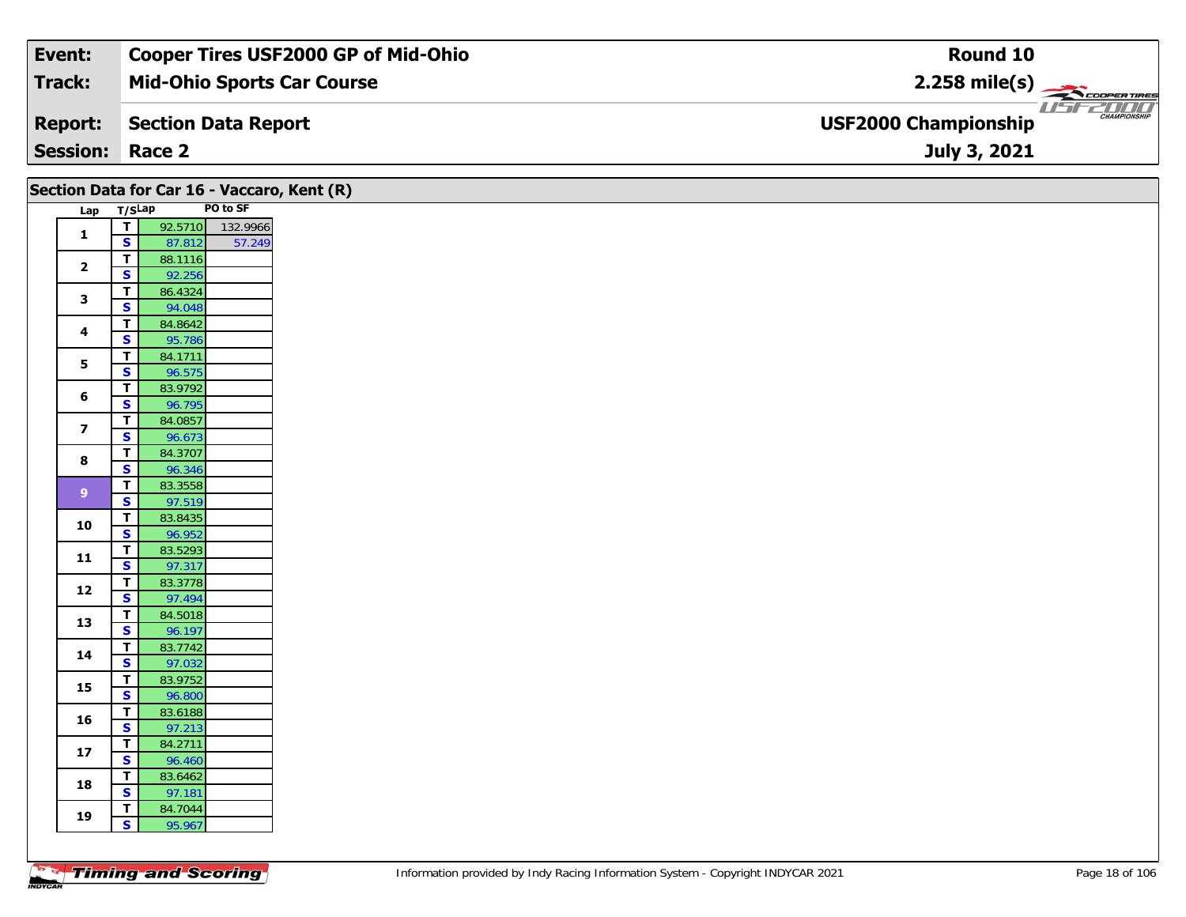| Event: | Cooper Tires USF2000 GP of Mid-Ohio | Round 10 |
|---|---|---|
| Track: | Mid-Ohio Sports Car Course | 2.258 mile(s) |
| Report: | Section Data Report | USF2000 Championship |
| Session: | Race 2 | July 3, 2021 |

## Section Data for Car 16 - Vaccaro, Kent (R)

| Lap | T/S | Lap | PO to SF |
|---|---|---|---|
| 1 | T | 92.5710 | 132.9966 |
| | S | 87.812 | 57.249 |
| 2 | T | 88.1116 | |
| | S | 92.256 | |
| 3 | T | 86.4324 | |
| | S | 94.048 | |
| 4 | T | 84.8642 | |
| | S | 95.786 | |
| 5 | T | 84.1711 | |
| | S | 96.575 | |
| 6 | T | 83.9792 | |
| | S | 96.795 | |
| 7 | T | 84.0857 | |
| | S | 96.673 | |
| 8 | T | 84.3707 | |
| | S | 96.346 | |
| 9 | T | 83.3558 | |
| | S | 97.519 | |
| 10 | T | 83.8435 | |
| | S | 96.952 | |
| 11 | T | 83.5293 | |
| | S | 97.317 | |
| 12 | T | 83.3778 | |
| | S | 97.494 | |
| 13 | T | 84.5018 | |
| | S | 96.197 | |
| 14 | T | 83.7742 | |
| | S | 97.032 | |
| 15 | T | 83.9752 | |
| | S | 96.800 | |
| 16 | T | 83.6188 | |
| | S | 97.213 | |
| 17 | T | 84.2711 | |
| | S | 96.460 | |
| 18 | T | 83.6462 | |
| | S | 97.181 | |
| 19 | T | 84.7044 | |
| | S | 95.967 | |

Information provided by Indy Racing Information System - Copyright INDYCAR 2021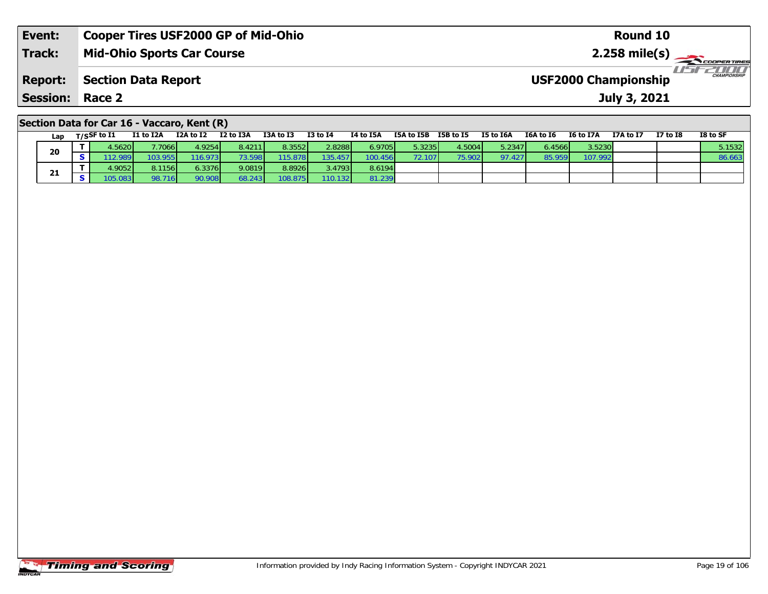| Event: | Cooper Tires USF2000 GP of Mid-Ohio | Round 10 |
|---|---|---|
| Track: | Mid-Ohio Sports Car Course | 2.258 mile(s) |
| Report: | Section Data Report | USF2000 Championship |
| Session: | Race 2 | July 3, 2021 |

## Section Data for Car 16 - Vaccaro, Kent (R)

| Lap | T/S | SF to I1 | I1 to I2A | I2A to I2 | I2 to I3A | I3A to I3 | I3 to I4 | I4 to I5A | I5A to I5B | I5B to I5 | I5 to I6A | I6A to I6 | I6 to I7A | I7A to I7 | I7 to I8 | I8 to SF |
|---|---|---|---|---|---|---|---|---|---|---|---|---|---|---|---|---|
| 20 | T | 4.5620 | 7.7066 | 4.9254 | 8.4211 | 8.3552 | 2.8288 | 6.9705 | 5.3235 | 4.5004 | 5.2347 | 6.4566 | 3.5230 | | | 5.1532 |
| | S | 112.989 | 103.955 | 116.973 | 73.598 | 115.878 | 135.457 | 100.456 | 72.107 | 75.902 | 97.427 | 85.959 | 107.992 | | | 86.663 |
| 21 | T | 4.9052 | 8.1156 | 6.3376 | 9.0819 | 8.8926 | 3.4793 | 8.6194 | | | | | | | | |
| | S | 105.083 | 98.716 | 90.908 | 68.243 | 108.875 | 110.132 | 81.239 | | | | | | | | |

Information provided by Indy Racing Information System - Copyright INDYCAR 2021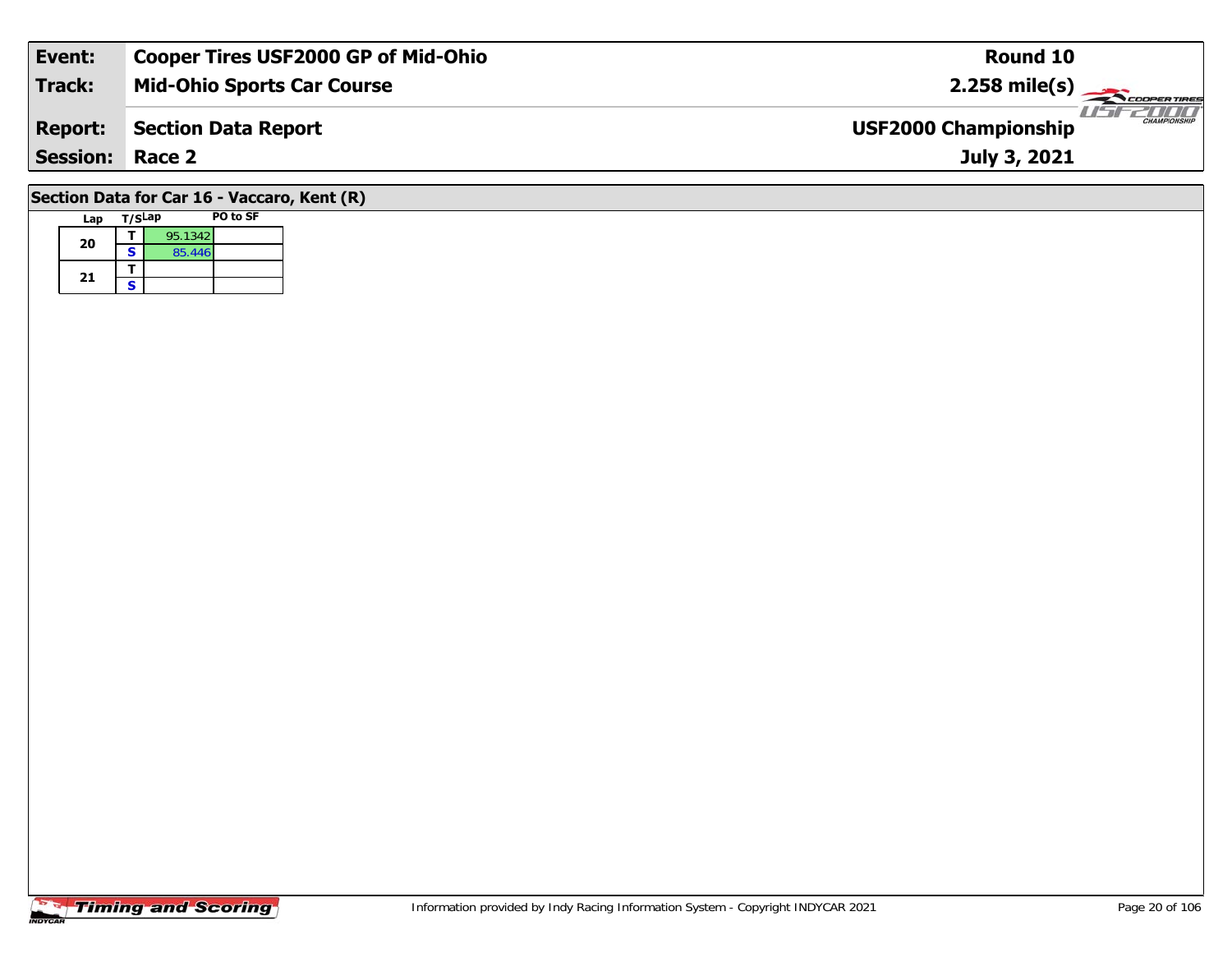| Event: | Cooper Tires USF2000 GP of Mid-Ohio | Round 10 |
| --- | --- | --- |
| Track: | Mid-Ohio Sports Car Course | 2.258 mile(s) |
| Report: | Section Data Report | USF2000 Championship |
| Session: | Race 2 | July 3, 2021 |

## Section Data for Car 16 - Vaccaro, Kent (R)

| Lap | T/S | Lap | PO to SF |
| --- | --- | --- | --- |
| 20 | T | 95.1342 | |
| | S | 85.446 | |
| 21 | T | | |
| | S | | |

Information provided by Indy Racing Information System - Copyright INDYCAR 2021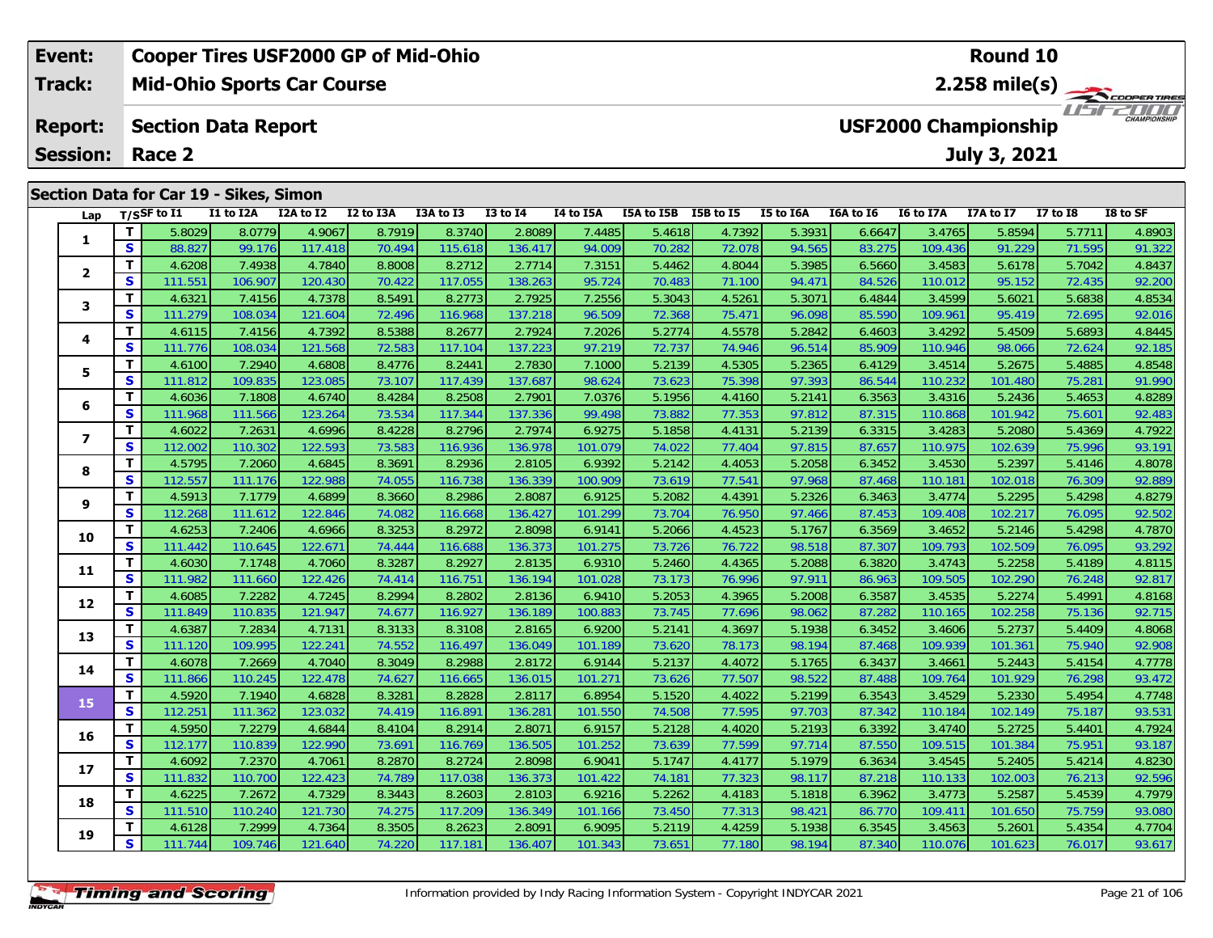| Event: | Cooper Tires USF2000 GP of Mid-Ohio | Round 10 |
|---|---|---|
| Track: | Mid-Ohio Sports Car Course | 2.258 mile(s) |
| Report: | Section Data Report | USF2000 Championship |
| Session: | Race 2 | July 3, 2021 |

## Section Data for Car 19 - Sikes, Simon

| Lap | T/S | SF to I1 | I1 to I2A | I2A to I2 | I2 to I3A | I3A to I3 | I3 to I4 | I4 to I5A | I5A to I5B | I5B to I5 | I5 to I6A | I6A to I6 | I6 to I7A | I7A to I7 | I7 to I8 | I8 to SF |
|---|---|---|---|---|---|---|---|---|---|---|---|---|---|---|---|---|
| 1 | T | 5.8029 | 8.0779 | 4.9067 | 8.7919 | 8.3740 | 2.8089 | 7.4485 | 5.4618 | 4.7392 | 5.3931 | 6.6647 | 3.4765 | 5.8594 | 5.7711 | 4.8903 |
| | S | 88.827 | 99.176 | 117.418 | 70.494 | 115.618 | 136.417 | 94.009 | 70.282 | 72.078 | 94.565 | 83.275 | 109.436 | 91.229 | 71.595 | 91.322 |
| 2 | T | 4.6208 | 7.4938 | 4.7840 | 8.8008 | 8.2712 | 2.7714 | 7.3151 | 5.4462 | 4.8044 | 5.3985 | 6.5660 | 3.4583 | 5.6178 | 5.7042 | 4.8437 |
| | S | 111.551 | 106.907 | 120.430 | 70.422 | 117.055 | 138.263 | 95.724 | 70.483 | 71.100 | 94.471 | 84.526 | 110.012 | 95.152 | 72.435 | 92.200 |
| 3 | T | 4.6321 | 7.4156 | 4.7378 | 8.5491 | 8.2773 | 2.7925 | 7.2556 | 5.3043 | 4.5261 | 5.3071 | 6.4844 | 3.4599 | 5.6021 | 5.6838 | 4.8534 |
| | S | 111.279 | 108.034 | 121.604 | 72.496 | 116.968 | 137.218 | 96.509 | 72.368 | 75.471 | 96.098 | 85.590 | 109.961 | 95.419 | 72.695 | 92.016 |
| 4 | T | 4.6115 | 7.4156 | 4.7392 | 8.5388 | 8.2677 | 2.7924 | 7.2026 | 5.2774 | 4.5578 | 5.2842 | 6.4603 | 3.4292 | 5.4509 | 5.6893 | 4.8445 |
| | S | 111.776 | 108.034 | 121.568 | 72.583 | 117.104 | 137.223 | 97.219 | 72.737 | 74.946 | 96.514 | 85.909 | 110.946 | 98.066 | 72.624 | 92.185 |
| 5 | T | 4.6100 | 7.2940 | 4.6808 | 8.4776 | 8.2441 | 2.7830 | 7.1000 | 5.2139 | 4.5305 | 5.2365 | 6.4129 | 3.4514 | 5.2675 | 5.4885 | 4.8548 |
| | S | 111.812 | 109.835 | 123.085 | 73.107 | 117.439 | 137.687 | 98.624 | 73.623 | 75.398 | 97.393 | 86.544 | 110.232 | 101.480 | 75.281 | 91.990 |
| 6 | T | 4.6036 | 7.1808 | 4.6740 | 8.4284 | 8.2508 | 2.7901 | 7.0376 | 5.1956 | 4.4160 | 5.2141 | 6.3563 | 3.4316 | 5.2436 | 5.4653 | 4.8289 |
| | S | 111.968 | 111.566 | 123.264 | 73.534 | 117.344 | 137.336 | 99.498 | 73.882 | 77.353 | 97.812 | 87.315 | 110.868 | 101.942 | 75.601 | 92.483 |
| 7 | T | 4.6022 | 7.2631 | 4.6996 | 8.4228 | 8.2796 | 2.7974 | 6.9275 | 5.1858 | 4.4131 | 5.2139 | 6.3315 | 3.4283 | 5.2080 | 5.4369 | 4.7922 |
| | S | 112.002 | 110.302 | 122.593 | 73.583 | 116.936 | 136.978 | 101.079 | 74.022 | 77.404 | 97.815 | 87.657 | 110.975 | 102.639 | 75.996 | 93.191 |
| 8 | T | 4.5795 | 7.2060 | 4.6845 | 8.3691 | 8.2936 | 2.8105 | 6.9392 | 5.2142 | 4.4053 | 5.2058 | 6.3452 | 3.4530 | 5.2397 | 5.4146 | 4.8078 |
| | S | 112.557 | 111.176 | 122.988 | 74.055 | 116.738 | 136.339 | 100.909 | 73.619 | 77.541 | 97.968 | 87.468 | 110.181 | 102.018 | 76.309 | 92.889 |
| 9 | T | 4.5913 | 7.1779 | 4.6899 | 8.3660 | 8.2986 | 2.8087 | 6.9125 | 5.2082 | 4.4391 | 5.2326 | 6.3463 | 3.4774 | 5.2295 | 5.4298 | 4.8279 |
| | S | 112.268 | 111.612 | 122.846 | 74.082 | 116.668 | 136.427 | 101.299 | 73.704 | 76.950 | 97.466 | 87.453 | 109.408 | 102.217 | 76.095 | 92.502 |
| 10 | T | 4.6253 | 7.2406 | 4.6966 | 8.3253 | 8.2972 | 2.8098 | 6.9141 | 5.2066 | 4.4523 | 5.1767 | 6.3569 | 3.4652 | 5.2146 | 5.4298 | 4.7870 |
| | S | 111.442 | 110.645 | 122.671 | 74.444 | 116.688 | 136.373 | 101.275 | 73.726 | 76.722 | 98.518 | 87.307 | 109.793 | 102.509 | 76.095 | 93.292 |
| 11 | T | 4.6030 | 7.1748 | 4.7060 | 8.3287 | 8.2927 | 2.8135 | 6.9310 | 5.2460 | 4.4365 | 5.2088 | 6.3820 | 3.4743 | 5.2258 | 5.4189 | 4.8115 |
| | S | 111.982 | 111.660 | 122.426 | 74.414 | 116.751 | 136.194 | 101.028 | 73.173 | 76.996 | 97.911 | 86.963 | 109.505 | 102.290 | 76.248 | 92.817 |
| 12 | T | 4.6085 | 7.2282 | 4.7245 | 8.2994 | 8.2802 | 2.8136 | 6.9410 | 5.2053 | 4.3965 | 5.2008 | 6.3587 | 3.4535 | 5.2274 | 5.4991 | 4.8168 |
| | S | 111.849 | 110.835 | 121.947 | 74.677 | 116.927 | 136.189 | 100.883 | 73.745 | 77.696 | 98.062 | 87.282 | 110.165 | 102.258 | 75.136 | 92.715 |
| 13 | T | 4.6387 | 7.2834 | 4.7131 | 8.3133 | 8.3108 | 2.8165 | 6.9200 | 5.2141 | 4.3697 | 5.1938 | 6.3452 | 3.4606 | 5.2737 | 5.4409 | 4.8068 |
| | S | 111.120 | 109.995 | 122.241 | 74.552 | 116.497 | 136.049 | 101.189 | 73.620 | 78.173 | 98.194 | 87.468 | 109.939 | 101.361 | 75.940 | 92.908 |
| 14 | T | 4.6078 | 7.2669 | 4.7040 | 8.3049 | 8.2988 | 2.8172 | 6.9144 | 5.2137 | 4.4072 | 5.1765 | 6.3437 | 3.4661 | 5.2443 | 5.4154 | 4.7778 |
| | S | 111.866 | 110.245 | 122.478 | 74.627 | 116.665 | 136.015 | 101.271 | 73.626 | 77.507 | 98.522 | 87.488 | 109.764 | 101.929 | 76.298 | 93.472 |
| 15 | T | 4.5920 | 7.1940 | 4.6828 | 8.3281 | 8.2828 | 2.8117 | 6.8954 | 5.1520 | 4.4022 | 5.2199 | 6.3543 | 3.4529 | 5.2330 | 5.4954 | 4.7748 |
| | S | 112.251 | 111.362 | 123.032 | 74.419 | 116.891 | 136.281 | 101.550 | 74.508 | 77.595 | 97.703 | 87.342 | 110.184 | 102.149 | 75.187 | 93.531 |
| 16 | T | 4.5950 | 7.2279 | 4.6844 | 8.4104 | 8.2914 | 2.8071 | 6.9157 | 5.2128 | 4.4020 | 5.2193 | 6.3392 | 3.4740 | 5.2725 | 5.4401 | 4.7924 |
| | S | 112.177 | 110.839 | 122.990 | 73.691 | 116.769 | 136.505 | 101.252 | 73.639 | 77.599 | 97.714 | 87.550 | 109.515 | 101.384 | 75.951 | 93.187 |
| 17 | T | 4.6092 | 7.2370 | 4.7061 | 8.2870 | 8.2724 | 2.8098 | 6.9041 | 5.1747 | 4.4177 | 5.1979 | 6.3634 | 3.4545 | 5.2405 | 5.4214 | 4.8230 |
| | S | 111.832 | 110.700 | 122.423 | 74.789 | 117.038 | 136.373 | 101.422 | 74.181 | 77.323 | 98.117 | 87.218 | 110.133 | 102.003 | 76.213 | 92.596 |
| 18 | T | 4.6225 | 7.2672 | 4.7329 | 8.3443 | 8.2603 | 2.8103 | 6.9216 | 5.2262 | 4.4183 | 5.1818 | 6.3962 | 3.4773 | 5.2587 | 5.4539 | 4.7979 |
| | S | 111.510 | 110.240 | 121.730 | 74.275 | 117.209 | 136.349 | 101.166 | 73.450 | 77.313 | 98.421 | 86.770 | 109.411 | 101.650 | 75.759 | 93.080 |
| 19 | T | 4.6128 | 7.2999 | 4.7364 | 8.3505 | 8.2623 | 2.8091 | 6.9095 | 5.2119 | 4.4259 | 5.1938 | 6.3545 | 3.4563 | 5.2601 | 5.4354 | 4.7704 |
| | S | 111.744 | 109.746 | 121.640 | 74.220 | 117.181 | 136.407 | 101.343 | 73.651 | 77.180 | 98.194 | 87.340 | 110.076 | 101.623 | 76.017 | 93.617 |

Information provided by Indy Racing Information System - Copyright INDYCAR 2021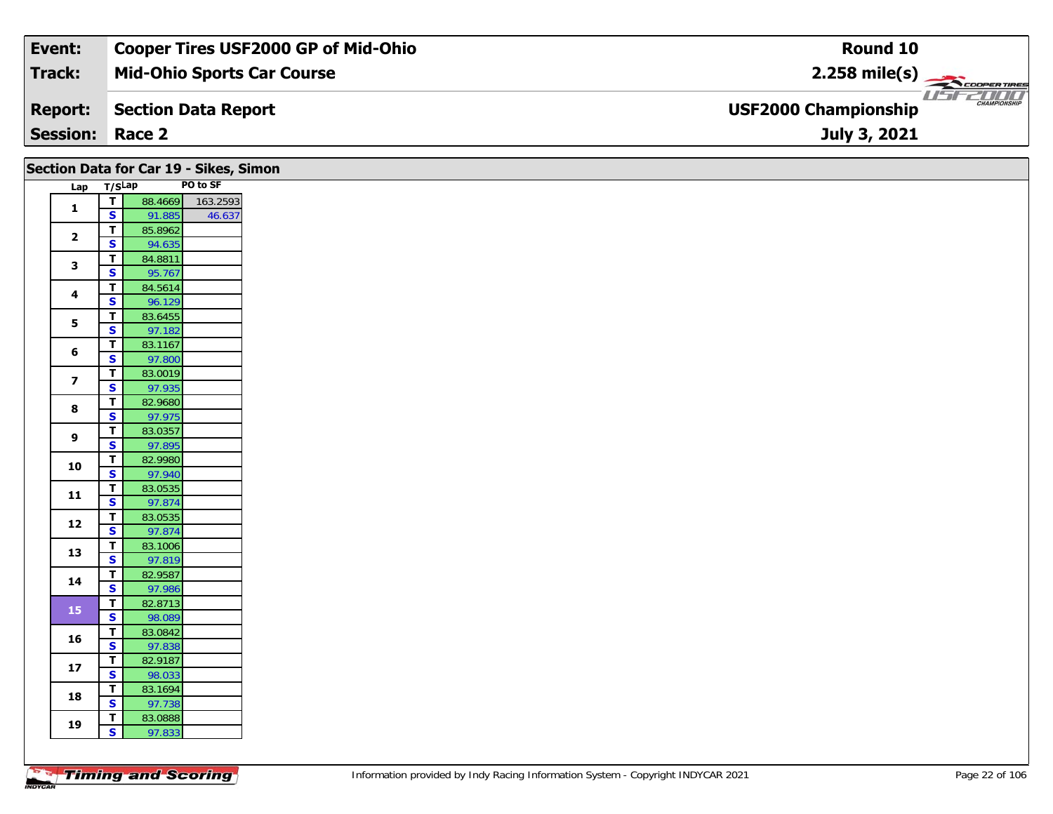| Event: | Cooper Tires USF2000 GP of Mid-Ohio | Round 10 |
|---|---|---|
| Track: | Mid-Ohio Sports Car Course | 2.258 mile(s) |
| Report: | Section Data Report | USF2000 Championship |
| Session: | Race 2 | July 3, 2021 |

## Section Data for Car 19 - Sikes, Simon

| Lap | T/S | Lap | PO to SF |
|---|---|---|---|
| 1 | T | 88.4669 | 163.2593 |
| | S | 91.885 | 46.637 |
| 2 | T | 85.8962 | |
| | S | 94.635 | |
| 3 | T | 84.8811 | |
| | S | 95.767 | |
| 4 | T | 84.5614 | |
| | S | 96.129 | |
| 5 | T | 83.6455 | |
| | S | 97.182 | |
| 6 | T | 83.1167 | |
| | S | 97.800 | |
| 7 | T | 83.0019 | |
| | S | 97.935 | |
| 8 | T | 82.9680 | |
| | S | 97.975 | |
| 9 | T | 83.0357 | |
| | S | 97.895 | |
| 10 | T | 82.9980 | |
| | S | 97.940 | |
| 11 | T | 83.0535 | |
| | S | 97.874 | |
| 12 | T | 83.0535 | |
| | S | 97.874 | |
| 13 | T | 83.1006 | |
| | S | 97.819 | |
| 14 | T | 82.9587 | |
| | S | 97.986 | |
| 15 | T | 82.8713 | |
| | S | 98.089 | |
| 16 | T | 83.0842 | |
| | S | 97.838 | |
| 17 | T | 82.9187 | |
| | S | 98.033 | |
| 18 | T | 83.1694 | |
| | S | 97.738 | |
| 19 | T | 83.0888 | |
| | S | 97.833 | |

Information provided by Indy Racing Information System - Copyright INDYCAR 2021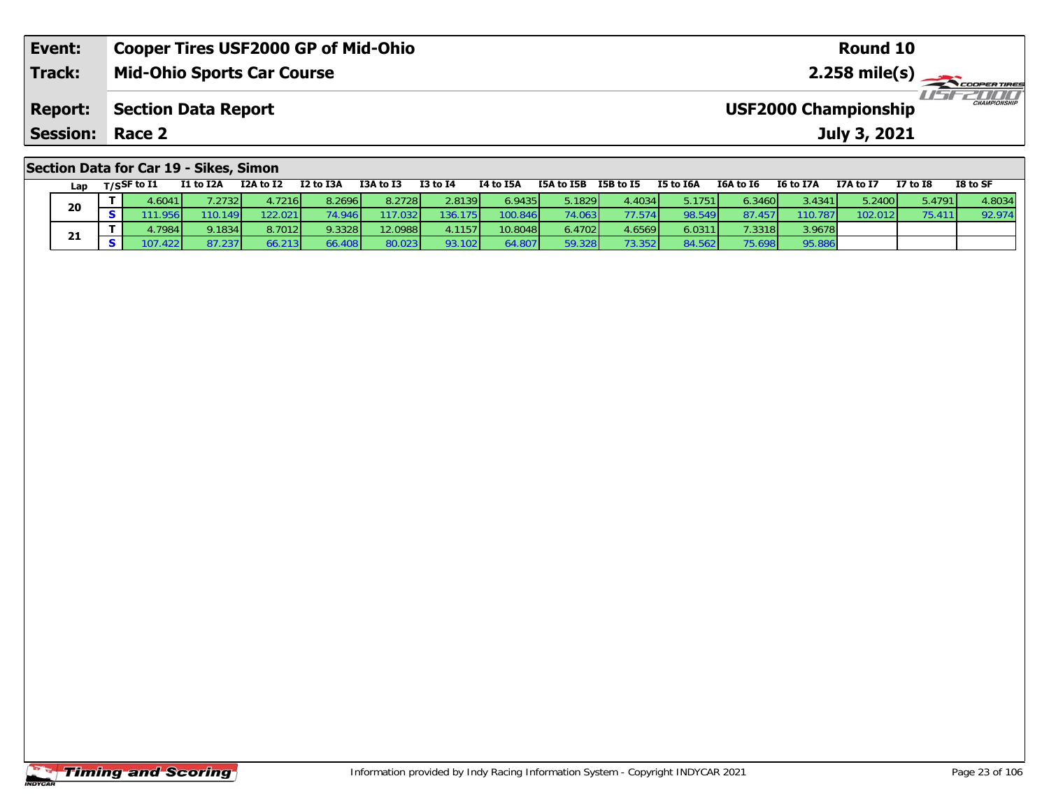| Event: | Cooper Tires USF2000 GP of Mid-Ohio | Round 10 |
|---|---|---|
| Track: | Mid-Ohio Sports Car Course | 2.258 mile(s) |
| Report: | Section Data Report | USF2000 Championship |
| Session: | Race 2 | July 3, 2021 |

## Section Data for Car 19 - Sikes, Simon

| Lap | T/S | SF to I1 | I1 to I2A | I2A to I2 | I2 to I3A | I3A to I3 | I3 to I4 | I4 to I5A | I5A to I5B | I5B to I5 | I5 to I6A | I6A to I6 | I6 to I7A | I7A to I7 | I7 to I8 | I8 to SF |
|---|---|---|---|---|---|---|---|---|---|---|---|---|---|---|---|---|
| 20 | T | 4.6041 | 7.2732 | 4.7216 | 8.2696 | 8.2728 | 2.8139 | 6.9435 | 5.1829 | 4.4034 | 5.1751 | 6.3460 | 3.4341 | 5.2400 | 5.4791 | 4.8034 |
| | S | 111.956 | 110.149 | 122.021 | 74.946 | 117.032 | 136.175 | 100.846 | 74.063 | 77.574 | 98.549 | 87.457 | 110.787 | 102.012 | 75.411 | 92.974 |
| 21 | T | 4.7984 | 9.1834 | 8.7012 | 9.3328 | 12.0988 | 4.1157 | 10.8048 | 6.4702 | 4.6569 | 6.0311 | 7.3318 | 3.9678 | | | |
| | S | 107.422 | 87.237 | 66.213 | 66.408 | 80.023 | 93.102 | 64.807 | 59.328 | 73.352 | 84.562 | 75.698 | 95.886 | | | |

Information provided by Indy Racing Information System - Copyright INDYCAR 2021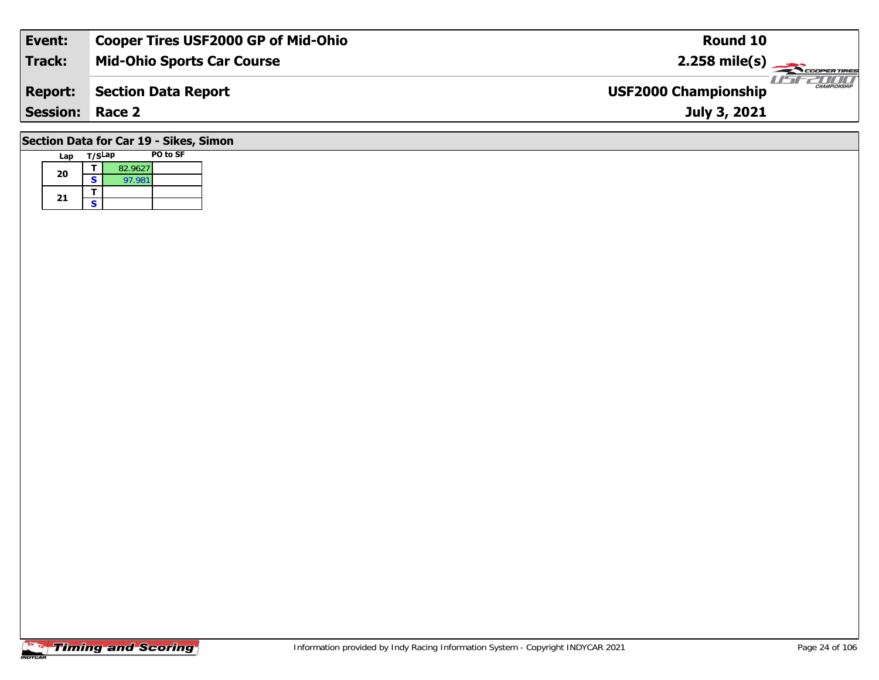| Event: | Cooper Tires USF2000 GP of Mid-Ohio | Round 10 |
|---|---|---|
| Track: | Mid-Ohio Sports Car Course | 2.258 mile(s) |
| Report: | Section Data Report | USF2000 Championship |
| Session: | Race 2 | July 3, 2021 |

## Section Data for Car 19 - Sikes, Simon

| Lap | T/S | Lap | PO to SF |
|---|---|---|---|
| 20 | T | 82.9627 | |
| | S | 97.981 | |
| 21 | T | | |
| | S | | |

Information provided by Indy Racing Information System - Copyright INDYCAR 2021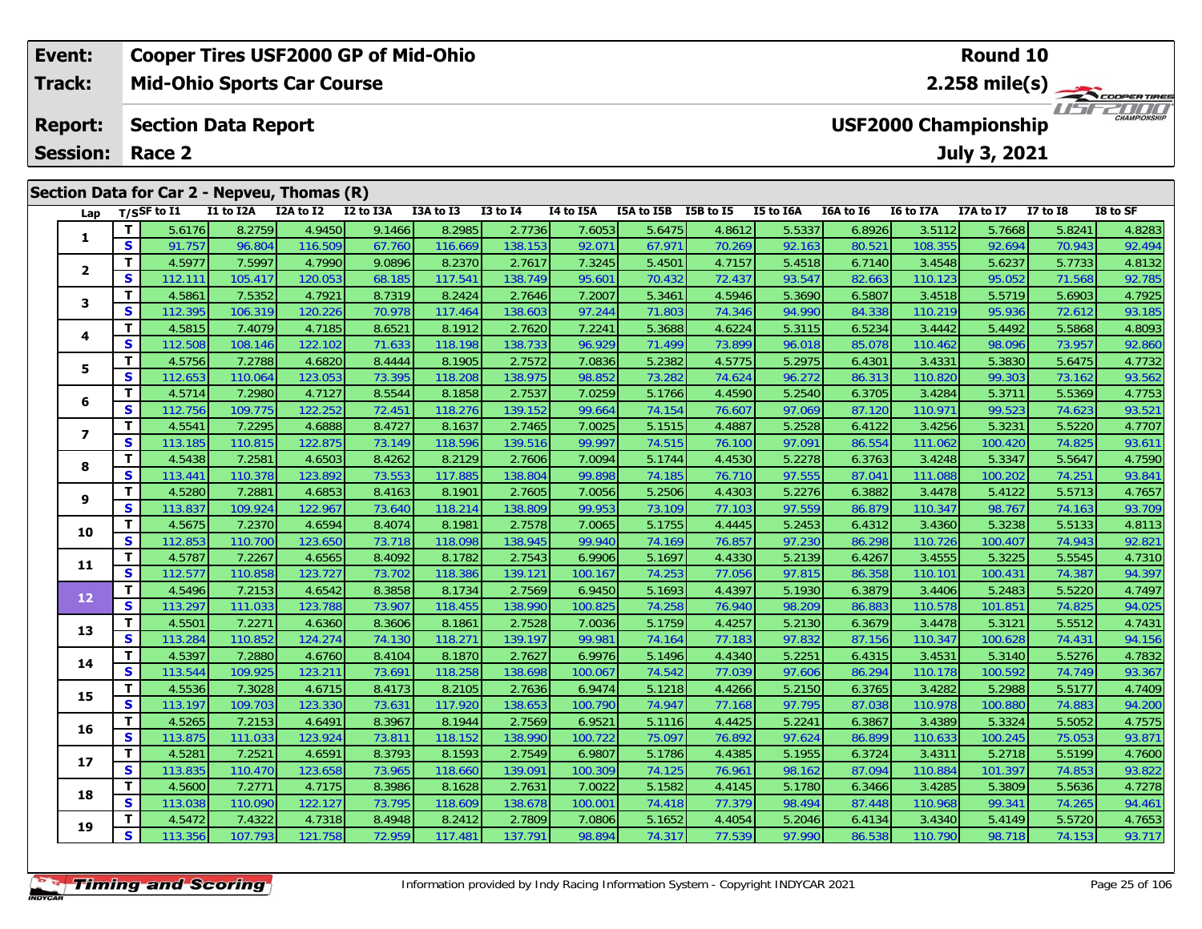| **Event:** | **Cooper Tires USF2000 GP of Mid-Ohio** | **Round 10** |
|---|---|---|
| **Track:** | **Mid-Ohio Sports Car Course** | **2.258 mile(s)** |
| **Report:** | **Section Data Report** | **USF2000 Championship** |
| **Session:** | **Race 2** | **July 3, 2021** |

## Section Data for Car 2 - Nepveu, Thomas (R)

| Lap | T/S | SF to I1 | I1 to I2A | I2A to I2 | I2 to I3A | I3A to I3 | I3 to I4 | I4 to I5A | I5A to I5B | I5B to I5 | I5 to I6A | I6A to I6 | I6 to I7A | I7A to I7 | I7 to I8 | I8 to SF |
|---|---|---|---|---|---|---|---|---|---|---|---|---|---|---|---|---|
| 1 | T | 5.6176 | 8.2759 | 4.9450 | 9.1466 | 8.2985 | 2.7736 | 7.6053 | 5.6475 | 4.8612 | 5.5337 | 6.8926 | 3.5112 | 5.7668 | 5.8241 | 4.8283 |
| | S | 91.757 | 96.804 | 116.509 | 67.760 | 116.669 | 138.153 | 92.071 | 67.971 | 70.269 | 92.163 | 80.521 | 108.355 | 92.694 | 70.943 | 92.494 |
| 2 | T | 4.5977 | 7.5997 | 4.7990 | 9.0896 | 8.2370 | 2.7617 | 7.3245 | 5.4501 | 4.7157 | 5.4518 | 6.7140 | 3.4548 | 5.6237 | 5.7733 | 4.8132 |
| | S | 112.111 | 105.417 | 120.053 | 68.185 | 117.541 | 138.749 | 95.601 | 70.432 | 72.437 | 93.547 | 82.663 | 110.123 | 95.052 | 71.568 | 92.785 |
| 3 | T | 4.5861 | 7.5352 | 4.7921 | 8.7319 | 8.2424 | 2.7646 | 7.2007 | 5.3461 | 4.5946 | 5.3690 | 6.5807 | 3.4518 | 5.5719 | 5.6903 | 4.7925 |
| | S | 112.395 | 106.319 | 120.226 | 70.978 | 117.464 | 138.603 | 97.244 | 71.803 | 74.346 | 94.990 | 84.338 | 110.219 | 95.936 | 72.612 | 93.185 |
| 4 | T | 4.5815 | 7.4079 | 4.7185 | 8.6521 | 8.1912 | 2.7620 | 7.2241 | 5.3688 | 4.6224 | 5.3115 | 6.5234 | 3.4442 | 5.4492 | 5.5868 | 4.8093 |
| | S | 112.508 | 108.146 | 122.102 | 71.633 | 118.198 | 138.733 | 96.929 | 71.499 | 73.899 | 96.018 | 85.078 | 110.462 | 98.096 | 73.957 | 92.860 |
| 5 | T | 4.5756 | 7.2788 | 4.6820 | 8.4444 | 8.1905 | 2.7572 | 7.0836 | 5.2382 | 4.5775 | 5.2975 | 6.4301 | 3.4331 | 5.3830 | 5.6475 | 4.7732 |
| | S | 112.653 | 110.064 | 123.053 | 73.395 | 118.208 | 138.975 | 98.852 | 73.282 | 74.624 | 96.272 | 86.313 | 110.820 | 99.303 | 73.162 | 93.562 |
| 6 | T | 4.5714 | 7.2980 | 4.7127 | 8.5544 | 8.1858 | 2.7537 | 7.0259 | 5.1766 | 4.4590 | 5.2540 | 6.3705 | 3.4284 | 5.3711 | 5.5369 | 4.7753 |
| | S | 112.756 | 109.775 | 122.252 | 72.451 | 118.276 | 139.152 | 99.664 | 74.154 | 76.607 | 97.069 | 87.120 | 110.971 | 99.523 | 74.623 | 93.521 |
| 7 | T | 4.5541 | 7.2295 | 4.6888 | 8.4727 | 8.1637 | 2.7465 | 7.0025 | 5.1515 | 4.4887 | 5.2528 | 6.4122 | 3.4256 | 5.3231 | 5.5220 | 4.7707 |
| | S | 113.185 | 110.815 | 122.875 | 73.149 | 118.596 | 139.516 | 99.997 | 74.515 | 76.100 | 97.091 | 86.554 | 111.062 | 100.420 | 74.825 | 93.611 |
| 8 | T | 4.5438 | 7.2581 | 4.6503 | 8.4262 | 8.2129 | 2.7606 | 7.0094 | 5.1744 | 4.4530 | 5.2278 | 6.3763 | 3.4248 | 5.3347 | 5.5647 | 4.7590 |
| | S | 113.441 | 110.378 | 123.892 | 73.553 | 117.885 | 138.804 | 99.898 | 74.185 | 76.710 | 97.555 | 87.041 | 111.088 | 100.202 | 74.251 | 93.841 |
| 9 | T | 4.5280 | 7.2881 | 4.6853 | 8.4163 | 8.1901 | 2.7605 | 7.0056 | 5.2506 | 4.4303 | 5.2276 | 6.3882 | 3.4478 | 5.4122 | 5.5713 | 4.7657 |
| | S | 113.837 | 109.924 | 122.967 | 73.640 | 118.214 | 138.809 | 99.953 | 73.109 | 77.103 | 97.559 | 86.879 | 110.347 | 98.767 | 74.163 | 93.709 |
| 10 | T | 4.5675 | 7.2370 | 4.6594 | 8.4074 | 8.1981 | 2.7578 | 7.0065 | 5.1755 | 4.4445 | 5.2453 | 6.4312 | 3.4360 | 5.3238 | 5.5133 | 4.8113 |
| | S | 112.853 | 110.700 | 123.650 | 73.718 | 118.098 | 138.945 | 99.940 | 74.169 | 76.857 | 97.230 | 86.298 | 110.726 | 100.407 | 74.943 | 92.821 |
| 11 | T | 4.5787 | 7.2267 | 4.6565 | 8.4092 | 8.1782 | 2.7543 | 6.9906 | 5.1697 | 4.4330 | 5.2139 | 6.4267 | 3.4555 | 5.3225 | 5.5545 | 4.7310 |
| | S | 112.577 | 110.858 | 123.727 | 73.702 | 118.386 | 139.121 | 100.167 | 74.253 | 77.056 | 97.815 | 86.358 | 110.101 | 100.431 | 74.387 | 94.397 |
| 12 | T | 4.5496 | 7.2153 | 4.6542 | 8.3858 | 8.1734 | 2.7569 | 6.9450 | 5.1693 | 4.4397 | 5.1930 | 6.3879 | 3.4406 | 5.2483 | 5.5220 | 4.7497 |
| | S | 113.297 | 111.033 | 123.788 | 73.907 | 118.455 | 138.990 | 100.825 | 74.258 | 76.940 | 98.209 | 86.883 | 110.578 | 101.851 | 74.825 | 94.025 |
| 13 | T | 4.5501 | 7.2271 | 4.6360 | 8.3606 | 8.1861 | 2.7528 | 7.0036 | 5.1759 | 4.4257 | 5.2130 | 6.3679 | 3.4478 | 5.3121 | 5.5512 | 4.7431 |
| | S | 113.284 | 110.852 | 124.274 | 74.130 | 118.271 | 139.197 | 99.981 | 74.164 | 77.183 | 97.832 | 87.156 | 110.347 | 100.628 | 74.431 | 94.156 |
| 14 | T | 4.5397 | 7.2880 | 4.6760 | 8.4104 | 8.1870 | 2.7627 | 6.9976 | 5.1496 | 4.4340 | 5.2251 | 6.4315 | 3.4531 | 5.3140 | 5.5276 | 4.7832 |
| | S | 113.544 | 109.925 | 123.211 | 73.691 | 118.258 | 138.698 | 100.067 | 74.542 | 77.039 | 97.606 | 86.294 | 110.178 | 100.592 | 74.749 | 93.367 |
| 15 | T | 4.5536 | 7.3028 | 4.6715 | 8.4173 | 8.2105 | 2.7636 | 6.9474 | 5.1218 | 4.4266 | 5.2150 | 6.3765 | 3.4282 | 5.2988 | 5.5177 | 4.7409 |
| | S | 113.197 | 109.703 | 123.330 | 73.631 | 117.920 | 138.653 | 100.790 | 74.947 | 77.168 | 97.795 | 87.038 | 110.978 | 100.880 | 74.883 | 94.200 |
| 16 | T | 4.5265 | 7.2153 | 4.6491 | 8.3967 | 8.1944 | 2.7569 | 6.9521 | 5.1116 | 4.4425 | 5.2241 | 6.3867 | 3.4389 | 5.3324 | 5.5052 | 4.7575 |
| | S | 113.875 | 111.033 | 123.924 | 73.811 | 118.152 | 138.990 | 100.722 | 75.097 | 76.892 | 97.624 | 86.899 | 110.633 | 100.245 | 75.053 | 93.871 |
| 17 | T | 4.5281 | 7.2521 | 4.6591 | 8.3793 | 8.1593 | 2.7549 | 6.9807 | 5.1786 | 4.4385 | 5.1955 | 6.3724 | 3.4311 | 5.2718 | 5.5199 | 4.7600 |
| | S | 113.835 | 110.470 | 123.658 | 73.965 | 118.660 | 139.091 | 100.309 | 74.125 | 76.961 | 98.162 | 87.094 | 110.884 | 101.397 | 74.853 | 93.822 |
| 18 | T | 4.5600 | 7.2771 | 4.7175 | 8.3986 | 8.1628 | 2.7631 | 7.0022 | 5.1582 | 4.4145 | 5.1780 | 6.3466 | 3.4285 | 5.3809 | 5.5636 | 4.7278 |
| | S | 113.038 | 110.090 | 122.127 | 73.795 | 118.609 | 138.678 | 100.001 | 74.418 | 77.379 | 98.494 | 87.448 | 110.968 | 99.341 | 74.265 | 94.461 |
| 19 | T | 4.5472 | 7.4322 | 4.7318 | 8.4948 | 8.2412 | 2.7809 | 7.0806 | 5.1652 | 4.4054 | 5.2046 | 6.4134 | 3.4340 | 5.4149 | 5.5720 | 4.7653 |
| | S | 113.356 | 107.793 | 121.758 | 72.959 | 117.481 | 137.791 | 98.894 | 74.317 | 77.539 | 97.990 | 86.538 | 110.790 | 98.718 | 74.153 | 93.717 |

Information provided by Indy Racing Information System - Copyright INDYCAR 2021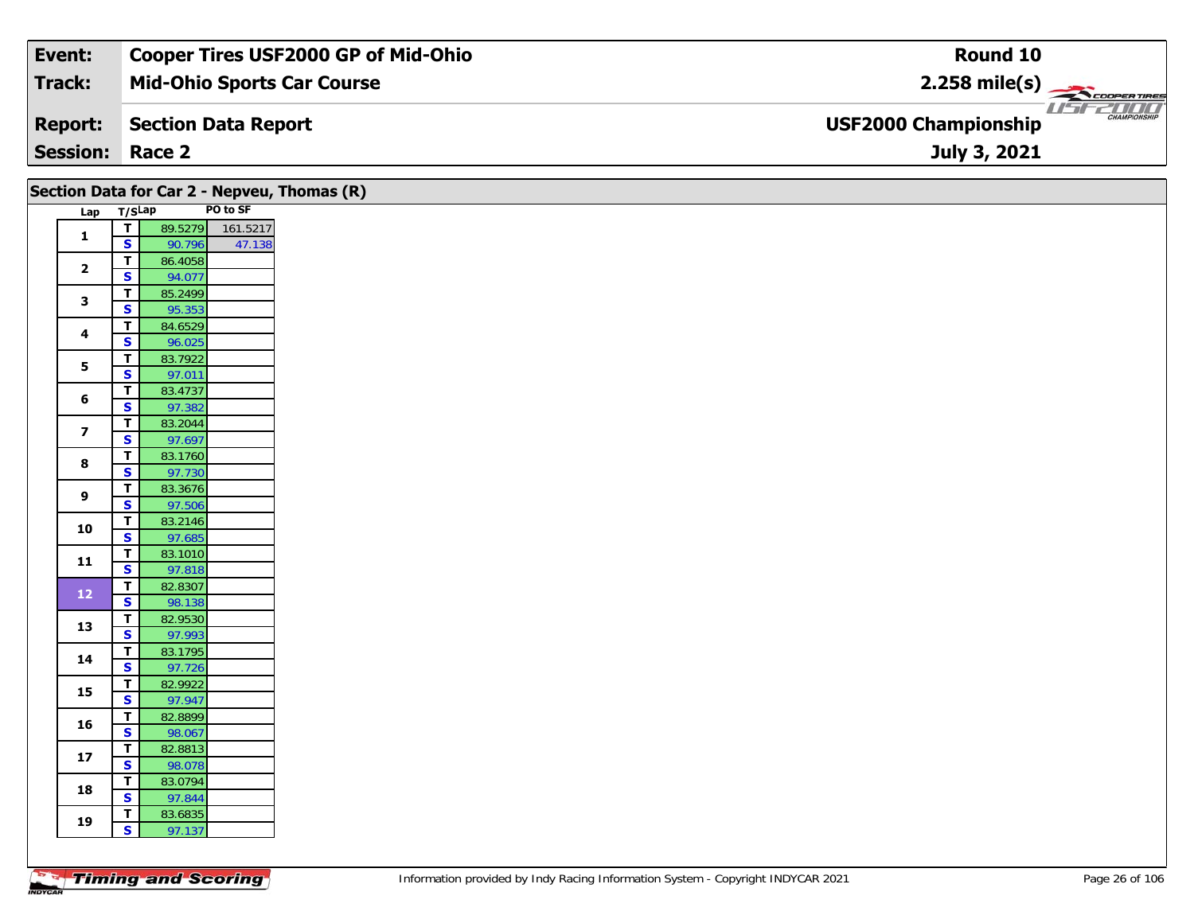| Event: | Cooper Tires USF2000 GP of Mid-Ohio | Round 10 |
|---|---|---|
| Track: | Mid-Ohio Sports Car Course | 2.258 mile(s) |
| Report: | Section Data Report | USF2000 Championship |
| Session: | Race 2 | July 3, 2021 |

## Section Data for Car 2 - Nepveu, Thomas (R)

| Lap | T/S | Lap | PO to SF |
|---|---|---|---|
| 1 | T | 89.5279 | 161.5217 |
| | S | 90.796 | 47.138 |
| 2 | T | 86.4058 | |
| | S | 94.077 | |
| 3 | T | 85.2499 | |
| | S | 95.353 | |
| 4 | T | 84.6529 | |
| | S | 96.025 | |
| 5 | T | 83.7922 | |
| | S | 97.011 | |
| 6 | T | 83.4737 | |
| | S | 97.382 | |
| 7 | T | 83.2044 | |
| | S | 97.697 | |
| 8 | T | 83.1760 | |
| | S | 97.730 | |
| 9 | T | 83.3676 | |
| | S | 97.506 | |
| 10 | T | 83.2146 | |
| | S | 97.685 | |
| 11 | T | 83.1010 | |
| | S | 97.818 | |
| 12 | T | 82.8307 | |
| | S | 98.138 | |
| 13 | T | 82.9530 | |
| | S | 97.993 | |
| 14 | T | 83.1795 | |
| | S | 97.726 | |
| 15 | T | 82.9922 | |
| | S | 97.947 | |
| 16 | T | 82.8899 | |
| | S | 98.067 | |
| 17 | T | 82.8813 | |
| | S | 98.078 | |
| 18 | T | 83.0794 | |
| | S | 97.844 | |
| 19 | T | 83.6835 | |
| | S | 97.137 | |

Information provided by Indy Racing Information System - Copyright INDYCAR 2021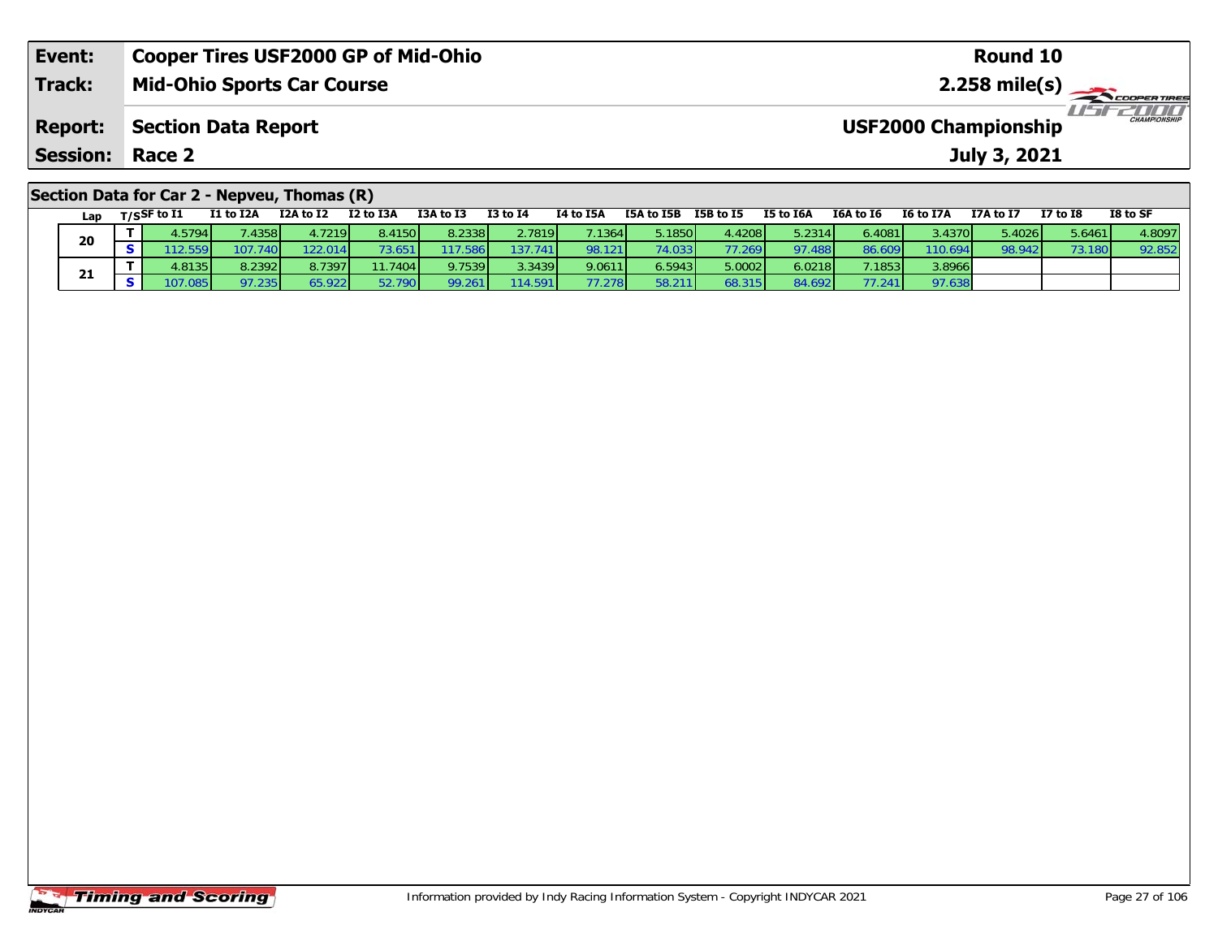| **Event:** | **Cooper Tires USF2000 GP of Mid-Ohio** | **Round 10** |
|---|---|---|
| **Track:** | **Mid-Ohio Sports Car Course** | **2.258 mile(s)** |
| **Report:** | **Section Data Report** | **USF2000 Championship** |
| **Session:** | **Race 2** | **July 3, 2021** |

## Section Data for Car 2 - Nepveu, Thomas (R)

| Lap | T/S | SF to I1 | I1 to I2A | I2A to I2 | I2 to I3A | I3A to I3 | I3 to I4 | I4 to I5A | I5A to I5B | I5B to I5 | I5 to I6A | I6A to I6 | I6 to I7A | I7A to I7 | I7 to I8 | I8 to SF |
|---|---|---|---|---|---|---|---|---|---|---|---|---|---|---|---|---|
| 20 | T | 4.5794 | 7.4358 | 4.7219 | 8.4150 | 8.2338 | 2.7819 | 7.1364 | 5.1850 | 4.4208 | 5.2314 | 6.4081 | 3.4370 | 5.4026 | 5.6461 | 4.8097 |
| | S | 112.559 | 107.740 | 122.014 | 73.651 | 117.586 | 137.741 | 98.121 | 74.033 | 77.269 | 97.488 | 86.609 | 110.694 | 98.942 | 73.180 | 92.852 |
| 21 | T | 4.8135 | 8.2392 | 8.7397 | 11.7404 | 9.7539 | 3.3439 | 9.0611 | 6.5943 | 5.0002 | 6.0218 | 7.1853 | 3.8966 | | | |
| | S | 107.085 | 97.235 | 65.922 | 52.790 | 99.261 | 114.591 | 77.278 | 58.211 | 68.315 | 84.692 | 77.241 | 97.638 | | | |

Information provided by Indy Racing Information System - Copyright INDYCAR 2021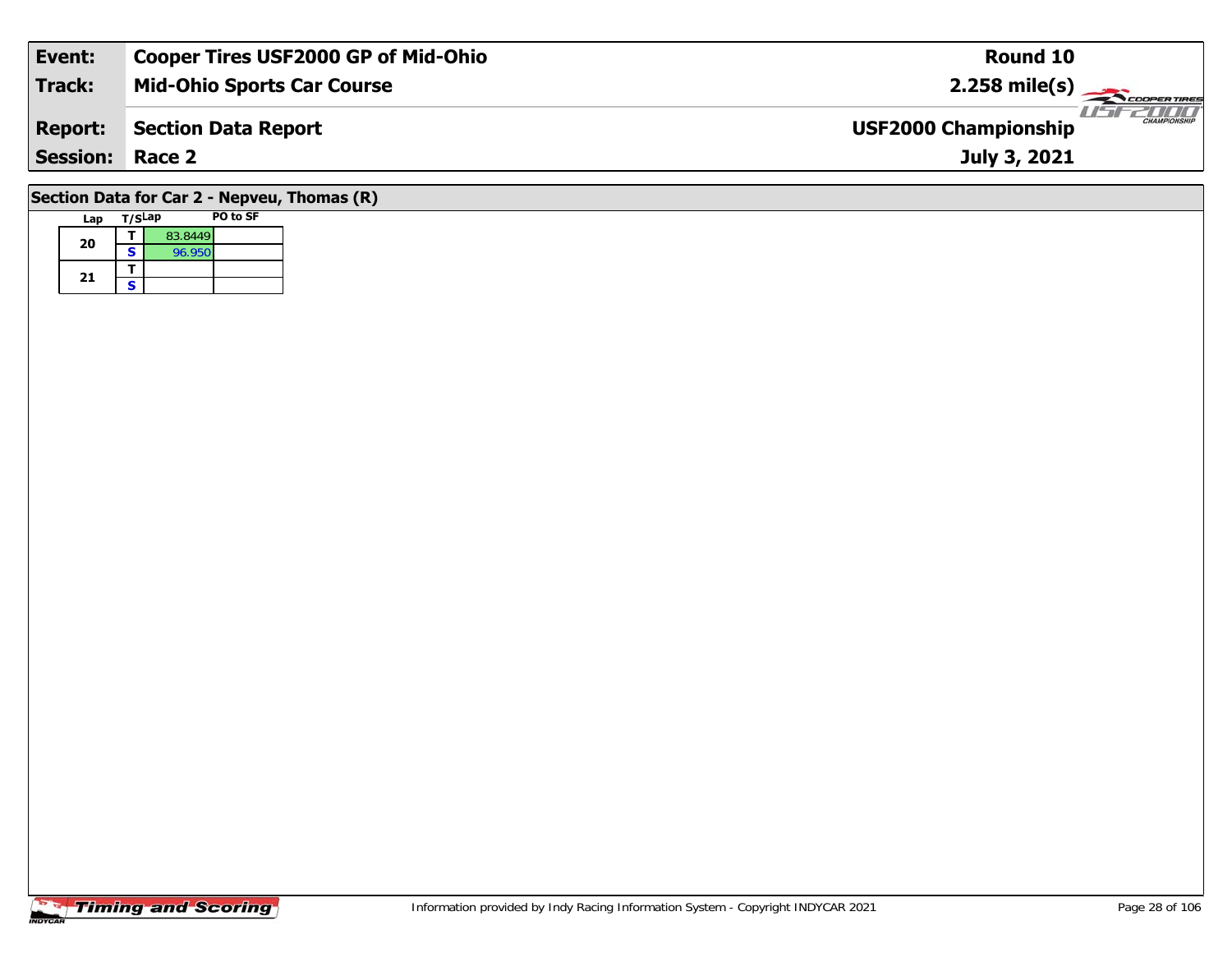| Event: | Cooper Tires USF2000 GP of Mid-Ohio | Round 10 |
| --- | --- | --- |
| Track: | Mid-Ohio Sports Car Course | 2.258 mile(s) |
| Report: | Section Data Report | USF2000 Championship |
| Session: | Race 2 | July 3, 2021 |

## Section Data for Car 2 - Nepveu, Thomas (R)

| Lap | T/S | Lap | PO to SF |
| --- | --- | --- | --- |
| 20 | T | 83.8449 | |
| | S | 96.950 | |
| 21 | T | | |
| | S | | |

Information provided by Indy Racing Information System - Copyright INDYCAR 2021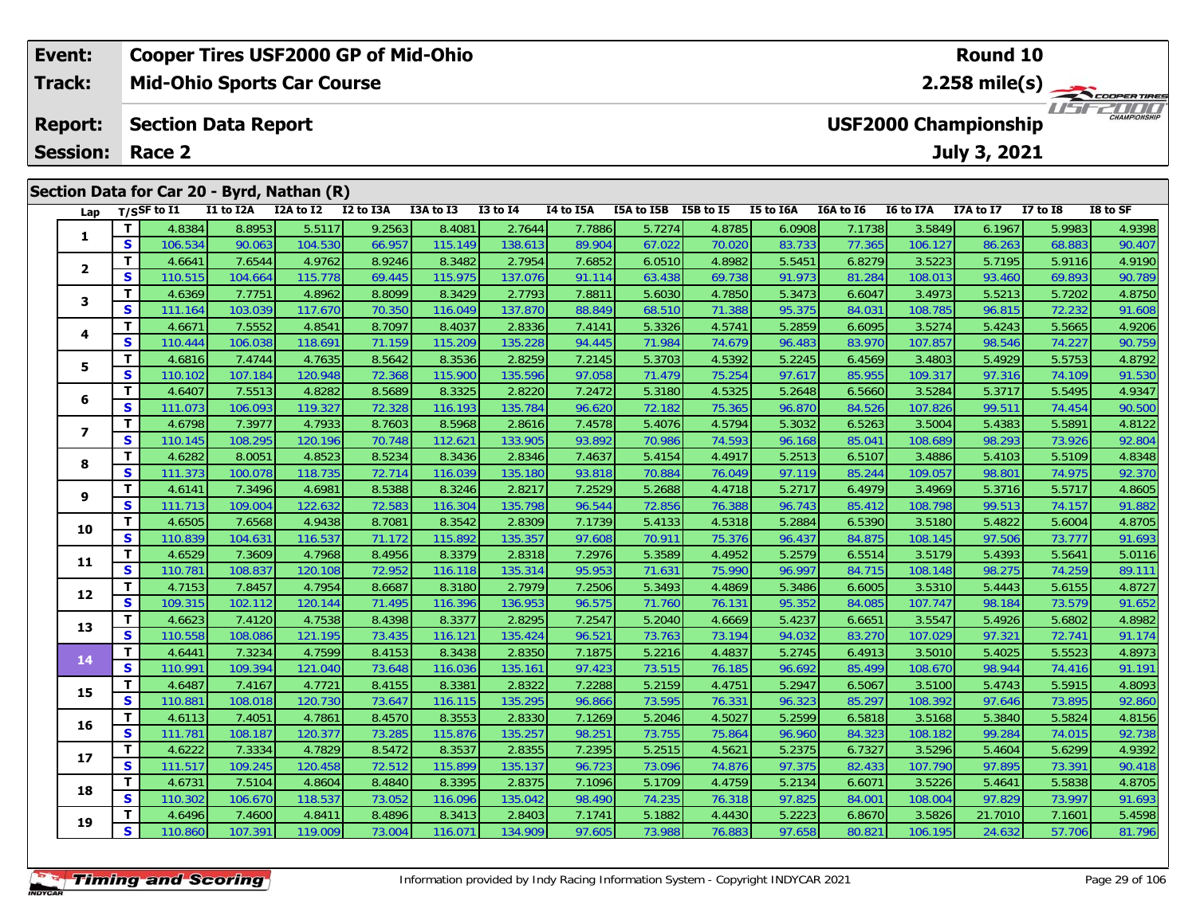| Event: | Cooper Tires USF2000 GP of Mid-Ohio | Round 10 |
|---|---|---|
| Track: | Mid-Ohio Sports Car Course | 2.258 mile(s) |
| Report: | Section Data Report | USF2000 Championship |
| Session: | Race 2 | July 3, 2021 |

## Section Data for Car 20 - Byrd, Nathan (R)

| Lap | T/S | SF to I1 | I1 to I2A | I2A to I2 | I2 to I3A | I3A to I3 | I3 to I4 | I4 to I5A | I5A to I5B | I5B to I5 | I5 to I6A | I6A to I6 | I6 to I7A | I7A to I7 | I7 to I8 | I8 to SF |
|---|---|---|---|---|---|---|---|---|---|---|---|---|---|---|---|---|
| 1 | T | 4.8384 | 8.8953 | 5.5117 | 9.2563 | 8.4081 | 2.7644 | 7.7886 | 5.7274 | 4.8785 | 6.0908 | 7.1738 | 3.5849 | 6.1967 | 5.9983 | 4.9398 |
| | S | 106.534 | 90.063 | 104.530 | 66.957 | 115.149 | 138.613 | 89.904 | 67.022 | 70.020 | 83.733 | 77.365 | 106.127 | 86.263 | 68.883 | 90.407 |
| 2 | T | 4.6641 | 7.6544 | 4.9762 | 8.9246 | 8.3482 | 2.7954 | 7.6852 | 6.0510 | 4.8982 | 5.5451 | 6.8279 | 3.5223 | 5.7195 | 5.9116 | 4.9190 |
| | S | 110.515 | 104.664 | 115.778 | 69.445 | 115.975 | 137.076 | 91.114 | 63.438 | 69.738 | 91.973 | 81.284 | 108.013 | 93.460 | 69.893 | 90.789 |
| 3 | T | 4.6369 | 7.7751 | 4.8962 | 8.8099 | 8.3429 | 2.7793 | 7.8811 | 5.6030 | 4.7850 | 5.3473 | 6.6047 | 3.4973 | 5.5213 | 5.7202 | 4.8750 |
| | S | 111.164 | 103.039 | 117.670 | 70.350 | 116.049 | 137.870 | 88.849 | 68.510 | 71.388 | 95.375 | 84.031 | 108.785 | 96.815 | 72.232 | 91.608 |
| 4 | T | 4.6671 | 7.5552 | 4.8541 | 8.7097 | 8.4037 | 2.8336 | 7.4141 | 5.3326 | 4.5741 | 5.2859 | 6.6095 | 3.5274 | 5.4243 | 5.5665 | 4.9206 |
| | S | 110.444 | 106.038 | 118.691 | 71.159 | 115.209 | 135.228 | 94.445 | 71.984 | 74.679 | 96.483 | 83.970 | 107.857 | 98.546 | 74.227 | 90.759 |
| 5 | T | 4.6816 | 7.4744 | 4.7635 | 8.5642 | 8.3536 | 2.8259 | 7.2145 | 5.3703 | 4.5392 | 5.2245 | 6.4569 | 3.4803 | 5.4929 | 5.5753 | 4.8792 |
| | S | 110.102 | 107.184 | 120.948 | 72.368 | 115.900 | 135.596 | 97.058 | 71.479 | 75.254 | 97.617 | 85.955 | 109.317 | 97.316 | 74.109 | 91.530 |
| 6 | T | 4.6407 | 7.5513 | 4.8282 | 8.5689 | 8.3325 | 2.8220 | 7.2472 | 5.3180 | 4.5325 | 5.2648 | 6.5660 | 3.5284 | 5.3717 | 5.5495 | 4.9347 |
| | S | 111.073 | 106.093 | 119.327 | 72.328 | 116.193 | 135.784 | 96.620 | 72.182 | 75.365 | 96.870 | 84.526 | 107.826 | 99.511 | 74.454 | 90.500 |
| 7 | T | 4.6798 | 7.3977 | 4.7933 | 8.7603 | 8.5968 | 2.8616 | 7.4578 | 5.4076 | 4.5794 | 5.3032 | 6.5263 | 3.5004 | 5.4383 | 5.5891 | 4.8122 |
| | S | 110.145 | 108.295 | 120.196 | 70.748 | 112.621 | 133.905 | 93.892 | 70.986 | 74.593 | 96.168 | 85.041 | 108.689 | 98.293 | 73.926 | 92.804 |
| 8 | T | 4.6282 | 8.0051 | 4.8523 | 8.5234 | 8.3436 | 2.8346 | 7.4637 | 5.4154 | 4.4917 | 5.2513 | 6.5107 | 3.4886 | 5.4103 | 5.5109 | 4.8348 |
| | S | 111.373 | 100.078 | 118.735 | 72.714 | 116.039 | 135.180 | 93.818 | 70.884 | 76.049 | 97.119 | 85.244 | 109.057 | 98.801 | 74.975 | 92.370 |
| 9 | T | 4.6141 | 7.3496 | 4.6981 | 8.5388 | 8.3246 | 2.8217 | 7.2529 | 5.2688 | 4.4718 | 5.2717 | 6.4979 | 3.4969 | 5.3716 | 5.5717 | 4.8605 |
| | S | 111.713 | 109.004 | 122.632 | 72.583 | 116.304 | 135.798 | 96.544 | 72.856 | 76.388 | 96.743 | 85.412 | 108.798 | 99.513 | 74.157 | 91.882 |
| 10 | T | 4.6505 | 7.6568 | 4.9438 | 8.7081 | 8.3542 | 2.8309 | 7.1739 | 5.4133 | 4.5318 | 5.2884 | 6.5390 | 3.5180 | 5.4822 | 5.6004 | 4.8705 |
| | S | 110.839 | 104.631 | 116.537 | 71.172 | 115.892 | 135.357 | 97.608 | 70.911 | 75.376 | 96.437 | 84.875 | 108.145 | 97.506 | 73.777 | 91.693 |
| 11 | T | 4.6529 | 7.3609 | 4.7968 | 8.4956 | 8.3379 | 2.8318 | 7.2976 | 5.3589 | 4.4952 | 5.2579 | 6.5514 | 3.5179 | 5.4393 | 5.5641 | 5.0116 |
| | S | 110.781 | 108.837 | 120.108 | 72.952 | 116.118 | 135.314 | 95.953 | 71.631 | 75.990 | 96.997 | 84.715 | 108.148 | 98.275 | 74.259 | 89.111 |
| 12 | T | 4.7153 | 7.8457 | 4.7954 | 8.6687 | 8.3180 | 2.7979 | 7.2506 | 5.3493 | 4.4869 | 5.3486 | 6.6005 | 3.5310 | 5.4443 | 5.6155 | 4.8727 |
| | S | 109.315 | 102.112 | 120.144 | 71.495 | 116.396 | 136.953 | 96.575 | 71.760 | 76.131 | 95.352 | 84.085 | 107.747 | 98.184 | 73.579 | 91.652 |
| 13 | T | 4.6623 | 7.4120 | 4.7538 | 8.4398 | 8.3377 | 2.8295 | 7.2547 | 5.2040 | 4.6669 | 5.4237 | 6.6651 | 3.5547 | 5.4926 | 5.6802 | 4.8982 |
| | S | 110.558 | 108.086 | 121.195 | 73.435 | 116.121 | 135.424 | 96.521 | 73.763 | 73.194 | 94.032 | 83.270 | 107.029 | 97.321 | 72.741 | 91.174 |
| 14 | T | 4.6441 | 7.3234 | 4.7599 | 8.4153 | 8.3438 | 2.8350 | 7.1875 | 5.2216 | 4.4837 | 5.2745 | 6.4913 | 3.5010 | 5.4025 | 5.5523 | 4.8973 |
| | S | 110.991 | 109.394 | 121.040 | 73.648 | 116.036 | 135.161 | 97.423 | 73.515 | 76.185 | 96.692 | 85.499 | 108.670 | 98.944 | 74.416 | 91.191 |
| 15 | T | 4.6487 | 7.4167 | 4.7721 | 8.4155 | 8.3381 | 2.8322 | 7.2288 | 5.2159 | 4.4751 | 5.2947 | 6.5067 | 3.5100 | 5.4743 | 5.5915 | 4.8093 |
| | S | 110.881 | 108.018 | 120.730 | 73.647 | 116.115 | 135.295 | 96.866 | 73.595 | 76.331 | 96.323 | 85.297 | 108.392 | 97.646 | 73.895 | 92.860 |
| 16 | T | 4.6113 | 7.4051 | 4.7861 | 8.4570 | 8.3553 | 2.8330 | 7.1269 | 5.2046 | 4.5027 | 5.2599 | 6.5818 | 3.5168 | 5.3840 | 5.5824 | 4.8156 |
| | S | 111.781 | 108.187 | 120.377 | 73.285 | 115.876 | 135.257 | 98.251 | 73.755 | 75.864 | 96.960 | 84.323 | 108.182 | 99.284 | 74.015 | 92.738 |
| 17 | T | 4.6222 | 7.3334 | 4.7829 | 8.5472 | 8.3537 | 2.8355 | 7.2395 | 5.2515 | 4.5621 | 5.2375 | 6.7327 | 3.5296 | 5.4604 | 5.6299 | 4.9392 |
| | S | 111.517 | 109.245 | 120.458 | 72.512 | 115.899 | 135.137 | 96.723 | 73.096 | 74.876 | 97.375 | 82.433 | 107.790 | 97.895 | 73.391 | 90.418 |
| 18 | T | 4.6731 | 7.5104 | 4.8604 | 8.4840 | 8.3395 | 2.8375 | 7.1096 | 5.1709 | 4.4759 | 5.2134 | 6.6071 | 3.5226 | 5.4641 | 5.5838 | 4.8705 |
| | S | 110.302 | 106.670 | 118.537 | 73.052 | 116.096 | 135.042 | 98.490 | 74.235 | 76.318 | 97.825 | 84.001 | 108.004 | 97.829 | 73.997 | 91.693 |
| 19 | T | 4.6496 | 7.4600 | 4.8411 | 8.4896 | 8.3413 | 2.8403 | 7.1741 | 5.1882 | 4.4430 | 5.2223 | 6.8670 | 3.5826 | 21.7010 | 7.1601 | 5.4598 |
| | S | 110.860 | 107.391 | 119.009 | 73.004 | 116.071 | 134.909 | 97.605 | 73.988 | 76.883 | 97.658 | 80.821 | 106.195 | 24.632 | 57.706 | 81.796 |

Information provided by Indy Racing Information System - Copyright INDYCAR 2021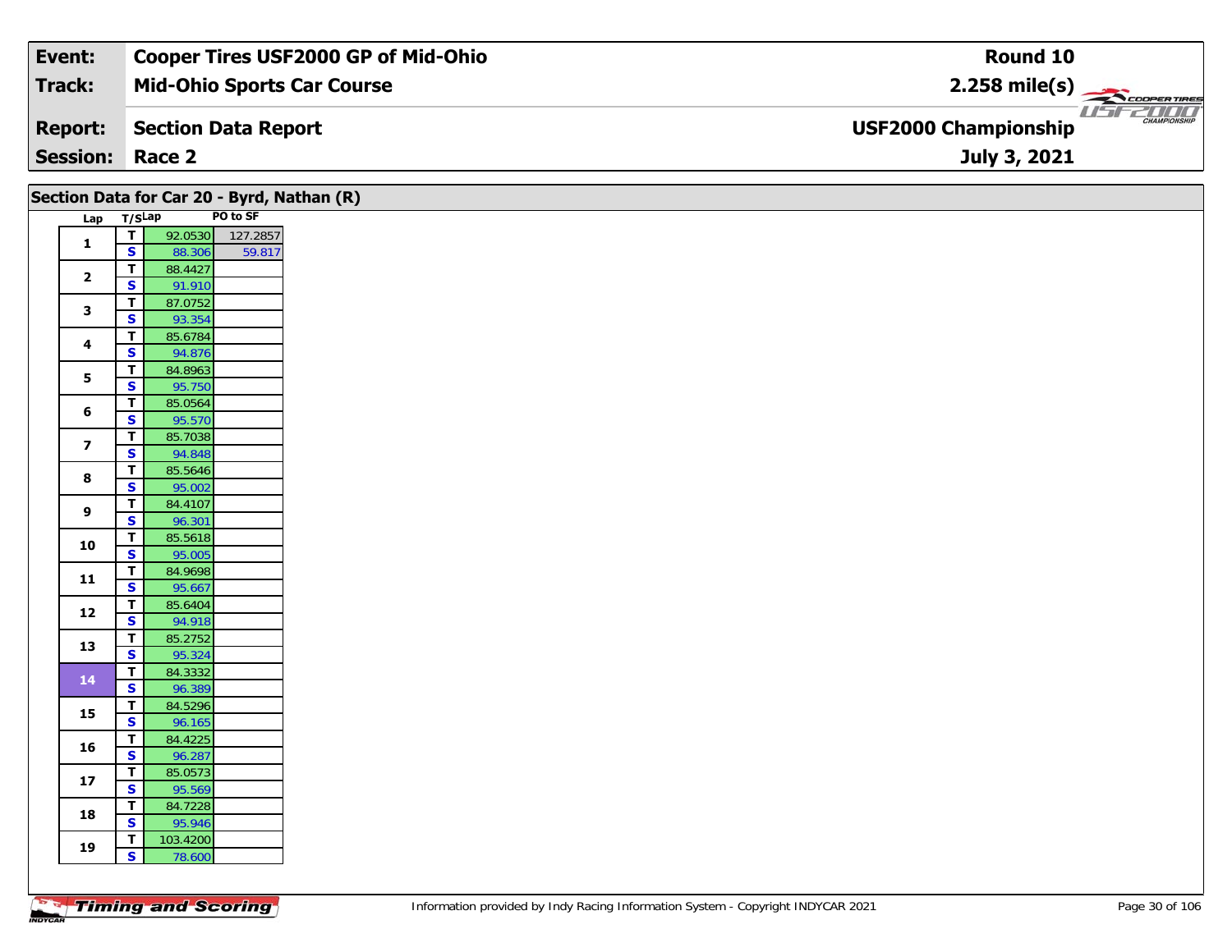| Event: | Cooper Tires USF2000 GP of Mid-Ohio | Round 10 |
|---|---|---|
| Track: | Mid-Ohio Sports Car Course | 2.258 mile(s) |
| Report: | Section Data Report | USF2000 Championship |
| Session: | Race 2 | July 3, 2021 |

## Section Data for Car 20 - Byrd, Nathan (R)

| Lap | T/S | Lap | PO to SF |
|---|---|---|---|
| 1 | T | 92.0530 | 127.2857 |
| | S | 88.306 | 59.817 |
| 2 | T | 88.4427 | |
| | S | 91.910 | |
| 3 | T | 87.0752 | |
| | S | 93.354 | |
| 4 | T | 85.6784 | |
| | S | 94.876 | |
| 5 | T | 84.8963 | |
| | S | 95.750 | |
| 6 | T | 85.0564 | |
| | S | 95.570 | |
| 7 | T | 85.7038 | |
| | S | 94.848 | |
| 8 | T | 85.5646 | |
| | S | 95.002 | |
| 9 | T | 84.4107 | |
| | S | 96.301 | |
| 10 | T | 85.5618 | |
| | S | 95.005 | |
| 11 | T | 84.9698 | |
| | S | 95.667 | |
| 12 | T | 85.6404 | |
| | S | 94.918 | |
| 13 | T | 85.2752 | |
| | S | 95.324 | |
| 14 | T | 84.3332 | |
| | S | 96.389 | |
| 15 | T | 84.5296 | |
| | S | 96.165 | |
| 16 | T | 84.4225 | |
| | S | 96.287 | |
| 17 | T | 85.0573 | |
| | S | 95.569 | |
| 18 | T | 84.7228 | |
| | S | 95.946 | |
| 19 | T | 103.4200 | |
| | S | 78.600 | |

Information provided by Indy Racing Information System - Copyright INDYCAR 2021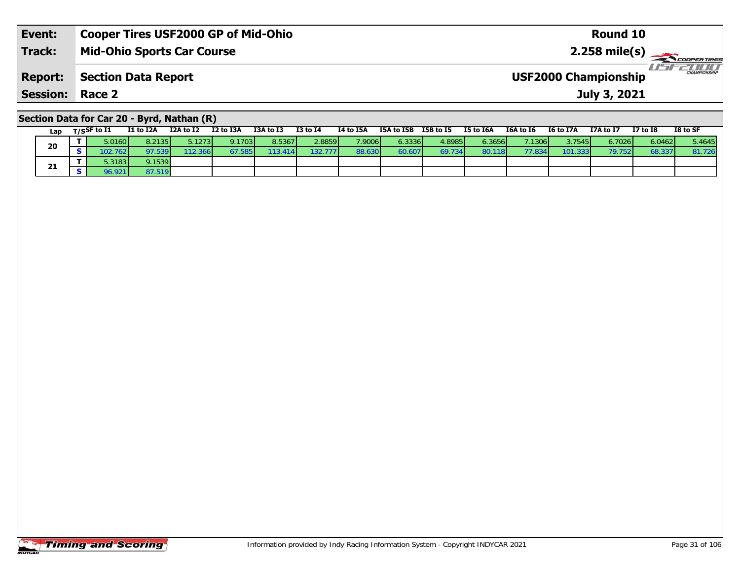| Event: | Cooper Tires USF2000 GP of Mid-Ohio | Round 10 |
|---|---|---|
| Track: | Mid-Ohio Sports Car Course | 2.258 mile(s) |
| Report: | Section Data Report | USF2000 Championship |
| Session: | Race 2 | July 3, 2021 |

## Section Data for Car 20 - Byrd, Nathan (R)

| Lap | T/S | SF to I1 | I1 to I2A | I2A to I2 | I2 to I3A | I3A to I3 | I3 to I4 | I4 to I5A | I5A to I5B | I5B to I5 | I5 to I6A | I6A to I6 | I6 to I7A | I7A to I7 | I7 to I8 | I8 to SF |
|---|---|---|---|---|---|---|---|---|---|---|---|---|---|---|---|---|
| 20 | T | 5.0160 | 8.2135 | 5.1273 | 9.1703 | 8.5367 | 2.8859 | 7.9006 | 6.3336 | 4.8985 | 6.3656 | 7.1306 | 3.7545 | 6.7026 | 6.0462 | 5.4645 |
| | S | 102.762 | 97.539 | 112.366 | 67.585 | 113.414 | 132.777 | 88.630 | 60.607 | 69.734 | 80.118 | 77.834 | 101.333 | 79.752 | 68.337 | 81.726 |
| 21 | T | 5.3183 | 9.1539 | | | | | | | | | | | | | |
| | S | 96.921 | 87.519 | | | | | | | | | | | | | |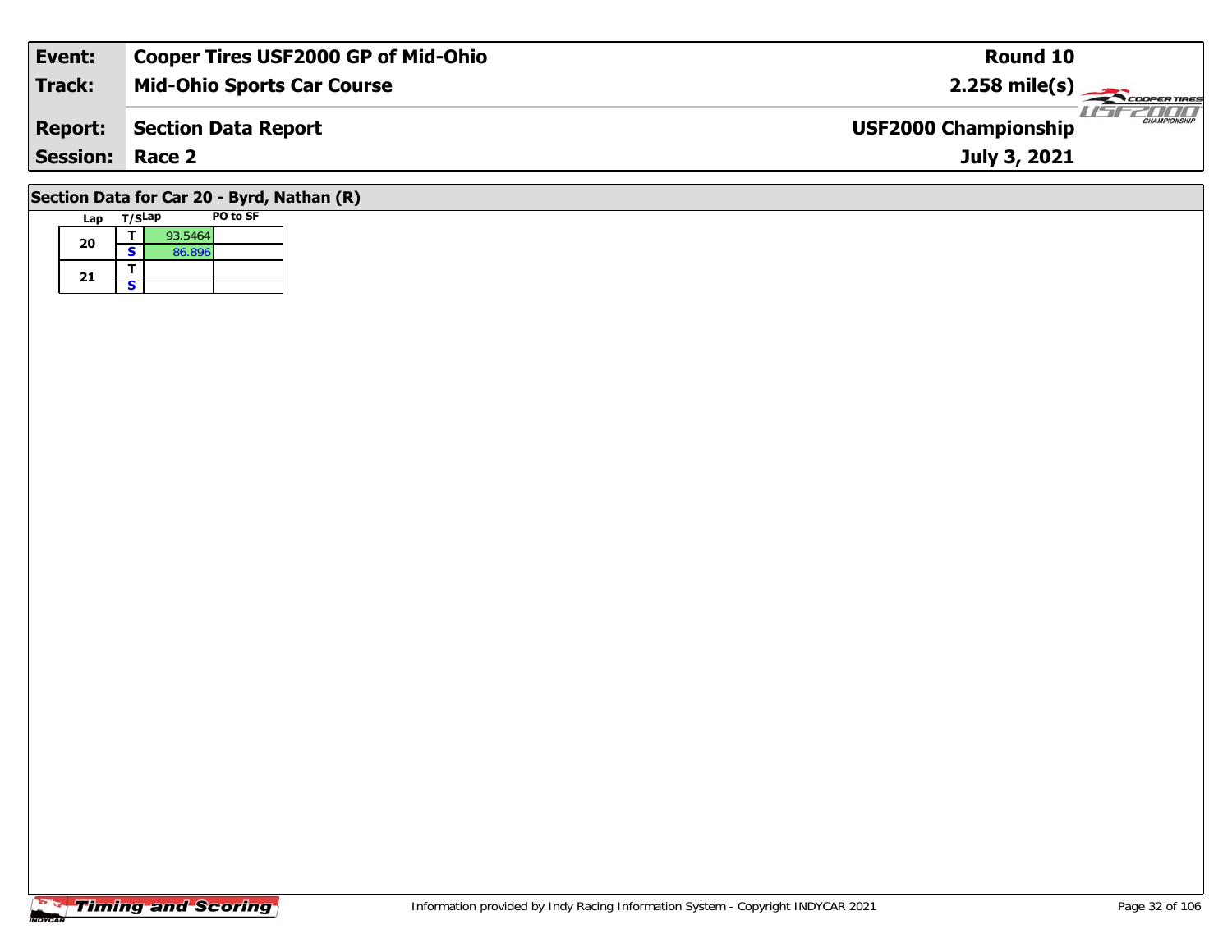| Event: | Cooper Tires USF2000 GP of Mid-Ohio | Round 10 |
|---|---|---|
| Track: | Mid-Ohio Sports Car Course | 2.258 mile(s) |
| Report: | Section Data Report | USF2000 Championship |
| Session: | Race 2 | July 3, 2021 |

## Section Data for Car 20 - Byrd, Nathan (R)

| Lap | T/S | Lap | PO to SF |
|---|---|---|---|
| 20 | T | 93.5464 | |
| | S | 86.896 | |
| 21 | T | | |
| | S | | |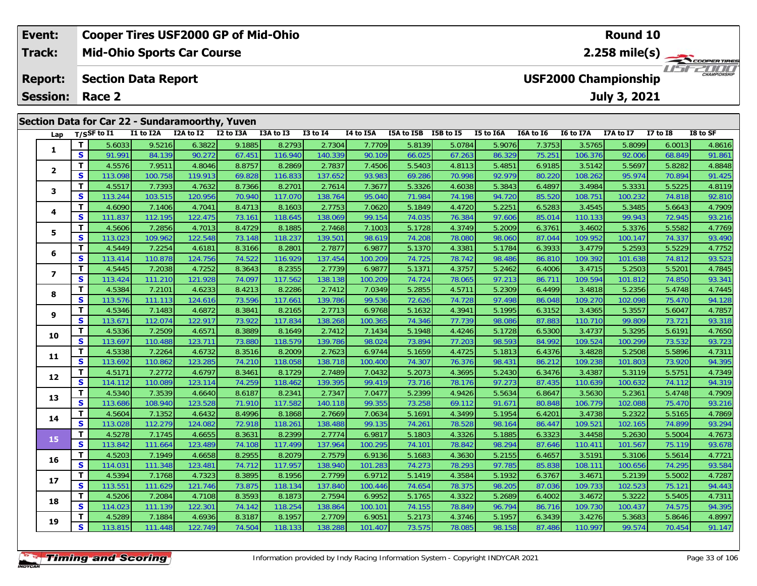| Event: | Cooper Tires USF2000 GP of Mid-Ohio | Round 10 |
|---|---|---|
| Track: | Mid-Ohio Sports Car Course | 2.258 mile(s) |
| Report: | Section Data Report | USF2000 Championship |
| Session: | Race 2 | July 3, 2021 |

## Section Data for Car 22 - Sundaramoorthy, Yuven

| Lap | T/S | SF to I1 | I1 to I2A | I2A to I2 | I2 to I3A | I3A to I3 | I3 to I4 | I4 to I5A | I5A to I5B | I5B to I5 | I5 to I6A | I6A to I6 | I6 to I7A | I7A to I7 | I7 to I8 | I8 to SF |
|---|---|---|---|---|---|---|---|---|---|---|---|---|---|---|---|---|
| 1 | T | 5.6033 | 9.5216 | 6.3822 | 9.1885 | 8.2793 | 2.7304 | 7.7709 | 5.8139 | 5.0784 | 5.9076 | 7.3753 | 3.5765 | 5.8099 | 6.0013 | 4.8616 |
| | S | 91.991 | 84.139 | 90.272 | 67.451 | 116.940 | 140.339 | 90.109 | 66.025 | 67.263 | 86.329 | 75.251 | 106.376 | 92.006 | 68.849 | 91.861 |
| 2 | T | 4.5576 | 7.9511 | 4.8046 | 8.8757 | 8.2869 | 2.7837 | 7.4506 | 5.5403 | 4.8113 | 5.4851 | 6.9185 | 3.5142 | 5.5697 | 5.8282 | 4.8848 |
| | S | 113.098 | 100.758 | 119.913 | 69.828 | 116.833 | 137.652 | 93.983 | 69.286 | 70.998 | 92.979 | 80.220 | 108.262 | 95.974 | 70.894 | 91.425 |
| 3 | T | 4.5517 | 7.7393 | 4.7632 | 8.7366 | 8.2701 | 2.7614 | 7.3677 | 5.3326 | 4.6038 | 5.3843 | 6.4897 | 3.4984 | 5.3331 | 5.5225 | 4.8119 |
| | S | 113.244 | 103.515 | 120.956 | 70.940 | 117.070 | 138.764 | 95.040 | 71.984 | 74.198 | 94.720 | 85.520 | 108.751 | 100.232 | 74.818 | 92.810 |
| 4 | T | 4.6090 | 7.1406 | 4.7041 | 8.4713 | 8.1603 | 2.7753 | 7.0620 | 5.1849 | 4.4720 | 5.2251 | 6.5283 | 3.4545 | 5.3485 | 5.6643 | 4.7909 |
| | S | 111.837 | 112.195 | 122.475 | 73.161 | 118.645 | 138.069 | 99.154 | 74.035 | 76.384 | 97.606 | 85.014 | 110.133 | 99.943 | 72.945 | 93.216 |
| 5 | T | 4.5606 | 7.2856 | 4.7013 | 8.4729 | 8.1885 | 2.7468 | 7.1003 | 5.1728 | 4.3749 | 5.2009 | 6.3761 | 3.4602 | 5.3376 | 5.5582 | 4.7769 |
| | S | 113.023 | 109.962 | 122.548 | 73.148 | 118.237 | 139.501 | 98.619 | 74.208 | 78.080 | 98.060 | 87.044 | 109.952 | 100.147 | 74.337 | 93.490 |
| 6 | T | 4.5449 | 7.2254 | 4.6181 | 8.3166 | 8.2801 | 2.7877 | 6.9877 | 5.1370 | 4.3381 | 5.1784 | 6.3933 | 3.4779 | 5.2593 | 5.5229 | 4.7752 |
| | S | 113.414 | 110.878 | 124.756 | 74.522 | 116.929 | 137.454 | 100.209 | 74.725 | 78.742 | 98.486 | 86.810 | 109.392 | 101.638 | 74.812 | 93.523 |
| 7 | T | 4.5445 | 7.2038 | 4.7252 | 8.3643 | 8.2355 | 2.7739 | 6.9877 | 5.1371 | 4.3757 | 5.2462 | 6.4006 | 3.4715 | 5.2503 | 5.5201 | 4.7845 |
| | S | 113.424 | 111.210 | 121.928 | 74.097 | 117.562 | 138.138 | 100.209 | 74.724 | 78.065 | 97.213 | 86.711 | 109.594 | 101.812 | 74.850 | 93.341 |
| 8 | T | 4.5384 | 7.2101 | 4.6233 | 8.4213 | 8.2286 | 2.7412 | 7.0349 | 5.2855 | 4.5711 | 5.2309 | 6.4499 | 3.4818 | 5.2356 | 5.4748 | 4.7445 |
| | S | 113.576 | 111.113 | 124.616 | 73.596 | 117.661 | 139.786 | 99.536 | 72.626 | 74.728 | 97.498 | 86.048 | 109.270 | 102.098 | 75.470 | 94.128 |
| 9 | T | 4.5346 | 7.1483 | 4.6872 | 8.3841 | 8.2165 | 2.7713 | 6.9768 | 5.1632 | 4.3941 | 5.1995 | 6.3152 | 3.4365 | 5.3557 | 5.6047 | 4.7857 |
| | S | 113.671 | 112.074 | 122.917 | 73.922 | 117.834 | 138.268 | 100.365 | 74.346 | 77.739 | 98.086 | 87.883 | 110.710 | 99.809 | 73.721 | 93.318 |
| 10 | T | 4.5336 | 7.2509 | 4.6571 | 8.3889 | 8.1649 | 2.7412 | 7.1434 | 5.1948 | 4.4246 | 5.1728 | 6.5300 | 3.4737 | 5.3295 | 5.6191 | 4.7650 |
| | S | 113.697 | 110.488 | 123.711 | 73.880 | 118.579 | 139.786 | 98.024 | 73.894 | 77.203 | 98.593 | 84.992 | 109.524 | 100.299 | 73.532 | 93.723 |
| 11 | T | 4.5338 | 7.2264 | 4.6732 | 8.3516 | 8.2009 | 2.7623 | 6.9744 | 5.1659 | 4.4725 | 5.1813 | 6.4376 | 3.4828 | 5.2508 | 5.5896 | 4.7311 |
| | S | 113.692 | 110.862 | 123.285 | 74.210 | 118.058 | 138.718 | 100.400 | 74.307 | 76.376 | 98.431 | 86.212 | 109.238 | 101.803 | 73.920 | 94.395 |
| 12 | T | 4.5171 | 7.2772 | 4.6797 | 8.3461 | 8.1729 | 2.7489 | 7.0432 | 5.2073 | 4.3695 | 5.2430 | 6.3476 | 3.4387 | 5.3119 | 5.5751 | 4.7349 |
| | S | 114.112 | 110.089 | 123.114 | 74.259 | 118.462 | 139.395 | 99.419 | 73.716 | 78.176 | 97.273 | 87.435 | 110.639 | 100.632 | 74.112 | 94.319 |
| 13 | T | 4.5340 | 7.3539 | 4.6640 | 8.6187 | 8.2341 | 2.7347 | 7.0477 | 5.2399 | 4.9426 | 5.5634 | 6.8647 | 3.5630 | 5.2361 | 5.4748 | 4.7909 |
| | S | 113.686 | 108.940 | 123.528 | 71.910 | 117.582 | 140.118 | 99.355 | 73.258 | 69.112 | 91.671 | 80.848 | 106.779 | 102.088 | 75.470 | 93.216 |
| 14 | T | 4.5604 | 7.1352 | 4.6432 | 8.4996 | 8.1868 | 2.7669 | 7.0634 | 5.1691 | 4.3499 | 5.1954 | 6.4201 | 3.4738 | 5.2322 | 5.5165 | 4.7869 |
| | S | 113.028 | 112.279 | 124.082 | 72.918 | 118.261 | 138.488 | 99.135 | 74.261 | 78.528 | 98.164 | 86.447 | 109.521 | 102.165 | 74.899 | 93.294 |
| 15 | T | 4.5278 | 7.1745 | 4.6655 | 8.3631 | 8.2399 | 2.7774 | 6.9817 | 5.1803 | 4.3326 | 5.1885 | 6.3323 | 3.4458 | 5.2630 | 5.5004 | 4.7673 |
| | S | 113.842 | 111.664 | 123.489 | 74.108 | 117.499 | 137.964 | 100.295 | 74.101 | 78.842 | 98.294 | 87.646 | 110.411 | 101.567 | 75.119 | 93.678 |
| 16 | T | 4.5203 | 7.1949 | 4.6658 | 8.2955 | 8.2079 | 2.7579 | 6.9136 | 5.1683 | 4.3630 | 5.2155 | 6.4657 | 3.5191 | 5.3106 | 5.5614 | 4.7721 |
| | S | 114.031 | 111.348 | 123.481 | 74.712 | 117.957 | 138.940 | 101.283 | 74.273 | 78.293 | 97.785 | 85.838 | 108.111 | 100.656 | 74.295 | 93.584 |
| 17 | T | 4.5394 | 7.1768 | 4.7323 | 8.3895 | 8.1956 | 2.7799 | 6.9712 | 5.1419 | 4.3584 | 5.1932 | 6.3767 | 3.4671 | 5.2139 | 5.5002 | 4.7287 |
| | S | 113.551 | 111.629 | 121.746 | 73.875 | 118.134 | 137.840 | 100.446 | 74.654 | 78.375 | 98.205 | 87.036 | 109.733 | 102.523 | 75.121 | 94.443 |
| 18 | T | 4.5206 | 7.2084 | 4.7108 | 8.3593 | 8.1873 | 2.7594 | 6.9952 | 5.1765 | 4.3322 | 5.2689 | 6.4002 | 3.4672 | 5.3222 | 5.5405 | 4.7311 |
| | S | 114.023 | 111.139 | 122.301 | 74.142 | 118.254 | 138.864 | 100.101 | 74.155 | 78.849 | 96.794 | 86.716 | 109.730 | 100.437 | 74.575 | 94.395 |
| 19 | T | 4.5289 | 7.1884 | 4.6936 | 8.3187 | 8.1957 | 2.7709 | 6.9051 | 5.2173 | 4.3746 | 5.1957 | 6.3439 | 3.4276 | 5.3683 | 5.8646 | 4.8997 |
| | S | 113.815 | 111.448 | 122.749 | 74.504 | 118.133 | 138.288 | 101.407 | 73.575 | 78.085 | 98.158 | 87.486 | 110.997 | 99.574 | 70.454 | 91.147 |

Information provided by Indy Racing Information System - Copyright INDYCAR 2021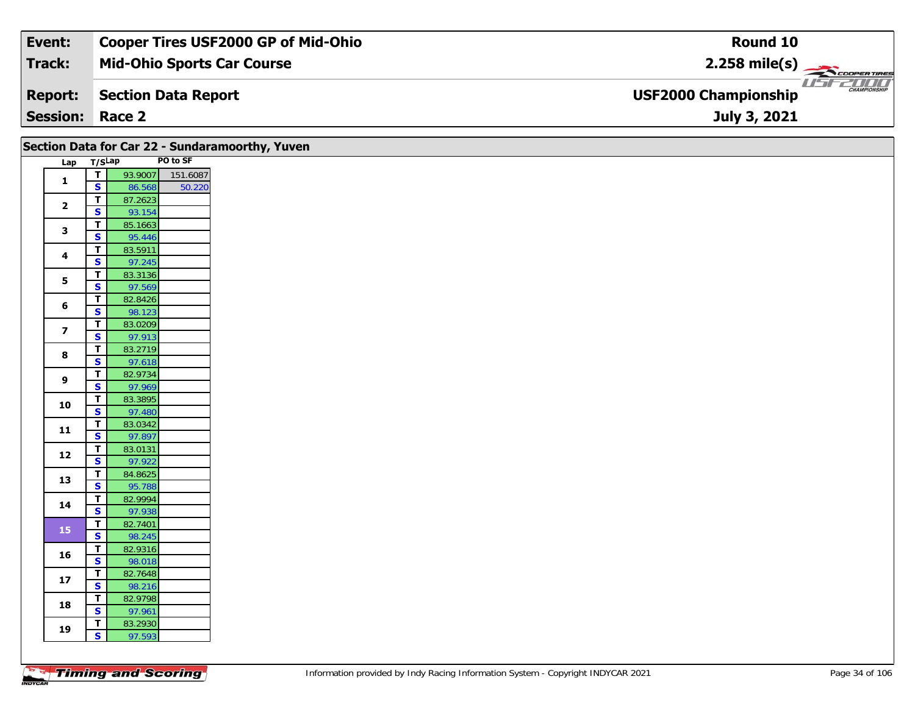| Event: | Cooper Tires USF2000 GP of Mid-Ohio | Round 10 |
|---|---|---|
| Track: | Mid-Ohio Sports Car Course | 2.258 mile(s) |
| Report: | Section Data Report | USF2000 Championship |
| Session: | Race 2 | July 3, 2021 |

## Section Data for Car 22 - Sundaramoorthy, Yuven

| Lap | T/S | Lap | PO to SF |
|---|---|---|---|
| 1 | T | 93.9007 | 151.6087 |
| | S | 86.568 | 50.220 |
| 2 | T | 87.2623 | |
| | S | 93.154 | |
| 3 | T | 85.1663 | |
| | S | 95.446 | |
| 4 | T | 83.5911 | |
| | S | 97.245 | |
| 5 | T | 83.3136 | |
| | S | 97.569 | |
| 6 | T | 82.8426 | |
| | S | 98.123 | |
| 7 | T | 83.0209 | |
| | S | 97.913 | |
| 8 | T | 83.2719 | |
| | S | 97.618 | |
| 9 | T | 82.9734 | |
| | S | 97.969 | |
| 10 | T | 83.3895 | |
| | S | 97.480 | |
| 11 | T | 83.0342 | |
| | S | 97.897 | |
| 12 | T | 83.0131 | |
| | S | 97.922 | |
| 13 | T | 84.8625 | |
| | S | 95.788 | |
| 14 | T | 82.9994 | |
| | S | 97.938 | |
| 15 | T | 82.7401 | |
| | S | 98.245 | |
| 16 | T | 82.9316 | |
| | S | 98.018 | |
| 17 | T | 82.7648 | |
| | S | 98.216 | |
| 18 | T | 82.9798 | |
| | S | 97.961 | |
| 19 | T | 83.2930 | |
| | S | 97.593 | |

Information provided by Indy Racing Information System - Copyright INDYCAR 2021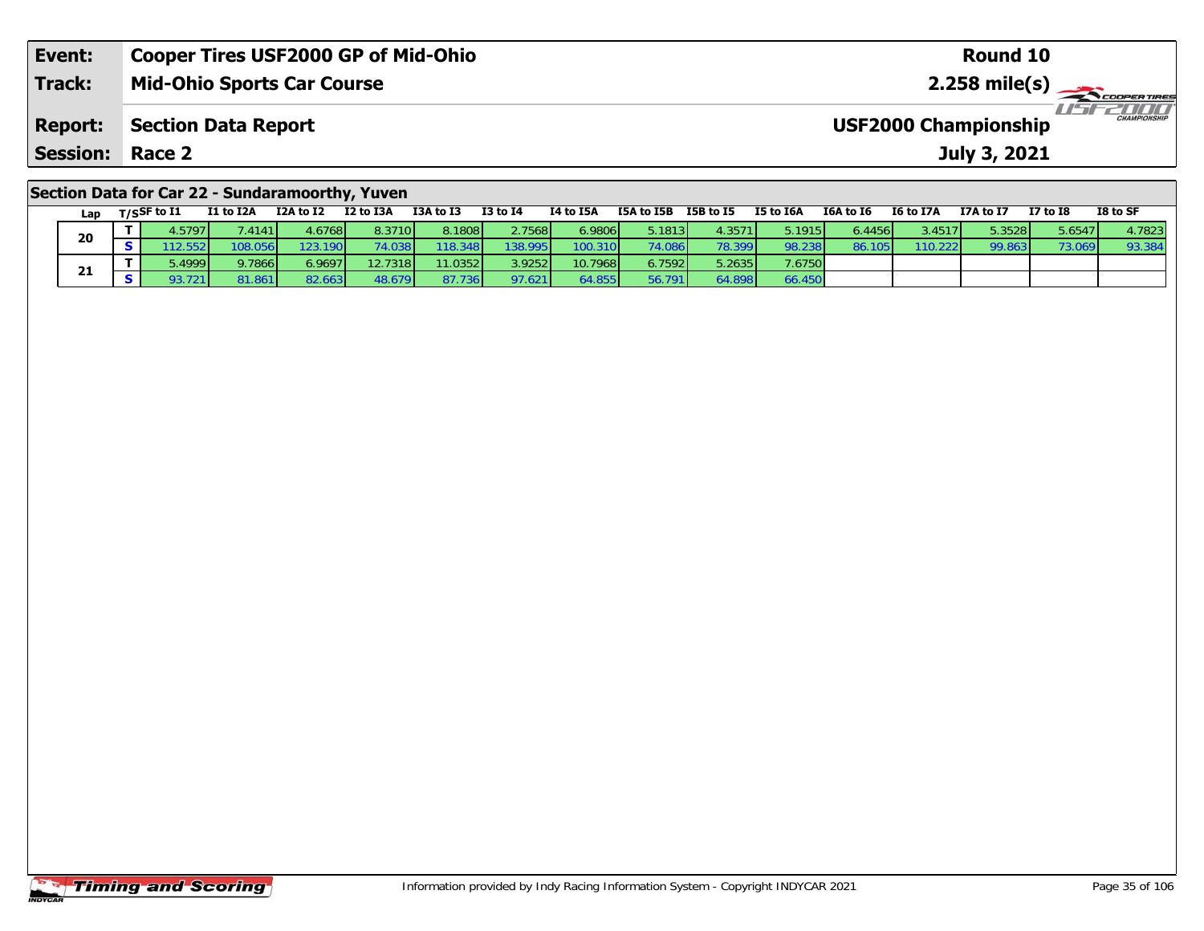| Event: | Cooper Tires USF2000 GP of Mid-Ohio | Round 10 |
|---|---|---|
| Track: | Mid-Ohio Sports Car Course | 2.258 mile(s) |
| Report: | Section Data Report | USF2000 Championship |
| Session: | Race 2 | July 3, 2021 |

## Section Data for Car 22 - Sundaramoorthy, Yuven

| Lap | T/S | SF to I1 | I1 to I2A | I2A to I2 | I2 to I3A | I3A to I3 | I3 to I4 | I4 to I5A | I5A to I5B | I5B to I5 | I5 to I6A | I6A to I6 | I6 to I7A | I7A to I7 | I7 to I8 | I8 to SF |
|---|---|---|---|---|---|---|---|---|---|---|---|---|---|---|---|---|
| 20 | T | 4.5797 | 7.4141 | 4.6768 | 8.3710 | 8.1808 | 2.7568 | 6.9806 | 5.1813 | 4.3571 | 5.1915 | 6.4456 | 3.4517 | 5.3528 | 5.6547 | 4.7823 |
| | S | 112.552 | 108.056 | 123.190 | 74.038 | 118.348 | 138.995 | 100.310 | 74.086 | 78.399 | 98.238 | 86.105 | 110.222 | 99.863 | 73.069 | 93.384 |
| 21 | T | 5.4999 | 9.7866 | 6.9697 | 12.7318 | 11.0352 | 3.9252 | 10.7968 | 6.7592 | 5.2635 | 7.6750 | | | | | |
| | S | 93.721 | 81.861 | 82.663 | 48.679 | 87.736 | 97.621 | 64.855 | 56.791 | 64.898 | 66.450 | | | | | |

Information provided by Indy Racing Information System - Copyright INDYCAR 2021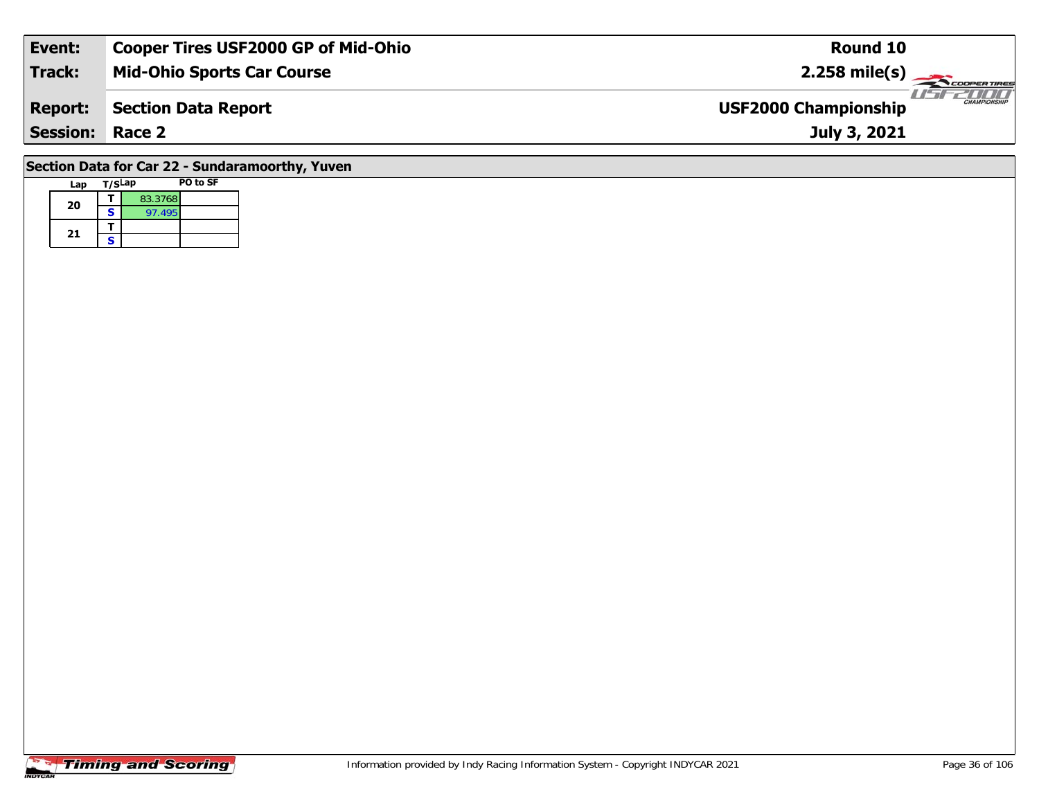| Event: | Cooper Tires USF2000 GP of Mid-Ohio | Round 10 |
|---|---|---|
| Track: | Mid-Ohio Sports Car Course | 2.258 mile(s) |
| Report: | Section Data Report | USF2000 Championship |
| Session: | Race 2 | July 3, 2021 |

## Section Data for Car 22 - Sundaramoorthy, Yuven

| Lap | T/S | Lap | PO to SF |
|---|---|---|---|
| 20 | T | 83.3768 | |
| | S | 97.495 | |
| 21 | T | | |
| | S | | |

Information provided by Indy Racing Information System - Copyright INDYCAR 2021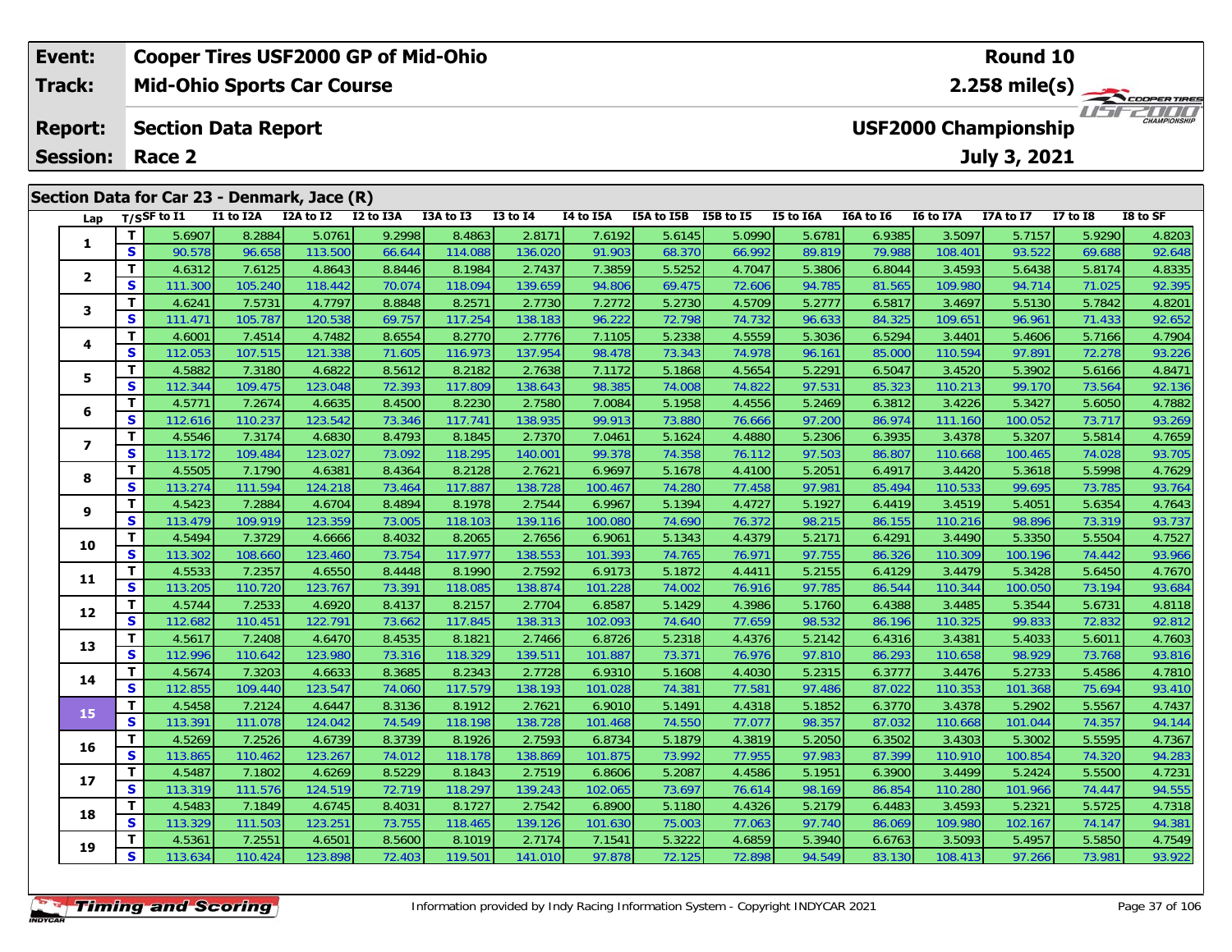| Event: | Cooper Tires USF2000 GP of Mid-Ohio | Round 10 |
|---|---|---|
| Track: | Mid-Ohio Sports Car Course | 2.258 mile(s) |
| Report: | Section Data Report | USF2000 Championship |
| Session: | Race 2 | July 3, 2021 |

## Section Data for Car 23 - Denmark, Jace (R)

| Lap | T/S | SF to I1 | I1 to I2A | I2A to I2 | I2 to I3A | I3A to I3 | I3 to I4 | I4 to I5A | I5A to I5B | I5B to I5 | I5 to I6A | I6A to I6 | I6 to I7A | I7A to I7 | I7 to I8 | I8 to SF |
|---|---|---|---|---|---|---|---|---|---|---|---|---|---|---|---|---|
| 1 | T | 5.6907 | 8.2884 | 5.0761 | 9.2998 | 8.4863 | 2.8171 | 7.6192 | 5.6145 | 5.0990 | 5.6781 | 6.9385 | 3.5097 | 5.7157 | 5.9290 | 4.8203 |
| | S | 90.578 | 96.658 | 113.500 | 66.644 | 114.088 | 136.020 | 91.903 | 68.370 | 66.992 | 89.819 | 79.988 | 108.401 | 93.522 | 69.688 | 92.648 |
| 2 | T | 4.6312 | 7.6125 | 4.8643 | 8.8446 | 8.1984 | 2.7437 | 7.3859 | 5.5252 | 4.7047 | 5.3806 | 6.8044 | 3.4593 | 5.6438 | 5.8174 | 4.8335 |
| | S | 111.300 | 105.240 | 118.442 | 70.074 | 118.094 | 139.659 | 94.806 | 69.475 | 72.606 | 94.785 | 81.565 | 109.980 | 94.714 | 71.025 | 92.395 |
| 3 | T | 4.6241 | 7.5731 | 4.7797 | 8.8848 | 8.2571 | 2.7730 | 7.2772 | 5.2730 | 4.5709 | 5.2777 | 6.5817 | 3.4697 | 5.5130 | 5.7842 | 4.8201 |
| | S | 111.471 | 105.787 | 120.538 | 69.757 | 117.254 | 138.183 | 96.222 | 72.798 | 74.732 | 96.633 | 84.325 | 109.651 | 96.961 | 71.433 | 92.652 |
| 4 | T | 4.6001 | 7.4514 | 4.7482 | 8.6554 | 8.2770 | 2.7776 | 7.1105 | 5.2338 | 4.5559 | 5.3036 | 6.5294 | 3.4401 | 5.4606 | 5.7166 | 4.7904 |
| | S | 112.053 | 107.515 | 121.338 | 71.605 | 116.973 | 137.954 | 98.478 | 73.343 | 74.978 | 96.161 | 85.000 | 110.594 | 97.891 | 72.278 | 93.226 |
| 5 | T | 4.5882 | 7.3180 | 4.6822 | 8.5612 | 8.2182 | 2.7638 | 7.1172 | 5.1868 | 4.5654 | 5.2291 | 6.5047 | 3.4520 | 5.3902 | 5.6166 | 4.8471 |
| | S | 112.344 | 109.475 | 123.048 | 72.393 | 117.809 | 138.643 | 98.385 | 74.008 | 74.822 | 97.531 | 85.323 | 110.213 | 99.170 | 73.564 | 92.136 |
| 6 | T | 4.5771 | 7.2674 | 4.6635 | 8.4500 | 8.2230 | 2.7580 | 7.0084 | 5.1958 | 4.4556 | 5.2469 | 6.3812 | 3.4226 | 5.3427 | 5.6050 | 4.7882 |
| | S | 112.616 | 110.237 | 123.542 | 73.346 | 117.741 | 138.935 | 99.913 | 73.880 | 76.666 | 97.200 | 86.974 | 111.160 | 100.052 | 73.717 | 93.269 |
| 7 | T | 4.5546 | 7.3174 | 4.6830 | 8.4793 | 8.1845 | 2.7370 | 7.0461 | 5.1624 | 4.4880 | 5.2306 | 6.3935 | 3.4378 | 5.3207 | 5.5814 | 4.7659 |
| | S | 113.172 | 109.484 | 123.027 | 73.092 | 118.295 | 140.001 | 99.378 | 74.358 | 76.112 | 97.503 | 86.807 | 110.668 | 100.465 | 74.028 | 93.705 |
| 8 | T | 4.5505 | 7.1790 | 4.6381 | 8.4364 | 8.2128 | 2.7621 | 6.9697 | 5.1678 | 4.4100 | 5.2051 | 6.4917 | 3.4420 | 5.3618 | 5.5998 | 4.7629 |
| | S | 113.274 | 111.594 | 124.218 | 73.464 | 117.887 | 138.728 | 100.467 | 74.280 | 77.458 | 97.981 | 85.494 | 110.533 | 99.695 | 73.785 | 93.764 |
| 9 | T | 4.5423 | 7.2884 | 4.6704 | 8.4894 | 8.1978 | 2.7544 | 6.9967 | 5.1394 | 4.4727 | 5.1927 | 6.4419 | 3.4519 | 5.4051 | 5.6354 | 4.7643 |
| | S | 113.479 | 109.919 | 123.359 | 73.005 | 118.103 | 139.116 | 100.080 | 74.690 | 76.372 | 98.215 | 86.155 | 110.216 | 98.896 | 73.319 | 93.737 |
| 10 | T | 4.5494 | 7.3729 | 4.6666 | 8.4032 | 8.2065 | 2.7656 | 6.9061 | 5.1343 | 4.4379 | 5.2171 | 6.4291 | 3.4490 | 5.3350 | 5.5504 | 4.7527 |
| | S | 113.302 | 108.660 | 123.460 | 73.754 | 117.977 | 138.553 | 101.393 | 74.765 | 76.971 | 97.755 | 86.326 | 110.309 | 100.196 | 74.442 | 93.966 |
| 11 | T | 4.5533 | 7.2357 | 4.6550 | 8.4448 | 8.1990 | 2.7592 | 6.9173 | 5.1872 | 4.4411 | 5.2155 | 6.4129 | 3.4479 | 5.3428 | 5.6450 | 4.7670 |
| | S | 113.205 | 110.720 | 123.767 | 73.391 | 118.085 | 138.874 | 101.228 | 74.002 | 76.916 | 97.785 | 86.544 | 110.344 | 100.050 | 73.194 | 93.684 |
| 12 | T | 4.5744 | 7.2533 | 4.6920 | 8.4137 | 8.2157 | 2.7704 | 6.8587 | 5.1429 | 4.3986 | 5.1760 | 6.4388 | 3.4485 | 5.3544 | 5.6731 | 4.8118 |
| | S | 112.682 | 110.451 | 122.791 | 73.662 | 117.845 | 138.313 | 102.093 | 74.640 | 77.659 | 98.532 | 86.196 | 110.325 | 99.833 | 72.832 | 92.812 |
| 13 | T | 4.5617 | 7.2408 | 4.6470 | 8.4535 | 8.1821 | 2.7466 | 6.8726 | 5.2318 | 4.4376 | 5.2142 | 6.4316 | 3.4381 | 5.4033 | 5.6011 | 4.7603 |
| | S | 112.996 | 110.642 | 123.980 | 73.316 | 118.329 | 139.511 | 101.887 | 73.371 | 76.976 | 97.810 | 86.293 | 110.658 | 98.929 | 73.768 | 93.816 |
| 14 | T | 4.5674 | 7.3203 | 4.6633 | 8.3685 | 8.2343 | 2.7728 | 6.9310 | 5.1608 | 4.4030 | 5.2315 | 6.3777 | 3.4476 | 5.2733 | 5.4586 | 4.7810 |
| | S | 112.855 | 109.440 | 123.547 | 74.060 | 117.579 | 138.193 | 101.028 | 74.381 | 77.581 | 97.486 | 87.022 | 110.353 | 101.368 | 75.694 | 93.410 |
| 15 | T | 4.5458 | 7.2124 | 4.6447 | 8.3136 | 8.1912 | 2.7621 | 6.9010 | 5.1491 | 4.4318 | 5.1852 | 6.3770 | 3.4378 | 5.2902 | 5.5567 | 4.7437 |
| | S | 113.391 | 111.078 | 124.042 | 74.549 | 118.198 | 138.728 | 101.468 | 74.550 | 77.077 | 98.357 | 87.032 | 110.668 | 101.044 | 74.357 | 94.144 |
| 16 | T | 4.5269 | 7.2526 | 4.6739 | 8.3739 | 8.1926 | 2.7593 | 6.8734 | 5.1879 | 4.3819 | 5.2050 | 6.3502 | 3.4303 | 5.3002 | 5.5595 | 4.7367 |
| | S | 113.865 | 110.462 | 123.267 | 74.012 | 118.178 | 138.869 | 101.875 | 73.992 | 77.955 | 97.983 | 87.399 | 110.910 | 100.854 | 74.320 | 94.283 |
| 17 | T | 4.5487 | 7.1802 | 4.6269 | 8.5229 | 8.1843 | 2.7519 | 6.8606 | 5.2087 | 4.4586 | 5.1951 | 6.3900 | 3.4499 | 5.2424 | 5.5500 | 4.7231 |
| | S | 113.319 | 111.576 | 124.519 | 72.719 | 118.297 | 139.243 | 102.065 | 73.697 | 76.614 | 98.169 | 86.854 | 110.280 | 101.966 | 74.447 | 94.555 |
| 18 | T | 4.5483 | 7.1849 | 4.6745 | 8.4031 | 8.1727 | 2.7542 | 6.8900 | 5.1180 | 4.4326 | 5.2179 | 6.4483 | 3.4593 | 5.2321 | 5.5725 | 4.7318 |
| | S | 113.329 | 111.503 | 123.251 | 73.755 | 118.465 | 139.126 | 101.630 | 75.003 | 77.063 | 97.740 | 86.069 | 109.980 | 102.167 | 74.147 | 94.381 |
| 19 | T | 4.5361 | 7.2551 | 4.6501 | 8.5600 | 8.1019 | 2.7174 | 7.1541 | 5.3222 | 4.6859 | 5.3940 | 6.6763 | 3.5093 | 5.4957 | 5.5850 | 4.7549 |
| | S | 113.634 | 110.424 | 123.898 | 72.403 | 119.501 | 141.010 | 97.878 | 72.125 | 72.898 | 94.549 | 83.130 | 108.413 | 97.266 | 73.981 | 93.922 |

Information provided by Indy Racing Information System - Copyright INDYCAR 2021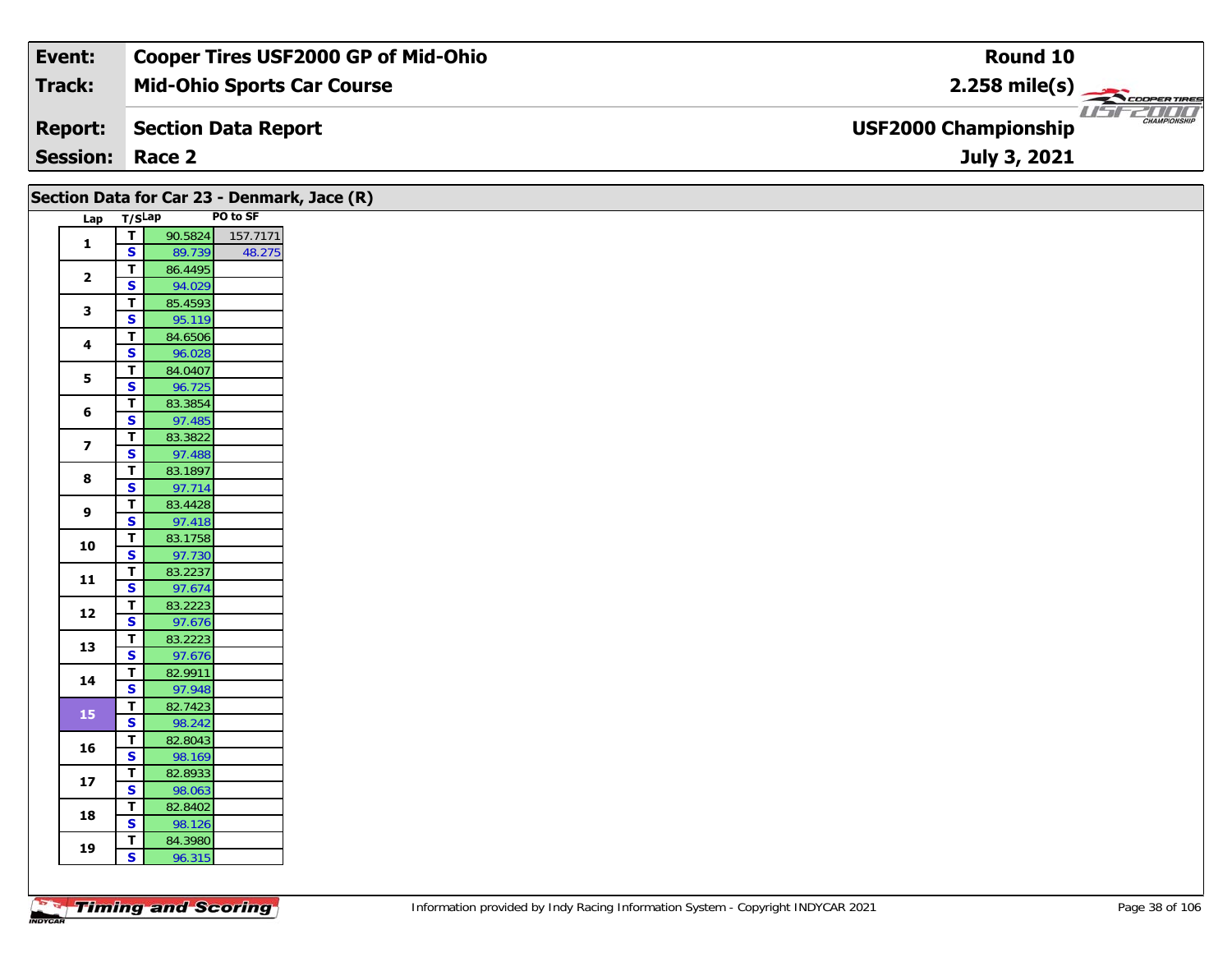| Event: | Cooper Tires USF2000 GP of Mid-Ohio | Round 10 |
| --- | --- | --- |
| Track: | Mid-Ohio Sports Car Course | 2.258 mile(s) |
| Report: | Section Data Report | USF2000 Championship |
| Session: | Race 2 | July 3, 2021 |

## Section Data for Car 23 - Denmark, Jace (R)

| Lap | T/S | Lap | PO to SF |
| --- | --- | --- | --- |
| 1 | T | 90.5824 | 157.7171 |
|  | S | 89.739 | 48.275 |
| 2 | T | 86.4495 |  |
|  | S | 94.029 |  |
| 3 | T | 85.4593 |  |
|  | S | 95.119 |  |
| 4 | T | 84.6506 |  |
|  | S | 96.028 |  |
| 5 | T | 84.0407 |  |
|  | S | 96.725 |  |
| 6 | T | 83.3854 |  |
|  | S | 97.485 |  |
| 7 | T | 83.3822 |  |
|  | S | 97.488 |  |
| 8 | T | 83.1897 |  |
|  | S | 97.714 |  |
| 9 | T | 83.4428 |  |
|  | S | 97.418 |  |
| 10 | T | 83.1758 |  |
|  | S | 97.730 |  |
| 11 | T | 83.2237 |  |
|  | S | 97.674 |  |
| 12 | T | 83.2223 |  |
|  | S | 97.676 |  |
| 13 | T | 83.2223 |  |
|  | S | 97.676 |  |
| 14 | T | 82.9911 |  |
|  | S | 97.948 |  |
| 15 | T | 82.7423 |  |
|  | S | 98.242 |  |
| 16 | T | 82.8043 |  |
|  | S | 98.169 |  |
| 17 | T | 82.8933 |  |
|  | S | 98.063 |  |
| 18 | T | 82.8402 |  |
|  | S | 98.126 |  |
| 19 | T | 84.3980 |  |
|  | S | 96.315 |  |

Information provided by Indy Racing Information System - Copyright INDYCAR 2021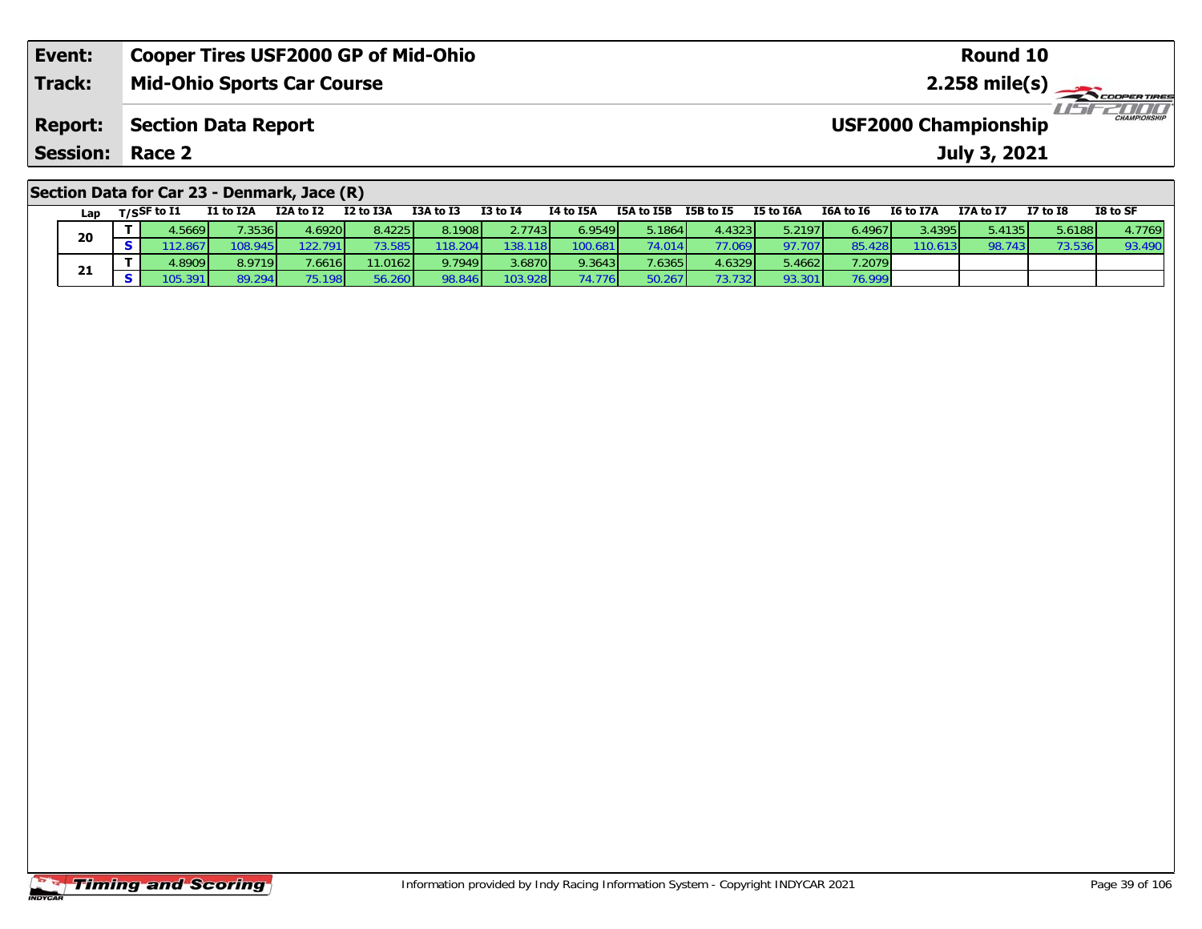| Event: | Cooper Tires USF2000 GP of Mid-Ohio | Round 10 |
|---|---|---|
| Track: | Mid-Ohio Sports Car Course | 2.258 mile(s) |
| Report: | Section Data Report | USF2000 Championship |
| Session: | Race 2 | July 3, 2021 |

## Section Data for Car 23 - Denmark, Jace (R)

| Lap | T/S | SF to I1 | I1 to I2A | I2A to I2 | I2 to I3A | I3A to I3 | I3 to I4 | I4 to I5A | I5A to I5B | I5B to I5 | I5 to I6A | I6A to I6 | I6 to I7A | I7A to I7 | I7 to I8 | I8 to SF |
|---|---|---|---|---|---|---|---|---|---|---|---|---|---|---|---|---|
| 20 | T | 4.5669 | 7.3536 | 4.6920 | 8.4225 | 8.1908 | 2.7743 | 6.9549 | 5.1864 | 4.4323 | 5.2197 | 6.4967 | 3.4395 | 5.4135 | 5.6188 | 4.7769 |
| | S | 112.867 | 108.945 | 122.791 | 73.585 | 118.204 | 138.118 | 100.681 | 74.014 | 77.069 | 97.707 | 85.428 | 110.613 | 98.743 | 73.536 | 93.490 |
| 21 | T | 4.8909 | 8.9719 | 7.6616 | 11.0162 | 9.7949 | 3.6870 | 9.3643 | 7.6365 | 4.6329 | 5.4662 | 7.2079 | | | | |
| | S | 105.391 | 89.294 | 75.198 | 56.260 | 98.846 | 103.928 | 74.776 | 50.267 | 73.732 | 93.301 | 76.999 | | | | |

Information provided by Indy Racing Information System - Copyright INDYCAR 2021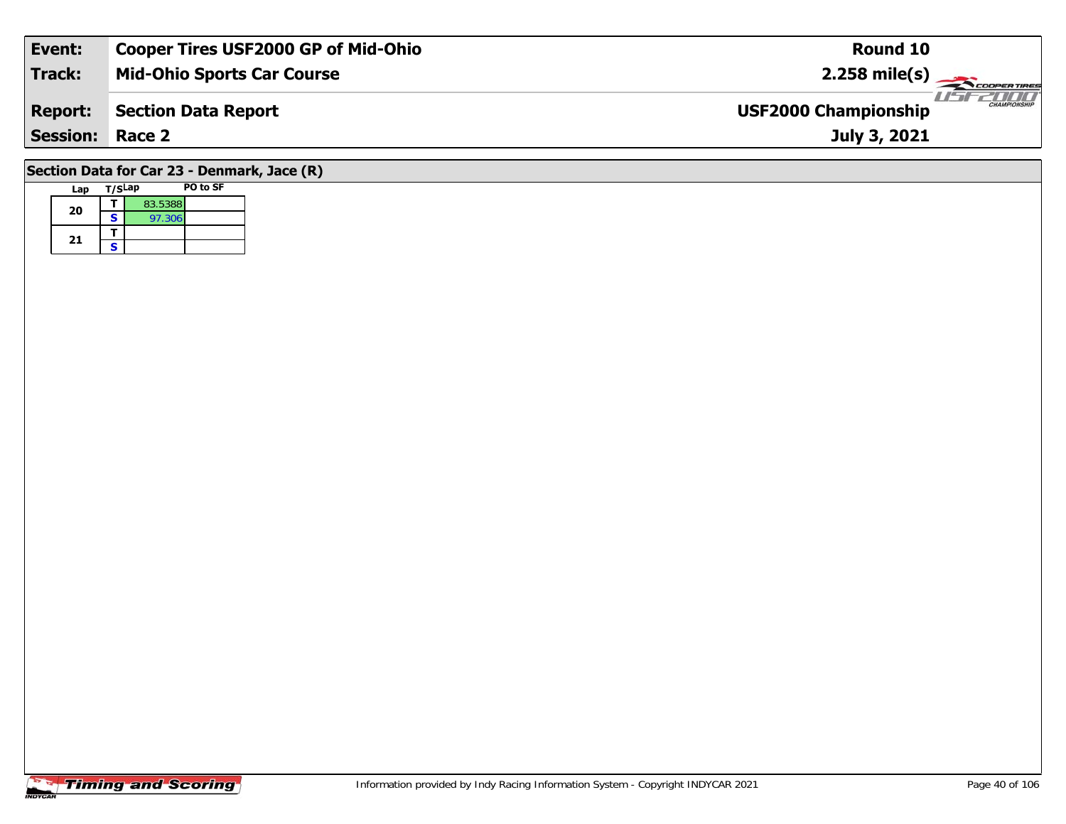| Event: | Cooper Tires USF2000 GP of Mid-Ohio | Round 10 |
|---|---|---|
| Track: | Mid-Ohio Sports Car Course | 2.258 mile(s) |
| Report: | Section Data Report | USF2000 Championship |
| Session: | Race 2 | July 3, 2021 |

## Section Data for Car 23 - Denmark, Jace (R)

| Lap | T/S | Lap | PO to SF |
|---|---|---|---|
| 20 | T | 83.5388 | |
| | S | 97.306 | |
| 21 | T | | |
| | S | | |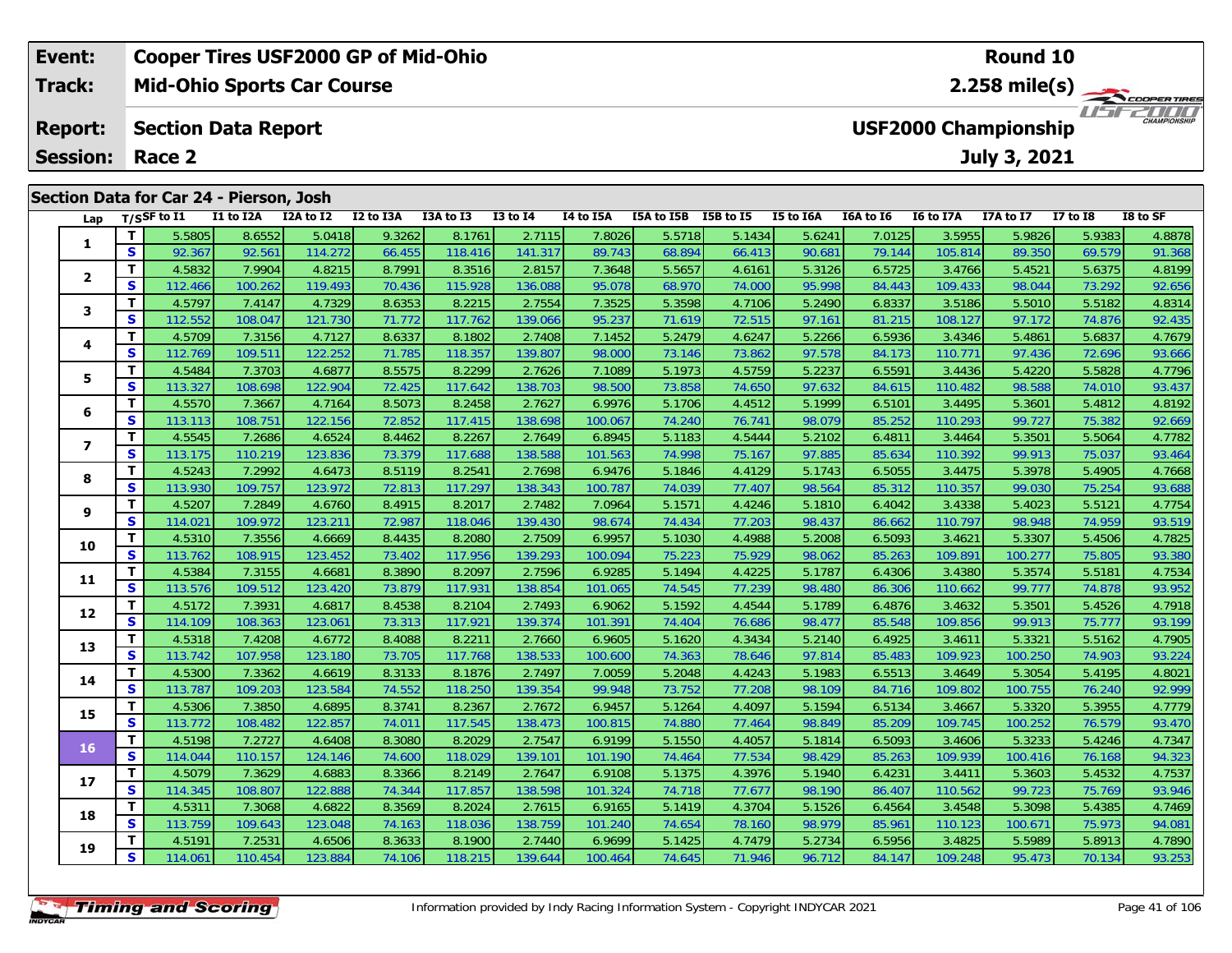| Event: | Cooper Tires USF2000 GP of Mid-Ohio | Round 10 |
|---|---|---|
| Track: | Mid-Ohio Sports Car Course | 2.258 mile(s) |
| Report: | Section Data Report | USF2000 Championship |
| Session: | Race 2 | July 3, 2021 |

## Section Data for Car 24 - Pierson, Josh

| Lap | T/S | SF to I1 | I1 to I2A | I2A to I2 | I2 to I3A | I3A to I3 | I3 to I4 | I4 to I5A | I5A to I5B | I5B to I5 | I5 to I6A | I6A to I6 | I6 to I7A | I7A to I7 | I7 to I8 | I8 to SF |
|---|---|---|---|---|---|---|---|---|---|---|---|---|---|---|---|---|
| 1 | T | 5.5805 | 8.6552 | 5.0418 | 9.3262 | 8.1761 | 2.7115 | 7.8026 | 5.5718 | 5.1434 | 5.6241 | 7.0125 | 3.5955 | 5.9826 | 5.9383 | 4.8878 |
| | S | 92.367 | 92.561 | 114.272 | 66.455 | 118.416 | 141.317 | 89.743 | 68.894 | 66.413 | 90.681 | 79.144 | 105.814 | 89.350 | 69.579 | 91.368 |
| 2 | T | 4.5832 | 7.9904 | 4.8215 | 8.7991 | 8.3516 | 2.8157 | 7.3648 | 5.5657 | 4.6161 | 5.3126 | 6.5725 | 3.4766 | 5.4521 | 5.6375 | 4.8199 |
| | S | 112.466 | 100.262 | 119.493 | 70.436 | 115.928 | 136.088 | 95.078 | 68.970 | 74.000 | 95.998 | 84.443 | 109.433 | 98.044 | 73.292 | 92.656 |
| 3 | T | 4.5797 | 7.4147 | 4.7329 | 8.6353 | 8.2215 | 2.7554 | 7.3525 | 5.3598 | 4.7106 | 5.2490 | 6.8337 | 3.5186 | 5.5010 | 5.5182 | 4.8314 |
| | S | 112.552 | 108.047 | 121.730 | 71.772 | 117.762 | 139.066 | 95.237 | 71.619 | 72.515 | 97.161 | 81.215 | 108.127 | 97.172 | 74.876 | 92.435 |
| 4 | T | 4.5709 | 7.3156 | 4.7127 | 8.6337 | 8.1802 | 2.7408 | 7.1452 | 5.2479 | 4.6247 | 5.2266 | 6.5936 | 3.4346 | 5.4861 | 5.6837 | 4.7679 |
| | S | 112.769 | 109.511 | 122.252 | 71.785 | 118.357 | 139.807 | 98.000 | 73.146 | 73.862 | 97.578 | 84.173 | 110.771 | 97.436 | 72.696 | 93.666 |
| 5 | T | 4.5484 | 7.3703 | 4.6877 | 8.5575 | 8.2299 | 2.7626 | 7.1089 | 5.1973 | 4.5759 | 5.2237 | 6.5591 | 3.4436 | 5.4220 | 5.5828 | 4.7796 |
| | S | 113.327 | 108.698 | 122.904 | 72.425 | 117.642 | 138.703 | 98.500 | 73.858 | 74.650 | 97.632 | 84.615 | 110.482 | 98.588 | 74.010 | 93.437 |
| 6 | T | 4.5570 | 7.3667 | 4.7164 | 8.5073 | 8.2458 | 2.7627 | 6.9976 | 5.1706 | 4.4512 | 5.1999 | 6.5101 | 3.4495 | 5.3601 | 5.4812 | 4.8192 |
| | S | 113.113 | 108.751 | 122.156 | 72.852 | 117.415 | 138.698 | 100.067 | 74.240 | 76.741 | 98.079 | 85.252 | 110.293 | 99.727 | 75.382 | 92.669 |
| 7 | T | 4.5545 | 7.2686 | 4.6524 | 8.4462 | 8.2267 | 2.7649 | 6.8945 | 5.1183 | 4.5444 | 5.2102 | 6.4811 | 3.4464 | 5.3501 | 5.5064 | 4.7782 |
| | S | 113.175 | 110.219 | 123.836 | 73.379 | 117.688 | 138.588 | 101.563 | 74.998 | 75.167 | 97.885 | 85.634 | 110.392 | 99.913 | 75.037 | 93.464 |
| 8 | T | 4.5243 | 7.2992 | 4.6473 | 8.5119 | 8.2541 | 2.7698 | 6.9476 | 5.1846 | 4.4129 | 5.1743 | 6.5055 | 3.4475 | 5.3978 | 5.4905 | 4.7668 |
| | S | 113.930 | 109.757 | 123.972 | 72.813 | 117.297 | 138.343 | 100.787 | 74.039 | 77.407 | 98.564 | 85.312 | 110.357 | 99.030 | 75.254 | 93.688 |
| 9 | T | 4.5207 | 7.2849 | 4.6760 | 8.4915 | 8.2017 | 2.7482 | 7.0964 | 5.1571 | 4.4246 | 5.1810 | 6.4042 | 3.4338 | 5.4023 | 5.5121 | 4.7754 |
| | S | 114.021 | 109.972 | 123.211 | 72.987 | 118.046 | 139.430 | 98.674 | 74.434 | 77.203 | 98.437 | 86.662 | 110.797 | 98.948 | 74.959 | 93.519 |
| 10 | T | 4.5310 | 7.3556 | 4.6669 | 8.4435 | 8.2080 | 2.7509 | 6.9957 | 5.1030 | 4.4988 | 5.2008 | 6.5093 | 3.4621 | 5.3307 | 5.4506 | 4.7825 |
| | S | 113.762 | 108.915 | 123.452 | 73.402 | 117.956 | 139.293 | 100.094 | 75.223 | 75.929 | 98.062 | 85.263 | 109.891 | 100.277 | 75.805 | 93.380 |
| 11 | T | 4.5384 | 7.3155 | 4.6681 | 8.3890 | 8.2097 | 2.7596 | 6.9285 | 5.1494 | 4.4225 | 5.1787 | 6.4306 | 3.4380 | 5.3574 | 5.5181 | 4.7534 |
| | S | 113.576 | 109.512 | 123.420 | 73.879 | 117.931 | 138.854 | 101.065 | 74.545 | 77.239 | 98.480 | 86.306 | 110.662 | 99.777 | 74.878 | 93.952 |
| 12 | T | 4.5172 | 7.3931 | 4.6817 | 8.4538 | 8.2104 | 2.7493 | 6.9062 | 5.1592 | 4.4544 | 5.1789 | 6.4876 | 3.4632 | 5.3501 | 5.4526 | 4.7918 |
| | S | 114.109 | 108.363 | 123.061 | 73.313 | 117.921 | 139.374 | 101.391 | 74.404 | 76.686 | 98.477 | 85.548 | 109.856 | 99.913 | 75.777 | 93.199 |
| 13 | T | 4.5318 | 7.4208 | 4.6772 | 8.4088 | 8.2211 | 2.7660 | 6.9605 | 5.1620 | 4.3434 | 5.2140 | 6.4925 | 3.4611 | 5.3321 | 5.5162 | 4.7905 |
| | S | 113.742 | 107.958 | 123.180 | 73.705 | 117.768 | 138.533 | 100.600 | 74.363 | 78.646 | 97.814 | 85.483 | 109.923 | 100.250 | 74.903 | 93.224 |
| 14 | T | 4.5300 | 7.3362 | 4.6619 | 8.3133 | 8.1876 | 2.7497 | 7.0059 | 5.2048 | 4.4243 | 5.1983 | 6.5513 | 3.4649 | 5.3054 | 5.4195 | 4.8021 |
| | S | 113.787 | 109.203 | 123.584 | 74.552 | 118.250 | 139.354 | 99.948 | 73.752 | 77.208 | 98.109 | 84.716 | 109.802 | 100.755 | 76.240 | 92.999 |
| 15 | T | 4.5306 | 7.3850 | 4.6895 | 8.3741 | 8.2367 | 2.7672 | 6.9457 | 5.1264 | 4.4097 | 5.1594 | 6.5134 | 3.4667 | 5.3320 | 5.3955 | 4.7779 |
| | S | 113.772 | 108.482 | 122.857 | 74.011 | 117.545 | 138.473 | 100.815 | 74.880 | 77.464 | 98.849 | 85.209 | 109.745 | 100.252 | 76.579 | 93.470 |
| 16 | T | 4.5198 | 7.2727 | 4.6408 | 8.3080 | 8.2029 | 2.7547 | 6.9199 | 5.1550 | 4.4057 | 5.1814 | 6.5093 | 3.4606 | 5.3233 | 5.4246 | 4.7347 |
| | S | 114.044 | 110.157 | 124.146 | 74.600 | 118.029 | 139.101 | 101.190 | 74.464 | 77.534 | 98.429 | 85.263 | 109.939 | 100.416 | 76.168 | 94.323 |
| 17 | T | 4.5079 | 7.3629 | 4.6883 | 8.3366 | 8.2149 | 2.7647 | 6.9108 | 5.1375 | 4.3976 | 5.1940 | 6.4231 | 3.4411 | 5.3603 | 5.4532 | 4.7537 |
| | S | 114.345 | 108.807 | 122.888 | 74.344 | 117.857 | 138.598 | 101.324 | 74.718 | 77.677 | 98.190 | 86.407 | 110.562 | 99.723 | 75.769 | 93.946 |
| 18 | T | 4.5311 | 7.3068 | 4.6822 | 8.3569 | 8.2024 | 2.7615 | 6.9165 | 5.1419 | 4.3704 | 5.1526 | 6.4564 | 3.4548 | 5.3098 | 5.4385 | 4.7469 |
| | S | 113.759 | 109.643 | 123.048 | 74.163 | 118.036 | 138.759 | 101.240 | 74.654 | 78.160 | 98.979 | 85.961 | 110.123 | 100.671 | 75.973 | 94.081 |
| 19 | T | 4.5191 | 7.2531 | 4.6506 | 8.3633 | 8.1900 | 2.7440 | 6.9699 | 5.1425 | 4.7479 | 5.2734 | 6.5956 | 3.4825 | 5.5989 | 5.8913 | 4.7890 |
| | S | 114.061 | 110.454 | 123.884 | 74.106 | 118.215 | 139.644 | 100.464 | 74.645 | 71.946 | 96.712 | 84.147 | 109.248 | 95.473 | 70.134 | 93.253 |

Information provided by Indy Racing Information System - Copyright INDYCAR 2021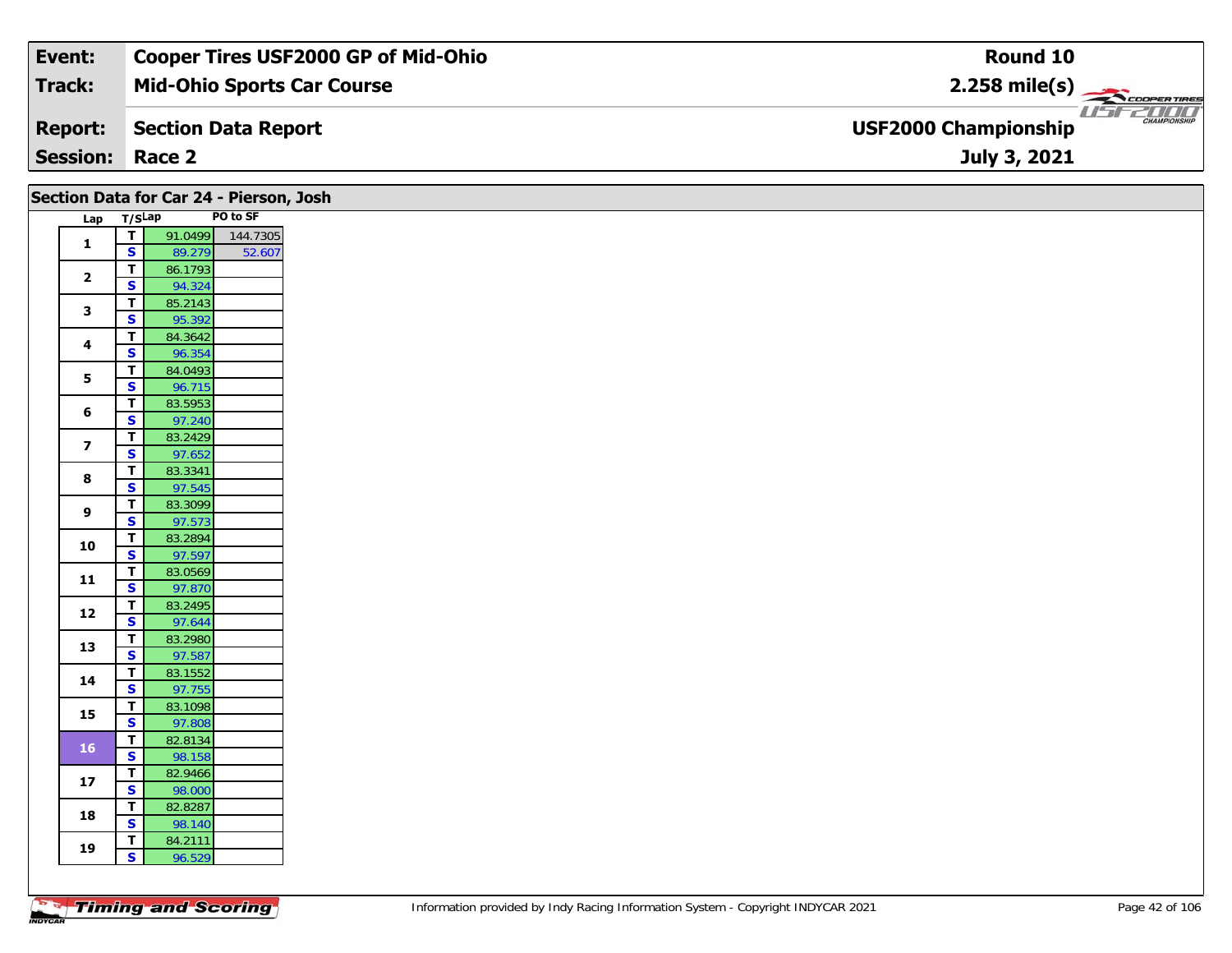| Event: | Cooper Tires USF2000 GP of Mid-Ohio | Round 10 |
|---|---|---|
| Track: | Mid-Ohio Sports Car Course | 2.258 mile(s) |
| Report: | Section Data Report | USF2000 Championship |
| Session: | Race 2 | July 3, 2021 |

## Section Data for Car 24 - Pierson, Josh

| Lap | T/S | Lap | PO to SF |
|---|---|---|---|
| 1 | T | 91.0499 | 144.7305 |
| | S | 89.279 | 52.607 |
| 2 | T | 86.1793 | |
| | S | 94.324 | |
| 3 | T | 85.2143 | |
| | S | 95.392 | |
| 4 | T | 84.3642 | |
| | S | 96.354 | |
| 5 | T | 84.0493 | |
| | S | 96.715 | |
| 6 | T | 83.5953 | |
| | S | 97.240 | |
| 7 | T | 83.2429 | |
| | S | 97.652 | |
| 8 | T | 83.3341 | |
| | S | 97.545 | |
| 9 | T | 83.3099 | |
| | S | 97.573 | |
| 10 | T | 83.2894 | |
| | S | 97.597 | |
| 11 | T | 83.0569 | |
| | S | 97.870 | |
| 12 | T | 83.2495 | |
| | S | 97.644 | |
| 13 | T | 83.2980 | |
| | S | 97.587 | |
| 14 | T | 83.1552 | |
| | S | 97.755 | |
| 15 | T | 83.1098 | |
| | S | 97.808 | |
| 16 | T | 82.8134 | |
| | S | 98.158 | |
| 17 | T | 82.9466 | |
| | S | 98.000 | |
| 18 | T | 82.8287 | |
| | S | 98.140 | |
| 19 | T | 84.2111 | |
| | S | 96.529 | |

Information provided by Indy Racing Information System - Copyright INDYCAR 2021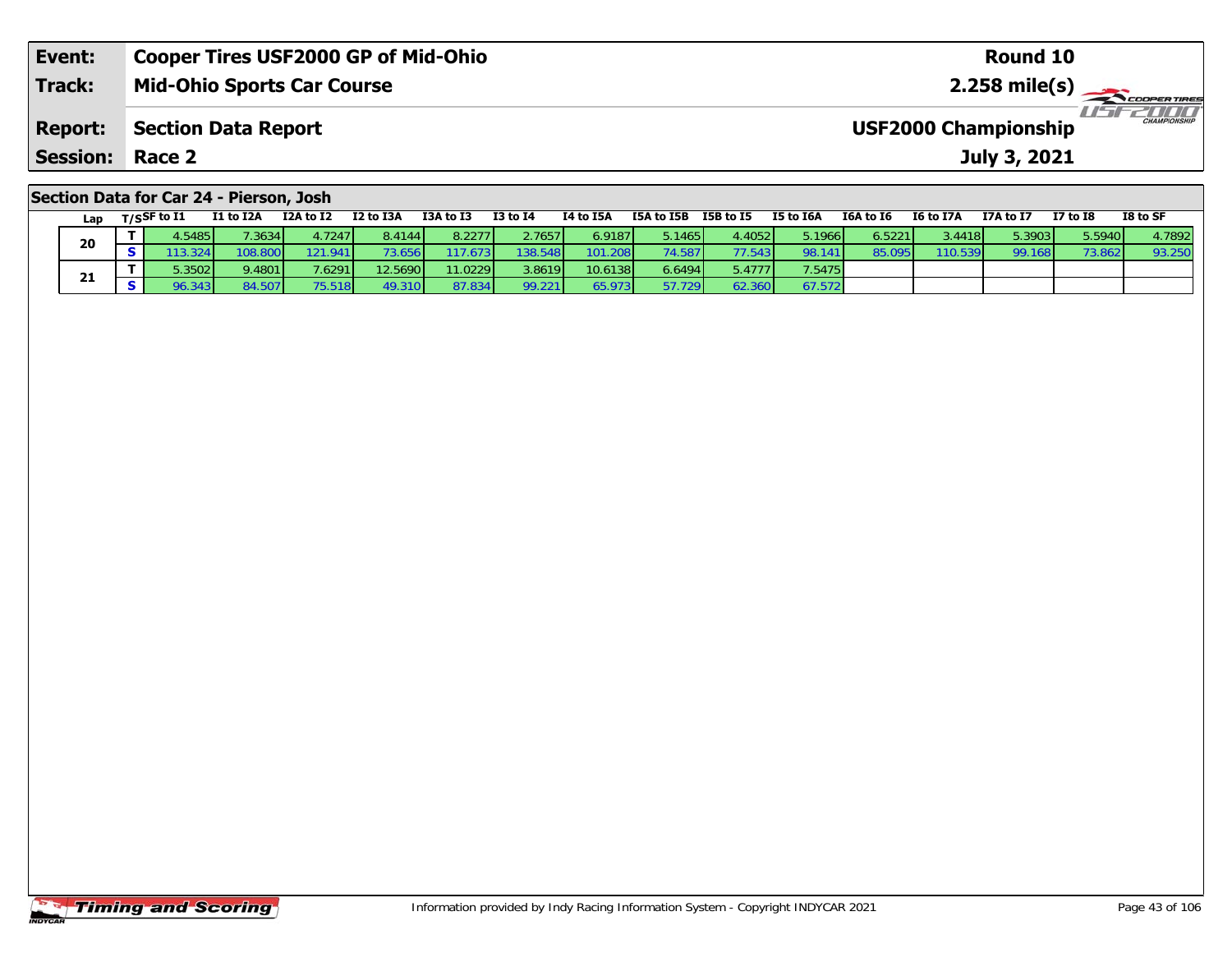| Event: | Cooper Tires USF2000 GP of Mid-Ohio | Round 10 |
|---|---|---|
| Track: | Mid-Ohio Sports Car Course | 2.258 mile(s) |
| Report: | Section Data Report | USF2000 Championship |
| Session: | Race 2 | July 3, 2021 |

## Section Data for Car 24 - Pierson, Josh

| Lap | T/S | SF to I1 | I1 to I2A | I2A to I2 | I2 to I3A | I3A to I3 | I3 to I4 | I4 to I5A | I5A to I5B | I5B to I5 | I5 to I6A | I6A to I6 | I6 to I7A | I7A to I7 | I7 to I8 | I8 to SF |
|---|---|---|---|---|---|---|---|---|---|---|---|---|---|---|---|---|
| 20 | T | 4.5485 | 7.3634 | 4.7247 | 8.4144 | 8.2277 | 2.7657 | 6.9187 | 5.1465 | 4.4052 | 5.1966 | 6.5221 | 3.4418 | 5.3903 | 5.5940 | 4.7892 |
| | S | 113.324 | 108.800 | 121.941 | 73.656 | 117.673 | 138.548 | 101.208 | 74.587 | 77.543 | 98.141 | 85.095 | 110.539 | 99.168 | 73.862 | 93.250 |
| 21 | T | 5.3502 | 9.4801 | 7.6291 | 12.5690 | 11.0229 | 3.8619 | 10.6138 | 6.6494 | 5.4777 | 7.5475 | | | | | |
| | S | 96.343 | 84.507 | 75.518 | 49.310 | 87.834 | 99.221 | 65.973 | 57.729 | 62.360 | 67.572 | | | | | |

Information provided by Indy Racing Information System - Copyright INDYCAR 2021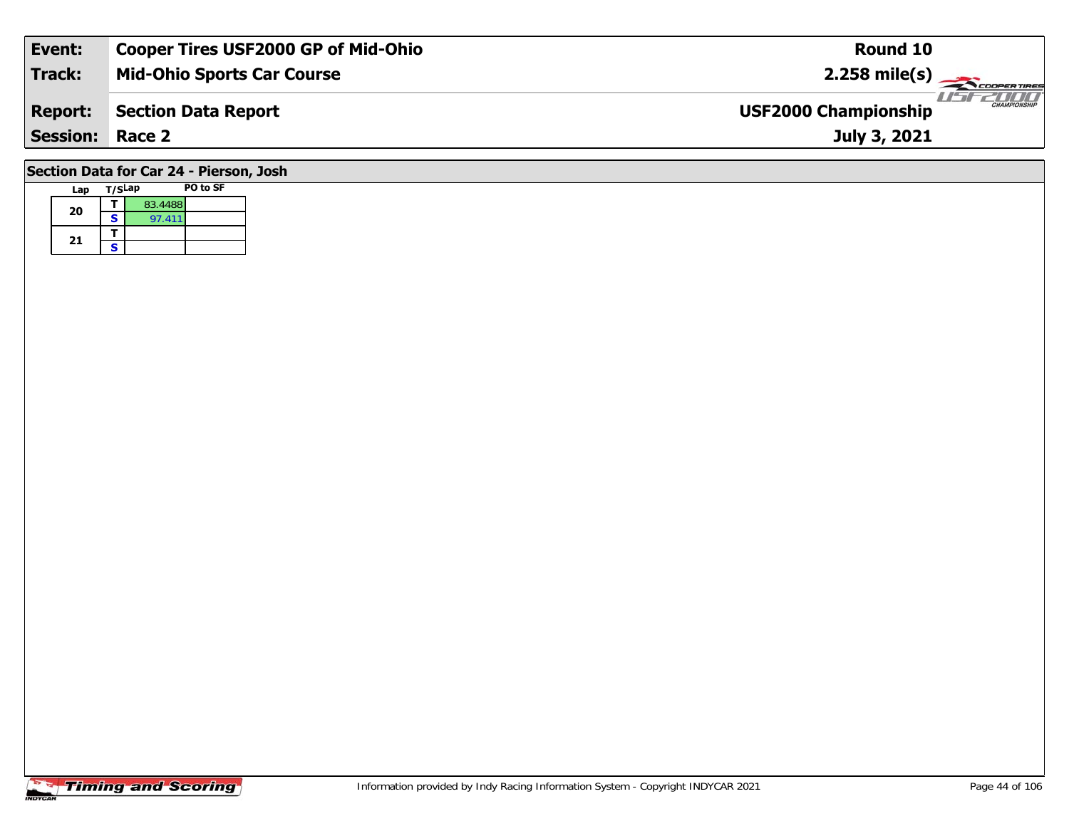| Event: | Cooper Tires USF2000 GP of Mid-Ohio | Round 10 |
|---|---|---|
| Track: | Mid-Ohio Sports Car Course | 2.258 mile(s) |
| Report: | Section Data Report | USF2000 Championship |
| Session: | Race 2 | July 3, 2021 |

## Section Data for Car 24 - Pierson, Josh

| Lap | T/S | Lap | PO to SF |
|---|---|---|---|
| 20 | T | 83.4488 | |
| | S | 97.411 | |
| 21 | T | | |
| | S | | |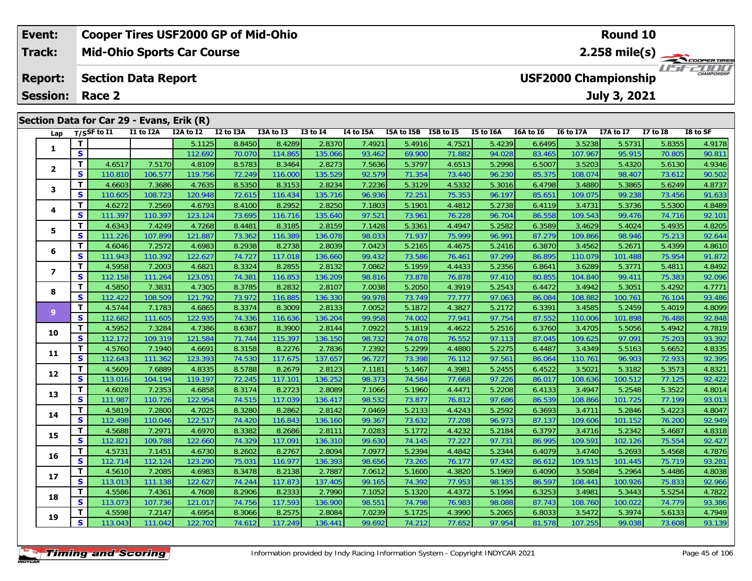| Event: | Cooper Tires USF2000 GP of Mid-Ohio | Round 10 |
|---|---|---|
| Track: | Mid-Ohio Sports Car Course | 2.258 mile(s) |
| Report: | Section Data Report | USF2000 Championship |
| Session: | Race 2 | July 3, 2021 |

## Section Data for Car 29 - Evans, Erik (R)

| Lap | T/S | SF to I1 | I1 to I2A | I2A to I2 | I2 to I3A | I3A to I3 | I3 to I4 | I4 to I5A | I5A to I5B | I5B to I5 | I5 to I6A | I6A to I6 | I6 to I7A | I7A to I7 | I7 to I8 | I8 to SF |
|---|---|---|---|---|---|---|---|---|---|---|---|---|---|---|---|---|
| 1 | T | | | 5.1125 | 8.8450 | 8.4289 | 2.8370 | 7.4921 | 5.4916 | 4.7521 | 5.4239 | 6.6495 | 3.5238 | 5.5731 | 5.8355 | 4.9178 |
| | S | | | 112.692 | 70.070 | 114.865 | 135.066 | 93.462 | 69.900 | 71.882 | 94.028 | 83.465 | 107.967 | 95.915 | 70.805 | 90.811 |
| 2 | T | 4.6517 | 7.5170 | 4.8109 | 8.5783 | 8.3464 | 2.8273 | 7.5636 | 5.3797 | 4.6513 | 5.2998 | 6.5007 | 3.5203 | 5.4320 | 5.6130 | 4.9346 |
| | S | 110.810 | 106.577 | 119.756 | 72.249 | 116.000 | 135.529 | 92.579 | 71.354 | 73.440 | 96.230 | 85.375 | 108.074 | 98.407 | 73.612 | 90.502 |
| 3 | T | 4.6603 | 7.3686 | 4.7635 | 8.5350 | 8.3153 | 2.8234 | 7.2236 | 5.3129 | 4.5332 | 5.3016 | 6.4798 | 3.4880 | 5.3865 | 5.6249 | 4.8737 |
| | S | 110.605 | 108.723 | 120.948 | 72.615 | 116.434 | 135.716 | 96.936 | 72.251 | 75.353 | 96.197 | 85.651 | 109.075 | 99.238 | 73.456 | 91.633 |
| 4 | T | 4.6272 | 7.2569 | 4.6793 | 8.4100 | 8.2952 | 2.8250 | 7.1803 | 5.1901 | 4.4812 | 5.2738 | 6.4119 | 3.4731 | 5.3736 | 5.5300 | 4.8489 |
| | S | 111.397 | 110.397 | 123.124 | 73.695 | 116.716 | 135.640 | 97.521 | 73.961 | 76.228 | 96.704 | 86.558 | 109.543 | 99.476 | 74.716 | 92.101 |
| 5 | T | 4.6343 | 7.4249 | 4.7268 | 8.4481 | 8.3185 | 2.8159 | 7.1428 | 5.3361 | 4.4947 | 5.2582 | 6.3589 | 3.4629 | 5.4024 | 5.4935 | 4.8205 |
| | S | 111.226 | 107.899 | 121.887 | 73.362 | 116.389 | 136.078 | 98.033 | 71.937 | 75.999 | 96.991 | 87.279 | 109.866 | 98.946 | 75.213 | 92.644 |
| 6 | T | 4.6046 | 7.2572 | 4.6983 | 8.2938 | 8.2738 | 2.8039 | 7.0423 | 5.2165 | 4.4675 | 5.2416 | 6.3870 | 3.4562 | 5.2671 | 5.4399 | 4.8610 |
| | S | 111.943 | 110.392 | 122.627 | 74.727 | 117.018 | 136.660 | 99.432 | 73.586 | 76.461 | 97.299 | 86.895 | 110.079 | 101.488 | 75.954 | 91.872 |
| 7 | T | 4.5958 | 7.2003 | 4.6821 | 8.3324 | 8.2855 | 2.8132 | 7.0862 | 5.1959 | 4.4433 | 5.2356 | 6.8641 | 3.6289 | 5.3771 | 5.4811 | 4.8492 |
| | S | 112.158 | 111.264 | 123.051 | 74.381 | 116.853 | 136.209 | 98.816 | 73.878 | 76.878 | 97.410 | 80.855 | 104.840 | 99.411 | 75.383 | 92.096 |
| 8 | T | 4.5850 | 7.3831 | 4.7305 | 8.3785 | 8.2832 | 2.8107 | 7.0038 | 5.2050 | 4.3919 | 5.2543 | 6.4472 | 3.4942 | 5.3051 | 5.4292 | 4.7771 |
| | S | 112.422 | 108.509 | 121.792 | 73.972 | 116.885 | 136.330 | 99.978 | 73.749 | 77.777 | 97.063 | 86.084 | 108.882 | 100.761 | 76.104 | 93.486 |
| 9 | T | 4.5744 | 7.1783 | 4.6865 | 8.3374 | 8.3009 | 2.8133 | 7.0052 | 5.1872 | 4.3827 | 5.2172 | 6.3391 | 3.4585 | 5.2459 | 5.4019 | 4.8099 |
| | S | 112.682 | 111.605 | 122.935 | 74.336 | 116.636 | 136.204 | 99.958 | 74.002 | 77.941 | 97.754 | 87.552 | 110.006 | 101.898 | 76.488 | 92.848 |
| 10 | T | 4.5952 | 7.3284 | 4.7386 | 8.6387 | 8.3900 | 2.8144 | 7.0922 | 5.1819 | 4.4622 | 5.2516 | 6.3760 | 3.4705 | 5.5056 | 5.4942 | 4.7819 |
| | S | 112.172 | 109.319 | 121.584 | 71.744 | 115.397 | 136.150 | 98.732 | 74.078 | 76.552 | 97.113 | 87.045 | 109.625 | 97.091 | 75.203 | 93.392 |
| 11 | T | 4.5760 | 7.1940 | 4.6691 | 8.3158 | 8.2276 | 2.7836 | 7.2392 | 5.2299 | 4.4880 | 5.2275 | 6.4487 | 3.4349 | 5.5163 | 5.6652 | 4.8335 |
| | S | 112.643 | 111.362 | 123.393 | 74.530 | 117.675 | 137.657 | 96.727 | 73.398 | 76.112 | 97.561 | 86.064 | 110.761 | 96.903 | 72.933 | 92.395 |
| 12 | T | 4.5609 | 7.6889 | 4.8335 | 8.5788 | 8.2679 | 2.8123 | 7.1181 | 5.1467 | 4.3981 | 5.2455 | 6.4522 | 3.5021 | 5.3182 | 5.3573 | 4.8321 |
| | S | 113.016 | 104.194 | 119.197 | 72.245 | 117.101 | 136.252 | 98.373 | 74.584 | 77.668 | 97.226 | 86.017 | 108.636 | 100.512 | 77.125 | 92.422 |
| 13 | T | 4.6028 | 7.2353 | 4.6858 | 8.3174 | 8.2723 | 2.8089 | 7.1066 | 5.1960 | 4.4471 | 5.2208 | 6.4133 | 3.4947 | 5.2548 | 5.3522 | 4.8014 |
| | S | 111.987 | 110.726 | 122.954 | 74.515 | 117.039 | 136.417 | 98.532 | 73.877 | 76.812 | 97.686 | 86.539 | 108.866 | 101.725 | 77.199 | 93.013 |
| 14 | T | 4.5819 | 7.2800 | 4.7025 | 8.3280 | 8.2862 | 2.8142 | 7.0469 | 5.2133 | 4.4243 | 5.2592 | 6.3693 | 3.4711 | 5.2846 | 5.4223 | 4.8047 |
| | S | 112.498 | 110.046 | 122.517 | 74.420 | 116.843 | 136.160 | 99.367 | 73.632 | 77.208 | 96.973 | 87.137 | 109.606 | 101.152 | 76.200 | 92.949 |
| 15 | T | 4.5688 | 7.2971 | 4.6970 | 8.3382 | 8.2686 | 2.8111 | 7.0283 | 5.1772 | 4.4232 | 5.2184 | 6.3797 | 3.4716 | 5.2342 | 5.4687 | 4.8318 |
| | S | 112.821 | 109.788 | 122.660 | 74.329 | 117.091 | 136.310 | 99.630 | 74.145 | 77.227 | 97.731 | 86.995 | 109.591 | 102.126 | 75.554 | 92.427 |
| 16 | T | 4.5731 | 7.1451 | 4.6730 | 8.2602 | 8.2767 | 2.8094 | 7.0977 | 5.2394 | 4.4842 | 5.2344 | 6.4079 | 3.4740 | 5.2693 | 5.4568 | 4.7876 |
| | S | 112.714 | 112.124 | 123.290 | 75.031 | 116.977 | 136.393 | 98.656 | 73.265 | 76.177 | 97.432 | 86.612 | 109.515 | 101.445 | 75.719 | 93.281 |
| 17 | T | 4.5610 | 7.2085 | 4.6983 | 8.3478 | 8.2138 | 2.7887 | 7.0612 | 5.1600 | 4.3820 | 5.1969 | 6.4090 | 3.5084 | 5.2964 | 5.4486 | 4.8038 |
| | S | 113.013 | 111.138 | 122.627 | 74.244 | 117.873 | 137.405 | 99.165 | 74.392 | 77.953 | 98.135 | 86.597 | 108.441 | 100.926 | 75.833 | 92.966 |
| 18 | T | 4.5586 | 7.4361 | 4.7608 | 8.2906 | 8.2333 | 2.7990 | 7.1052 | 5.1320 | 4.4372 | 5.1994 | 6.3253 | 3.4981 | 5.3443 | 5.5254 | 4.7822 |
| | S | 113.073 | 107.736 | 121.017 | 74.756 | 117.593 | 136.900 | 98.551 | 74.798 | 76.983 | 98.088 | 87.743 | 108.760 | 100.022 | 74.779 | 93.386 |
| 19 | T | 4.5598 | 7.2147 | 4.6954 | 8.3066 | 8.2575 | 2.8084 | 7.0239 | 5.1725 | 4.3990 | 5.2065 | 6.8033 | 3.5472 | 5.3974 | 5.6133 | 4.7949 |
| | S | 113.043 | 111.042 | 122.702 | 74.612 | 117.249 | 136.441 | 99.692 | 74.212 | 77.652 | 97.954 | 81.578 | 107.255 | 99.038 | 73.608 | 93.139 |

Information provided by Indy Racing Information System - Copyright INDYCAR 2021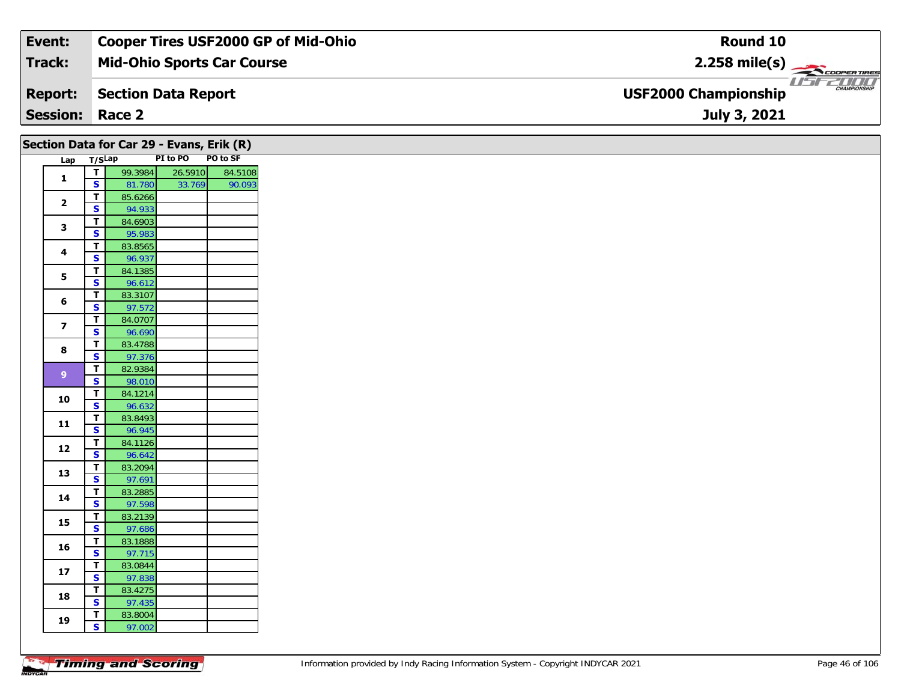| Event: | Cooper Tires USF2000 GP of Mid-Ohio | Round 10 |
|---|---|---|
| Track: | Mid-Ohio Sports Car Course | 2.258 mile(s) |
| Report: | Section Data Report | USF2000 Championship |
| Session: | Race 2 | July 3, 2021 |

## Section Data for Car 29 - Evans, Erik (R)

| Lap | T/S | Lap | PI to PO | PO to SF |
|---|---|---|---|---|
| 1 | T | 99.3984 | 26.5910 | 84.5108 |
| | S | 81.780 | 33.769 | 90.093 |
| 2 | T | 85.6266 | | |
| | S | 94.933 | | |
| 3 | T | 84.6903 | | |
| | S | 95.983 | | |
| 4 | T | 83.8565 | | |
| | S | 96.937 | | |
| 5 | T | 84.1385 | | |
| | S | 96.612 | | |
| 6 | T | 83.3107 | | |
| | S | 97.572 | | |
| 7 | T | 84.0707 | | |
| | S | 96.690 | | |
| 8 | T | 83.4788 | | |
| | S | 97.376 | | |
| 9 | T | 82.9384 | | |
| | S | 98.010 | | |
| 10 | T | 84.1214 | | |
| | S | 96.632 | | |
| 11 | T | 83.8493 | | |
| | S | 96.945 | | |
| 12 | T | 84.1126 | | |
| | S | 96.642 | | |
| 13 | T | 83.2094 | | |
| | S | 97.691 | | |
| 14 | T | 83.2885 | | |
| | S | 97.598 | | |
| 15 | T | 83.2139 | | |
| | S | 97.686 | | |
| 16 | T | 83.1888 | | |
| | S | 97.715 | | |
| 17 | T | 83.0844 | | |
| | S | 97.838 | | |
| 18 | T | 83.4275 | | |
| | S | 97.435 | | |
| 19 | T | 83.8004 | | |
| | S | 97.002 | | |

Information provided by Indy Racing Information System - Copyright INDYCAR 2021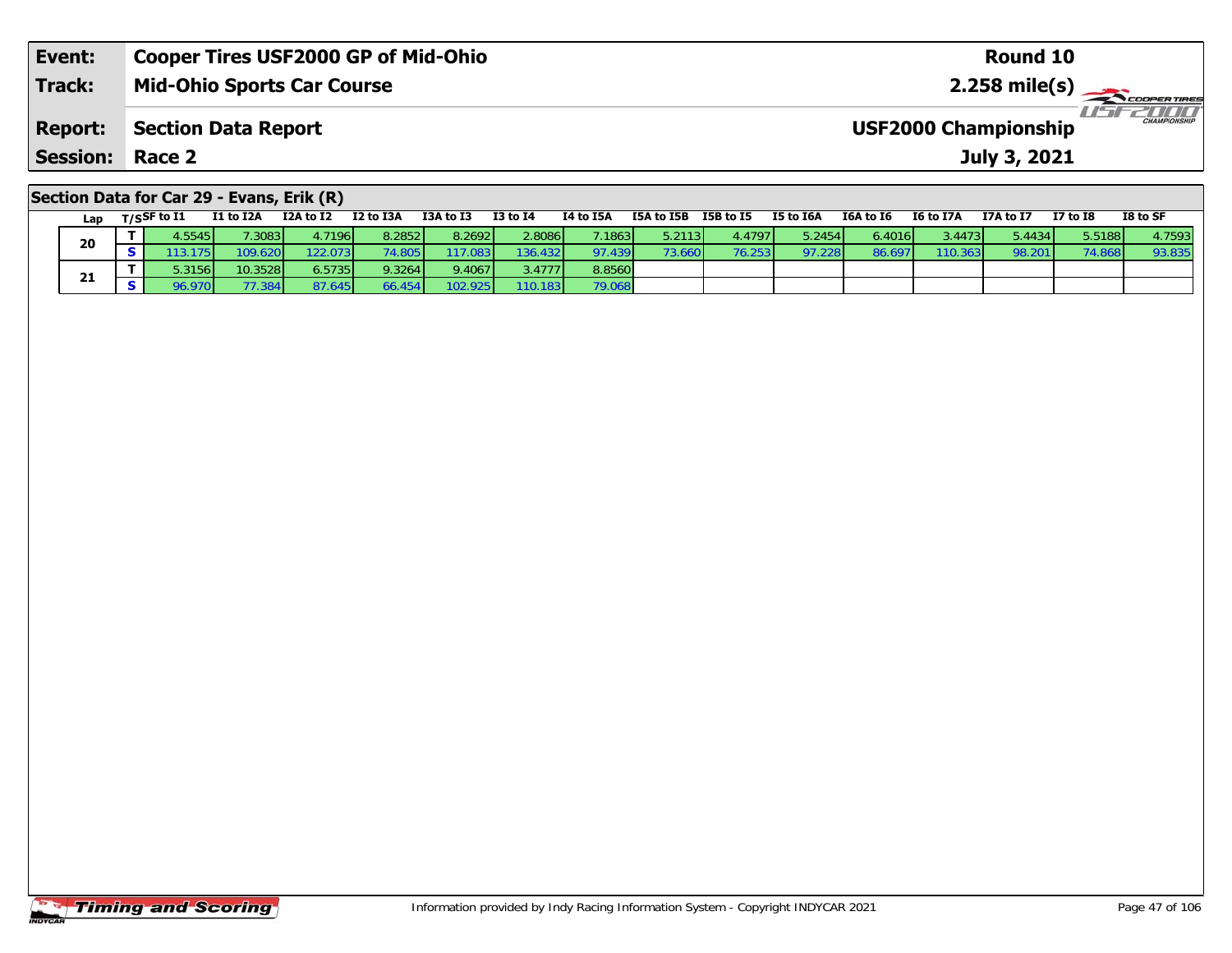| Event: | Cooper Tires USF2000 GP of Mid-Ohio | Round 10 |
|---|---|---|
| Track: | Mid-Ohio Sports Car Course | 2.258 mile(s) |
| Report: | Section Data Report | USF2000 Championship |
| Session: | Race 2 | July 3, 2021 |

## Section Data for Car 29 - Evans, Erik (R)

| Lap | T/S | SF to I1 | I1 to I2A | I2A to I2 | I2 to I3A | I3A to I3 | I3 to I4 | I4 to I5A | I5A to I5B | I5B to I5 | I5 to I6A | I6A to I6 | I6 to I7A | I7A to I7 | I7 to I8 | I8 to SF |
|---|---|---|---|---|---|---|---|---|---|---|---|---|---|---|---|---|
| 20 | T | 4.5545 | 7.3083 | 4.7196 | 8.2852 | 8.2692 | 2.8086 | 7.1863 | 5.2113 | 4.4797 | 5.2454 | 6.4016 | 3.4473 | 5.4434 | 5.5188 | 4.7593 |
| | S | 113.175 | 109.620 | 122.073 | 74.805 | 117.083 | 136.432 | 97.439 | 73.660 | 76.253 | 97.228 | 86.697 | 110.363 | 98.201 | 74.868 | 93.835 |
| 21 | T | 5.3156 | 10.3528 | 6.5735 | 9.3264 | 9.4067 | 3.4777 | 8.8560 | | | | | | | | |
| | S | 96.970 | 77.384 | 87.645 | 66.454 | 102.925 | 110.183 | 79.068 | | | | | | | | |

Information provided by Indy Racing Information System - Copyright INDYCAR 2021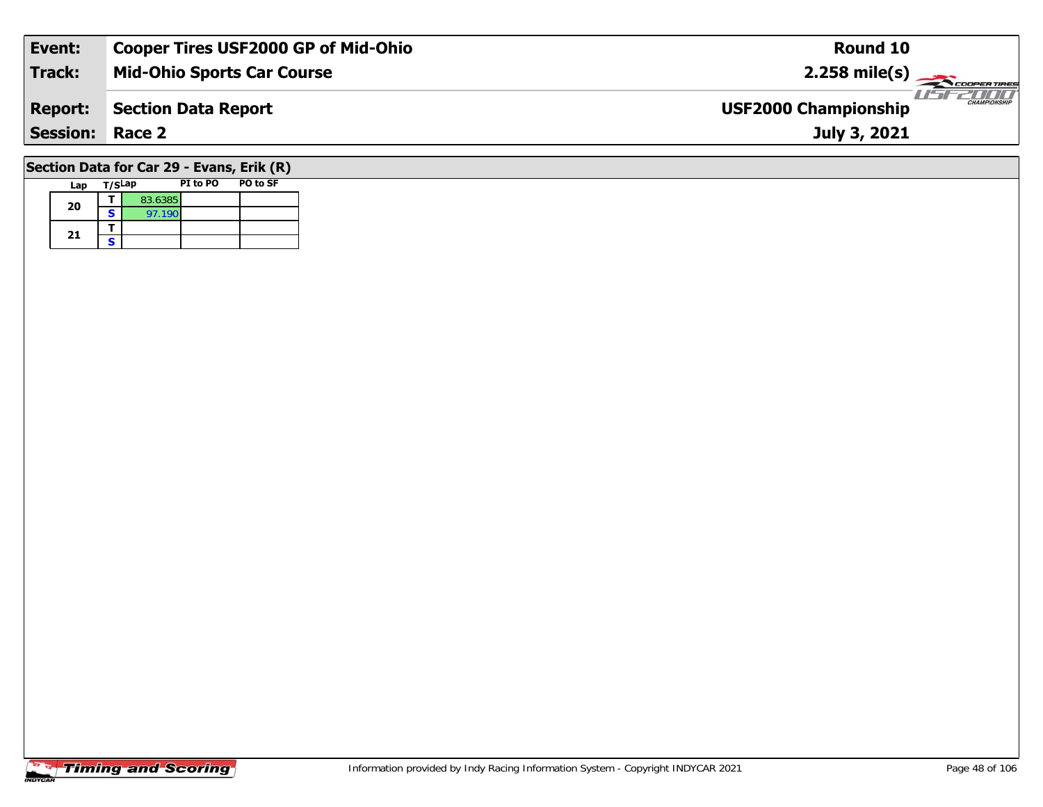| Event: | Cooper Tires USF2000 GP of Mid-Ohio | Round 10 |
|---|---|---|
| Track: | Mid-Ohio Sports Car Course | 2.258 mile(s) |
| Report: | Section Data Report | USF2000 Championship |
| Session: | Race 2 | July 3, 2021 |

## Section Data for Car 29 - Evans, Erik (R)

| Lap | T/S | Lap | PI to PO | PO to SF |
|---|---|---|---|---|
| 20 | T | 83.6385 | | |
| | S | 97.190 | | |
| 21 | T | | | |
| | S | | | |

Information provided by Indy Racing Information System - Copyright INDYCAR 2021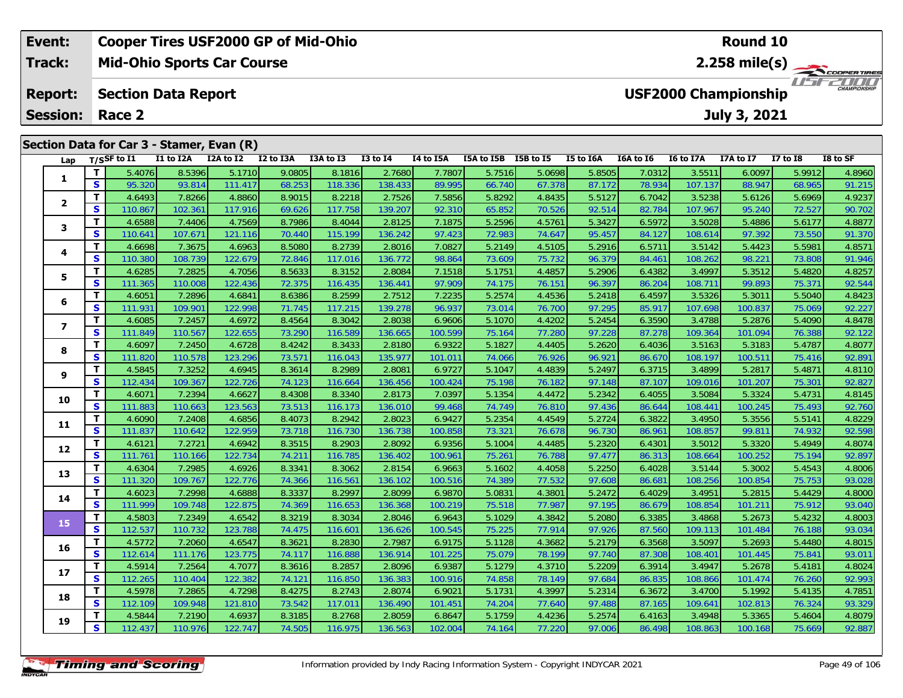| Event: | Cooper Tires USF2000 GP of Mid-Ohio | Round 10 |
|---|---|---|
| Track: | Mid-Ohio Sports Car Course | 2.258 mile(s) |
| Report: | Section Data Report | USF2000 Championship |
| Session: | Race 2 | July 3, 2021 |

## Section Data for Car 3 - Stamer, Evan (R)

| Lap | T/S | SF to I1 | I1 to I2A | I2A to I2 | I2 to I3A | I3A to I3 | I3 to I4 | I4 to I5A | I5A to I5B | I5B to I5 | I5 to I6A | I6A to I6 | I6 to I7A | I7A to I7 | I7 to I8 | I8 to SF |
|---|---|---|---|---|---|---|---|---|---|---|---|---|---|---|---|---|
| 1 | T | 5.4076 | 8.5396 | 5.1710 | 9.0805 | 8.1816 | 2.7680 | 7.7807 | 5.7516 | 5.0698 | 5.8505 | 7.0312 | 3.5511 | 6.0097 | 5.9912 | 4.8960 |
| | S | 95.320 | 93.814 | 111.417 | 68.253 | 118.336 | 138.433 | 89.995 | 66.740 | 67.378 | 87.172 | 78.934 | 107.137 | 88.947 | 68.965 | 91.215 |
| 2 | T | 4.6493 | 7.8266 | 4.8860 | 8.9015 | 8.2218 | 2.7526 | 7.5856 | 5.8292 | 4.8435 | 5.5127 | 6.7042 | 3.5238 | 5.6126 | 5.6969 | 4.9237 |
| | S | 110.867 | 102.361 | 117.916 | 69.626 | 117.758 | 139.207 | 92.310 | 65.852 | 70.526 | 92.514 | 82.784 | 107.967 | 95.240 | 72.527 | 90.702 |
| 3 | T | 4.6588 | 7.4406 | 4.7569 | 8.7986 | 8.4044 | 2.8125 | 7.1875 | 5.2596 | 4.5761 | 5.3427 | 6.5972 | 3.5028 | 5.4886 | 5.6177 | 4.8877 |
| | S | 110.641 | 107.671 | 121.116 | 70.440 | 115.199 | 136.242 | 97.423 | 72.983 | 74.647 | 95.457 | 84.127 | 108.614 | 97.392 | 73.550 | 91.370 |
| 4 | T | 4.6698 | 7.3675 | 4.6963 | 8.5080 | 8.2739 | 2.8016 | 7.0827 | 5.2149 | 4.5105 | 5.2916 | 6.5711 | 3.5142 | 5.4423 | 5.5981 | 4.8571 |
| | S | 110.380 | 108.739 | 122.679 | 72.846 | 117.016 | 136.772 | 98.864 | 73.609 | 75.732 | 96.379 | 84.461 | 108.262 | 98.221 | 73.808 | 91.946 |
| 5 | T | 4.6285 | 7.2825 | 4.7056 | 8.5633 | 8.3152 | 2.8084 | 7.1518 | 5.1751 | 4.4857 | 5.2906 | 6.4382 | 3.4997 | 5.3512 | 5.4820 | 4.8257 |
| | S | 111.365 | 110.008 | 122.436 | 72.375 | 116.435 | 136.441 | 97.909 | 74.175 | 76.151 | 96.397 | 86.204 | 108.711 | 99.893 | 75.371 | 92.544 |
| 6 | T | 4.6051 | 7.2896 | 4.6841 | 8.6386 | 8.2599 | 2.7512 | 7.2235 | 5.2574 | 4.4536 | 5.2418 | 6.4597 | 3.5326 | 5.3011 | 5.5040 | 4.8423 |
| | S | 111.931 | 109.901 | 122.998 | 71.745 | 117.215 | 139.278 | 96.937 | 73.014 | 76.700 | 97.295 | 85.917 | 107.698 | 100.837 | 75.069 | 92.227 |
| 7 | T | 4.6085 | 7.2457 | 4.6972 | 8.4564 | 8.3042 | 2.8038 | 6.9606 | 5.1070 | 4.4202 | 5.2454 | 6.3590 | 3.4788 | 5.2876 | 5.4090 | 4.8478 |
| | S | 111.849 | 110.567 | 122.655 | 73.290 | 116.589 | 136.665 | 100.599 | 75.164 | 77.280 | 97.228 | 87.278 | 109.364 | 101.094 | 76.388 | 92.122 |
| 8 | T | 4.6097 | 7.2450 | 4.6728 | 8.4242 | 8.3433 | 2.8180 | 6.9322 | 5.1827 | 4.4405 | 5.2620 | 6.4036 | 3.5163 | 5.3183 | 5.4787 | 4.8077 |
| | S | 111.820 | 110.578 | 123.296 | 73.571 | 116.043 | 135.977 | 101.011 | 74.066 | 76.926 | 96.921 | 86.670 | 108.197 | 100.511 | 75.416 | 92.891 |
| 9 | T | 4.5845 | 7.3252 | 4.6945 | 8.3614 | 8.2989 | 2.8081 | 6.9727 | 5.1047 | 4.4839 | 5.2497 | 6.3715 | 3.4899 | 5.2817 | 5.4871 | 4.8110 |
| | S | 112.434 | 109.367 | 122.726 | 74.123 | 116.664 | 136.456 | 100.424 | 75.198 | 76.182 | 97.148 | 87.107 | 109.016 | 101.207 | 75.301 | 92.827 |
| 10 | T | 4.6071 | 7.2394 | 4.6627 | 8.4308 | 8.3340 | 2.8173 | 7.0397 | 5.1354 | 4.4472 | 5.2342 | 6.4055 | 3.5084 | 5.3324 | 5.4731 | 4.8145 |
| | S | 111.883 | 110.663 | 123.563 | 73.513 | 116.173 | 136.010 | 99.468 | 74.749 | 76.810 | 97.436 | 86.644 | 108.441 | 100.245 | 75.493 | 92.760 |
| 11 | T | 4.6090 | 7.2408 | 4.6856 | 8.4073 | 8.2942 | 2.8023 | 6.9427 | 5.2354 | 4.4549 | 5.2724 | 6.3822 | 3.4950 | 5.3556 | 5.5141 | 4.8229 |
| | S | 111.837 | 110.642 | 122.959 | 73.718 | 116.730 | 136.738 | 100.858 | 73.321 | 76.678 | 96.730 | 86.961 | 108.857 | 99.811 | 74.932 | 92.598 |
| 12 | T | 4.6121 | 7.2721 | 4.6942 | 8.3515 | 8.2903 | 2.8092 | 6.9356 | 5.1004 | 4.4485 | 5.2320 | 6.4301 | 3.5012 | 5.3320 | 5.4949 | 4.8074 |
| | S | 111.761 | 110.166 | 122.734 | 74.211 | 116.785 | 136.402 | 100.961 | 75.261 | 76.788 | 97.477 | 86.313 | 108.664 | 100.252 | 75.194 | 92.897 |
| 13 | T | 4.6304 | 7.2985 | 4.6926 | 8.3341 | 8.3062 | 2.8154 | 6.9663 | 5.1602 | 4.4058 | 5.2250 | 6.4028 | 3.5144 | 5.3002 | 5.4543 | 4.8006 |
| | S | 111.320 | 109.767 | 122.776 | 74.366 | 116.561 | 136.102 | 100.516 | 74.389 | 77.532 | 97.608 | 86.681 | 108.256 | 100.854 | 75.753 | 93.028 |
| 14 | T | 4.6023 | 7.2998 | 4.6888 | 8.3337 | 8.2997 | 2.8099 | 6.9870 | 5.0831 | 4.3801 | 5.2472 | 6.4029 | 3.4951 | 5.2815 | 5.4429 | 4.8000 |
| | S | 111.999 | 109.748 | 122.875 | 74.369 | 116.653 | 136.368 | 100.219 | 75.518 | 77.987 | 97.195 | 86.679 | 108.854 | 101.211 | 75.912 | 93.040 |
| 15 | T | 4.5803 | 7.2349 | 4.6542 | 8.3219 | 8.3034 | 2.8046 | 6.9643 | 5.1029 | 4.3842 | 5.2080 | 6.3385 | 3.4868 | 5.2673 | 5.4232 | 4.8003 |
| | S | 112.537 | 110.732 | 123.788 | 74.475 | 116.601 | 136.626 | 100.545 | 75.225 | 77.914 | 97.926 | 87.560 | 109.113 | 101.484 | 76.188 | 93.034 |
| 16 | T | 4.5772 | 7.2060 | 4.6547 | 8.3621 | 8.2830 | 2.7987 | 6.9175 | 5.1128 | 4.3682 | 5.2179 | 6.3568 | 3.5097 | 5.2693 | 5.4480 | 4.8015 |
| | S | 112.614 | 111.176 | 123.775 | 74.117 | 116.888 | 136.914 | 101.225 | 75.079 | 78.199 | 97.740 | 87.308 | 108.401 | 101.445 | 75.841 | 93.011 |
| 17 | T | 4.5914 | 7.2564 | 4.7077 | 8.3616 | 8.2857 | 2.8096 | 6.9387 | 5.1279 | 4.3710 | 5.2209 | 6.3914 | 3.4947 | 5.2678 | 5.4181 | 4.8024 |
| | S | 112.265 | 110.404 | 122.382 | 74.121 | 116.850 | 136.383 | 100.916 | 74.858 | 78.149 | 97.684 | 86.835 | 108.866 | 101.474 | 76.260 | 92.993 |
| 18 | T | 4.5978 | 7.2865 | 4.7298 | 8.4275 | 8.2743 | 2.8074 | 6.9021 | 5.1731 | 4.3997 | 5.2314 | 6.3672 | 3.4700 | 5.1992 | 5.4135 | 4.7851 |
| | S | 112.109 | 109.948 | 121.810 | 73.542 | 117.011 | 136.490 | 101.451 | 74.204 | 77.640 | 97.488 | 87.165 | 109.641 | 102.813 | 76.324 | 93.329 |
| 19 | T | 4.5844 | 7.2190 | 4.6937 | 8.3185 | 8.2768 | 2.8059 | 6.8647 | 5.1759 | 4.4236 | 5.2574 | 6.4163 | 3.4948 | 5.3365 | 5.4604 | 4.8079 |
| | S | 112.437 | 110.976 | 122.747 | 74.505 | 116.975 | 136.563 | 102.004 | 74.164 | 77.220 | 97.006 | 86.498 | 108.863 | 100.168 | 75.669 | 92.887 |

Information provided by Indy Racing Information System - Copyright INDYCAR 2021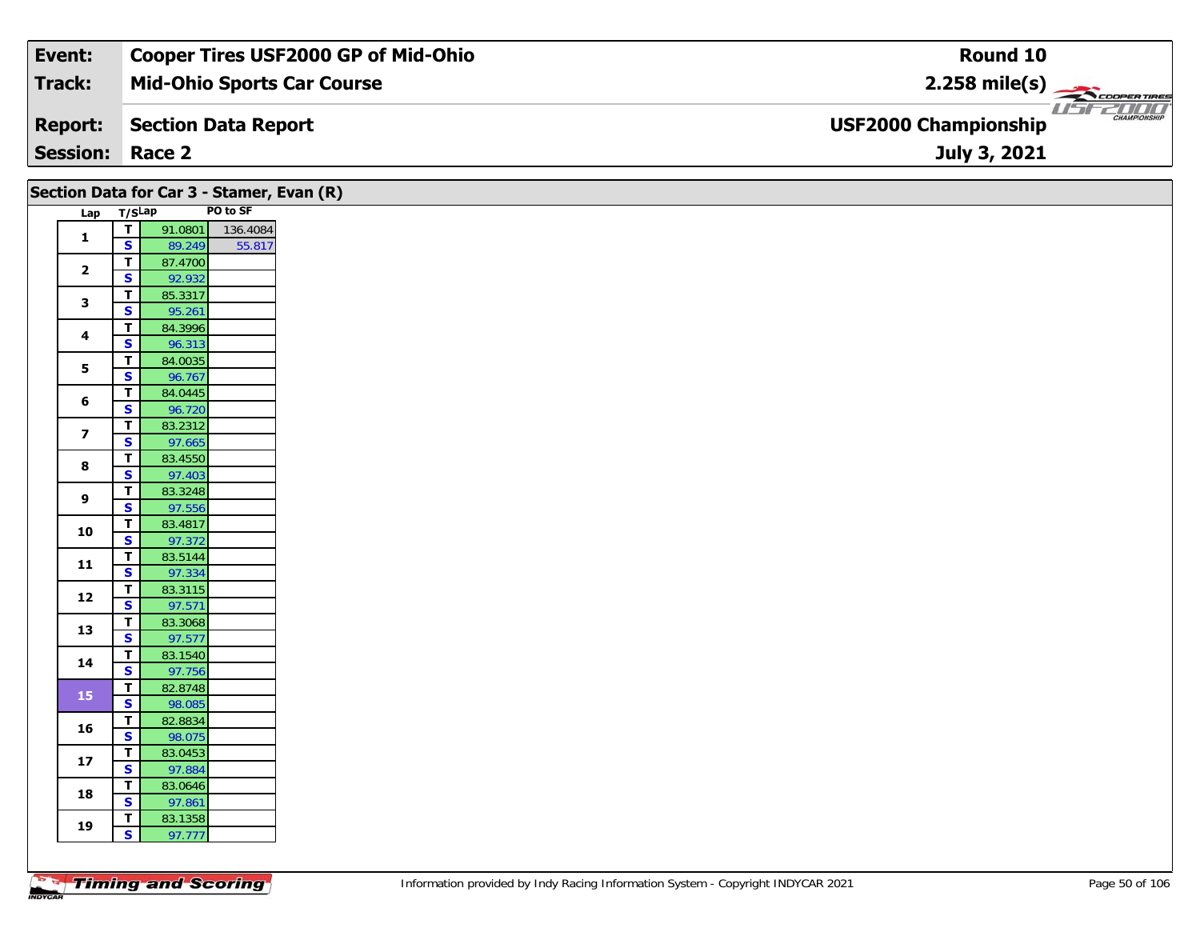| Event: | Cooper Tires USF2000 GP of Mid-Ohio | Round 10 |
|---|---|---|
| Track: | Mid-Ohio Sports Car Course | 2.258 mile(s) |
| Report: | Section Data Report | USF2000 Championship |
| Session: | Race 2 | July 3, 2021 |

## Section Data for Car 3 - Stamer, Evan (R)

| Lap | T/S | Lap | PO to SF |
|---|---|---|---|
| 1 | T | 91.0801 | 136.4084 |
| | S | 89.249 | 55.817 |
| 2 | T | 87.4700 | |
| | S | 92.932 | |
| 3 | T | 85.3317 | |
| | S | 95.261 | |
| 4 | T | 84.3996 | |
| | S | 96.313 | |
| 5 | T | 84.0035 | |
| | S | 96.767 | |
| 6 | T | 84.0445 | |
| | S | 96.720 | |
| 7 | T | 83.2312 | |
| | S | 97.665 | |
| 8 | T | 83.4550 | |
| | S | 97.403 | |
| 9 | T | 83.3248 | |
| | S | 97.556 | |
| 10 | T | 83.4817 | |
| | S | 97.372 | |
| 11 | T | 83.5144 | |
| | S | 97.334 | |
| 12 | T | 83.3115 | |
| | S | 97.571 | |
| 13 | T | 83.3068 | |
| | S | 97.577 | |
| 14 | T | 83.1540 | |
| | S | 97.756 | |
| 15 | T | 82.8748 | |
| | S | 98.085 | |
| 16 | T | 82.8834 | |
| | S | 98.075 | |
| 17 | T | 83.0453 | |
| | S | 97.884 | |
| 18 | T | 83.0646 | |
| | S | 97.861 | |
| 19 | T | 83.1358 | |
| | S | 97.777 | |

Information provided by Indy Racing Information System - Copyright INDYCAR 2021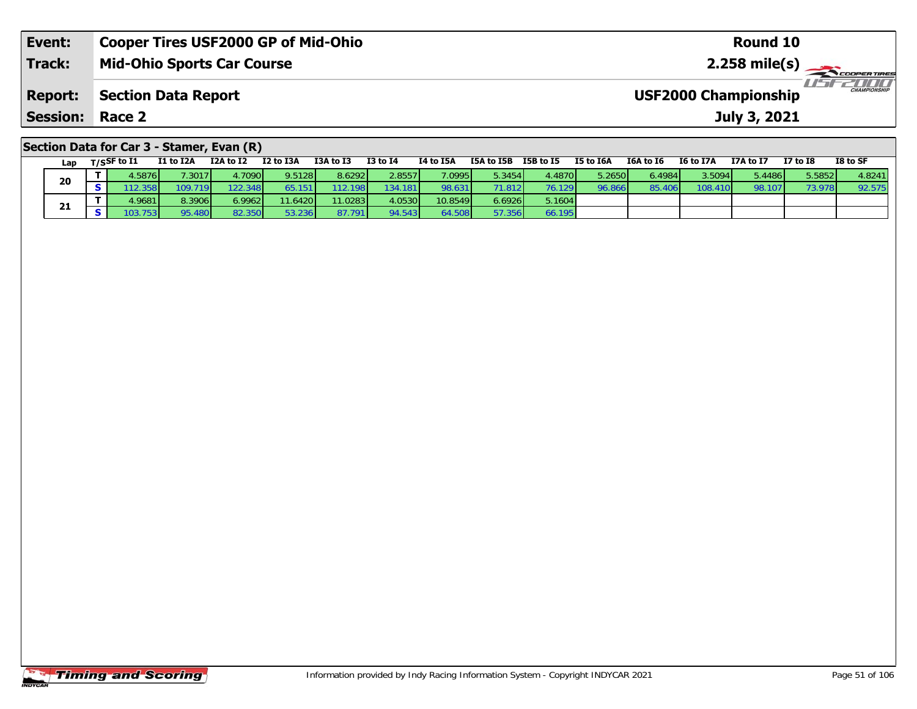| Event: | Cooper Tires USF2000 GP of Mid-Ohio | Round 10 |
|---|---|---|
| Track: | Mid-Ohio Sports Car Course | 2.258 mile(s) |
| Report: | Section Data Report | USF2000 Championship |
| Session: | Race 2 | July 3, 2021 |

## Section Data for Car 3 - Stamer, Evan (R)

| Lap | T/S | SF to I1 | I1 to I2A | I2A to I2 | I2 to I3A | I3A to I3 | I3 to I4 | I4 to I5A | I5A to I5B | I5B to I5 | I5 to I6A | I6A to I6 | I6 to I7A | I7A to I7 | I7 to I8 | I8 to SF |
|---|---|---|---|---|---|---|---|---|---|---|---|---|---|---|---|---|
| 20 | T | 4.5876 | 7.3017 | 4.7090 | 9.5128 | 8.6292 | 2.8557 | 7.0995 | 5.3454 | 4.4870 | 5.2650 | 6.4984 | 3.5094 | 5.4486 | 5.5852 | 4.8241 |
| | S | 112.358 | 109.719 | 122.348 | 65.151 | 112.198 | 134.181 | 98.631 | 71.812 | 76.129 | 96.866 | 85.406 | 108.410 | 98.107 | 73.978 | 92.575 |
| 21 | T | 4.9681 | 8.3906 | 6.9962 | 11.6420 | 11.0283 | 4.0530 | 10.8549 | 6.6926 | 5.1604 | | | | | | |
| | S | 103.753 | 95.480 | 82.350 | 53.236 | 87.791 | 94.543 | 64.508 | 57.356 | 66.195 | | | | | | |

Information provided by Indy Racing Information System - Copyright INDYCAR 2021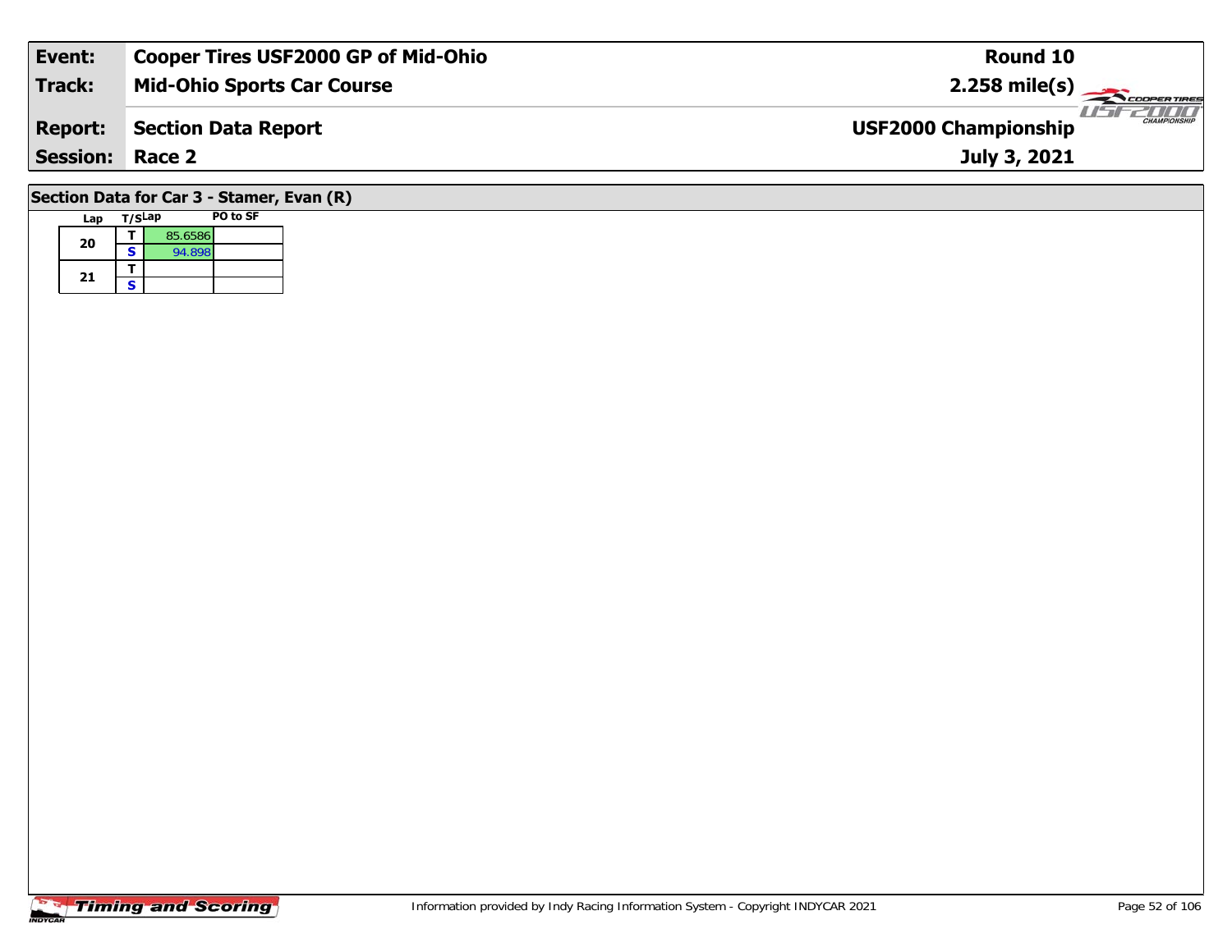| Event: | Cooper Tires USF2000 GP of Mid-Ohio | Round 10 |
|---|---|---|
| Track: | Mid-Ohio Sports Car Course | 2.258 mile(s) |
| Report: | Section Data Report | USF2000 Championship |
| Session: | Race 2 | July 3, 2021 |

## Section Data for Car 3 - Stamer, Evan (R)

| Lap | T/S | Lap | PO to SF |
|---|---|---|---|
| 20 | T | 85.6586 | |
| | S | 94.898 | |
| 21 | T | | |
| | S | | |

Information provided by Indy Racing Information System - Copyright INDYCAR 2021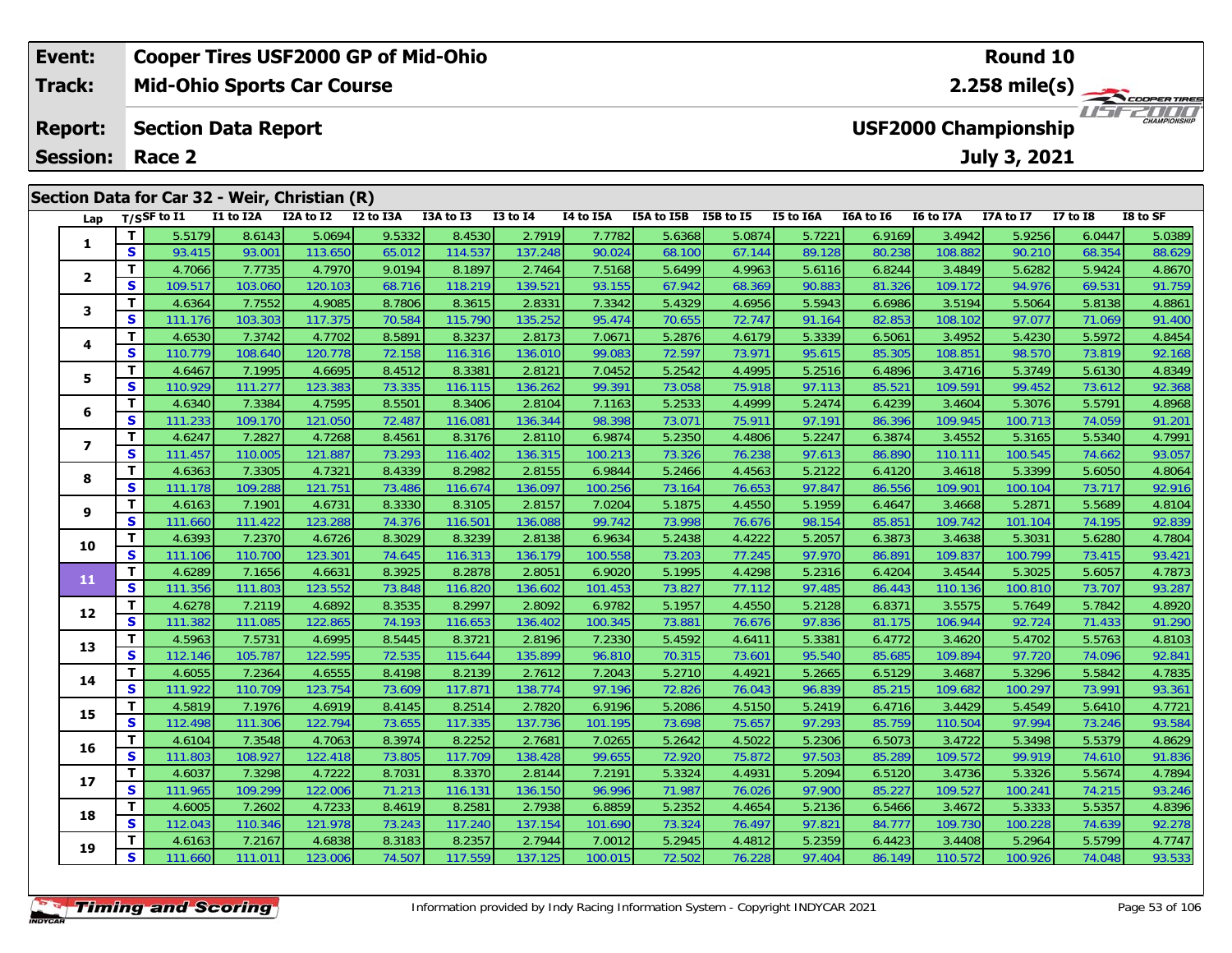| Event: | Cooper Tires USF2000 GP of Mid-Ohio | Round 10 |
|---|---|---|
| Track: | Mid-Ohio Sports Car Course | 2.258 mile(s) |
| Report: | Section Data Report | USF2000 Championship |
| Session: | Race 2 | July 3, 2021 |

## Section Data for Car 32 - Weir, Christian (R)

| Lap | T/S | SF to I1 | I1 to I2A | I2A to I2 | I2 to I3A | I3A to I3 | I3 to I4 | I4 to I5A | I5A to I5B | I5B to I5 | I5 to I6A | I6A to I6 | I6 to I7A | I7A to I7 | I7 to I8 | I8 to SF |
|---|---|---|---|---|---|---|---|---|---|---|---|---|---|---|---|---|
| 1 | T | 5.5179 | 8.6143 | 5.0694 | 9.5332 | 8.4530 | 2.7919 | 7.7782 | 5.6368 | 5.0874 | 5.7221 | 6.9169 | 3.4942 | 5.9256 | 6.0447 | 5.0389 |
| | S | 93.415 | 93.001 | 113.650 | 65.012 | 114.537 | 137.248 | 90.024 | 68.100 | 67.144 | 89.128 | 80.238 | 108.882 | 90.210 | 68.354 | 88.629 |
| 2 | T | 4.7066 | 7.7735 | 4.7970 | 9.0194 | 8.1897 | 2.7464 | 7.5168 | 5.6499 | 4.9963 | 5.6116 | 6.8244 | 3.4849 | 5.6282 | 5.9424 | 4.8670 |
| | S | 109.517 | 103.060 | 120.103 | 68.716 | 118.219 | 139.521 | 93.155 | 67.942 | 68.369 | 90.883 | 81.326 | 109.172 | 94.976 | 69.531 | 91.759 |
| 3 | T | 4.6364 | 7.7552 | 4.9085 | 8.7806 | 8.3615 | 2.8331 | 7.3342 | 5.4329 | 4.6956 | 5.5943 | 6.6986 | 3.5194 | 5.5064 | 5.8138 | 4.8861 |
| | S | 111.176 | 103.303 | 117.375 | 70.584 | 115.790 | 135.252 | 95.474 | 70.655 | 72.747 | 91.164 | 82.853 | 108.102 | 97.077 | 71.069 | 91.400 |
| 4 | T | 4.6530 | 7.3742 | 4.7702 | 8.5891 | 8.3237 | 2.8173 | 7.0671 | 5.2876 | 4.6179 | 5.3339 | 6.5061 | 3.4952 | 5.4230 | 5.5972 | 4.8454 |
| | S | 110.779 | 108.640 | 120.778 | 72.158 | 116.316 | 136.010 | 99.083 | 72.597 | 73.971 | 95.615 | 85.305 | 108.851 | 98.570 | 73.819 | 92.168 |
| 5 | T | 4.6467 | 7.1995 | 4.6695 | 8.4512 | 8.3381 | 2.8121 | 7.0452 | 5.2542 | 4.4995 | 5.2516 | 6.4896 | 3.4716 | 5.3749 | 5.6130 | 4.8349 |
| | S | 110.929 | 111.277 | 123.383 | 73.335 | 116.115 | 136.262 | 99.391 | 73.058 | 75.918 | 97.113 | 85.521 | 109.591 | 99.452 | 73.612 | 92.368 |
| 6 | T | 4.6340 | 7.3384 | 4.7595 | 8.5501 | 8.3406 | 2.8104 | 7.1163 | 5.2533 | 4.4999 | 5.2474 | 6.4239 | 3.4604 | 5.3076 | 5.5791 | 4.8968 |
| | S | 111.233 | 109.170 | 121.050 | 72.487 | 116.081 | 136.344 | 98.398 | 73.071 | 75.911 | 97.191 | 86.396 | 109.945 | 100.713 | 74.059 | 91.201 |
| 7 | T | 4.6247 | 7.2827 | 4.7268 | 8.4561 | 8.3176 | 2.8110 | 6.9874 | 5.2350 | 4.4806 | 5.2247 | 6.3874 | 3.4552 | 5.3165 | 5.5340 | 4.7991 |
| | S | 111.457 | 110.005 | 121.887 | 73.293 | 116.402 | 136.315 | 100.213 | 73.326 | 76.238 | 97.613 | 86.890 | 110.111 | 100.545 | 74.662 | 93.057 |
| 8 | T | 4.6363 | 7.3305 | 4.7321 | 8.4339 | 8.2982 | 2.8155 | 6.9844 | 5.2466 | 4.4563 | 5.2122 | 6.4120 | 3.4618 | 5.3399 | 5.6050 | 4.8064 |
| | S | 111.178 | 109.288 | 121.751 | 73.486 | 116.674 | 136.097 | 100.256 | 73.164 | 76.653 | 97.847 | 86.556 | 109.901 | 100.104 | 73.717 | 92.916 |
| 9 | T | 4.6163 | 7.1901 | 4.6731 | 8.3330 | 8.3105 | 2.8157 | 7.0204 | 5.1875 | 4.4550 | 5.1959 | 6.4647 | 3.4668 | 5.2871 | 5.5689 | 4.8104 |
| | S | 111.660 | 111.422 | 123.288 | 74.376 | 116.501 | 136.088 | 99.742 | 73.998 | 76.676 | 98.154 | 85.851 | 109.742 | 101.104 | 74.195 | 92.839 |
| 10 | T | 4.6393 | 7.2370 | 4.6726 | 8.3029 | 8.3239 | 2.8138 | 6.9634 | 5.2438 | 4.4222 | 5.2057 | 6.3873 | 3.4638 | 5.3031 | 5.6280 | 4.7804 |
| | S | 111.106 | 110.700 | 123.301 | 74.645 | 116.313 | 136.179 | 100.558 | 73.203 | 77.245 | 97.970 | 86.891 | 109.837 | 100.799 | 73.415 | 93.421 |
| 11 | T | 4.6289 | 7.1656 | 4.6631 | 8.3925 | 8.2878 | 2.8051 | 6.9020 | 5.1995 | 4.4298 | 5.2316 | 6.4204 | 3.4544 | 5.3025 | 5.6057 | 4.7873 |
| | S | 111.356 | 111.803 | 123.552 | 73.848 | 116.820 | 136.602 | 101.453 | 73.827 | 77.112 | 97.485 | 86.443 | 110.136 | 100.810 | 73.707 | 93.287 |
| 12 | T | 4.6278 | 7.2119 | 4.6892 | 8.3535 | 8.2997 | 2.8092 | 6.9782 | 5.1957 | 4.4550 | 5.2128 | 6.8371 | 3.5575 | 5.7649 | 5.7842 | 4.8920 |
| | S | 111.382 | 111.085 | 122.865 | 74.193 | 116.653 | 136.402 | 100.345 | 73.881 | 76.676 | 97.836 | 81.175 | 106.944 | 92.724 | 71.433 | 91.290 |
| 13 | T | 4.5963 | 7.5731 | 4.6995 | 8.5445 | 8.3721 | 2.8196 | 7.2330 | 5.4592 | 4.6411 | 5.3381 | 6.4772 | 3.4620 | 5.4702 | 5.5763 | 4.8103 |
| | S | 112.146 | 105.787 | 122.595 | 72.535 | 115.644 | 135.899 | 96.810 | 70.315 | 73.601 | 95.540 | 85.685 | 109.894 | 97.720 | 74.096 | 92.841 |
| 14 | T | 4.6055 | 7.2364 | 4.6555 | 8.4198 | 8.2139 | 2.7612 | 7.2043 | 5.2710 | 4.4921 | 5.2665 | 6.5129 | 3.4687 | 5.3296 | 5.5842 | 4.7835 |
| | S | 111.922 | 110.709 | 123.754 | 73.609 | 117.871 | 138.774 | 97.196 | 72.826 | 76.043 | 96.839 | 85.215 | 109.682 | 100.297 | 73.991 | 93.361 |
| 15 | T | 4.5819 | 7.1976 | 4.6919 | 8.4145 | 8.2514 | 2.7820 | 6.9196 | 5.2086 | 4.5150 | 5.2419 | 6.4716 | 3.4429 | 5.4549 | 5.6410 | 4.7721 |
| | S | 112.498 | 111.306 | 122.794 | 73.655 | 117.335 | 137.736 | 101.195 | 73.698 | 75.657 | 97.293 | 85.759 | 110.504 | 97.994 | 73.246 | 93.584 |
| 16 | T | 4.6104 | 7.3548 | 4.7063 | 8.3974 | 8.2252 | 2.7681 | 7.0265 | 5.2642 | 4.5022 | 5.2306 | 6.5073 | 3.4722 | 5.3498 | 5.5379 | 4.8629 |
| | S | 111.803 | 108.927 | 122.418 | 73.805 | 117.709 | 138.428 | 99.655 | 72.920 | 75.872 | 97.503 | 85.289 | 109.572 | 99.919 | 74.610 | 91.836 |
| 17 | T | 4.6037 | 7.3298 | 4.7222 | 8.7031 | 8.3370 | 2.8144 | 7.2191 | 5.3324 | 4.4931 | 5.2094 | 6.5120 | 3.4736 | 5.3326 | 5.5674 | 4.7894 |
| | S | 111.965 | 109.299 | 122.006 | 71.213 | 116.131 | 136.150 | 96.996 | 71.987 | 76.026 | 97.900 | 85.227 | 109.527 | 100.241 | 74.215 | 93.246 |
| 18 | T | 4.6005 | 7.2602 | 4.7233 | 8.4619 | 8.2581 | 2.7938 | 6.8859 | 5.2352 | 4.4654 | 5.2136 | 6.5466 | 3.4672 | 5.3333 | 5.5357 | 4.8396 |
| | S | 112.043 | 110.346 | 121.978 | 73.243 | 117.240 | 137.154 | 101.690 | 73.324 | 76.497 | 97.821 | 84.777 | 109.730 | 100.228 | 74.639 | 92.278 |
| 19 | T | 4.6163 | 7.2167 | 4.6838 | 8.3183 | 8.2357 | 2.7944 | 7.0012 | 5.2945 | 4.4812 | 5.2359 | 6.4423 | 3.4408 | 5.2964 | 5.5799 | 4.7747 |
| | S | 111.660 | 111.011 | 123.006 | 74.507 | 117.559 | 137.125 | 100.015 | 72.502 | 76.228 | 97.404 | 86.149 | 110.572 | 100.926 | 74.048 | 93.533 |

Information provided by Indy Racing Information System - Copyright INDYCAR 2021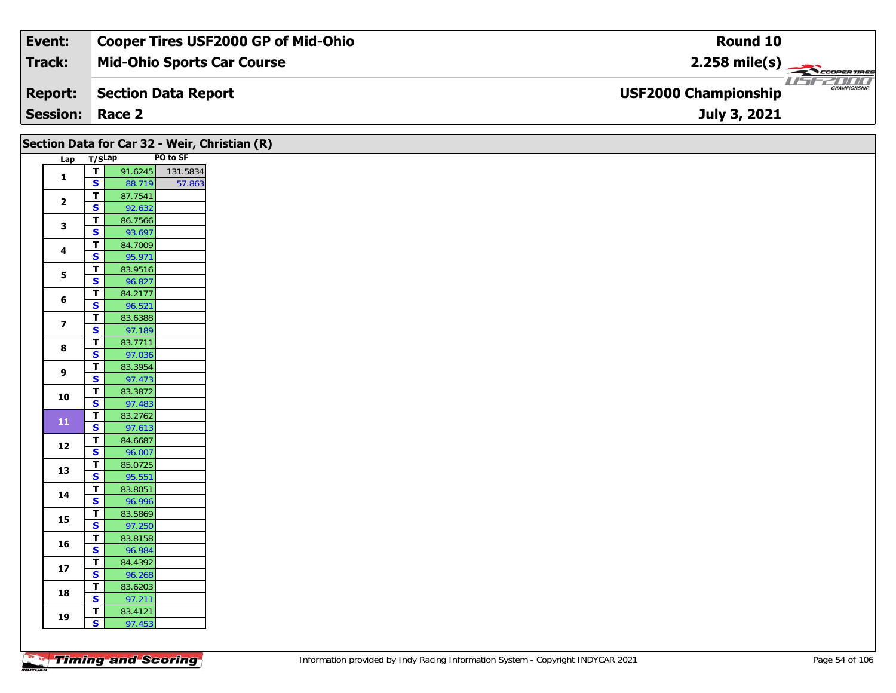| Event: | Cooper Tires USF2000 GP of Mid-Ohio | Round 10 |
|---|---|---|
| Track: | Mid-Ohio Sports Car Course | 2.258 mile(s) |
| Report: | Section Data Report | USF2000 Championship |
| Session: | Race 2 | July 3, 2021 |

## Section Data for Car 32 - Weir, Christian (R)

| Lap | T/S | Lap | PO to SF |
|---|---|---|---|
| 1 | T | 91.6245 | 131.5834 |
| | S | 88.719 | 57.863 |
| 2 | T | 87.7541 | |
| | S | 92.632 | |
| 3 | T | 86.7566 | |
| | S | 93.697 | |
| 4 | T | 84.7009 | |
| | S | 95.971 | |
| 5 | T | 83.9516 | |
| | S | 96.827 | |
| 6 | T | 84.2177 | |
| | S | 96.521 | |
| 7 | T | 83.6388 | |
| | S | 97.189 | |
| 8 | T | 83.7711 | |
| | S | 97.036 | |
| 9 | T | 83.3954 | |
| | S | 97.473 | |
| 10 | T | 83.3872 | |
| | S | 97.483 | |
| 11 | T | 83.2762 | |
| | S | 97.613 | |
| 12 | T | 84.6687 | |
| | S | 96.007 | |
| 13 | T | 85.0725 | |
| | S | 95.551 | |
| 14 | T | 83.8051 | |
| | S | 96.996 | |
| 15 | T | 83.5869 | |
| | S | 97.250 | |
| 16 | T | 83.8158 | |
| | S | 96.984 | |
| 17 | T | 84.4392 | |
| | S | 96.268 | |
| 18 | T | 83.6203 | |
| | S | 97.211 | |
| 19 | T | 83.4121 | |
| | S | 97.453 | |

Information provided by Indy Racing Information System - Copyright INDYCAR 2021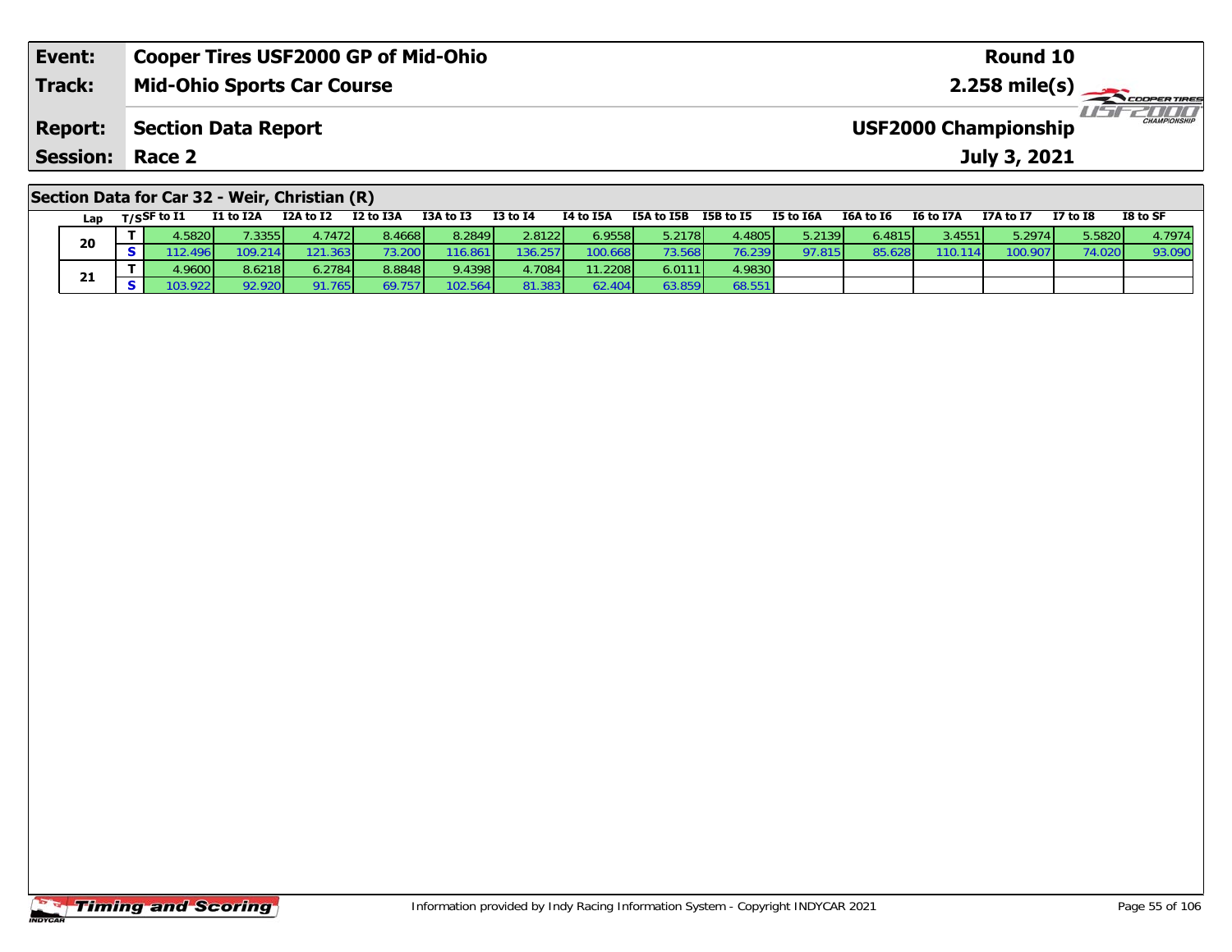| Event: | Cooper Tires USF2000 GP of Mid-Ohio | Round 10 |
|---|---|---|
| Track: | Mid-Ohio Sports Car Course | 2.258 mile(s) |
| Report: | Section Data Report | USF2000 Championship |
| Session: | Race 2 | July 3, 2021 |

## Section Data for Car 32 - Weir, Christian (R)

| Lap | T/S | SF to I1 | I1 to I2A | I2A to I2 | I2 to I3A | I3A to I3 | I3 to I4 | I4 to I5A | I5A to I5B | I5B to I5 | I5 to I6A | I6A to I6 | I6 to I7A | I7A to I7 | I7 to I8 | I8 to SF |
|---|---|---|---|---|---|---|---|---|---|---|---|---|---|---|---|---|
| 20 | T | 4.5820 | 7.3355 | 4.7472 | 8.4668 | 8.2849 | 2.8122 | 6.9558 | 5.2178 | 4.4805 | 5.2139 | 6.4815 | 3.4551 | 5.2974 | 5.5820 | 4.7974 |
| | S | 112.496 | 109.214 | 121.363 | 73.200 | 116.861 | 136.257 | 100.668 | 73.568 | 76.239 | 97.815 | 85.628 | 110.114 | 100.907 | 74.020 | 93.090 |
| 21 | T | 4.9600 | 8.6218 | 6.2784 | 8.8848 | 9.4398 | 4.7084 | 11.2208 | 6.0111 | 4.9830 | | | | | | |
| | S | 103.922 | 92.920 | 91.765 | 69.757 | 102.564 | 81.383 | 62.404 | 63.859 | 68.551 | | | | | | |

Information provided by Indy Racing Information System - Copyright INDYCAR 2021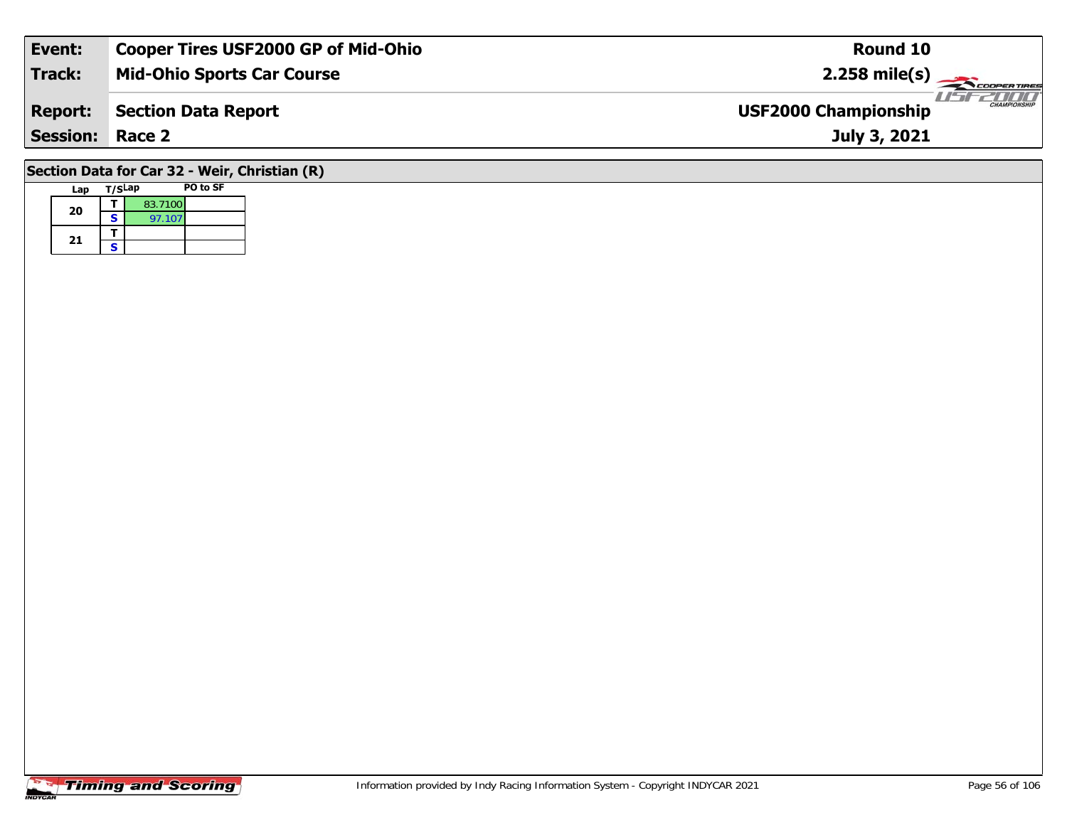| Event: | Cooper Tires USF2000 GP of Mid-Ohio | Round 10 |
|---|---|---|
| Track: | Mid-Ohio Sports Car Course | 2.258 mile(s) |
| Report: | Section Data Report | USF2000 Championship |
| Session: | Race 2 | July 3, 2021 |

## Section Data for Car 32 - Weir, Christian (R)

| Lap | T/S | Lap | PO to SF |
|---|---|---|---|
| 20 | T | 83.7100 | |
| | S | 97.107 | |
| 21 | T | | |
| | S | | |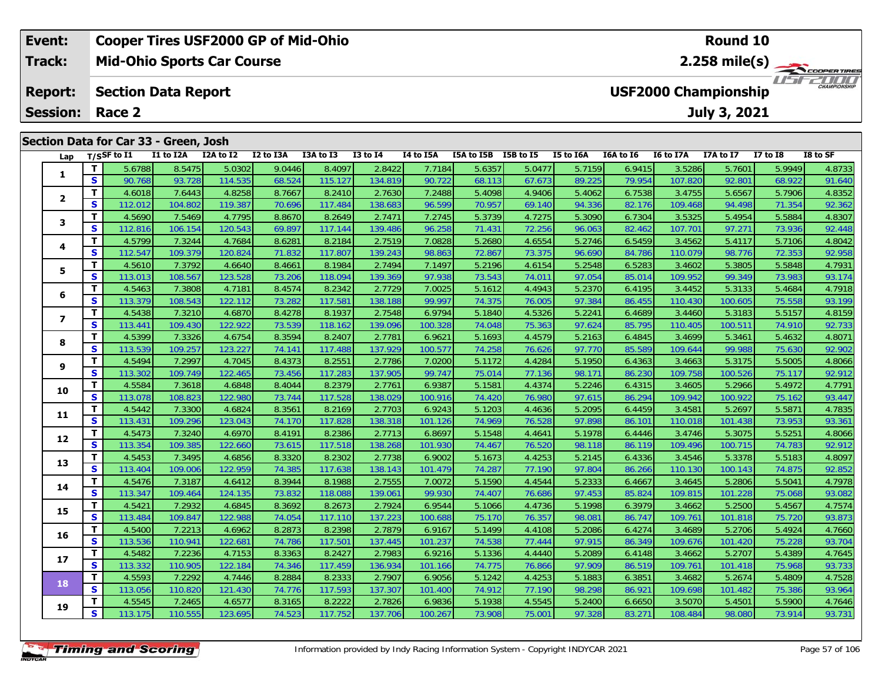| Event: | Cooper Tires USF2000 GP of Mid-Ohio | Round 10 |
|---|---|---|
| Track: | Mid-Ohio Sports Car Course | 2.258 mile(s) |
| Report: | Section Data Report | USF2000 Championship |
| Session: | Race 2 | July 3, 2021 |

## Section Data for Car 33 - Green, Josh

| Lap | T/S | SF to I1 | I1 to I2A | I2A to I2 | I2 to I3A | I3A to I3 | I3 to I4 | I4 to I5A | I5A to I5B | I5B to I5 | I5 to I6A | I6A to I6 | I6 to I7A | I7A to I7 | I7 to I8 | I8 to SF |
|---|---|---|---|---|---|---|---|---|---|---|---|---|---|---|---|---|
| 1 | T | 5.6788 | 8.5475 | 5.0302 | 9.0446 | 8.4097 | 2.8422 | 7.7184 | 5.6357 | 5.0477 | 5.7159 | 6.9415 | 3.5286 | 5.7601 | 5.9949 | 4.8733 |
| | S | 90.768 | 93.728 | 114.535 | 68.524 | 115.127 | 134.819 | 90.722 | 68.113 | 67.673 | 89.225 | 79.954 | 107.820 | 92.801 | 68.922 | 91.640 |
| 2 | T | 4.6018 | 7.6443 | 4.8258 | 8.7667 | 8.2410 | 2.7630 | 7.2488 | 5.4098 | 4.9406 | 5.4062 | 6.7538 | 3.4755 | 5.6567 | 5.7906 | 4.8352 |
| | S | 112.012 | 104.802 | 119.387 | 70.696 | 117.484 | 138.683 | 96.599 | 70.957 | 69.140 | 94.336 | 82.176 | 109.468 | 94.498 | 71.354 | 92.362 |
| 3 | T | 4.5690 | 7.5469 | 4.7795 | 8.8670 | 8.2649 | 2.7471 | 7.2745 | 5.3739 | 4.7275 | 5.3090 | 6.7304 | 3.5325 | 5.4954 | 5.5884 | 4.8307 |
| | S | 112.816 | 106.154 | 120.543 | 69.897 | 117.144 | 139.486 | 96.258 | 71.431 | 72.256 | 96.063 | 82.462 | 107.701 | 97.271 | 73.936 | 92.448 |
| 4 | T | 4.5799 | 7.3244 | 4.7684 | 8.6281 | 8.2184 | 2.7519 | 7.0828 | 5.2680 | 4.6554 | 5.2746 | 6.5459 | 3.4562 | 5.4117 | 5.7106 | 4.8042 |
| | S | 112.547 | 109.379 | 120.824 | 71.832 | 117.807 | 139.243 | 98.863 | 72.867 | 73.375 | 96.690 | 84.786 | 110.079 | 98.776 | 72.353 | 92.958 |
| 5 | T | 4.5610 | 7.3792 | 4.6640 | 8.4661 | 8.1984 | 2.7494 | 7.1497 | 5.2196 | 4.6154 | 5.2548 | 6.5283 | 3.4602 | 5.3805 | 5.5848 | 4.7931 |
| | S | 113.013 | 108.567 | 123.528 | 73.206 | 118.094 | 139.369 | 97.938 | 73.543 | 74.011 | 97.054 | 85.014 | 109.952 | 99.349 | 73.983 | 93.174 |
| 6 | T | 4.5463 | 7.3808 | 4.7181 | 8.4574 | 8.2342 | 2.7729 | 7.0025 | 5.1612 | 4.4943 | 5.2370 | 6.4195 | 3.4452 | 5.3133 | 5.4684 | 4.7918 |
| | S | 113.379 | 108.543 | 122.112 | 73.282 | 117.581 | 138.188 | 99.997 | 74.375 | 76.005 | 97.384 | 86.455 | 110.430 | 100.605 | 75.558 | 93.199 |
| 7 | T | 4.5438 | 7.3210 | 4.6870 | 8.4278 | 8.1937 | 2.7548 | 6.9794 | 5.1840 | 4.5326 | 5.2241 | 6.4689 | 3.4460 | 5.3183 | 5.5157 | 4.8159 |
| | S | 113.441 | 109.430 | 122.922 | 73.539 | 118.162 | 139.096 | 100.328 | 74.048 | 75.363 | 97.624 | 85.795 | 110.405 | 100.511 | 74.910 | 92.733 |
| 8 | T | 4.5399 | 7.3326 | 4.6754 | 8.3594 | 8.2407 | 2.7781 | 6.9621 | 5.1693 | 4.4579 | 5.2163 | 6.4845 | 3.4699 | 5.3461 | 5.4632 | 4.8071 |
| | S | 113.539 | 109.257 | 123.227 | 74.141 | 117.488 | 137.929 | 100.577 | 74.258 | 76.626 | 97.770 | 85.589 | 109.644 | 99.988 | 75.630 | 92.902 |
| 9 | T | 4.5494 | 7.2997 | 4.7045 | 8.4373 | 8.2551 | 2.7786 | 7.0200 | 5.1172 | 4.4284 | 5.1950 | 6.4363 | 3.4663 | 5.3175 | 5.5005 | 4.8066 |
| | S | 113.302 | 109.749 | 122.465 | 73.456 | 117.283 | 137.905 | 99.747 | 75.014 | 77.136 | 98.171 | 86.230 | 109.758 | 100.526 | 75.117 | 92.912 |
| 10 | T | 4.5584 | 7.3618 | 4.6848 | 8.4044 | 8.2379 | 2.7761 | 6.9387 | 5.1581 | 4.4374 | 5.2246 | 6.4315 | 3.4605 | 5.2966 | 5.4972 | 4.7791 |
| | S | 113.078 | 108.823 | 122.980 | 73.744 | 117.528 | 138.029 | 100.916 | 74.420 | 76.980 | 97.615 | 86.294 | 109.942 | 100.922 | 75.162 | 93.447 |
| 11 | T | 4.5442 | 7.3300 | 4.6824 | 8.3561 | 8.2169 | 2.7703 | 6.9243 | 5.1203 | 4.4636 | 5.2095 | 6.4459 | 3.4581 | 5.2697 | 5.5871 | 4.7835 |
| | S | 113.431 | 109.296 | 123.043 | 74.170 | 117.828 | 138.318 | 101.126 | 74.969 | 76.528 | 97.898 | 86.101 | 110.018 | 101.438 | 73.953 | 93.361 |
| 12 | T | 4.5473 | 7.3240 | 4.6970 | 8.4191 | 8.2386 | 2.7713 | 6.8697 | 5.1548 | 4.4641 | 5.1978 | 6.4446 | 3.4746 | 5.3075 | 5.5251 | 4.8066 |
| | S | 113.354 | 109.385 | 122.660 | 73.615 | 117.518 | 138.268 | 101.930 | 74.467 | 76.520 | 98.118 | 86.119 | 109.496 | 100.715 | 74.783 | 92.912 |
| 13 | T | 4.5453 | 7.3495 | 4.6856 | 8.3320 | 8.2302 | 2.7738 | 6.9002 | 5.1673 | 4.4253 | 5.2145 | 6.4336 | 3.4546 | 5.3378 | 5.5183 | 4.8097 |
| | S | 113.404 | 109.006 | 122.959 | 74.385 | 117.638 | 138.143 | 101.479 | 74.287 | 77.190 | 97.804 | 86.266 | 110.130 | 100.143 | 74.875 | 92.852 |
| 14 | T | 4.5476 | 7.3187 | 4.6412 | 8.3944 | 8.1988 | 2.7555 | 7.0072 | 5.1590 | 4.4544 | 5.2333 | 6.4667 | 3.4645 | 5.2806 | 5.5041 | 4.7978 |
| | S | 113.347 | 109.464 | 124.135 | 73.832 | 118.088 | 139.061 | 99.930 | 74.407 | 76.686 | 97.453 | 85.824 | 109.815 | 101.228 | 75.068 | 93.082 |
| 15 | T | 4.5421 | 7.2932 | 4.6845 | 8.3692 | 8.2673 | 2.7924 | 6.9544 | 5.1066 | 4.4736 | 5.1998 | 6.3979 | 3.4662 | 5.2500 | 5.4567 | 4.7574 |
| | S | 113.484 | 109.847 | 122.988 | 74.054 | 117.110 | 137.223 | 100.688 | 75.170 | 76.357 | 98.081 | 86.747 | 109.761 | 101.818 | 75.720 | 93.873 |
| 16 | T | 4.5400 | 7.2213 | 4.6962 | 8.2873 | 8.2398 | 2.7879 | 6.9167 | 5.1499 | 4.4108 | 5.2086 | 6.4274 | 3.4689 | 5.2706 | 5.4924 | 4.7660 |
| | S | 113.536 | 110.941 | 122.681 | 74.786 | 117.501 | 137.445 | 101.237 | 74.538 | 77.444 | 97.915 | 86.349 | 109.676 | 101.420 | 75.228 | 93.704 |
| 17 | T | 4.5482 | 7.2236 | 4.7153 | 8.3363 | 8.2427 | 2.7983 | 6.9216 | 5.1336 | 4.4440 | 5.2089 | 6.4148 | 3.4662 | 5.2707 | 5.4389 | 4.7645 |
| | S | 113.332 | 110.905 | 122.184 | 74.346 | 117.459 | 136.934 | 101.166 | 74.775 | 76.866 | 97.909 | 86.519 | 109.761 | 101.418 | 75.968 | 93.733 |
| 18 | T | 4.5593 | 7.2292 | 4.7446 | 8.2884 | 8.2333 | 2.7907 | 6.9056 | 5.1242 | 4.4253 | 5.1883 | 6.3851 | 3.4682 | 5.2674 | 5.4809 | 4.7528 |
| | S | 113.056 | 110.820 | 121.430 | 74.776 | 117.593 | 137.307 | 101.400 | 74.912 | 77.190 | 98.298 | 86.921 | 109.698 | 101.482 | 75.386 | 93.964 |
| 19 | T | 4.5545 | 7.2465 | 4.6577 | 8.3165 | 8.2222 | 2.7826 | 6.9836 | 5.1938 | 4.5545 | 5.2400 | 6.6650 | 3.5070 | 5.4501 | 5.5900 | 4.7646 |
| | S | 113.175 | 110.555 | 123.695 | 74.523 | 117.752 | 137.706 | 100.267 | 73.908 | 75.001 | 97.328 | 83.271 | 108.484 | 98.080 | 73.914 | 93.731 |

Information provided by Indy Racing Information System - Copyright INDYCAR 2021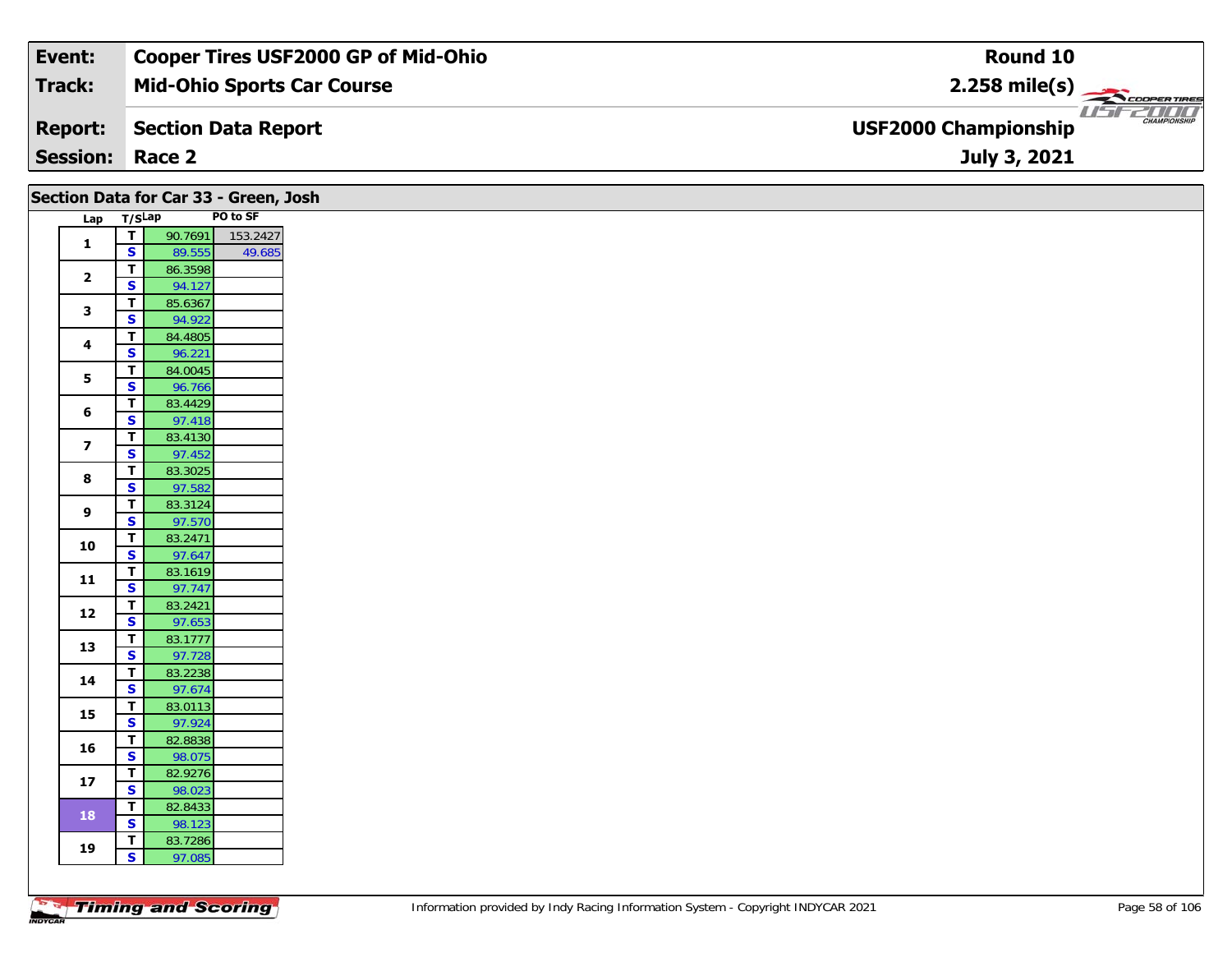| Event: | Cooper Tires USF2000 GP of Mid-Ohio | Round 10 |
|---|---|---|
| Track: | Mid-Ohio Sports Car Course | 2.258 mile(s) |
| Report: | Section Data Report | USF2000 Championship |
| Session: | Race 2 | July 3, 2021 |

## Section Data for Car 33 - Green, Josh

| Lap | T/S | Lap | PO to SF |
|---|---|---|---|
| 1 | T | 90.7691 | 153.2427 |
| | S | 89.555 | 49.685 |
| 2 | T | 86.3598 | |
| | S | 94.127 | |
| 3 | T | 85.6367 | |
| | S | 94.922 | |
| 4 | T | 84.4805 | |
| | S | 96.221 | |
| 5 | T | 84.0045 | |
| | S | 96.766 | |
| 6 | T | 83.4429 | |
| | S | 97.418 | |
| 7 | T | 83.4130 | |
| | S | 97.452 | |
| 8 | T | 83.3025 | |
| | S | 97.582 | |
| 9 | T | 83.3124 | |
| | S | 97.570 | |
| 10 | T | 83.2471 | |
| | S | 97.647 | |
| 11 | T | 83.1619 | |
| | S | 97.747 | |
| 12 | T | 83.2421 | |
| | S | 97.653 | |
| 13 | T | 83.1777 | |
| | S | 97.728 | |
| 14 | T | 83.2238 | |
| | S | 97.674 | |
| 15 | T | 83.0113 | |
| | S | 97.924 | |
| 16 | T | 82.8838 | |
| | S | 98.075 | |
| 17 | T | 82.9276 | |
| | S | 98.023 | |
| 18 | T | 82.8433 | |
| | S | 98.123 | |
| 19 | T | 83.7286 | |
| | S | 97.085 | |

Information provided by Indy Racing Information System - Copyright INDYCAR 2021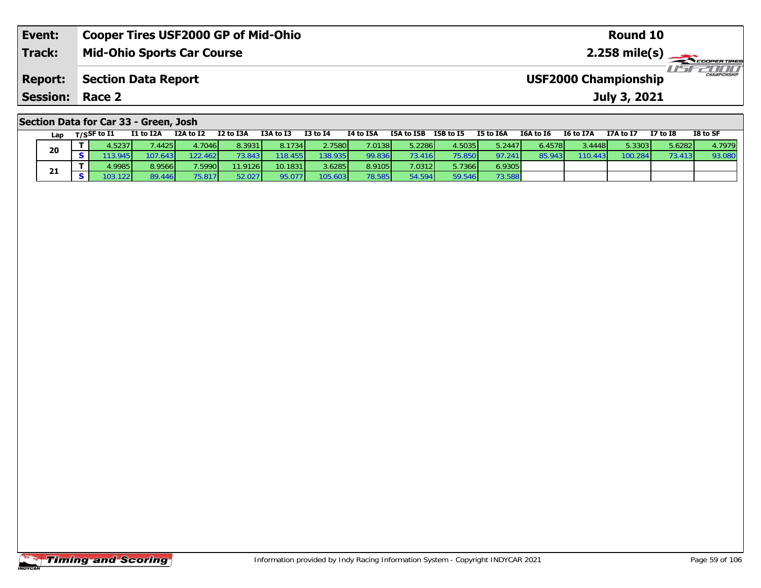| Event: | Cooper Tires USF2000 GP of Mid-Ohio | Round 10 |
|---|---|---|
| Track: | Mid-Ohio Sports Car Course | 2.258 mile(s) |
| Report: | Section Data Report | USF2000 Championship |
| Session: | Race 2 | July 3, 2021 |

## Section Data for Car 33 - Green, Josh

| Lap | T/S | SF to I1 | I1 to I2A | I2A to I2 | I2 to I3A | I3A to I3 | I3 to I4 | I4 to I5A | I5A to I5B | I5B to I5 | I5 to I6A | I6A to I6 | I6 to I7A | I7A to I7 | I7 to I8 | I8 to SF |
|---|---|---|---|---|---|---|---|---|---|---|---|---|---|---|---|---|
| 20 | T | 4.5237 | 7.4425 | 4.7046 | 8.3931 | 8.1734 | 2.7580 | 7.0138 | 5.2286 | 4.5035 | 5.2447 | 6.4578 | 3.4448 | 5.3303 | 5.6282 | 4.7979 |
| | S | 113.945 | 107.643 | 122.462 | 73.843 | 118.455 | 138.935 | 99.836 | 73.416 | 75.850 | 97.241 | 85.943 | 110.443 | 100.284 | 73.413 | 93.080 |
| 21 | T | 4.9985 | 8.9566 | 7.5990 | 11.9126 | 10.1831 | 3.6285 | 8.9105 | 7.0312 | 5.7366 | 6.9305 | | | | | |
| | S | 103.122 | 89.446 | 75.817 | 52.027 | 95.077 | 105.603 | 78.585 | 54.594 | 59.546 | 73.588 | | | | | |

Information provided by Indy Racing Information System - Copyright INDYCAR 2021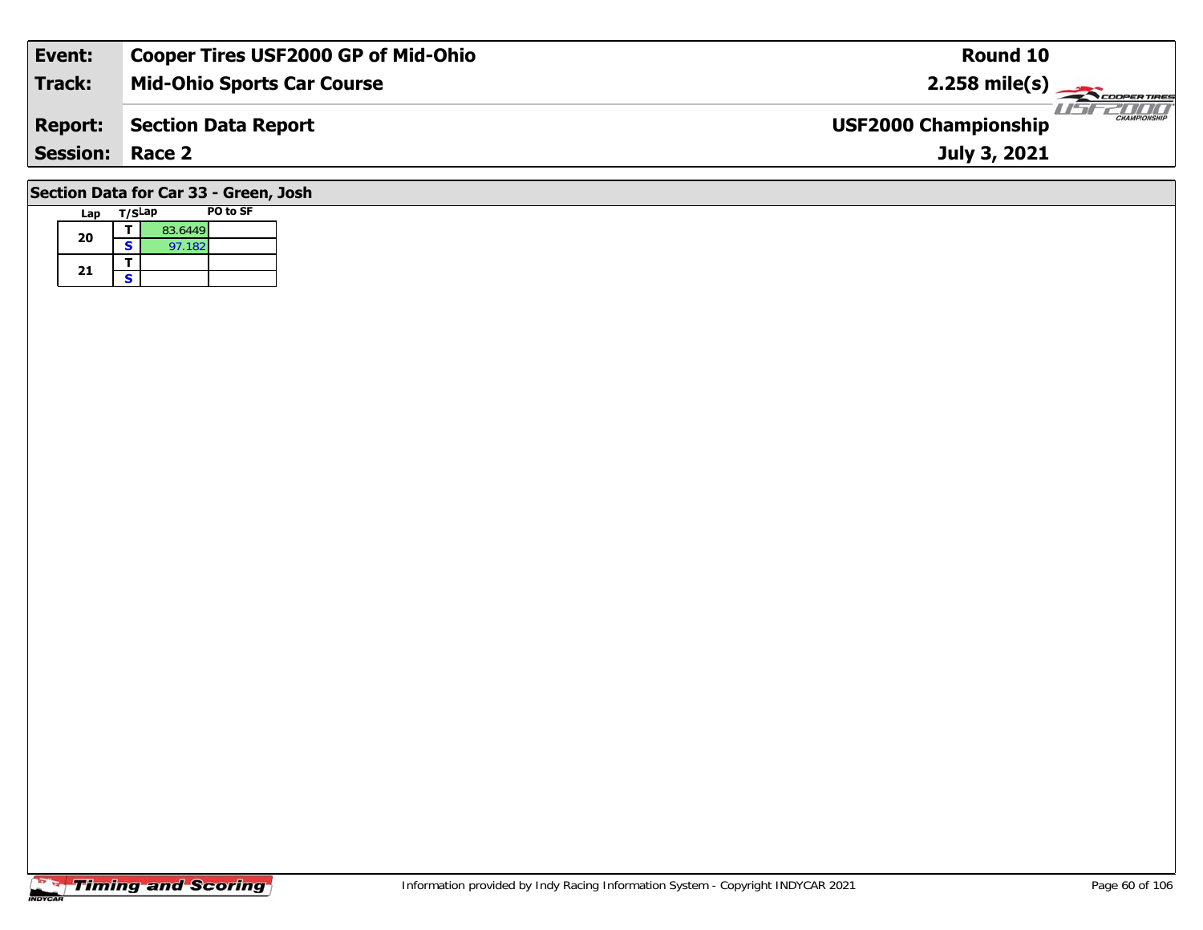| Event: | Cooper Tires USF2000 GP of Mid-Ohio | Round 10 |
|---|---|---|
| Track: | Mid-Ohio Sports Car Course | 2.258 mile(s) |
| Report: | Section Data Report | USF2000 Championship |
| Session: | Race 2 | July 3, 2021 |

## Section Data for Car 33 - Green, Josh

| Lap | T/S | Lap | PO to SF |
|---|---|---|---|
| 20 | T | 83.6449 | |
| | S | 97.182 | |
| 21 | T | | |
| | S | | |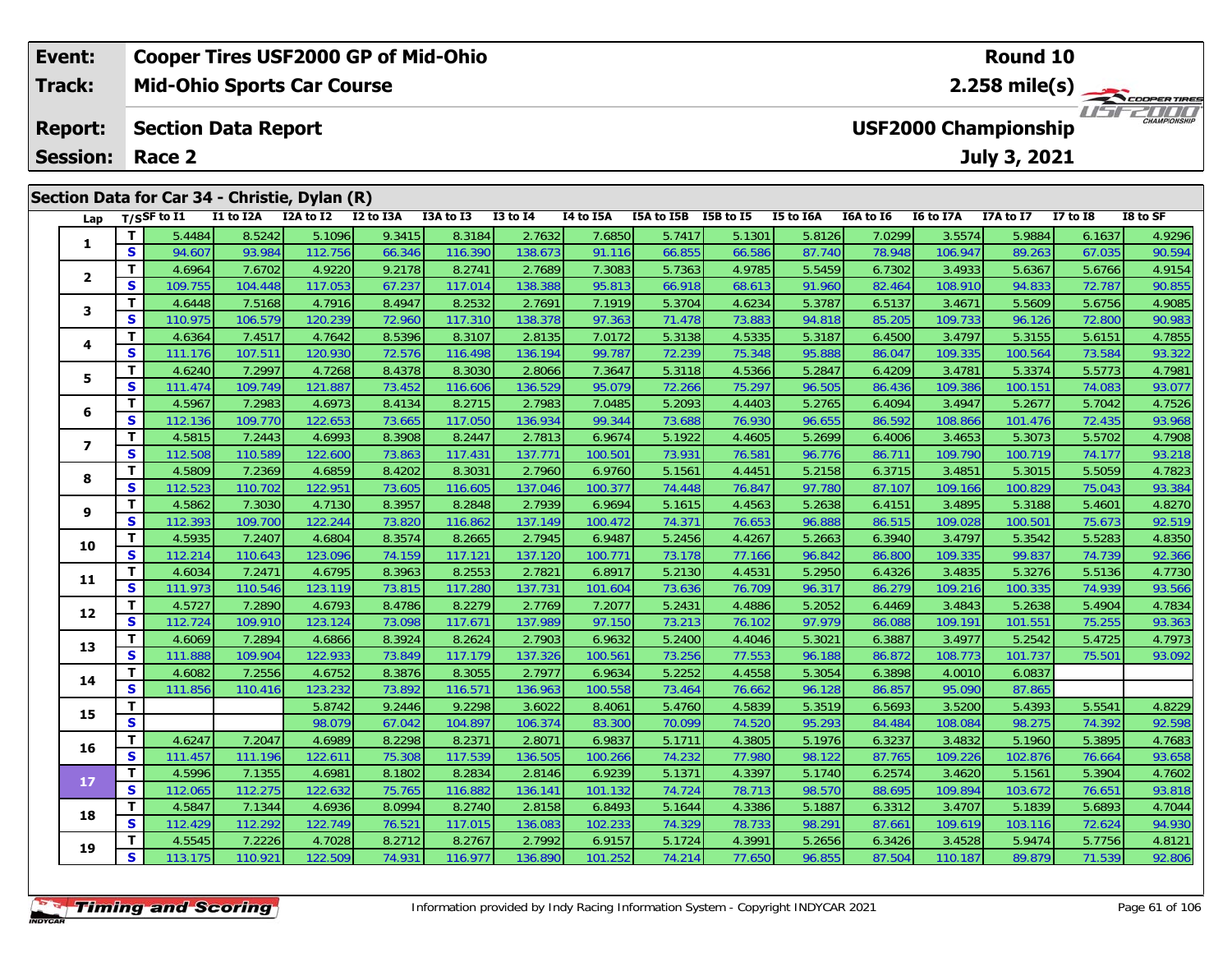| Event: | Cooper Tires USF2000 GP of Mid-Ohio | Round 10 |
|---|---|---|
| Track: | Mid-Ohio Sports Car Course | 2.258 mile(s) |
| Report: | Section Data Report | USF2000 Championship |
| Session: | Race 2 | July 3, 2021 |

## Section Data for Car 34 - Christie, Dylan (R)

| Lap | T/S | SF to I1 | I1 to I2A | I2A to I2 | I2 to I3A | I3A to I3 | I3 to I4 | I4 to I5A | I5A to I5B | I5B to I5 | I5 to I6A | I6A to I6 | I6 to I7A | I7A to I7 | I7 to I8 | I8 to SF |
|---|---|---|---|---|---|---|---|---|---|---|---|---|---|---|---|---|
| 1 | T | 5.4484 | 8.5242 | 5.1096 | 9.3415 | 8.3184 | 2.7632 | 7.6850 | 5.7417 | 5.1301 | 5.8126 | 7.0299 | 3.5574 | 5.9884 | 6.1637 | 4.9296 |
| | S | 94.607 | 93.984 | 112.756 | 66.346 | 116.390 | 138.673 | 91.116 | 66.855 | 66.586 | 87.740 | 78.948 | 106.947 | 89.263 | 67.035 | 90.594 |
| 2 | T | 4.6964 | 7.6702 | 4.9220 | 9.2178 | 8.2741 | 2.7689 | 7.3083 | 5.7363 | 4.9785 | 5.5459 | 6.7302 | 3.4933 | 5.6367 | 5.6766 | 4.9154 |
| | S | 109.755 | 104.448 | 117.053 | 67.237 | 117.014 | 138.388 | 95.813 | 66.918 | 68.613 | 91.960 | 82.464 | 108.910 | 94.833 | 72.787 | 90.855 |
| 3 | T | 4.6448 | 7.5168 | 4.7916 | 8.4947 | 8.2532 | 2.7691 | 7.1919 | 5.3704 | 4.6234 | 5.3787 | 6.5137 | 3.4671 | 5.5609 | 5.6756 | 4.9085 |
| | S | 110.975 | 106.579 | 120.239 | 72.960 | 117.310 | 138.378 | 97.363 | 71.478 | 73.883 | 94.818 | 85.205 | 109.733 | 96.126 | 72.800 | 90.983 |
| 4 | T | 4.6364 | 7.4517 | 4.7642 | 8.5396 | 8.3107 | 2.8135 | 7.0172 | 5.3138 | 4.5335 | 5.3187 | 6.4500 | 3.4797 | 5.3155 | 5.6151 | 4.7855 |
| | S | 111.176 | 107.511 | 120.930 | 72.576 | 116.498 | 136.194 | 99.787 | 72.239 | 75.348 | 95.888 | 86.047 | 109.335 | 100.564 | 73.584 | 93.322 |
| 5 | T | 4.6240 | 7.2997 | 4.7268 | 8.4378 | 8.3030 | 2.8066 | 7.3647 | 5.3118 | 4.5366 | 5.2847 | 6.4209 | 3.4781 | 5.3374 | 5.5773 | 4.7981 |
| | S | 111.474 | 109.749 | 121.887 | 73.452 | 116.606 | 136.529 | 95.079 | 72.266 | 75.297 | 96.505 | 86.436 | 109.386 | 100.151 | 74.083 | 93.077 |
| 6 | T | 4.5967 | 7.2983 | 4.6973 | 8.4134 | 8.2715 | 2.7983 | 7.0485 | 5.2093 | 4.4403 | 5.2765 | 6.4094 | 3.4947 | 5.2677 | 5.7042 | 4.7526 |
| | S | 112.136 | 109.770 | 122.653 | 73.665 | 117.050 | 136.934 | 99.344 | 73.688 | 76.930 | 96.655 | 86.592 | 108.866 | 101.476 | 72.435 | 93.968 |
| 7 | T | 4.5815 | 7.2443 | 4.6993 | 8.3908 | 8.2447 | 2.7813 | 6.9674 | 5.1922 | 4.4605 | 5.2699 | 6.4006 | 3.4653 | 5.3073 | 5.5702 | 4.7908 |
| | S | 112.508 | 110.589 | 122.600 | 73.863 | 117.431 | 137.771 | 100.501 | 73.931 | 76.581 | 96.776 | 86.711 | 109.790 | 100.719 | 74.177 | 93.218 |
| 8 | T | 4.5809 | 7.2369 | 4.6859 | 8.4202 | 8.3031 | 2.7960 | 6.9760 | 5.1561 | 4.4451 | 5.2158 | 6.3715 | 3.4851 | 5.3015 | 5.5059 | 4.7823 |
| | S | 112.523 | 110.702 | 122.951 | 73.605 | 116.605 | 137.046 | 100.377 | 74.448 | 76.847 | 97.780 | 87.107 | 109.166 | 100.829 | 75.043 | 93.384 |
| 9 | T | 4.5862 | 7.3030 | 4.7130 | 8.3957 | 8.2848 | 2.7939 | 6.9694 | 5.1615 | 4.4563 | 5.2638 | 6.4151 | 3.4895 | 5.3188 | 5.4601 | 4.8270 |
| | S | 112.393 | 109.700 | 122.244 | 73.820 | 116.862 | 137.149 | 100.472 | 74.371 | 76.653 | 96.888 | 86.515 | 109.028 | 100.501 | 75.673 | 92.519 |
| 10 | T | 4.5935 | 7.2407 | 4.6804 | 8.3574 | 8.2665 | 2.7945 | 6.9487 | 5.2456 | 4.4267 | 5.2663 | 6.3940 | 3.4797 | 5.3542 | 5.5283 | 4.8350 |
| | S | 112.214 | 110.643 | 123.096 | 74.159 | 117.121 | 137.120 | 100.771 | 73.178 | 77.166 | 96.842 | 86.800 | 109.335 | 99.837 | 74.739 | 92.366 |
| 11 | T | 4.6034 | 7.2471 | 4.6795 | 8.3963 | 8.2553 | 2.7821 | 6.8917 | 5.2130 | 4.4531 | 5.2950 | 6.4326 | 3.4835 | 5.3276 | 5.5136 | 4.7730 |
| | S | 111.973 | 110.546 | 123.119 | 73.815 | 117.280 | 137.731 | 101.604 | 73.636 | 76.709 | 96.317 | 86.279 | 109.216 | 100.335 | 74.939 | 93.566 |
| 12 | T | 4.5727 | 7.2890 | 4.6793 | 8.4786 | 8.2279 | 2.7769 | 7.2077 | 5.2431 | 4.4886 | 5.2052 | 6.4469 | 3.4843 | 5.2638 | 5.4904 | 4.7834 |
| | S | 112.724 | 109.910 | 123.124 | 73.098 | 117.671 | 137.989 | 97.150 | 73.213 | 76.102 | 97.979 | 86.088 | 109.191 | 101.551 | 75.255 | 93.363 |
| 13 | T | 4.6069 | 7.2894 | 4.6866 | 8.3924 | 8.2624 | 2.7903 | 6.9632 | 5.2400 | 4.4046 | 5.3021 | 6.3887 | 3.4977 | 5.2542 | 5.4725 | 4.7973 |
| | S | 111.888 | 109.904 | 122.933 | 73.849 | 117.179 | 137.326 | 100.561 | 73.256 | 77.553 | 96.188 | 86.872 | 108.773 | 101.737 | 75.501 | 93.092 |
| 14 | T | 4.6082 | 7.2556 | 4.6752 | 8.3876 | 8.3055 | 2.7977 | 6.9634 | 5.2252 | 4.4558 | 5.3054 | 6.3898 | 4.0010 | 6.0837 | | |
| | S | 111.856 | 110.416 | 123.232 | 73.892 | 116.571 | 136.963 | 100.558 | 73.464 | 76.662 | 96.128 | 86.857 | 95.090 | 87.865 | | |
| 15 | T | | | 5.8742 | 9.2446 | 9.2298 | 3.6022 | 8.4061 | 5.4760 | 4.5839 | 5.3519 | 6.5693 | 3.5200 | 5.4393 | 5.5541 | 4.8229 |
| | S | | | 98.079 | 67.042 | 104.897 | 106.374 | 83.300 | 70.099 | 74.520 | 95.293 | 84.484 | 108.084 | 98.275 | 74.392 | 92.598 |
| 16 | T | 4.6247 | 7.2047 | 4.6989 | 8.2298 | 8.2371 | 2.8071 | 6.9837 | 5.1711 | 4.3805 | 5.1976 | 6.3237 | 3.4832 | 5.1960 | 5.3895 | 4.7683 |
| | S | 111.457 | 111.196 | 122.611 | 75.308 | 117.539 | 136.505 | 100.266 | 74.232 | 77.980 | 98.122 | 87.765 | 109.226 | 102.876 | 76.664 | 93.658 |
| 17 | T | 4.5996 | 7.1355 | 4.6981 | 8.1802 | 8.2834 | 2.8146 | 6.9239 | 5.1371 | 4.3397 | 5.1740 | 6.2574 | 3.4620 | 5.1561 | 5.3904 | 4.7602 |
| | S | 112.065 | 112.275 | 122.632 | 75.765 | 116.882 | 136.141 | 101.132 | 74.724 | 78.713 | 98.570 | 88.695 | 109.894 | 103.672 | 76.651 | 93.818 |
| 18 | T | 4.5847 | 7.1344 | 4.6936 | 8.0994 | 8.2740 | 2.8158 | 6.8493 | 5.1644 | 4.3386 | 5.1887 | 6.3312 | 3.4707 | 5.1839 | 5.6893 | 4.7044 |
| | S | 112.429 | 112.292 | 122.749 | 76.521 | 117.015 | 136.083 | 102.233 | 74.329 | 78.733 | 98.291 | 87.661 | 109.619 | 103.116 | 72.624 | 94.930 |
| 19 | T | 4.5545 | 7.2226 | 4.7028 | 8.2712 | 8.2767 | 2.7992 | 6.9157 | 5.1724 | 4.3991 | 5.2656 | 6.3426 | 3.4528 | 5.9474 | 5.7756 | 4.8121 |
| | S | 113.175 | 110.921 | 122.509 | 74.931 | 116.977 | 136.890 | 101.252 | 74.214 | 77.650 | 96.855 | 87.504 | 110.187 | 89.879 | 71.539 | 92.806 |

Information provided by Indy Racing Information System - Copyright INDYCAR 2021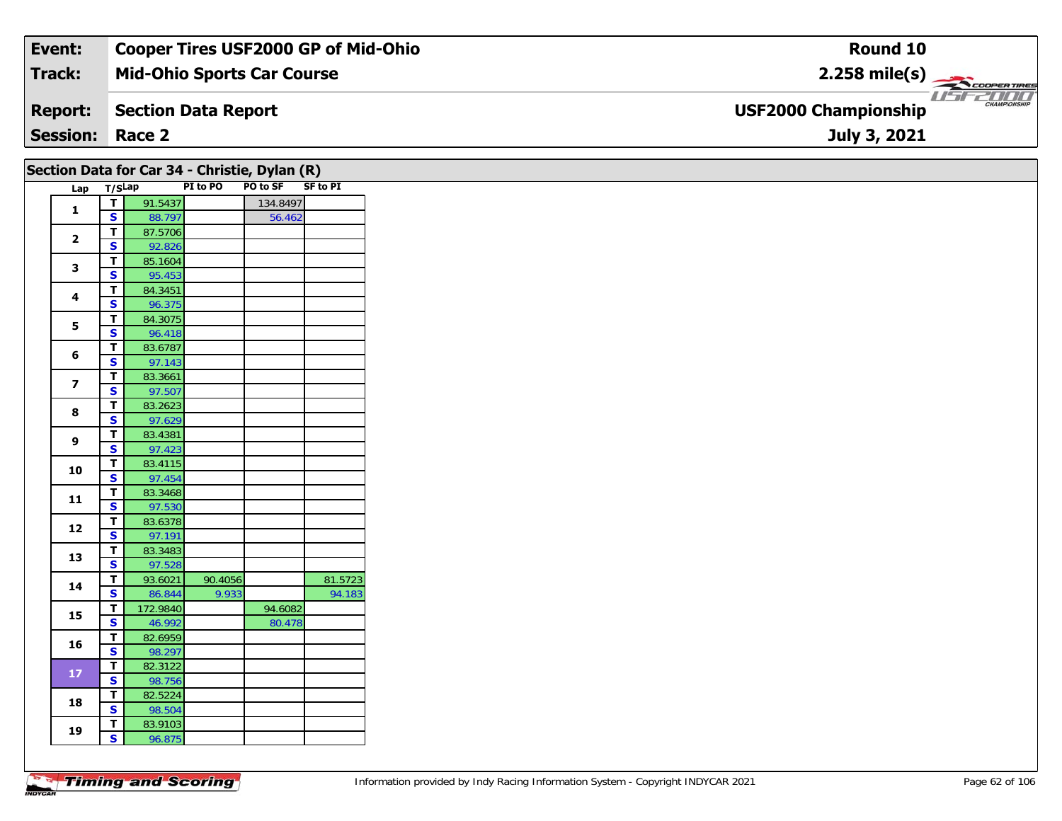| Event: | Cooper Tires USF2000 GP of Mid-Ohio | Round 10 |
|---|---|---|
| Track: | Mid-Ohio Sports Car Course | 2.258 mile(s) |
| Report: | Section Data Report | USF2000 Championship |
| Session: | Race 2 | July 3, 2021 |

## Section Data for Car 34 - Christie, Dylan (R)

| Lap | T/S | Lap | PI to PO | PO to SF | SF to PI |
|---|---|---|---|---|---|
| 1 | T | 91.5437 | | 134.8497 | |
| | S | 88.797 | | 56.462 | |
| 2 | T | 87.5706 | | | |
| | S | 92.826 | | | |
| 3 | T | 85.1604 | | | |
| | S | 95.453 | | | |
| 4 | T | 84.3451 | | | |
| | S | 96.375 | | | |
| 5 | T | 84.3075 | | | |
| | S | 96.418 | | | |
| 6 | T | 83.6787 | | | |
| | S | 97.143 | | | |
| 7 | T | 83.3661 | | | |
| | S | 97.507 | | | |
| 8 | T | 83.2623 | | | |
| | S | 97.629 | | | |
| 9 | T | 83.4381 | | | |
| | S | 97.423 | | | |
| 10 | T | 83.4115 | | | |
| | S | 97.454 | | | |
| 11 | T | 83.3468 | | | |
| | S | 97.530 | | | |
| 12 | T | 83.6378 | | | |
| | S | 97.191 | | | |
| 13 | T | 83.3483 | | | |
| | S | 97.528 | | | |
| 14 | T | 93.6021 | 90.4056 | | 81.5723 |
| | S | 86.844 | 9.933 | | 94.183 |
| 15 | T | 172.9840 | | 94.6082 | |
| | S | 46.992 | | 80.478 | |
| 16 | T | 82.6959 | | | |
| | S | 98.297 | | | |
| 17 | T | 82.3122 | | | |
| | S | 98.756 | | | |
| 18 | T | 82.5224 | | | |
| | S | 98.504 | | | |
| 19 | T | 83.9103 | | | |
| | S | 96.875 | | | |

Information provided by Indy Racing Information System - Copyright INDYCAR 2021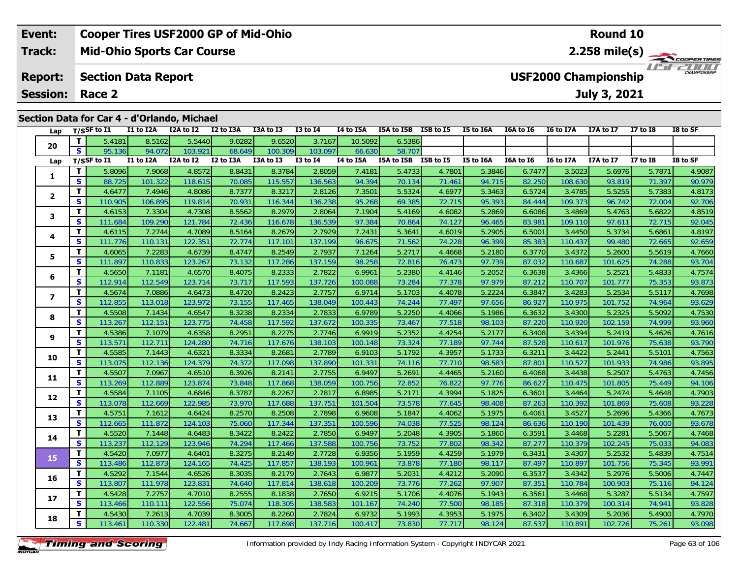| Event: | Cooper Tires USF2000 GP of Mid-Ohio | Round 10 |
|---|---|---|
| Track: | Mid-Ohio Sports Car Course | 2.258 mile(s) |
| Report: | Section Data Report | USF2000 Championship |
| Session: | Race 2 | July 3, 2021 |

## Section Data for Car 4 - d'Orlando, Michael

| Lap | T/S | SF to I1 | I1 to I2A | I2A to I2 | I2 to I3A | I3A to I3 | I3 to I4 | I4 to I5A | I5A to I5B | I5B to I5 | I5 to I6A | I6A to I6 | I6 to I7A | I7A to I7 | I7 to I8 | I8 to SF |
|---|---|---|---|---|---|---|---|---|---|---|---|---|---|---|---|---|
| 20 | T | 5.4181 | 8.5162 | 5.5440 | 9.0282 | 9.6520 | 3.7167 | 10.5092 | 6.5386 | | | | | | | |
| | S | 95.136 | 94.072 | 103.921 | 68.649 | 100.309 | 103.097 | 66.630 | 58.707 | | | | | | | |
| **Lap** | **T/S** | **SF to I1** | **I1 to I2A** | **I2A to I2** | **I2 to I3A** | **I3A to I3** | **I3 to I4** | **I4 to I5A** | **I5A to I5B** | **I5B to I5** | **I5 to I6A** | **I6A to I6** | **I6 to I7A** | **I7A to I7** | **I7 to I8** | **I8 to SF** |
| 1 | T | 5.8096 | 7.9068 | 4.8572 | 8.8431 | 8.3784 | 2.8059 | 7.4181 | 5.4733 | 4.7801 | 5.3846 | 6.7477 | 3.5023 | 5.6976 | 5.7871 | 4.9087 |
| | S | 88.725 | 101.322 | 118.615 | 70.085 | 115.557 | 136.563 | 94.394 | 70.134 | 71.461 | 94.715 | 82.250 | 108.630 | 93.819 | 71.397 | 90.979 |
| 2 | T | 4.6477 | 7.4946 | 4.8086 | 8.7377 | 8.3217 | 2.8126 | 7.3501 | 5.5324 | 4.6977 | 5.3463 | 6.5724 | 3.4785 | 5.5255 | 5.7383 | 4.8173 |
| | S | 110.905 | 106.895 | 119.814 | 70.931 | 116.344 | 136.238 | 95.268 | 69.385 | 72.715 | 95.393 | 84.444 | 109.373 | 96.742 | 72.004 | 92.706 |
| 3 | T | 4.6153 | 7.3304 | 4.7308 | 8.5562 | 8.2979 | 2.8064 | 7.1904 | 5.4169 | 4.6082 | 5.2869 | 6.6086 | 3.4869 | 5.4763 | 5.6822 | 4.8519 |
| | S | 111.684 | 109.290 | 121.784 | 72.436 | 116.678 | 136.539 | 97.384 | 70.864 | 74.127 | 96.465 | 83.981 | 109.110 | 97.611 | 72.715 | 92.045 |
| 4 | T | 4.6115 | 7.2744 | 4.7089 | 8.5164 | 8.2679 | 2.7929 | 7.2431 | 5.3641 | 4.6019 | 5.2905 | 6.5001 | 3.4450 | 5.3734 | 5.6861 | 4.8197 |
| | S | 111.776 | 110.131 | 122.351 | 72.774 | 117.101 | 137.199 | 96.675 | 71.562 | 74.228 | 96.399 | 85.383 | 110.437 | 99.480 | 72.665 | 92.659 |
| 5 | T | 4.6065 | 7.2283 | 4.6739 | 8.4747 | 8.2549 | 2.7937 | 7.1264 | 5.2717 | 4.4668 | 5.2180 | 6.3770 | 3.4372 | 5.2600 | 5.5619 | 4.7660 |
| | S | 111.897 | 110.833 | 123.267 | 73.132 | 117.286 | 137.159 | 98.258 | 72.816 | 76.473 | 97.739 | 87.032 | 110.687 | 101.625 | 74.288 | 93.704 |
| 6 | T | 4.5650 | 7.1181 | 4.6570 | 8.4075 | 8.2333 | 2.7822 | 6.9961 | 5.2380 | 4.4146 | 5.2052 | 6.3638 | 3.4366 | 5.2521 | 5.4833 | 4.7574 |
| | S | 112.914 | 112.549 | 123.714 | 73.717 | 117.593 | 137.726 | 100.088 | 73.284 | 77.378 | 97.979 | 87.212 | 110.707 | 101.777 | 75.353 | 93.873 |
| 7 | T | 4.5674 | 7.0886 | 4.6473 | 8.4720 | 8.2423 | 2.7757 | 6.9714 | 5.1703 | 4.4078 | 5.2224 | 6.3847 | 3.4283 | 5.2534 | 5.5117 | 4.7698 |
| | S | 112.855 | 113.018 | 123.972 | 73.155 | 117.465 | 138.049 | 100.443 | 74.244 | 77.497 | 97.656 | 86.927 | 110.975 | 101.752 | 74.964 | 93.629 |
| 8 | T | 4.5508 | 7.1434 | 4.6547 | 8.3238 | 8.2334 | 2.7833 | 6.9789 | 5.2250 | 4.4066 | 5.1986 | 6.3632 | 3.4300 | 5.2325 | 5.5092 | 4.7530 |
| | S | 113.267 | 112.151 | 123.775 | 74.458 | 117.592 | 137.672 | 100.335 | 73.467 | 77.518 | 98.103 | 87.220 | 110.920 | 102.159 | 74.999 | 93.960 |
| 9 | T | 4.5386 | 7.1079 | 4.6358 | 8.2951 | 8.2275 | 2.7746 | 6.9919 | 5.2352 | 4.4254 | 5.2177 | 6.3408 | 3.4394 | 5.2419 | 5.4626 | 4.7616 |
| | S | 113.571 | 112.711 | 124.280 | 74.716 | 117.676 | 138.103 | 100.148 | 73.324 | 77.189 | 97.744 | 87.528 | 110.617 | 101.976 | 75.638 | 93.790 |
| 10 | T | 4.5585 | 7.1443 | 4.6321 | 8.3334 | 8.2681 | 2.7789 | 6.9103 | 5.1792 | 4.3957 | 5.1733 | 6.3211 | 3.4422 | 5.2441 | 5.5101 | 4.7563 |
| | S | 113.075 | 112.136 | 124.379 | 74.372 | 117.098 | 137.890 | 101.331 | 74.116 | 77.710 | 98.583 | 87.801 | 110.527 | 101.933 | 74.986 | 93.895 |
| 11 | T | 4.5507 | 7.0967 | 4.6510 | 8.3926 | 8.2141 | 2.7755 | 6.9497 | 5.2691 | 4.4465 | 5.2160 | 6.4068 | 3.4438 | 5.2507 | 5.4763 | 4.7456 |
| | S | 113.269 | 112.889 | 123.874 | 73.848 | 117.868 | 138.059 | 100.756 | 72.852 | 76.822 | 97.776 | 86.627 | 110.475 | 101.805 | 75.449 | 94.106 |
| 12 | T | 4.5584 | 7.1105 | 4.6846 | 8.3787 | 8.2267 | 2.7817 | 6.8985 | 5.2171 | 4.3994 | 5.1825 | 6.3601 | 3.4464 | 5.2474 | 5.4648 | 4.7903 |
| | S | 113.078 | 112.669 | 122.985 | 73.970 | 117.688 | 137.751 | 101.504 | 73.578 | 77.645 | 98.408 | 87.263 | 110.392 | 101.869 | 75.608 | 93.228 |
| 13 | T | 4.5751 | 7.1612 | 4.6424 | 8.2570 | 8.2508 | 2.7898 | 6.9608 | 5.1847 | 4.4062 | 5.1975 | 6.4061 | 3.4527 | 5.2696 | 5.4366 | 4.7673 |
| | S | 112.665 | 111.872 | 124.103 | 75.060 | 117.344 | 137.351 | 100.596 | 74.038 | 77.525 | 98.124 | 86.636 | 110.190 | 101.439 | 76.000 | 93.678 |
| 14 | T | 4.5520 | 7.1448 | 4.6483 | 8.3422 | 8.2422 | 2.7850 | 6.9497 | 5.2048 | 4.3905 | 5.1860 | 6.3591 | 3.4468 | 5.2281 | 5.5067 | 4.7468 |
| | S | 113.237 | 112.129 | 123.946 | 74.294 | 117.466 | 137.588 | 100.756 | 73.752 | 77.802 | 98.342 | 87.277 | 110.379 | 102.245 | 75.033 | 94.083 |
| 15 | T | 4.5420 | 7.0977 | 4.6401 | 8.3275 | 8.2149 | 2.7728 | 6.9356 | 5.1959 | 4.4259 | 5.1979 | 6.3431 | 3.4307 | 5.2532 | 5.4839 | 4.7514 |
| | S | 113.486 | 112.873 | 124.165 | 74.425 | 117.857 | 138.193 | 100.961 | 73.878 | 77.180 | 98.117 | 87.497 | 110.897 | 101.756 | 75.345 | 93.991 |
| 16 | T | 4.5292 | 7.1544 | 4.6526 | 8.3035 | 8.2179 | 2.7643 | 6.9877 | 5.2031 | 4.4212 | 5.2090 | 6.3537 | 3.4342 | 5.2976 | 5.5006 | 4.7447 |
| | S | 113.807 | 111.978 | 123.831 | 74.640 | 117.814 | 138.618 | 100.209 | 73.776 | 77.262 | 97.907 | 87.351 | 110.784 | 100.903 | 75.116 | 94.124 |
| 17 | T | 4.5428 | 7.2757 | 4.7010 | 8.2555 | 8.1838 | 2.7650 | 6.9215 | 5.1706 | 4.4076 | 5.1943 | 6.3561 | 3.4468 | 5.3287 | 5.5134 | 4.7597 |
| | S | 113.466 | 110.111 | 122.556 | 75.074 | 118.305 | 138.583 | 101.167 | 74.240 | 77.500 | 98.185 | 87.318 | 110.379 | 100.314 | 74.941 | 93.828 |
| 18 | T | 4.5430 | 7.2613 | 4.7039 | 8.3005 | 8.2260 | 2.7824 | 6.9732 | 5.1993 | 4.3953 | 5.1975 | 6.3402 | 3.4309 | 5.2036 | 5.4900 | 4.7970 |
| | S | 113.461 | 110.330 | 122.481 | 74.667 | 117.698 | 137.716 | 100.417 | 73.830 | 77.717 | 98.124 | 87.537 | 110.891 | 102.726 | 75.261 | 93.098 |

Information provided by Indy Racing Information System - Copyright INDYCAR 2021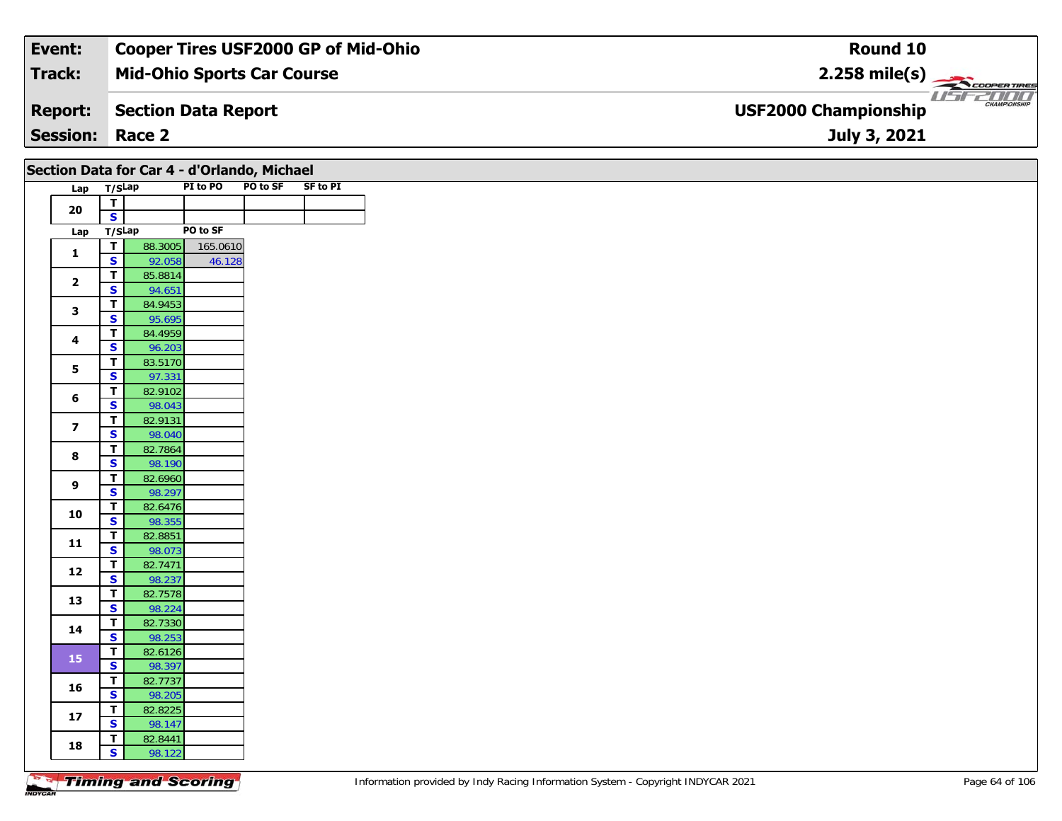| Event: | Cooper Tires USF2000 GP of Mid-Ohio | Round 10 |
|---|---|---|
| Track: | Mid-Ohio Sports Car Course | 2.258 mile(s) |
| Report: | Section Data Report | USF2000 Championship |
| Session: | Race 2 | July 3, 2021 |

## Section Data for Car 4 - d'Orlando, Michael

| Lap | T/S | Lap | PI to PO | PO to SF | SF to PI |
|---|---|---|---|---|---|
| 20 | T | | | | |
| | S | | | | |

| Lap | T/S | Lap | PO to SF |
|---|---|---|---|
| 1 | T | 88.3005 | 165.0610 |
| | S | 92.058 | 46.128 |
| 2 | T | 85.8814 | |
| | S | 94.651 | |
| 3 | T | 84.9453 | |
| | S | 95.695 | |
| 4 | T | 84.4959 | |
| | S | 96.203 | |
| 5 | T | 83.5170 | |
| | S | 97.331 | |
| 6 | T | 82.9102 | |
| | S | 98.043 | |
| 7 | T | 82.9131 | |
| | S | 98.040 | |
| 8 | T | 82.7864 | |
| | S | 98.190 | |
| 9 | T | 82.6960 | |
| | S | 98.297 | |
| 10 | T | 82.6476 | |
| | S | 98.355 | |
| 11 | T | 82.8851 | |
| | S | 98.073 | |
| 12 | T | 82.7471 | |
| | S | 98.237 | |
| 13 | T | 82.7578 | |
| | S | 98.224 | |
| 14 | T | 82.7330 | |
| | S | 98.253 | |
| 15 | T | 82.6126 | |
| | S | 98.397 | |
| 16 | T | 82.7737 | |
| | S | 98.205 | |
| 17 | T | 82.8225 | |
| | S | 98.147 | |
| 18 | T | 82.8441 | |
| | S | 98.122 | |

Information provided by Indy Racing Information System - Copyright INDYCAR 2021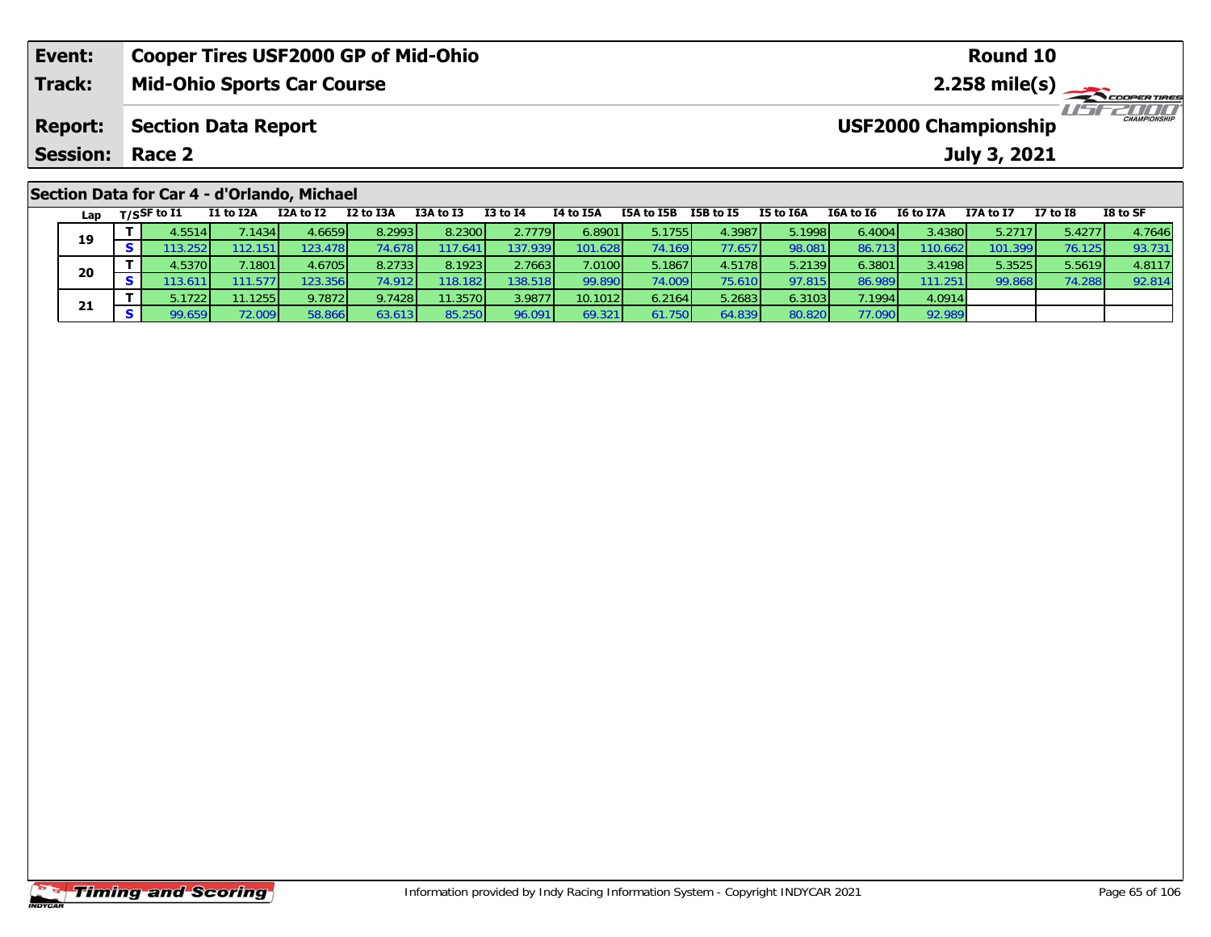| Event: | Cooper Tires USF2000 GP of Mid-Ohio | Round 10 |
|---|---|---|
| Track: | Mid-Ohio Sports Car Course | 2.258 mile(s) |
| Report: | Section Data Report | USF2000 Championship |
| Session: | Race 2 | July 3, 2021 |

## Section Data for Car 4 - d'Orlando, Michael

| Lap | T/S | SF to I1 | I1 to I2A | I2A to I2 | I2 to I3A | I3A to I3 | I3 to I4 | I4 to I5A | I5A to I5B | I5B to I5 | I5 to I6A | I6A to I6 | I6 to I7A | I7A to I7 | I7 to I8 | I8 to SF |
|---|---|---|---|---|---|---|---|---|---|---|---|---|---|---|---|---|
| 19 | T | 4.5514 | 7.1434 | 4.6659 | 8.2993 | 8.2300 | 2.7779 | 6.8901 | 5.1755 | 4.3987 | 5.1998 | 6.4004 | 3.4380 | 5.2717 | 5.4277 | 4.7646 |
| | S | 113.252 | 112.151 | 123.478 | 74.678 | 117.641 | 137.939 | 101.628 | 74.169 | 77.657 | 98.081 | 86.713 | 110.662 | 101.399 | 76.125 | 93.731 |
| 20 | T | 4.5370 | 7.1801 | 4.6705 | 8.2733 | 8.1923 | 2.7663 | 7.0100 | 5.1867 | 4.5178 | 5.2139 | 6.3801 | 3.4198 | 5.3525 | 5.5619 | 4.8117 |
| | S | 113.611 | 111.577 | 123.356 | 74.912 | 118.182 | 138.518 | 99.890 | 74.009 | 75.610 | 97.815 | 86.989 | 111.251 | 99.868 | 74.288 | 92.814 |
| 21 | T | 5.1722 | 11.1255 | 9.7872 | 9.7428 | 11.3570 | 3.9877 | 10.1012 | 6.2164 | 5.2683 | 6.3103 | 7.1994 | 4.0914 | | | |
| | S | 99.659 | 72.009 | 58.866 | 63.613 | 85.250 | 96.091 | 69.321 | 61.750 | 64.839 | 80.820 | 77.090 | 92.989 | | | |

Information provided by Indy Racing Information System - Copyright INDYCAR 2021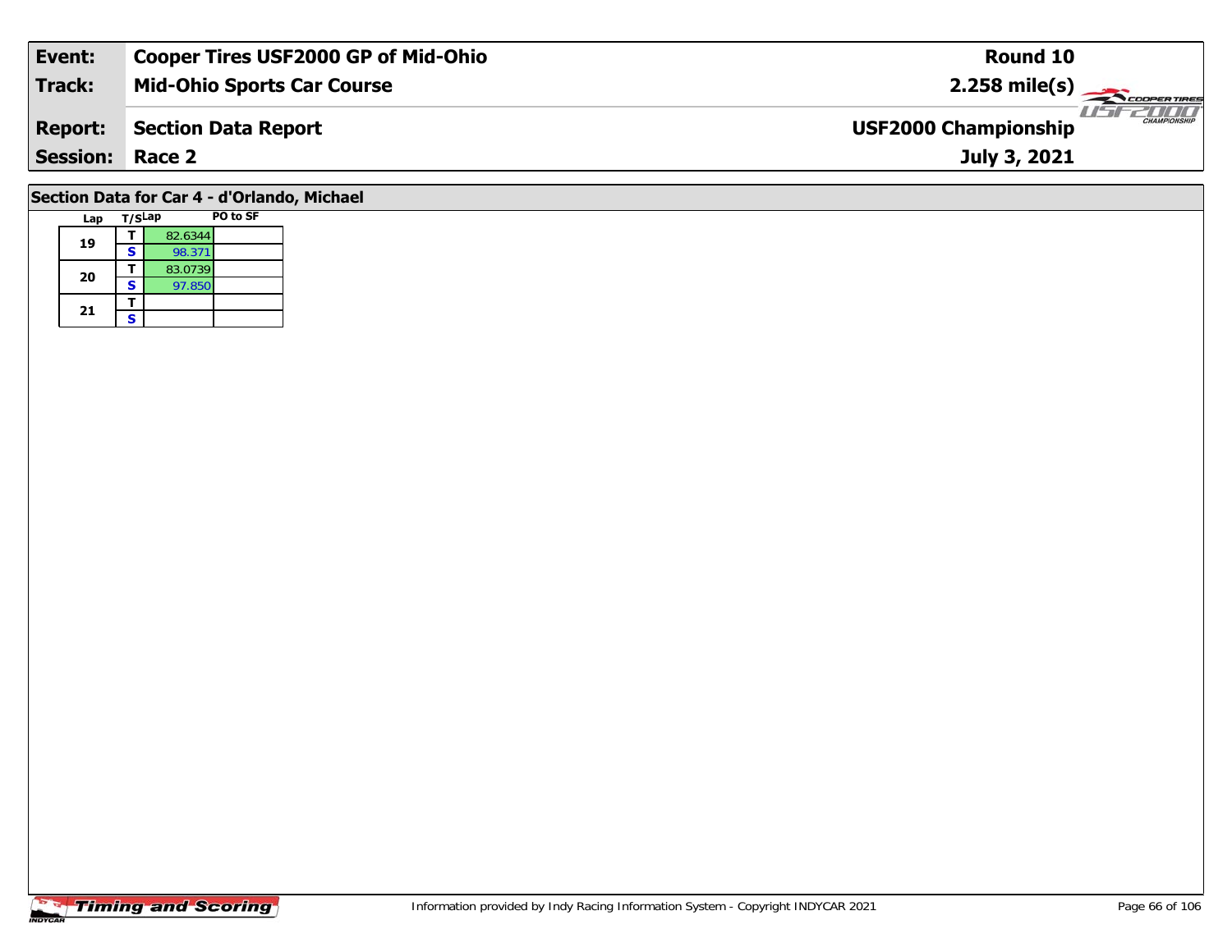| Event: | Cooper Tires USF2000 GP of Mid-Ohio | Round 10 |
|---|---|---|
| Track: | Mid-Ohio Sports Car Course | 2.258 mile(s) |
| Report: | Section Data Report | USF2000 Championship |
| Session: | Race 2 | July 3, 2021 |

## Section Data for Car 4 - d'Orlando, Michael

| Lap | T/S | Lap | PO to SF |
|---|---|---|---|
| 19 | T | 82.6344 | |
| | S | 98.371 | |
| 20 | T | 83.0739 | |
| | S | 97.850 | |
| 21 | T | | |
| | S | | |

Information provided by Indy Racing Information System - Copyright INDYCAR 2021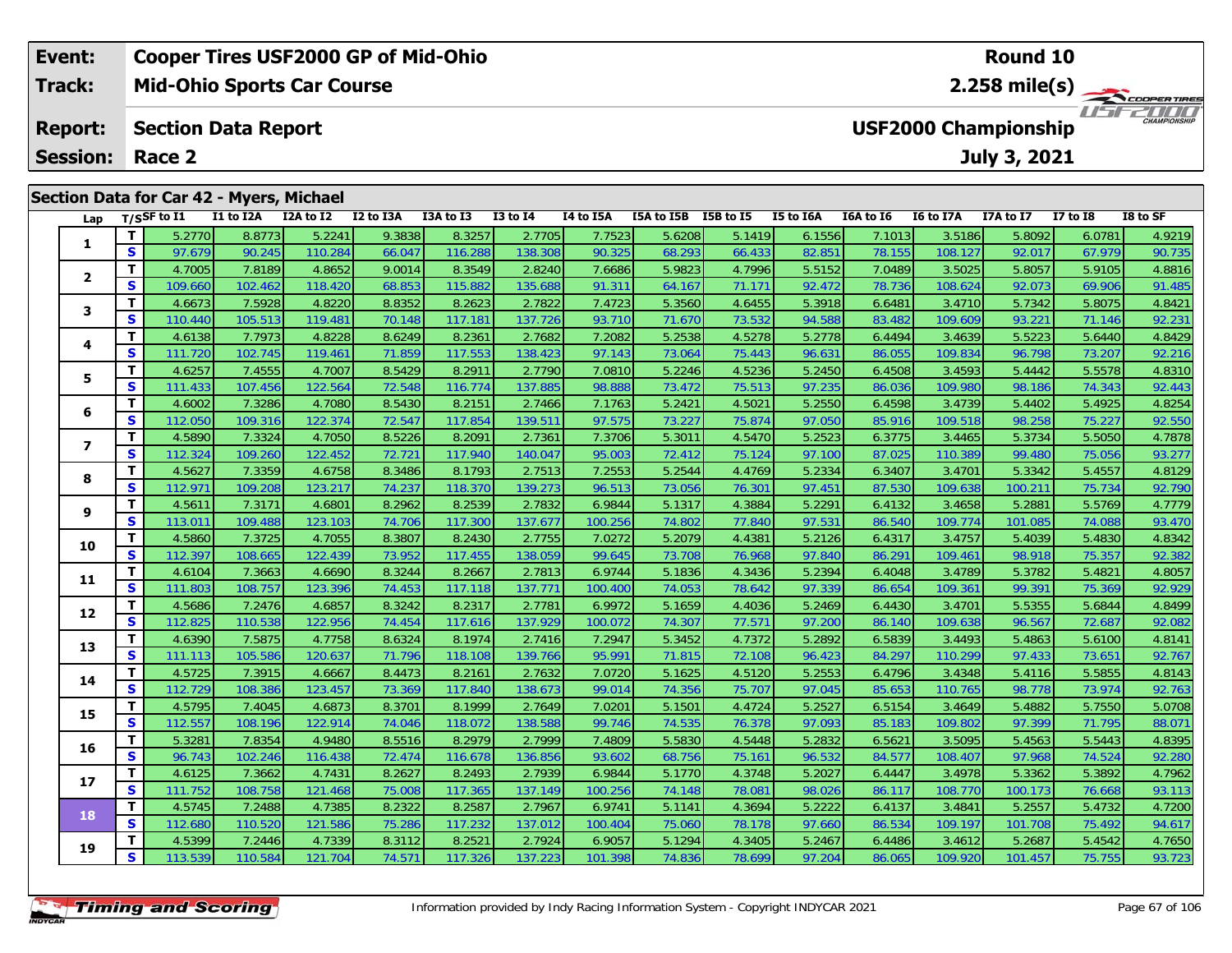| Event: | Cooper Tires USF2000 GP of Mid-Ohio | Round 10 |
|---|---|---|
| Track: | Mid-Ohio Sports Car Course | 2.258 mile(s) |
| Report: | Section Data Report | USF2000 Championship |
| Session: | Race 2 | July 3, 2021 |

## Section Data for Car 42 - Myers, Michael

| Lap | T/S | SF to I1 | I1 to I2A | I2A to I2 | I2 to I3A | I3A to I3 | I3 to I4 | I4 to I5A | I5A to I5B | I5B to I5 | I5 to I6A | I6A to I6 | I6 to I7A | I7A to I7 | I7 to I8 | I8 to SF |
|---|---|---|---|---|---|---|---|---|---|---|---|---|---|---|---|---|
| 1 | T | 5.2770 | 8.8773 | 5.2241 | 9.3838 | 8.3257 | 2.7705 | 7.7523 | 5.6208 | 5.1419 | 6.1556 | 7.1013 | 3.5186 | 5.8092 | 6.0781 | 4.9219 |
| | S | 97.679 | 90.245 | 110.284 | 66.047 | 116.288 | 138.308 | 90.325 | 68.293 | 66.433 | 82.851 | 78.155 | 108.127 | 92.017 | 67.979 | 90.735 |
| 2 | T | 4.7005 | 7.8189 | 4.8652 | 9.0014 | 8.3549 | 2.8240 | 7.6686 | 5.9823 | 4.7996 | 5.5152 | 7.0489 | 3.5025 | 5.8057 | 5.9105 | 4.8816 |
| | S | 109.660 | 102.462 | 118.420 | 68.853 | 115.882 | 135.688 | 91.311 | 64.167 | 71.171 | 92.472 | 78.736 | 108.624 | 92.073 | 69.906 | 91.485 |
| 3 | T | 4.6673 | 7.5928 | 4.8220 | 8.8352 | 8.2623 | 2.7822 | 7.4723 | 5.3560 | 4.6455 | 5.3918 | 6.6481 | 3.4710 | 5.7342 | 5.8075 | 4.8421 |
| | S | 110.440 | 105.513 | 119.481 | 70.148 | 117.181 | 137.726 | 93.710 | 71.670 | 73.532 | 94.588 | 83.482 | 109.609 | 93.221 | 71.146 | 92.231 |
| 4 | T | 4.6138 | 7.7973 | 4.8228 | 8.6249 | 8.2361 | 2.7682 | 7.2082 | 5.2538 | 4.5278 | 5.2778 | 6.4494 | 3.4639 | 5.5223 | 5.6440 | 4.8429 |
| | S | 111.720 | 102.745 | 119.461 | 71.859 | 117.553 | 138.423 | 97.143 | 73.064 | 75.443 | 96.631 | 86.055 | 109.834 | 96.798 | 73.207 | 92.216 |
| 5 | T | 4.6257 | 7.4555 | 4.7007 | 8.5429 | 8.2911 | 2.7790 | 7.0810 | 5.2246 | 4.5236 | 5.2450 | 6.4508 | 3.4593 | 5.4442 | 5.5578 | 4.8310 |
| | S | 111.433 | 107.456 | 122.564 | 72.548 | 116.774 | 137.885 | 98.888 | 73.472 | 75.513 | 97.235 | 86.036 | 109.980 | 98.186 | 74.343 | 92.443 |
| 6 | T | 4.6002 | 7.3286 | 4.7080 | 8.5430 | 8.2151 | 2.7466 | 7.1763 | 5.2421 | 4.5021 | 5.2550 | 6.4598 | 3.4739 | 5.4402 | 5.4925 | 4.8254 |
| | S | 112.050 | 109.316 | 122.374 | 72.547 | 117.854 | 139.511 | 97.575 | 73.227 | 75.874 | 97.050 | 85.916 | 109.518 | 98.258 | 75.227 | 92.550 |
| 7 | T | 4.5890 | 7.3324 | 4.7050 | 8.5226 | 8.2091 | 2.7361 | 7.3706 | 5.3011 | 4.5470 | 5.2523 | 6.3775 | 3.4465 | 5.3734 | 5.5050 | 4.7878 |
| | S | 112.324 | 109.260 | 122.452 | 72.721 | 117.940 | 140.047 | 95.003 | 72.412 | 75.124 | 97.100 | 87.025 | 110.389 | 99.480 | 75.056 | 93.277 |
| 8 | T | 4.5627 | 7.3359 | 4.6758 | 8.3486 | 8.1793 | 2.7513 | 7.2553 | 5.2544 | 4.4769 | 5.2334 | 6.3407 | 3.4701 | 5.3342 | 5.4557 | 4.8129 |
| | S | 112.971 | 109.208 | 123.217 | 74.237 | 118.370 | 139.273 | 96.513 | 73.056 | 76.301 | 97.451 | 87.530 | 109.638 | 100.211 | 75.734 | 92.790 |
| 9 | T | 4.5611 | 7.3171 | 4.6801 | 8.2962 | 8.2539 | 2.7832 | 6.9844 | 5.1317 | 4.3884 | 5.2291 | 6.4132 | 3.4658 | 5.2881 | 5.5769 | 4.7779 |
| | S | 113.011 | 109.488 | 123.103 | 74.706 | 117.300 | 137.677 | 100.256 | 74.802 | 77.840 | 97.531 | 86.540 | 109.774 | 101.085 | 74.088 | 93.470 |
| 10 | T | 4.5860 | 7.3725 | 4.7055 | 8.3807 | 8.2430 | 2.7755 | 7.0272 | 5.2079 | 4.4381 | 5.2126 | 6.4317 | 3.4757 | 5.4039 | 5.4830 | 4.8342 |
| | S | 112.397 | 108.665 | 122.439 | 73.952 | 117.455 | 138.059 | 99.645 | 73.708 | 76.968 | 97.840 | 86.291 | 109.461 | 98.918 | 75.357 | 92.382 |
| 11 | T | 4.6104 | 7.3663 | 4.6690 | 8.3244 | 8.2667 | 2.7813 | 6.9744 | 5.1836 | 4.3436 | 5.2394 | 6.4048 | 3.4789 | 5.3782 | 5.4821 | 4.8057 |
| | S | 111.803 | 108.757 | 123.396 | 74.453 | 117.118 | 137.771 | 100.400 | 74.053 | 78.642 | 97.339 | 86.654 | 109.361 | 99.391 | 75.369 | 92.929 |
| 12 | T | 4.5686 | 7.2476 | 4.6857 | 8.3242 | 8.2317 | 2.7781 | 6.9972 | 5.1659 | 4.4036 | 5.2469 | 6.4430 | 3.4701 | 5.5355 | 5.6844 | 4.8499 |
| | S | 112.825 | 110.538 | 122.956 | 74.454 | 117.616 | 137.929 | 100.072 | 74.307 | 77.571 | 97.200 | 86.140 | 109.638 | 96.567 | 72.687 | 92.082 |
| 13 | T | 4.6390 | 7.5875 | 4.7758 | 8.6324 | 8.1974 | 2.7416 | 7.2947 | 5.3452 | 4.7372 | 5.2892 | 6.5839 | 3.4493 | 5.4863 | 5.6100 | 4.8141 |
| | S | 111.113 | 105.586 | 120.637 | 71.796 | 118.108 | 139.766 | 95.991 | 71.815 | 72.108 | 96.423 | 84.297 | 110.299 | 97.433 | 73.651 | 92.767 |
| 14 | T | 4.5725 | 7.3915 | 4.6667 | 8.4473 | 8.2161 | 2.7632 | 7.0720 | 5.1625 | 4.5120 | 5.2553 | 6.4796 | 3.4348 | 5.4116 | 5.5855 | 4.8143 |
| | S | 112.729 | 108.386 | 123.457 | 73.369 | 117.840 | 138.673 | 99.014 | 74.356 | 75.707 | 97.045 | 85.653 | 110.765 | 98.778 | 73.974 | 92.763 |
| 15 | T | 4.5795 | 7.4045 | 4.6873 | 8.3701 | 8.1999 | 2.7649 | 7.0201 | 5.1501 | 4.4724 | 5.2527 | 6.5154 | 3.4649 | 5.4882 | 5.7550 | 5.0708 |
| | S | 112.557 | 108.196 | 122.914 | 74.046 | 118.072 | 138.588 | 99.746 | 74.535 | 76.378 | 97.093 | 85.183 | 109.802 | 97.399 | 71.795 | 88.071 |
| 16 | T | 5.3281 | 7.8354 | 4.9480 | 8.5516 | 8.2979 | 2.7999 | 7.4809 | 5.5830 | 4.5448 | 5.2832 | 6.5621 | 3.5095 | 5.4563 | 5.5443 | 4.8395 |
| | S | 96.743 | 102.246 | 116.438 | 72.474 | 116.678 | 136.856 | 93.602 | 68.756 | 75.161 | 96.532 | 84.577 | 108.407 | 97.968 | 74.524 | 92.280 |
| 17 | T | 4.6125 | 7.3662 | 4.7431 | 8.2627 | 8.2493 | 2.7939 | 6.9844 | 5.1770 | 4.3748 | 5.2027 | 6.4447 | 3.4978 | 5.3362 | 5.3892 | 4.7962 |
| | S | 111.752 | 108.758 | 121.468 | 75.008 | 117.365 | 137.149 | 100.256 | 74.148 | 78.081 | 98.026 | 86.117 | 108.770 | 100.173 | 76.668 | 93.113 |
| 18 | T | 4.5745 | 7.2488 | 4.7385 | 8.2322 | 8.2587 | 2.7967 | 6.9741 | 5.1141 | 4.3694 | 5.2222 | 6.4137 | 3.4841 | 5.2557 | 5.4732 | 4.7200 |
| | S | 112.680 | 110.520 | 121.586 | 75.286 | 117.232 | 137.012 | 100.404 | 75.060 | 78.178 | 97.660 | 86.534 | 109.197 | 101.708 | 75.492 | 94.617 |
| 19 | T | 4.5399 | 7.2446 | 4.7339 | 8.3112 | 8.2521 | 2.7924 | 6.9057 | 5.1294 | 4.3405 | 5.2467 | 6.4486 | 3.4612 | 5.2687 | 5.4542 | 4.7650 |
| | S | 113.539 | 110.584 | 121.704 | 74.571 | 117.326 | 137.223 | 101.398 | 74.836 | 78.699 | 97.204 | 86.065 | 109.920 | 101.457 | 75.755 | 93.723 |

Information provided by Indy Racing Information System - Copyright INDYCAR 2021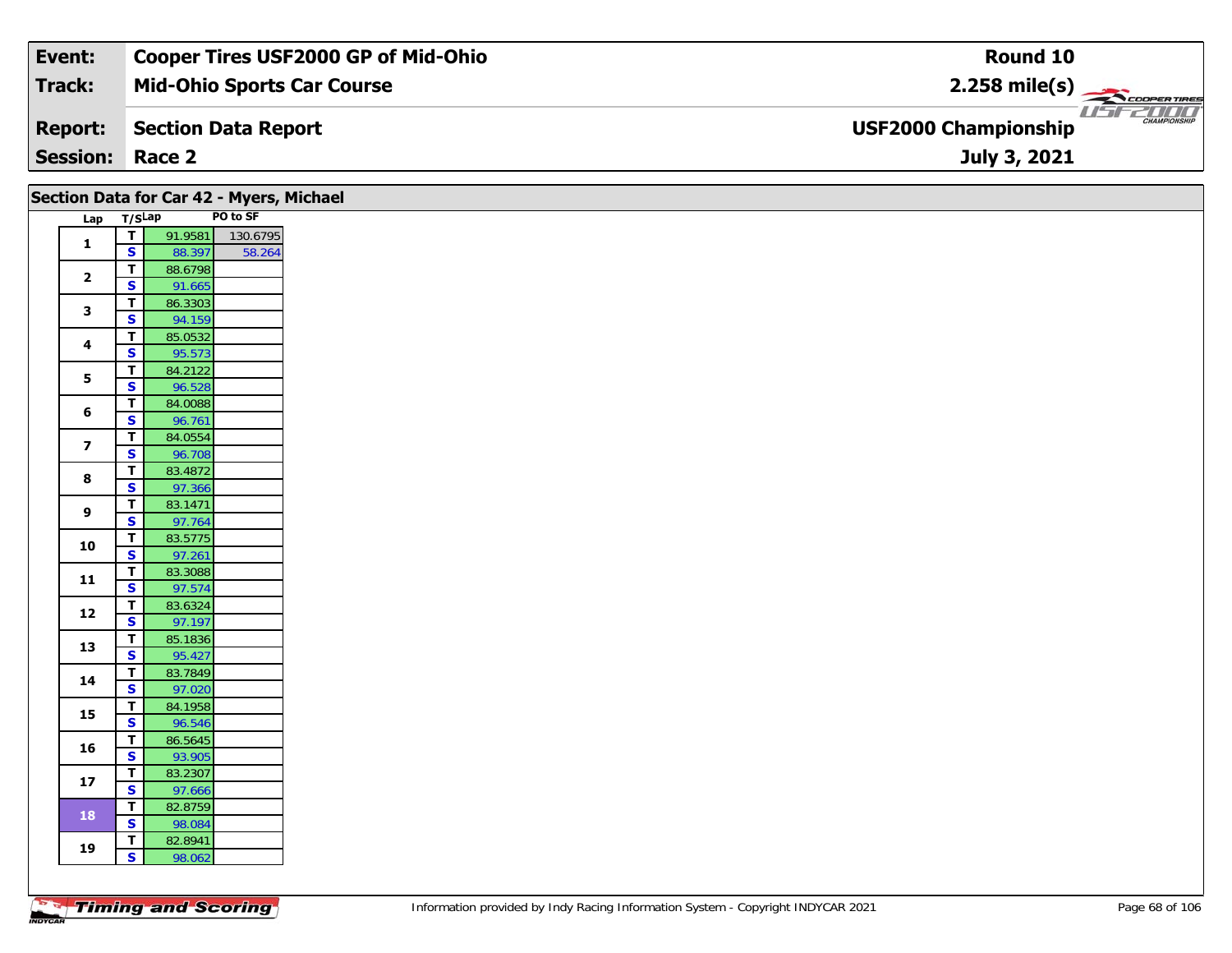| Event: | Cooper Tires USF2000 GP of Mid-Ohio | Round 10 |
|---|---|---|
| Track: | Mid-Ohio Sports Car Course | 2.258 mile(s) |
| Report: | Section Data Report | USF2000 Championship |
| Session: | Race 2 | July 3, 2021 |

## Section Data for Car 42 - Myers, Michael

| Lap | T/S | Lap | PO to SF |
|---|---|---|---|
| 1 | T | 91.9581 | 130.6795 |
| | S | 88.397 | 58.264 |
| 2 | T | 88.6798 | |
| | S | 91.665 | |
| 3 | T | 86.3303 | |
| | S | 94.159 | |
| 4 | T | 85.0532 | |
| | S | 95.573 | |
| 5 | T | 84.2122 | |
| | S | 96.528 | |
| 6 | T | 84.0088 | |
| | S | 96.761 | |
| 7 | T | 84.0554 | |
| | S | 96.708 | |
| 8 | T | 83.4872 | |
| | S | 97.366 | |
| 9 | T | 83.1471 | |
| | S | 97.764 | |
| 10 | T | 83.5775 | |
| | S | 97.261 | |
| 11 | T | 83.3088 | |
| | S | 97.574 | |
| 12 | T | 83.6324 | |
| | S | 97.197 | |
| 13 | T | 85.1836 | |
| | S | 95.427 | |
| 14 | T | 83.7849 | |
| | S | 97.020 | |
| 15 | T | 84.1958 | |
| | S | 96.546 | |
| 16 | T | 86.5645 | |
| | S | 93.905 | |
| 17 | T | 83.2307 | |
| | S | 97.666 | |
| 18 | T | 82.8759 | |
| | S | 98.084 | |
| 19 | T | 82.8941 | |
| | S | 98.062 | |

Information provided by Indy Racing Information System - Copyright INDYCAR 2021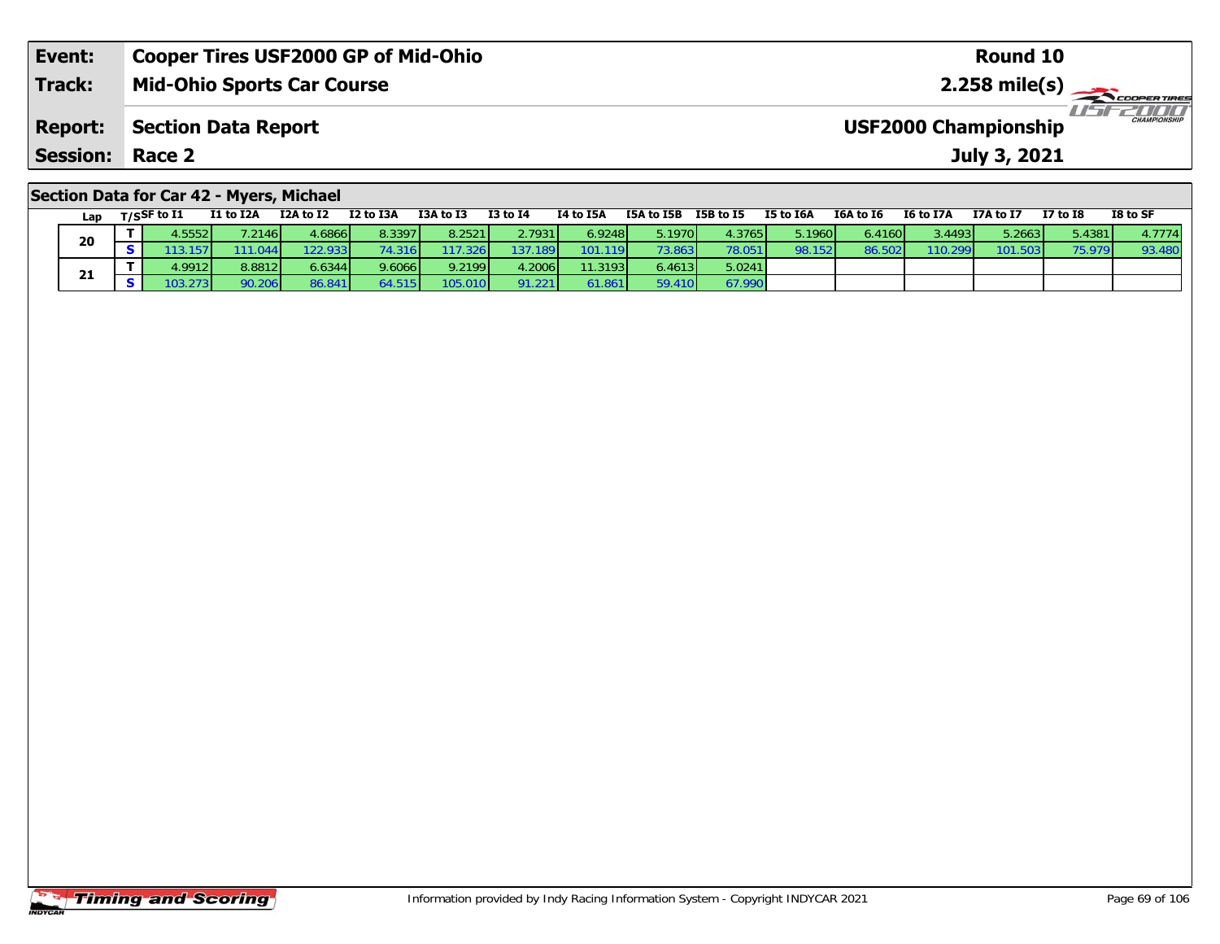| Event: | Cooper Tires USF2000 GP of Mid-Ohio | Round 10 |
|---|---|---|
| Track: | Mid-Ohio Sports Car Course | 2.258 mile(s) |
| Report: | Section Data Report | USF2000 Championship |
| Session: | Race 2 | July 3, 2021 |

## Section Data for Car 42 - Myers, Michael

| Lap | T/S | SF to I1 | I1 to I2A | I2A to I2 | I2 to I3A | I3A to I3 | I3 to I4 | I4 to I5A | I5A to I5B | I5B to I5 | I5 to I6A | I6A to I6 | I6 to I7A | I7A to I7 | I7 to I8 | I8 to SF |
|---|---|---|---|---|---|---|---|---|---|---|---|---|---|---|---|---|
| 20 | T | 4.5552 | 7.2146 | 4.6866 | 8.3397 | 8.2521 | 2.7931 | 6.9248 | 5.1970 | 4.3765 | 5.1960 | 6.4160 | 3.4493 | 5.2663 | 5.4381 | 4.7774 |
| | S | 113.157 | 111.044 | 122.933 | 74.316 | 117.326 | 137.189 | 101.119 | 73.863 | 78.051 | 98.152 | 86.502 | 110.299 | 101.503 | 75.979 | 93.480 |
| 21 | T | 4.9912 | 8.8812 | 6.6344 | 9.6066 | 9.2199 | 4.2006 | 11.3193 | 6.4613 | 5.0241 | | | | | | |
| | S | 103.273 | 90.206 | 86.841 | 64.515 | 105.010 | 91.221 | 61.861 | 59.410 | 67.990 | | | | | | |

Information provided by Indy Racing Information System - Copyright INDYCAR 2021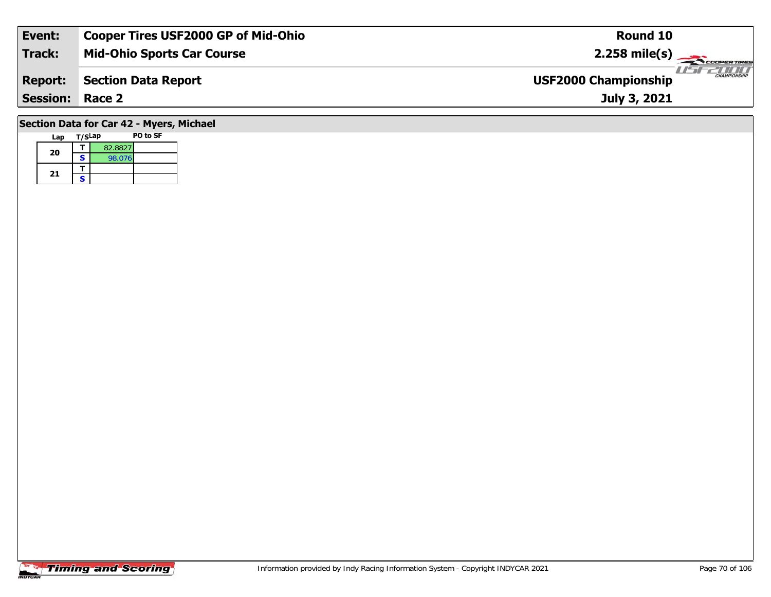| Event: | Cooper Tires USF2000 GP of Mid-Ohio | Round 10 |
|---|---|---|
| Track: | Mid-Ohio Sports Car Course | 2.258 mile(s) |
| Report: | Section Data Report | USF2000 Championship |
| Session: | Race 2 | July 3, 2021 |

## Section Data for Car 42 - Myers, Michael

| Lap | T/S | Lap | PO to SF |
|---|---|---|---|
| 20 | T | 82.8827 | |
| | S | 98.076 | |
| 21 | T | | |
| | S | | |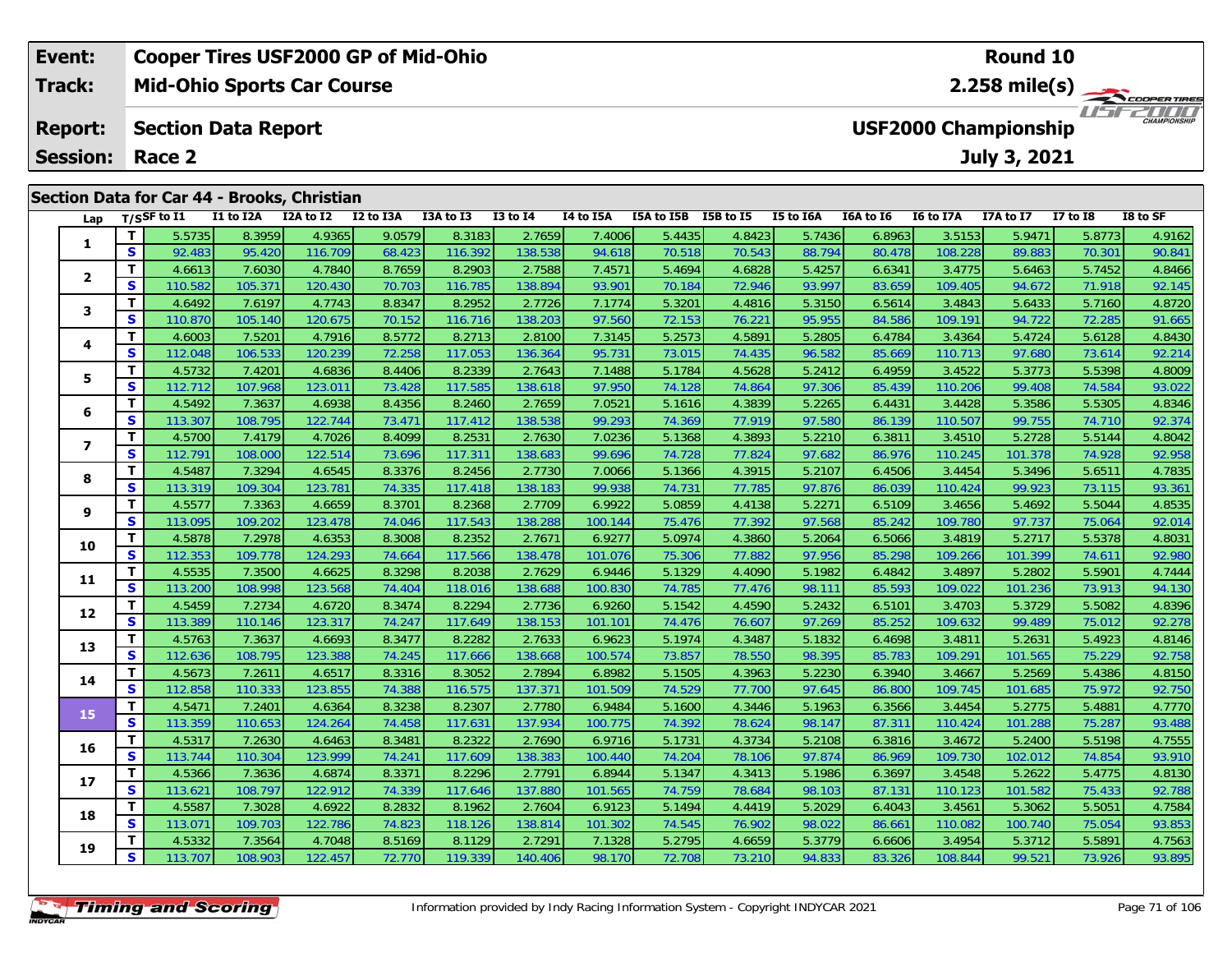| Event: | Cooper Tires USF2000 GP of Mid-Ohio | Round 10 |
|---|---|---|
| Track: | Mid-Ohio Sports Car Course | 2.258 mile(s) |
| Report: | Section Data Report | USF2000 Championship |
| Session: | Race 2 | July 3, 2021 |

## Section Data for Car 44 - Brooks, Christian

| Lap | T/S | SF to I1 | I1 to I2A | I2A to I2 | I2 to I3A | I3A to I3 | I3 to I4 | I4 to I5A | I5A to I5B | I5B to I5 | I5 to I6A | I6A to I6 | I6 to I7A | I7A to I7 | I7 to I8 | I8 to SF |
|---|---|---|---|---|---|---|---|---|---|---|---|---|---|---|---|---|
| 1 | T | 5.5735 | 8.3959 | 4.9365 | 9.0579 | 8.3183 | 2.7659 | 7.4006 | 5.4435 | 4.8423 | 5.7436 | 6.8963 | 3.5153 | 5.9471 | 5.8773 | 4.9162 |
| | S | 92.483 | 95.420 | 116.709 | 68.423 | 116.392 | 138.538 | 94.618 | 70.518 | 70.543 | 88.794 | 80.478 | 108.228 | 89.883 | 70.301 | 90.841 |
| 2 | T | 4.6613 | 7.6030 | 4.7840 | 8.7659 | 8.2903 | 2.7588 | 7.4571 | 5.4694 | 4.6828 | 5.4257 | 6.6341 | 3.4775 | 5.6463 | 5.7452 | 4.8466 |
| | S | 110.582 | 105.371 | 120.430 | 70.703 | 116.785 | 138.894 | 93.901 | 70.184 | 72.946 | 93.997 | 83.659 | 109.405 | 94.672 | 71.918 | 92.145 |
| 3 | T | 4.6492 | 7.6197 | 4.7743 | 8.8347 | 8.2952 | 2.7726 | 7.1774 | 5.3201 | 4.4816 | 5.3150 | 6.5614 | 3.4843 | 5.6433 | 5.7160 | 4.8720 |
| | S | 110.870 | 105.140 | 120.675 | 70.152 | 116.716 | 138.203 | 97.560 | 72.153 | 76.221 | 95.955 | 84.586 | 109.191 | 94.722 | 72.285 | 91.665 |
| 4 | T | 4.6003 | 7.5201 | 4.7916 | 8.5772 | 8.2713 | 2.8100 | 7.3145 | 5.2573 | 4.5891 | 5.2805 | 6.4784 | 3.4364 | 5.4724 | 5.6128 | 4.8430 |
| | S | 112.048 | 106.533 | 120.239 | 72.258 | 117.053 | 136.364 | 95.731 | 73.015 | 74.435 | 96.582 | 85.669 | 110.713 | 97.680 | 73.614 | 92.214 |
| 5 | T | 4.5732 | 7.4201 | 4.6836 | 8.4406 | 8.2339 | 2.7643 | 7.1488 | 5.1784 | 4.5628 | 5.2412 | 6.4959 | 3.4522 | 5.3773 | 5.5398 | 4.8009 |
| | S | 112.712 | 107.968 | 123.011 | 73.428 | 117.585 | 138.618 | 97.950 | 74.128 | 74.864 | 97.306 | 85.439 | 110.206 | 99.408 | 74.584 | 93.022 |
| 6 | T | 4.5492 | 7.3637 | 4.6938 | 8.4356 | 8.2460 | 2.7659 | 7.0521 | 5.1616 | 4.3839 | 5.2265 | 6.4431 | 3.4428 | 5.3586 | 5.5305 | 4.8346 |
| | S | 113.307 | 108.795 | 122.744 | 73.471 | 117.412 | 138.538 | 99.293 | 74.369 | 77.919 | 97.580 | 86.139 | 110.507 | 99.755 | 74.710 | 92.374 |
| 7 | T | 4.5700 | 7.4179 | 4.7026 | 8.4099 | 8.2531 | 2.7630 | 7.0236 | 5.1368 | 4.3893 | 5.2210 | 6.3811 | 3.4510 | 5.2728 | 5.5144 | 4.8042 |
| | S | 112.791 | 108.000 | 122.514 | 73.696 | 117.311 | 138.683 | 99.696 | 74.728 | 77.824 | 97.682 | 86.976 | 110.245 | 101.378 | 74.928 | 92.958 |
| 8 | T | 4.5487 | 7.3294 | 4.6545 | 8.3376 | 8.2456 | 2.7730 | 7.0066 | 5.1366 | 4.3915 | 5.2107 | 6.4506 | 3.4454 | 5.3496 | 5.6511 | 4.7835 |
| | S | 113.319 | 109.304 | 123.781 | 74.335 | 117.418 | 138.183 | 99.938 | 74.731 | 77.785 | 97.876 | 86.039 | 110.424 | 99.923 | 73.115 | 93.361 |
| 9 | T | 4.5577 | 7.3363 | 4.6659 | 8.3701 | 8.2368 | 2.7709 | 6.9922 | 5.0859 | 4.4138 | 5.2271 | 6.5109 | 3.4656 | 5.4692 | 5.5044 | 4.8535 |
| | S | 113.095 | 109.202 | 123.478 | 74.046 | 117.543 | 138.288 | 100.144 | 75.476 | 77.392 | 97.568 | 85.242 | 109.780 | 97.737 | 75.064 | 92.014 |
| 10 | T | 4.5878 | 7.2978 | 4.6353 | 8.3008 | 8.2352 | 2.7671 | 6.9277 | 5.0974 | 4.3860 | 5.2064 | 6.5066 | 3.4819 | 5.2717 | 5.5378 | 4.8031 |
| | S | 112.353 | 109.778 | 124.293 | 74.664 | 117.566 | 138.478 | 101.076 | 75.306 | 77.882 | 97.956 | 85.298 | 109.266 | 101.399 | 74.611 | 92.980 |
| 11 | T | 4.5535 | 7.3500 | 4.6625 | 8.3298 | 8.2038 | 2.7629 | 6.9446 | 5.1329 | 4.4090 | 5.1982 | 6.4842 | 3.4897 | 5.2802 | 5.5901 | 4.7444 |
| | S | 113.200 | 108.998 | 123.568 | 74.404 | 118.016 | 138.688 | 100.830 | 74.785 | 77.476 | 98.111 | 85.593 | 109.022 | 101.236 | 73.913 | 94.130 |
| 12 | T | 4.5459 | 7.2734 | 4.6720 | 8.3474 | 8.2294 | 2.7736 | 6.9260 | 5.1542 | 4.4590 | 5.2432 | 6.5101 | 3.4703 | 5.3729 | 5.5082 | 4.8396 |
| | S | 113.389 | 110.146 | 123.317 | 74.247 | 117.649 | 138.153 | 101.101 | 74.476 | 76.607 | 97.269 | 85.252 | 109.632 | 99.489 | 75.012 | 92.278 |
| 13 | T | 4.5763 | 7.3637 | 4.6693 | 8.3477 | 8.2282 | 2.7633 | 6.9623 | 5.1974 | 4.3487 | 5.1832 | 6.4698 | 3.4811 | 5.2631 | 5.4923 | 4.8146 |
| | S | 112.636 | 108.795 | 123.388 | 74.245 | 117.666 | 138.668 | 100.574 | 73.857 | 78.550 | 98.395 | 85.783 | 109.291 | 101.565 | 75.229 | 92.758 |
| 14 | T | 4.5673 | 7.2611 | 4.6517 | 8.3316 | 8.3052 | 2.7894 | 6.8982 | 5.1505 | 4.3963 | 5.2230 | 6.3940 | 3.4667 | 5.2569 | 5.4386 | 4.8150 |
| | S | 112.858 | 110.333 | 123.855 | 74.388 | 116.575 | 137.371 | 101.509 | 74.529 | 77.700 | 97.645 | 86.800 | 109.745 | 101.685 | 75.972 | 92.750 |
| 15 | T | 4.5471 | 7.2401 | 4.6364 | 8.3238 | 8.2307 | 2.7780 | 6.9484 | 5.1600 | 4.3446 | 5.1963 | 6.3566 | 3.4454 | 5.2775 | 5.4881 | 4.7770 |
| | S | 113.359 | 110.653 | 124.264 | 74.458 | 117.631 | 137.934 | 100.775 | 74.392 | 78.624 | 98.147 | 87.311 | 110.424 | 101.288 | 75.287 | 93.488 |
| 16 | T | 4.5317 | 7.2630 | 4.6463 | 8.3481 | 8.2322 | 2.7690 | 6.9716 | 5.1731 | 4.3734 | 5.2108 | 6.3816 | 3.4672 | 5.2400 | 5.5198 | 4.7555 |
| | S | 113.744 | 110.304 | 123.999 | 74.241 | 117.609 | 138.383 | 100.440 | 74.204 | 78.106 | 97.874 | 86.969 | 109.730 | 102.012 | 74.854 | 93.910 |
| 17 | T | 4.5366 | 7.3636 | 4.6874 | 8.3371 | 8.2296 | 2.7791 | 6.8944 | 5.1347 | 4.3413 | 5.1986 | 6.3697 | 3.4548 | 5.2622 | 5.4775 | 4.8130 |
| | S | 113.621 | 108.797 | 122.912 | 74.339 | 117.646 | 137.880 | 101.565 | 74.759 | 78.684 | 98.103 | 87.131 | 110.123 | 101.582 | 75.433 | 92.788 |
| 18 | T | 4.5587 | 7.3028 | 4.6922 | 8.2832 | 8.1962 | 2.7604 | 6.9123 | 5.1494 | 4.4419 | 5.2029 | 6.4043 | 3.4561 | 5.3062 | 5.5051 | 4.7584 |
| | S | 113.071 | 109.703 | 122.786 | 74.823 | 118.126 | 138.814 | 101.302 | 74.545 | 76.902 | 98.022 | 86.661 | 110.082 | 100.740 | 75.054 | 93.853 |
| 19 | T | 4.5332 | 7.3564 | 4.7048 | 8.5169 | 8.1129 | 2.7291 | 7.1328 | 5.2795 | 4.6659 | 5.3779 | 6.6606 | 3.4954 | 5.3712 | 5.5891 | 4.7563 |
| | S | 113.707 | 108.903 | 122.457 | 72.770 | 119.339 | 140.406 | 98.170 | 72.708 | 73.210 | 94.833 | 83.326 | 108.844 | 99.521 | 73.926 | 93.895 |

Information provided by Indy Racing Information System - Copyright INDYCAR 2021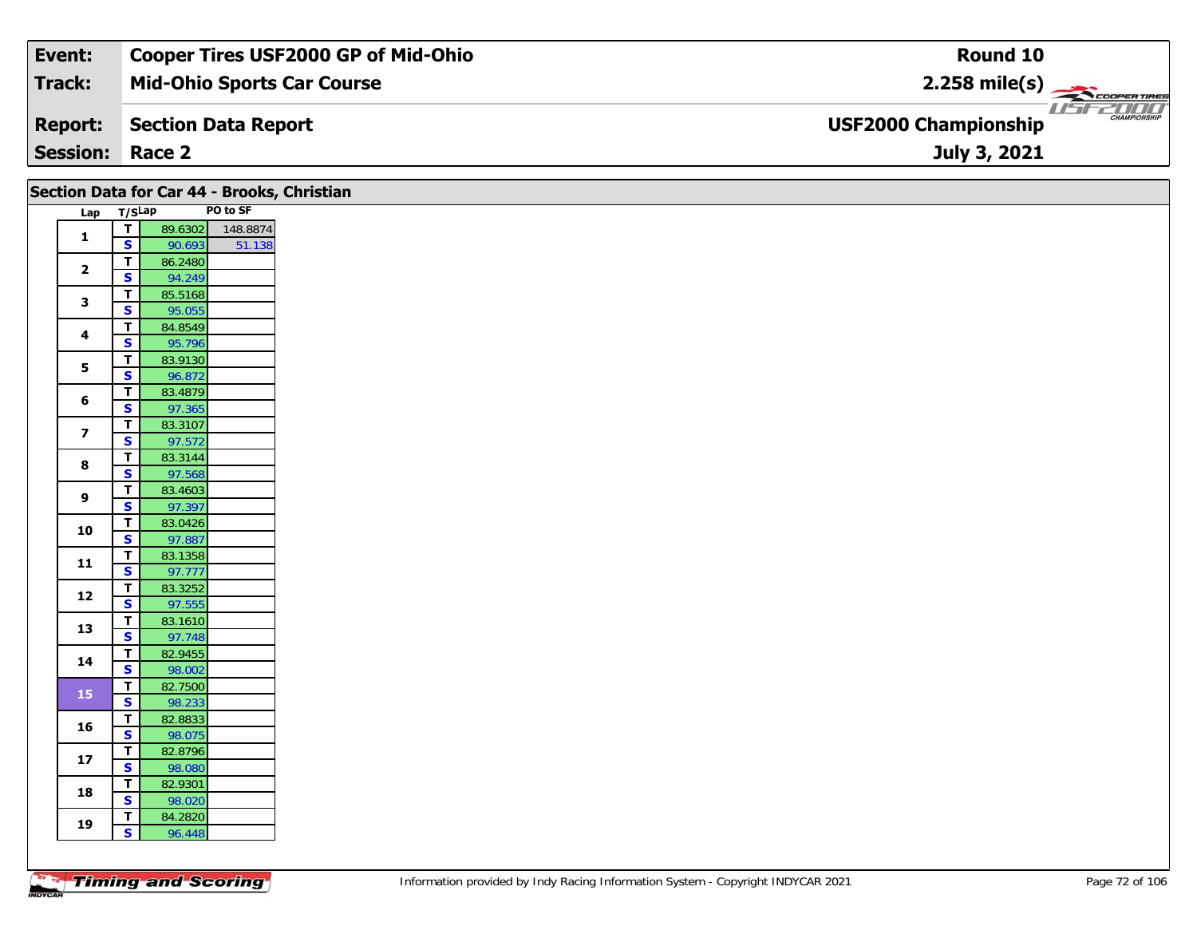| Event: | Cooper Tires USF2000 GP of Mid-Ohio | Round 10 |
|---|---|---|
| Track: | Mid-Ohio Sports Car Course | 2.258 mile(s) |
| Report: | Section Data Report | USF2000 Championship |
| Session: | Race 2 | July 3, 2021 |

## Section Data for Car 44 - Brooks, Christian

| Lap | T/S | Lap | PO to SF |
|---|---|---|---|
| 1 | T | 89.6302 | 148.8874 |
| | S | 90.693 | 51.138 |
| 2 | T | 86.2480 | |
| | S | 94.249 | |
| 3 | T | 85.5168 | |
| | S | 95.055 | |
| 4 | T | 84.8549 | |
| | S | 95.796 | |
| 5 | T | 83.9130 | |
| | S | 96.872 | |
| 6 | T | 83.4879 | |
| | S | 97.365 | |
| 7 | T | 83.3107 | |
| | S | 97.572 | |
| 8 | T | 83.3144 | |
| | S | 97.568 | |
| 9 | T | 83.4603 | |
| | S | 97.397 | |
| 10 | T | 83.0426 | |
| | S | 97.887 | |
| 11 | T | 83.1358 | |
| | S | 97.777 | |
| 12 | T | 83.3252 | |
| | S | 97.555 | |
| 13 | T | 83.1610 | |
| | S | 97.748 | |
| 14 | T | 82.9455 | |
| | S | 98.002 | |
| 15 | T | 82.7500 | |
| | S | 98.233 | |
| 16 | T | 82.8833 | |
| | S | 98.075 | |
| 17 | T | 82.8796 | |
| | S | 98.080 | |
| 18 | T | 82.9301 | |
| | S | 98.020 | |
| 19 | T | 84.2820 | |
| | S | 96.448 | |

Information provided by Indy Racing Information System - Copyright INDYCAR 2021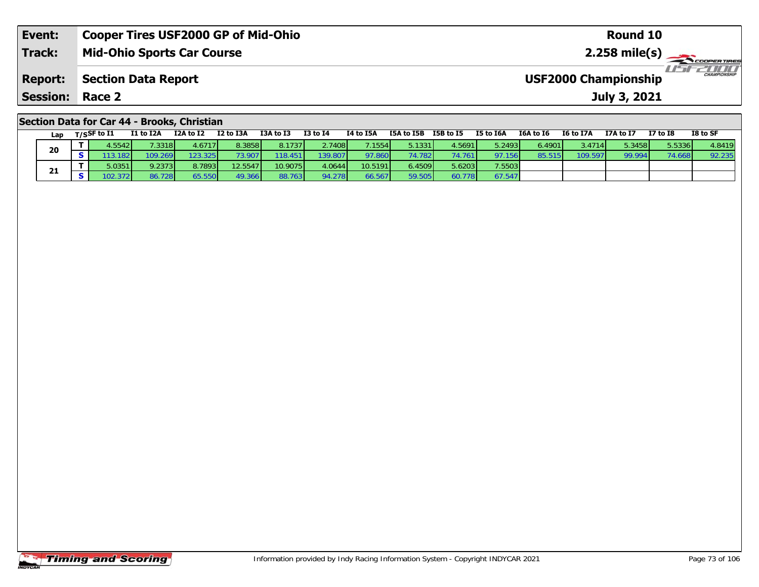| Event: | Cooper Tires USF2000 GP of Mid-Ohio | Round 10 |
|---|---|---|
| Track: | Mid-Ohio Sports Car Course | 2.258 mile(s) |
| Report: | Section Data Report | USF2000 Championship |
| Session: | Race 2 | July 3, 2021 |

## Section Data for Car 44 - Brooks, Christian

| Lap | T/S | SF to I1 | I1 to I2A | I2A to I2 | I2 to I3A | I3A to I3 | I3 to I4 | I4 to I5A | I5A to I5B | I5B to I5 | I5 to I6A | I6A to I6 | I6 to I7A | I7A to I7 | I7 to I8 | I8 to SF |
|---|---|---|---|---|---|---|---|---|---|---|---|---|---|---|---|---|
| 20 | T | 4.5542 | 7.3318 | 4.6717 | 8.3858 | 8.1737 | 2.7408 | 7.1554 | 5.1331 | 4.5691 | 5.2493 | 6.4901 | 3.4714 | 5.3458 | 5.5336 | 4.8419 |
| | S | 113.182 | 109.269 | 123.325 | 73.907 | 118.451 | 139.807 | 97.860 | 74.782 | 74.761 | 97.156 | 85.515 | 109.597 | 99.994 | 74.668 | 92.235 |
| 21 | T | 5.0351 | 9.2373 | 8.7893 | 12.5547 | 10.9075 | 4.0644 | 10.5191 | 6.4509 | 5.6203 | 7.5503 | | | | | |
| | S | 102.372 | 86.728 | 65.550 | 49.366 | 88.763 | 94.278 | 66.567 | 59.505 | 60.778 | 67.547 | | | | | |

Information provided by Indy Racing Information System - Copyright INDYCAR 2021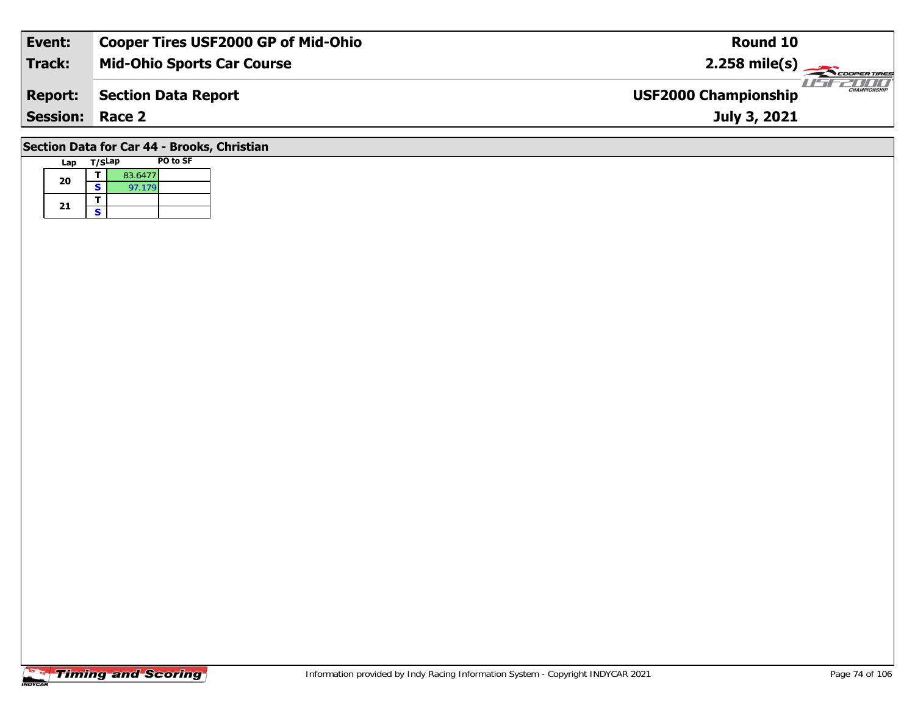| Event: | Cooper Tires USF2000 GP of Mid-Ohio | Round 10 |
| --- | --- | --- |
| Track: | Mid-Ohio Sports Car Course | 2.258 mile(s) |
| Report: | Section Data Report | USF2000 Championship |
| Session: | Race 2 | July 3, 2021 |

## Section Data for Car 44 - Brooks, Christian

| Lap | T/S | Lap | PO to SF |
| --- | --- | --- | --- |
| 20 | T | 83.6477 | |
| | S | 97.179 | |
| 21 | T | | |
| | S | | |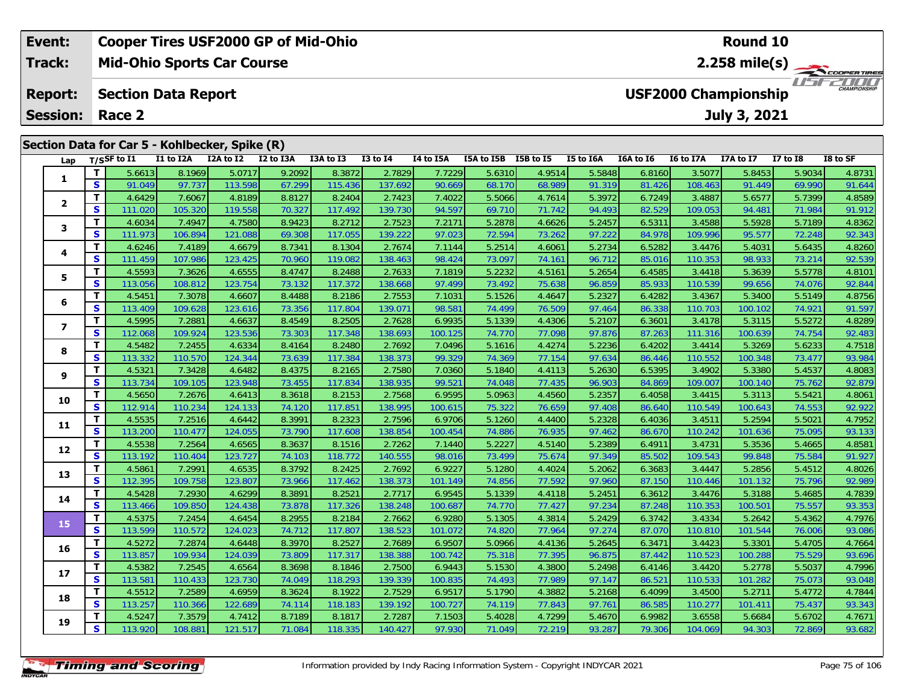| Event: | Cooper Tires USF2000 GP of Mid-Ohio | Round 10 |
|---|---|---|
| Track: | Mid-Ohio Sports Car Course | 2.258 mile(s) |
| Report: | Section Data Report | USF2000 Championship |
| Session: | Race 2 | July 3, 2021 |

## Section Data for Car 5 - Kohlbecker, Spike (R)

| Lap | T/S | SF to I1 | I1 to I2A | I2A to I2 | I2 to I3A | I3A to I3 | I3 to I4 | I4 to I5A | I5A to I5B | I5B to I5 | I5 to I6A | I6A to I6 | I6 to I7A | I7A to I7 | I7 to I8 | I8 to SF |
|---|---|---|---|---|---|---|---|---|---|---|---|---|---|---|---|---|
| 1 | T | 5.6613 | 8.1969 | 5.0717 | 9.2092 | 8.3872 | 2.7829 | 7.7229 | 5.6310 | 4.9514 | 5.5848 | 6.8160 | 3.5077 | 5.8453 | 5.9034 | 4.8731 |
| | S | 91.049 | 97.737 | 113.598 | 67.299 | 115.436 | 137.692 | 90.669 | 68.170 | 68.989 | 91.319 | 81.426 | 108.463 | 91.449 | 69.990 | 91.644 |
| 2 | T | 4.6429 | 7.6067 | 4.8189 | 8.8127 | 8.2404 | 2.7423 | 7.4022 | 5.5066 | 4.7614 | 5.3972 | 6.7249 | 3.4887 | 5.6577 | 5.7399 | 4.8589 |
| | S | 111.020 | 105.320 | 119.558 | 70.327 | 117.492 | 139.730 | 94.597 | 69.710 | 71.742 | 94.493 | 82.529 | 109.053 | 94.481 | 71.984 | 91.912 |
| 3 | T | 4.6034 | 7.4947 | 4.7580 | 8.9423 | 8.2712 | 2.7523 | 7.2171 | 5.2878 | 4.6626 | 5.2457 | 6.5311 | 3.4588 | 5.5928 | 5.7189 | 4.8362 |
| | S | 111.973 | 106.894 | 121.088 | 69.308 | 117.055 | 139.222 | 97.023 | 72.594 | 73.262 | 97.222 | 84.978 | 109.996 | 95.577 | 72.248 | 92.343 |
| 4 | T | 4.6246 | 7.4189 | 4.6679 | 8.7341 | 8.1304 | 2.7674 | 7.1144 | 5.2514 | 4.6061 | 5.2734 | 6.5282 | 3.4476 | 5.4031 | 5.6435 | 4.8260 |
| | S | 111.459 | 107.986 | 123.425 | 70.960 | 119.082 | 138.463 | 98.424 | 73.097 | 74.161 | 96.712 | 85.016 | 110.353 | 98.933 | 73.214 | 92.539 |
| 5 | T | 4.5593 | 7.3626 | 4.6555 | 8.4747 | 8.2488 | 2.7633 | 7.1819 | 5.2232 | 4.5161 | 5.2654 | 6.4585 | 3.4418 | 5.3639 | 5.5778 | 4.8101 |
| | S | 113.056 | 108.812 | 123.754 | 73.132 | 117.372 | 138.668 | 97.499 | 73.492 | 75.638 | 96.859 | 85.933 | 110.539 | 99.656 | 74.076 | 92.844 |
| 6 | T | 4.5451 | 7.3078 | 4.6607 | 8.4488 | 8.2186 | 2.7553 | 7.1031 | 5.1526 | 4.4647 | 5.2327 | 6.4282 | 3.4367 | 5.3400 | 5.5149 | 4.8756 |
| | S | 113.409 | 109.628 | 123.616 | 73.356 | 117.804 | 139.071 | 98.581 | 74.499 | 76.509 | 97.464 | 86.338 | 110.703 | 100.102 | 74.921 | 91.597 |
| 7 | T | 4.5995 | 7.2881 | 4.6637 | 8.4549 | 8.2505 | 2.7628 | 6.9935 | 5.1339 | 4.4306 | 5.2107 | 6.3601 | 3.4178 | 5.3115 | 5.5272 | 4.8289 |
| | S | 112.068 | 109.924 | 123.536 | 73.303 | 117.348 | 138.693 | 100.125 | 74.770 | 77.098 | 97.876 | 87.263 | 111.316 | 100.639 | 74.754 | 92.483 |
| 8 | T | 4.5482 | 7.2455 | 4.6334 | 8.4164 | 8.2480 | 2.7692 | 7.0496 | 5.1616 | 4.4274 | 5.2236 | 6.4202 | 3.4414 | 5.3269 | 5.6233 | 4.7518 |
| | S | 113.332 | 110.570 | 124.344 | 73.639 | 117.384 | 138.373 | 99.329 | 74.369 | 77.154 | 97.634 | 86.446 | 110.552 | 100.348 | 73.477 | 93.984 |
| 9 | T | 4.5321 | 7.3428 | 4.6482 | 8.4375 | 8.2165 | 2.7580 | 7.0360 | 5.1840 | 4.4113 | 5.2630 | 6.5395 | 3.4902 | 5.3380 | 5.4537 | 4.8083 |
| | S | 113.734 | 109.105 | 123.948 | 73.455 | 117.834 | 138.935 | 99.521 | 74.048 | 77.435 | 96.903 | 84.869 | 109.007 | 100.140 | 75.762 | 92.879 |
| 10 | T | 4.5650 | 7.2676 | 4.6413 | 8.3618 | 8.2153 | 2.7568 | 6.9595 | 5.0963 | 4.4560 | 5.2357 | 6.4058 | 3.4415 | 5.3113 | 5.5421 | 4.8061 |
| | S | 112.914 | 110.234 | 124.133 | 74.120 | 117.851 | 138.995 | 100.615 | 75.322 | 76.659 | 97.408 | 86.640 | 110.549 | 100.643 | 74.553 | 92.922 |
| 11 | T | 4.5535 | 7.2516 | 4.6442 | 8.3991 | 8.2323 | 2.7596 | 6.9706 | 5.1260 | 4.4400 | 5.2328 | 6.4036 | 3.4511 | 5.2594 | 5.5021 | 4.7952 |
| | S | 113.200 | 110.477 | 124.055 | 73.790 | 117.608 | 138.854 | 100.454 | 74.886 | 76.935 | 97.462 | 86.670 | 110.242 | 101.636 | 75.095 | 93.133 |
| 12 | T | 4.5538 | 7.2564 | 4.6565 | 8.3637 | 8.1516 | 2.7262 | 7.1440 | 5.2227 | 4.5140 | 5.2389 | 6.4911 | 3.4731 | 5.3536 | 5.4665 | 4.8581 |
| | S | 113.192 | 110.404 | 123.727 | 74.103 | 118.772 | 140.555 | 98.016 | 73.499 | 75.674 | 97.349 | 85.502 | 109.543 | 99.848 | 75.584 | 91.927 |
| 13 | T | 4.5861 | 7.2991 | 4.6535 | 8.3792 | 8.2425 | 2.7692 | 6.9227 | 5.1280 | 4.4024 | 5.2062 | 6.3683 | 3.4447 | 5.2856 | 5.4512 | 4.8026 |
| | S | 112.395 | 109.758 | 123.807 | 73.966 | 117.462 | 138.373 | 101.149 | 74.856 | 77.592 | 97.960 | 87.150 | 110.446 | 101.132 | 75.796 | 92.989 |
| 14 | T | 4.5428 | 7.2930 | 4.6299 | 8.3891 | 8.2521 | 2.7717 | 6.9545 | 5.1339 | 4.4118 | 5.2451 | 6.3612 | 3.4476 | 5.3188 | 5.4685 | 4.7839 |
| | S | 113.466 | 109.850 | 124.438 | 73.878 | 117.326 | 138.248 | 100.687 | 74.770 | 77.427 | 97.234 | 87.248 | 110.353 | 100.501 | 75.557 | 93.353 |
| 15 | T | 4.5375 | 7.2454 | 4.6454 | 8.2955 | 8.2184 | 2.7662 | 6.9280 | 5.1305 | 4.3814 | 5.2429 | 6.3742 | 3.4334 | 5.2642 | 5.4362 | 4.7976 |
| | S | 113.599 | 110.572 | 124.023 | 74.712 | 117.807 | 138.523 | 101.072 | 74.820 | 77.964 | 97.274 | 87.070 | 110.810 | 101.544 | 76.006 | 93.086 |
| 16 | T | 4.5272 | 7.2874 | 4.6448 | 8.3970 | 8.2527 | 2.7689 | 6.9507 | 5.0966 | 4.4136 | 5.2645 | 6.3471 | 3.4423 | 5.3301 | 5.4705 | 4.7664 |
| | S | 113.857 | 109.934 | 124.039 | 73.809 | 117.317 | 138.388 | 100.742 | 75.318 | 77.395 | 96.875 | 87.442 | 110.523 | 100.288 | 75.529 | 93.696 |
| 17 | T | 4.5382 | 7.2545 | 4.6564 | 8.3698 | 8.1846 | 2.7500 | 6.9443 | 5.1530 | 4.3800 | 5.2498 | 6.4146 | 3.4420 | 5.2778 | 5.5037 | 4.7996 |
| | S | 113.581 | 110.433 | 123.730 | 74.049 | 118.293 | 139.339 | 100.835 | 74.493 | 77.989 | 97.147 | 86.521 | 110.533 | 101.282 | 75.073 | 93.048 |
| 18 | T | 4.5512 | 7.2589 | 4.6959 | 8.3624 | 8.1922 | 2.7529 | 6.9517 | 5.1790 | 4.3882 | 5.2168 | 6.4099 | 3.4500 | 5.2711 | 5.4772 | 4.7844 |
| | S | 113.257 | 110.366 | 122.689 | 74.114 | 118.183 | 139.192 | 100.727 | 74.119 | 77.843 | 97.761 | 86.585 | 110.277 | 101.411 | 75.437 | 93.343 |
| 19 | T | 4.5247 | 7.3579 | 4.7412 | 8.7189 | 8.1817 | 2.7287 | 7.1503 | 5.4028 | 4.7299 | 5.4670 | 6.9982 | 3.6558 | 5.6684 | 5.6702 | 4.7671 |
| | S | 113.920 | 108.881 | 121.517 | 71.084 | 118.335 | 140.427 | 97.930 | 71.049 | 72.219 | 93.287 | 79.306 | 104.069 | 94.303 | 72.869 | 93.682 |

Information provided by Indy Racing Information System - Copyright INDYCAR 2021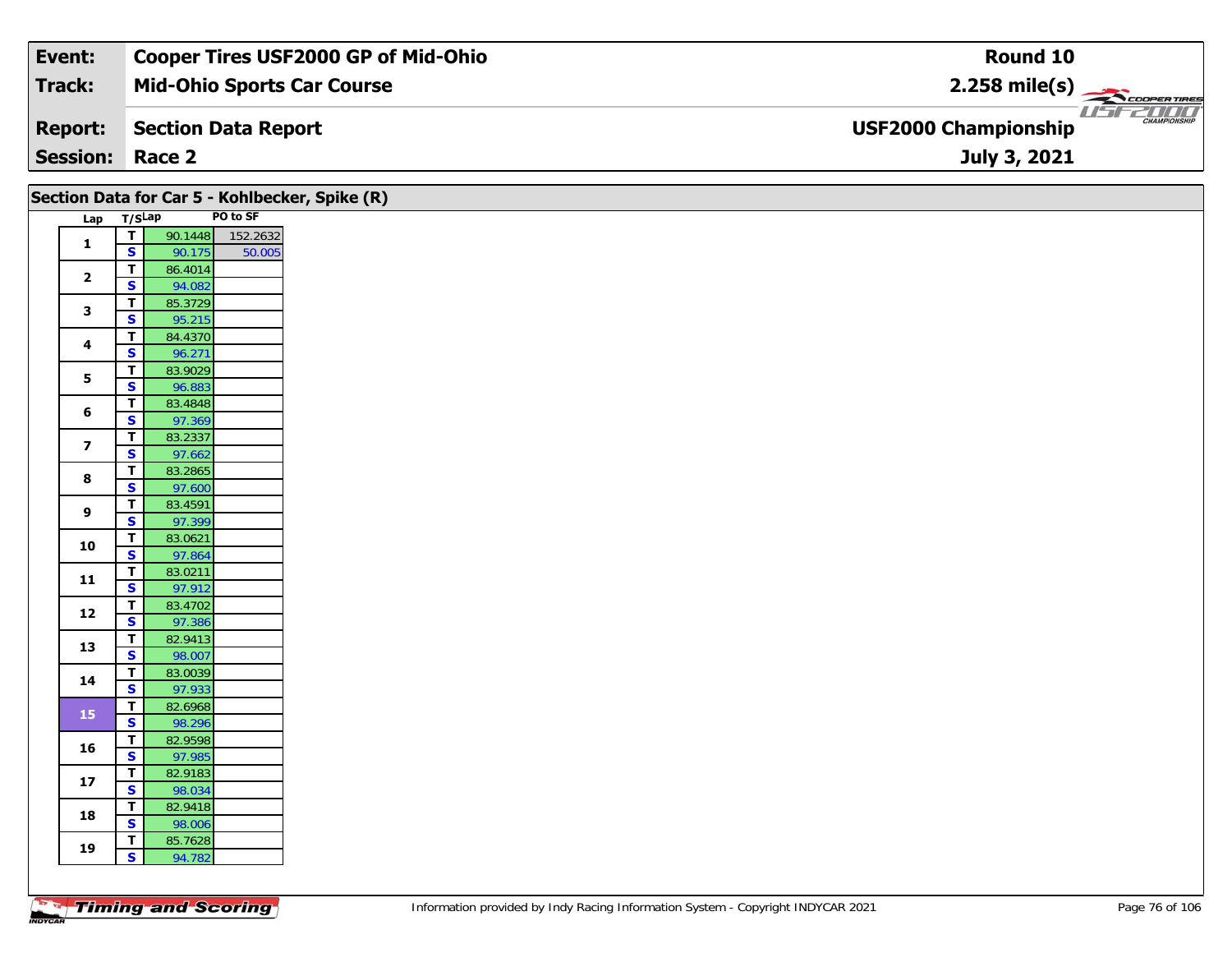| Event: | Cooper Tires USF2000 GP of Mid-Ohio | Round 10 |
|---|---|---|
| Track: | Mid-Ohio Sports Car Course | 2.258 mile(s) |
| Report: | Section Data Report | USF2000 Championship |
| Session: | Race 2 | July 3, 2021 |

## Section Data for Car 5 - Kohlbecker, Spike (R)

| Lap | T/S | Lap | PO to SF |
|---|---|---|---|
| 1 | T | 90.1448 | 152.2632 |
| | S | 90.175 | 50.005 |
| 2 | T | 86.4014 | |
| | S | 94.082 | |
| 3 | T | 85.3729 | |
| | S | 95.215 | |
| 4 | T | 84.4370 | |
| | S | 96.271 | |
| 5 | T | 83.9029 | |
| | S | 96.883 | |
| 6 | T | 83.4848 | |
| | S | 97.369 | |
| 7 | T | 83.2337 | |
| | S | 97.662 | |
| 8 | T | 83.2865 | |
| | S | 97.600 | |
| 9 | T | 83.4591 | |
| | S | 97.399 | |
| 10 | T | 83.0621 | |
| | S | 97.864 | |
| 11 | T | 83.0211 | |
| | S | 97.912 | |
| 12 | T | 83.4702 | |
| | S | 97.386 | |
| 13 | T | 82.9413 | |
| | S | 98.007 | |
| 14 | T | 83.0039 | |
| | S | 97.933 | |
| 15 | T | 82.6968 | |
| | S | 98.296 | |
| 16 | T | 82.9598 | |
| | S | 97.985 | |
| 17 | T | 82.9183 | |
| | S | 98.034 | |
| 18 | T | 82.9418 | |
| | S | 98.006 | |
| 19 | T | 85.7628 | |
| | S | 94.782 | |

Information provided by Indy Racing Information System - Copyright INDYCAR 2021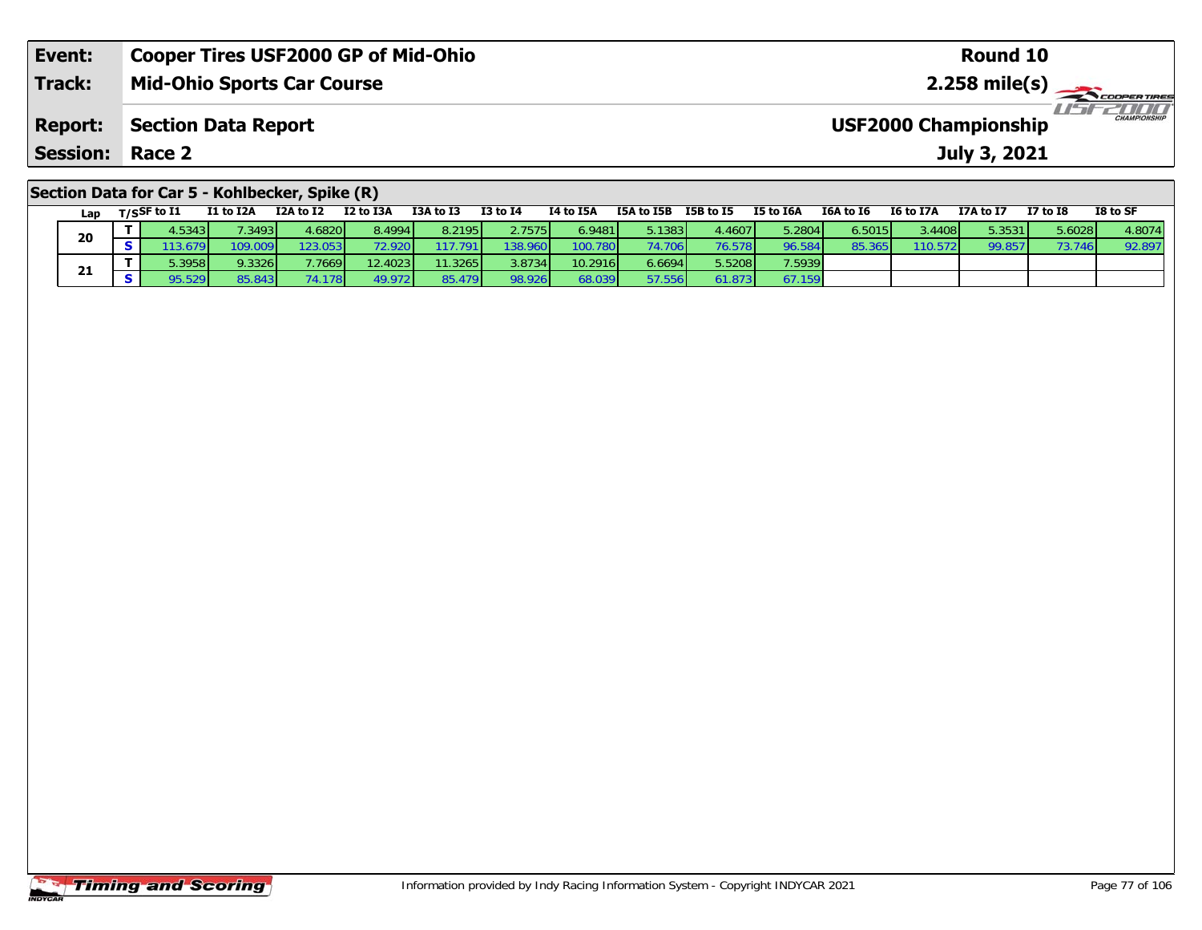| Event: | Cooper Tires USF2000 GP of Mid-Ohio | Round 10 |
|---|---|---|
| Track: | Mid-Ohio Sports Car Course | 2.258 mile(s) |
| Report: | Section Data Report | USF2000 Championship |
| Session: | Race 2 | July 3, 2021 |

## Section Data for Car 5 - Kohlbecker, Spike (R)

| Lap | T/S | SF to I1 | I1 to I2A | I2A to I2 | I2 to I3A | I3A to I3 | I3 to I4 | I4 to I5A | I5A to I5B | I5B to I5 | I5 to I6A | I6A to I6 | I6 to I7A | I7A to I7 | I7 to I8 | I8 to SF |
|---|---|---|---|---|---|---|---|---|---|---|---|---|---|---|---|---|
| 20 | T | 4.5343 | 7.3493 | 4.6820 | 8.4994 | 8.2195 | 2.7575 | 6.9481 | 5.1383 | 4.4607 | 5.2804 | 6.5015 | 3.4408 | 5.3531 | 5.6028 | 4.8074 |
| | S | 113.679 | 109.009 | 123.053 | 72.920 | 117.791 | 138.960 | 100.780 | 74.706 | 76.578 | 96.584 | 85.365 | 110.572 | 99.857 | 73.746 | 92.897 |
| 21 | T | 5.3958 | 9.3326 | 7.7669 | 12.4023 | 11.3265 | 3.8734 | 10.2916 | 6.6694 | 5.5208 | 7.5939 | | | | | |
| | S | 95.529 | 85.843 | 74.178 | 49.972 | 85.479 | 98.926 | 68.039 | 57.556 | 61.873 | 67.159 | | | | | |

Information provided by Indy Racing Information System - Copyright INDYCAR 2021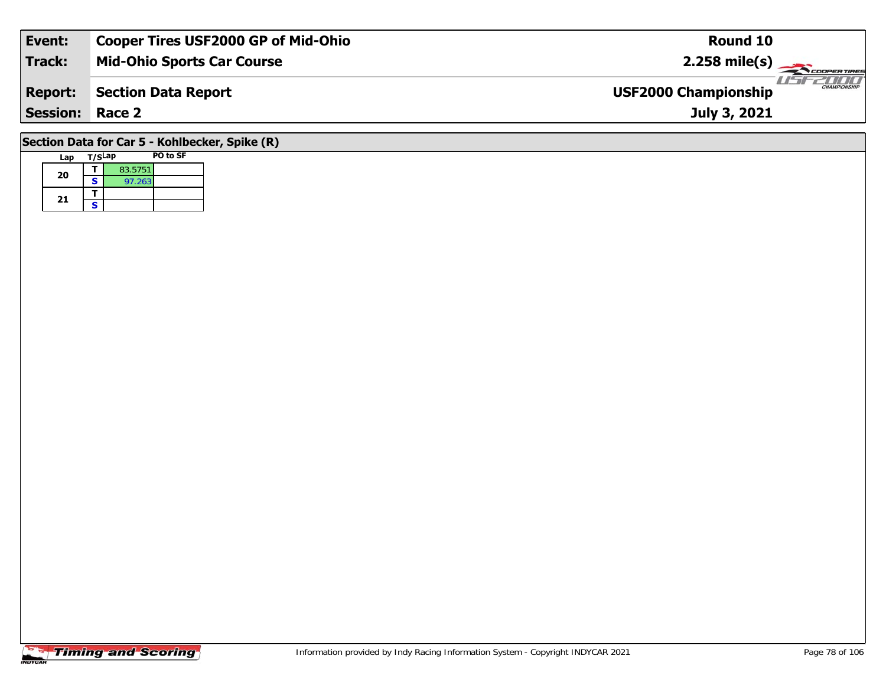| Event: | Cooper Tires USF2000 GP of Mid-Ohio | Round 10 |
|---|---|---|
| Track: | Mid-Ohio Sports Car Course | 2.258 mile(s) |
| Report: | Section Data Report | USF2000 Championship |
| Session: | Race 2 | July 3, 2021 |

## Section Data for Car 5 - Kohlbecker, Spike (R)

| Lap | T/S | Lap | PO to SF |
|---|---|---|---|
| 20 | T | 83.5751 | |
| | S | 97.263 | |
| 21 | T | | |
| | S | | |

Information provided by Indy Racing Information System - Copyright INDYCAR 2021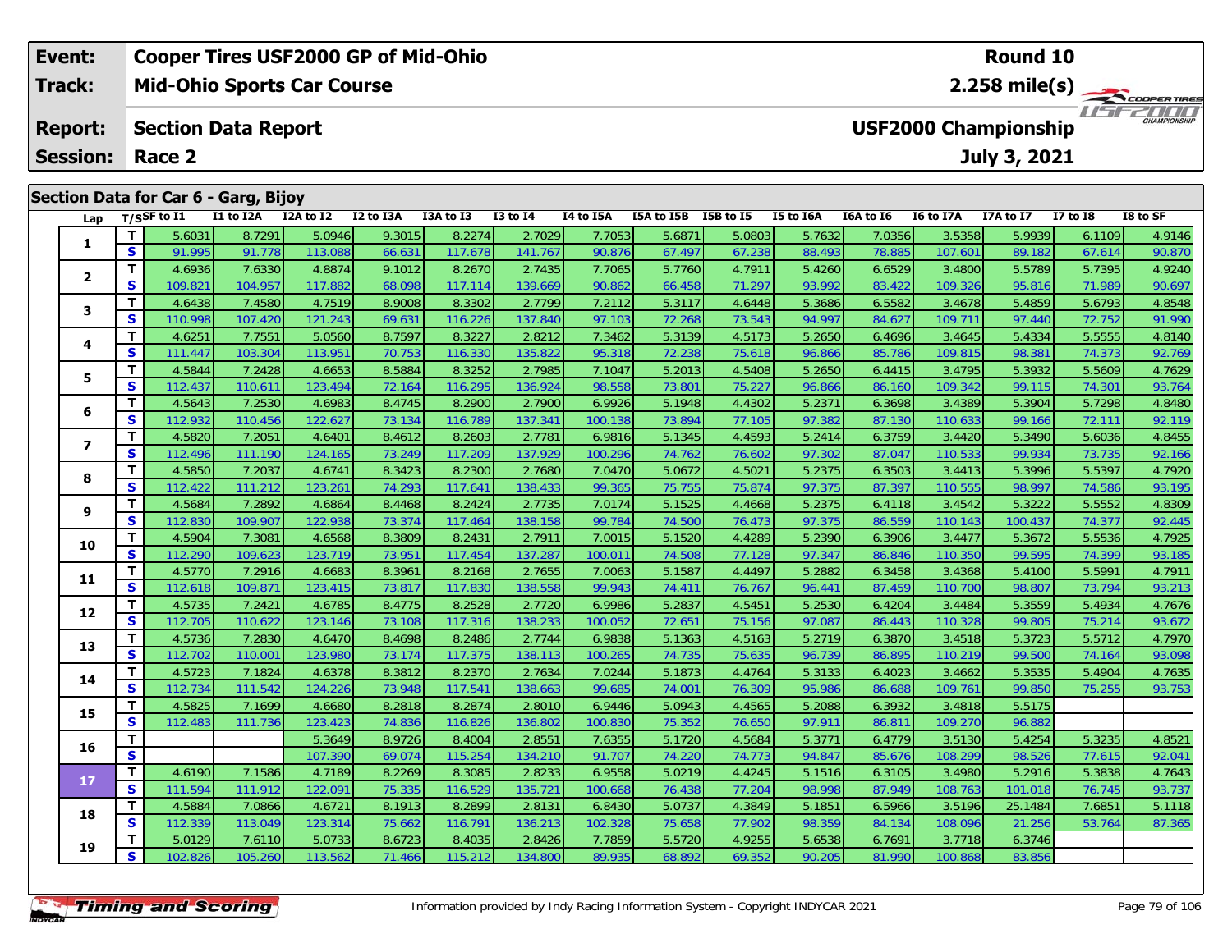| Event: | Cooper Tires USF2000 GP of Mid-Ohio | Round 10 |
|---|---|---|
| Track: | Mid-Ohio Sports Car Course | 2.258 mile(s) |
| Report: | Section Data Report | USF2000 Championship |
| Session: | Race 2 | July 3, 2021 |

## Section Data for Car 6 - Garg, Bijoy

| Lap | T/S | SF to I1 | I1 to I2A | I2A to I2 | I2 to I3A | I3A to I3 | I3 to I4 | I4 to I5A | I5A to I5B | I5B to I5 | I5 to I6A | I6A to I6 | I6 to I7A | I7A to I7 | I7 to I8 | I8 to SF |
|---|---|---|---|---|---|---|---|---|---|---|---|---|---|---|---|---|
| 1 | T | 5.6031 | 8.7291 | 5.0946 | 9.3015 | 8.2274 | 2.7029 | 7.7053 | 5.6871 | 5.0803 | 5.7632 | 7.0356 | 3.5358 | 5.9939 | 6.1109 | 4.9146 |
| | S | 91.995 | 91.778 | 113.088 | 66.631 | 117.678 | 141.767 | 90.876 | 67.497 | 67.238 | 88.493 | 78.885 | 107.601 | 89.182 | 67.614 | 90.870 |
| 2 | T | 4.6936 | 7.6330 | 4.8874 | 9.1012 | 8.2670 | 2.7435 | 7.7065 | 5.7760 | 4.7911 | 5.4260 | 6.6529 | 3.4800 | 5.5789 | 5.7395 | 4.9240 |
| | S | 109.821 | 104.957 | 117.882 | 68.098 | 117.114 | 139.669 | 90.862 | 66.458 | 71.297 | 93.992 | 83.422 | 109.326 | 95.816 | 71.989 | 90.697 |
| 3 | T | 4.6438 | 7.4580 | 4.7519 | 8.9008 | 8.3302 | 2.7799 | 7.2112 | 5.3117 | 4.6448 | 5.3686 | 6.5582 | 3.4678 | 5.4859 | 5.6793 | 4.8548 |
| | S | 110.998 | 107.420 | 121.243 | 69.631 | 116.226 | 137.840 | 97.103 | 72.268 | 73.543 | 94.997 | 84.627 | 109.711 | 97.440 | 72.752 | 91.990 |
| 4 | T | 4.6251 | 7.7551 | 5.0560 | 8.7597 | 8.3227 | 2.8212 | 7.3462 | 5.3139 | 4.5173 | 5.2650 | 6.4696 | 3.4645 | 5.4334 | 5.5555 | 4.8140 |
| | S | 111.447 | 103.304 | 113.951 | 70.753 | 116.330 | 135.822 | 95.318 | 72.238 | 75.618 | 96.866 | 85.786 | 109.815 | 98.381 | 74.373 | 92.769 |
| 5 | T | 4.5844 | 7.2428 | 4.6653 | 8.5884 | 8.3252 | 2.7985 | 7.1047 | 5.2013 | 4.5408 | 5.2650 | 6.4415 | 3.4795 | 5.3932 | 5.5609 | 4.7629 |
| | S | 112.437 | 110.611 | 123.494 | 72.164 | 116.295 | 136.924 | 98.558 | 73.801 | 75.227 | 96.866 | 86.160 | 109.342 | 99.115 | 74.301 | 93.764 |
| 6 | T | 4.5643 | 7.2530 | 4.6983 | 8.4745 | 8.2900 | 2.7900 | 6.9926 | 5.1948 | 4.4302 | 5.2371 | 6.3698 | 3.4389 | 5.3904 | 5.7298 | 4.8480 |
| | S | 112.932 | 110.456 | 122.627 | 73.134 | 116.789 | 137.341 | 100.138 | 73.894 | 77.105 | 97.382 | 87.130 | 110.633 | 99.166 | 72.111 | 92.119 |
| 7 | T | 4.5820 | 7.2051 | 4.6401 | 8.4612 | 8.2603 | 2.7781 | 6.9816 | 5.1345 | 4.4593 | 5.2414 | 6.3759 | 3.4420 | 5.3490 | 5.6036 | 4.8455 |
| | S | 112.496 | 111.190 | 124.165 | 73.249 | 117.209 | 137.929 | 100.296 | 74.762 | 76.602 | 97.302 | 87.047 | 110.533 | 99.934 | 73.735 | 92.166 |
| 8 | T | 4.5850 | 7.2037 | 4.6741 | 8.3423 | 8.2300 | 2.7680 | 7.0470 | 5.0672 | 4.5021 | 5.2375 | 6.3503 | 3.4413 | 5.3996 | 5.5397 | 4.7920 |
| | S | 112.422 | 111.212 | 123.261 | 74.293 | 117.641 | 138.433 | 99.365 | 75.755 | 75.874 | 97.375 | 87.397 | 110.555 | 98.997 | 74.586 | 93.195 |
| 9 | T | 4.5684 | 7.2892 | 4.6864 | 8.4468 | 8.2424 | 2.7735 | 7.0174 | 5.1525 | 4.4668 | 5.2375 | 6.4118 | 3.4542 | 5.3222 | 5.5552 | 4.8309 |
| | S | 112.830 | 109.907 | 122.938 | 73.374 | 117.464 | 138.158 | 99.784 | 74.500 | 76.473 | 97.375 | 86.559 | 110.143 | 100.437 | 74.377 | 92.445 |
| 10 | T | 4.5904 | 7.3081 | 4.6568 | 8.3809 | 8.2431 | 2.7911 | 7.0015 | 5.1520 | 4.4289 | 5.2390 | 6.3906 | 3.4477 | 5.3672 | 5.5536 | 4.7925 |
| | S | 112.290 | 109.623 | 123.719 | 73.951 | 117.454 | 137.287 | 100.011 | 74.508 | 77.128 | 97.347 | 86.846 | 110.350 | 99.595 | 74.399 | 93.185 |
| 11 | T | 4.5770 | 7.2916 | 4.6683 | 8.3961 | 8.2168 | 2.7655 | 7.0063 | 5.1587 | 4.4497 | 5.2882 | 6.3458 | 3.4368 | 5.4100 | 5.5991 | 4.7911 |
| | S | 112.618 | 109.871 | 123.415 | 73.817 | 117.830 | 138.558 | 99.943 | 74.411 | 76.767 | 96.441 | 87.459 | 110.700 | 98.807 | 73.794 | 93.213 |
| 12 | T | 4.5735 | 7.2421 | 4.6785 | 8.4775 | 8.2528 | 2.7720 | 6.9986 | 5.2837 | 4.5451 | 5.2530 | 6.4204 | 3.4484 | 5.3559 | 5.4934 | 4.7676 |
| | S | 112.705 | 110.622 | 123.146 | 73.108 | 117.316 | 138.233 | 100.052 | 72.651 | 75.156 | 97.087 | 86.443 | 110.328 | 99.805 | 75.214 | 93.672 |
| 13 | T | 4.5736 | 7.2830 | 4.6470 | 8.4698 | 8.2486 | 2.7744 | 6.9838 | 5.1363 | 4.5163 | 5.2719 | 6.3870 | 3.4518 | 5.3723 | 5.5712 | 4.7970 |
| | S | 112.702 | 110.001 | 123.980 | 73.174 | 117.375 | 138.113 | 100.265 | 74.735 | 75.635 | 96.739 | 86.895 | 110.219 | 99.500 | 74.164 | 93.098 |
| 14 | T | 4.5723 | 7.1824 | 4.6378 | 8.3812 | 8.2370 | 2.7634 | 7.0244 | 5.1873 | 4.4764 | 5.3133 | 6.4023 | 3.4662 | 5.3535 | 5.4904 | 4.7635 |
| | S | 112.734 | 111.542 | 124.226 | 73.948 | 117.541 | 138.663 | 99.685 | 74.001 | 76.309 | 95.986 | 86.688 | 109.761 | 99.850 | 75.255 | 93.753 |
| 15 | T | 4.5825 | 7.1699 | 4.6680 | 8.2818 | 8.2874 | 2.8010 | 6.9446 | 5.0943 | 4.4565 | 5.2088 | 6.3932 | 3.4818 | 5.5175 | | |
| | S | 112.483 | 111.736 | 123.423 | 74.836 | 116.826 | 136.802 | 100.830 | 75.352 | 76.650 | 97.911 | 86.811 | 109.270 | 96.882 | | |
| 16 | T | | | 5.3649 | 8.9726 | 8.4004 | 2.8551 | 7.6355 | 5.1720 | 4.5684 | 5.3771 | 6.4779 | 3.5130 | 5.4254 | 5.3235 | 4.8521 |
| | S | | | 107.390 | 69.074 | 115.254 | 134.210 | 91.707 | 74.220 | 74.773 | 94.847 | 85.676 | 108.299 | 98.526 | 77.615 | 92.041 |
| 17 | T | 4.6190 | 7.1586 | 4.7189 | 8.2269 | 8.3085 | 2.8233 | 6.9558 | 5.0219 | 4.4245 | 5.1516 | 6.3105 | 3.4980 | 5.2916 | 5.3838 | 4.7643 |
| | S | 111.594 | 111.912 | 122.091 | 75.335 | 116.529 | 135.721 | 100.668 | 76.438 | 77.204 | 98.998 | 87.949 | 108.763 | 101.018 | 76.745 | 93.737 |
| 18 | T | 4.5884 | 7.0866 | 4.6721 | 8.1913 | 8.2899 | 2.8131 | 6.8430 | 5.0737 | 4.3849 | 5.1851 | 6.5966 | 3.5196 | 25.1484 | 7.6851 | 5.1118 |
| | S | 112.339 | 113.049 | 123.314 | 75.662 | 116.791 | 136.213 | 102.328 | 75.658 | 77.902 | 98.359 | 84.134 | 108.096 | 21.256 | 53.764 | 87.365 |
| 19 | T | 5.0129 | 7.6110 | 5.0733 | 8.6723 | 8.4035 | 2.8426 | 7.7859 | 5.5720 | 4.9255 | 5.6538 | 6.7691 | 3.7718 | 6.3746 | | |
| | S | 102.826 | 105.260 | 113.562 | 71.466 | 115.212 | 134.800 | 89.935 | 68.892 | 69.352 | 90.205 | 81.990 | 100.868 | 83.856 | | |

Information provided by Indy Racing Information System - Copyright INDYCAR 2021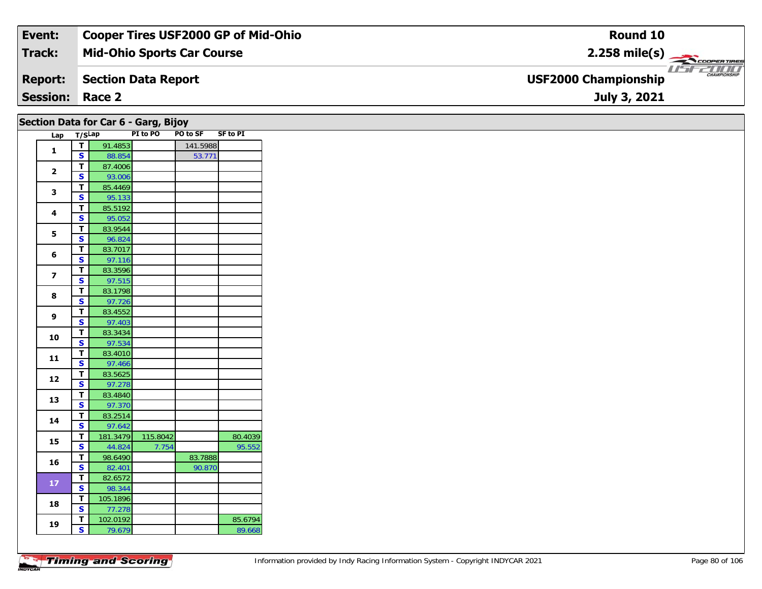| Event: | Cooper Tires USF2000 GP of Mid-Ohio | Round 10 |
|---|---|---|
| Track: | Mid-Ohio Sports Car Course | 2.258 mile(s) |
| Report: | Section Data Report | USF2000 Championship |
| Session: | Race 2 | July 3, 2021 |

## Section Data for Car 6 - Garg, Bijoy

| Lap | T/S | Lap | PI to PO | PO to SF | SF to PI |
|---|---|---|---|---|---|
| 1 | T | 91.4853 | | 141.5988 | |
| | S | 88.854 | | 53.771 | |
| 2 | T | 87.4006 | | | |
| | S | 93.006 | | | |
| 3 | T | 85.4469 | | | |
| | S | 95.133 | | | |
| 4 | T | 85.5192 | | | |
| | S | 95.052 | | | |
| 5 | T | 83.9544 | | | |
| | S | 96.824 | | | |
| 6 | T | 83.7017 | | | |
| | S | 97.116 | | | |
| 7 | T | 83.3596 | | | |
| | S | 97.515 | | | |
| 8 | T | 83.1798 | | | |
| | S | 97.726 | | | |
| 9 | T | 83.4552 | | | |
| | S | 97.403 | | | |
| 10 | T | 83.3434 | | | |
| | S | 97.534 | | | |
| 11 | T | 83.4010 | | | |
| | S | 97.466 | | | |
| 12 | T | 83.5625 | | | |
| | S | 97.278 | | | |
| 13 | T | 83.4840 | | | |
| | S | 97.370 | | | |
| 14 | T | 83.2514 | | | |
| | S | 97.642 | | | |
| 15 | T | 181.3479 | 115.8042 | | 80.4039 |
| | S | 44.824 | 7.754 | | 95.552 |
| 16 | T | 98.6490 | | 83.7888 | |
| | S | 82.401 | | 90.870 | |
| 17 | T | 82.6572 | | | |
| | S | 98.344 | | | |
| 18 | T | 105.1896 | | | |
| | S | 77.278 | | | |
| 19 | T | 102.0192 | | | 85.6794 |
| | S | 79.679 | | | 89.668 |

Information provided by Indy Racing Information System - Copyright INDYCAR 2021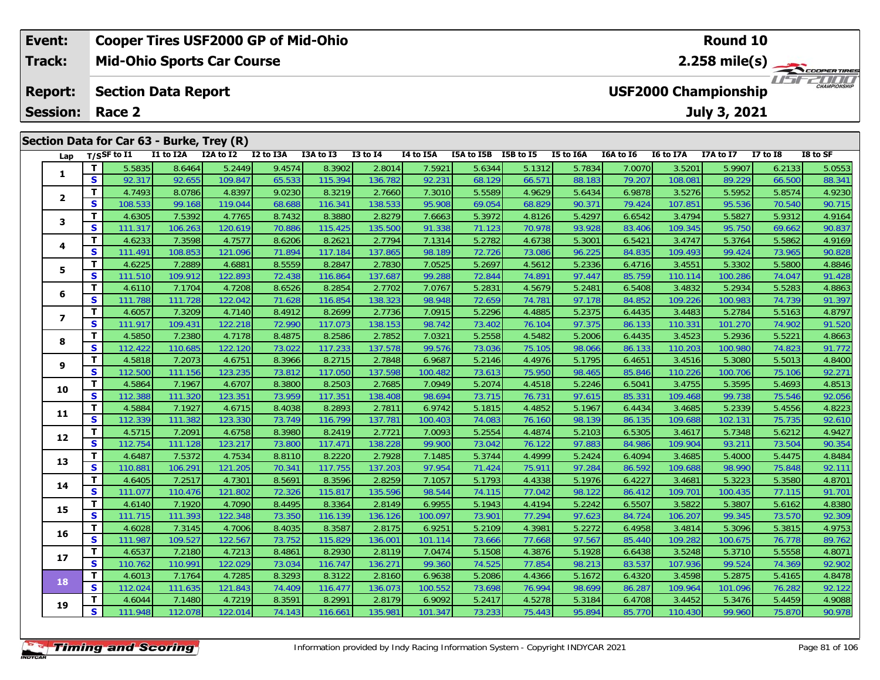| Event: | Cooper Tires USF2000 GP of Mid-Ohio | Round 10 |
|---|---|---|
| Track: | Mid-Ohio Sports Car Course | 2.258 mile(s) |
| Report: | Section Data Report | USF2000 Championship |
| Session: | Race 2 | July 3, 2021 |

## Section Data for Car 63 - Burke, Trey (R)

| Lap | T/S | SF to I1 | I1 to I2A | I2A to I2 | I2 to I3A | I3A to I3 | I3 to I4 | I4 to I5A | I5A to I5B | I5B to I5 | I5 to I6A | I6A to I6 | I6 to I7A | I7A to I7 | I7 to I8 | I8 to SF |
|---|---|---|---|---|---|---|---|---|---|---|---|---|---|---|---|---|
| 1 | T | 5.5835 | 8.6464 | 5.2449 | 9.4574 | 8.3902 | 2.8014 | 7.5921 | 5.6344 | 5.1312 | 5.7834 | 7.0070 | 3.5201 | 5.9907 | 6.2133 | 5.0553 |
| | S | 92.317 | 92.655 | 109.847 | 65.533 | 115.394 | 136.782 | 92.231 | 68.129 | 66.571 | 88.183 | 79.207 | 108.081 | 89.229 | 66.500 | 88.341 |
| 2 | T | 4.7493 | 8.0786 | 4.8397 | 9.0230 | 8.3219 | 2.7660 | 7.3010 | 5.5589 | 4.9629 | 5.6434 | 6.9878 | 3.5276 | 5.5952 | 5.8574 | 4.9230 |
| | S | 108.533 | 99.168 | 119.044 | 68.688 | 116.341 | 138.533 | 95.908 | 69.054 | 68.829 | 90.371 | 79.424 | 107.851 | 95.536 | 70.540 | 90.715 |
| 3 | T | 4.6305 | 7.5392 | 4.7765 | 8.7432 | 8.3880 | 2.8279 | 7.6663 | 5.3972 | 4.8126 | 5.4297 | 6.6542 | 3.4794 | 5.5827 | 5.9312 | 4.9164 |
| | S | 111.317 | 106.263 | 120.619 | 70.886 | 115.425 | 135.500 | 91.338 | 71.123 | 70.978 | 93.928 | 83.406 | 109.345 | 95.750 | 69.662 | 90.837 |
| 4 | T | 4.6233 | 7.3598 | 4.7577 | 8.6206 | 8.2621 | 2.7794 | 7.1314 | 5.2782 | 4.6738 | 5.3001 | 6.5421 | 3.4747 | 5.3764 | 5.5862 | 4.9169 |
| | S | 111.491 | 108.853 | 121.096 | 71.894 | 117.184 | 137.865 | 98.189 | 72.726 | 73.086 | 96.225 | 84.835 | 109.493 | 99.424 | 73.965 | 90.828 |
| 5 | T | 4.6225 | 7.2889 | 4.6881 | 8.5559 | 8.2847 | 2.7830 | 7.0525 | 5.2697 | 4.5612 | 5.2336 | 6.4716 | 3.4551 | 5.3302 | 5.5800 | 4.8846 |
| | S | 111.510 | 109.912 | 122.893 | 72.438 | 116.864 | 137.687 | 99.288 | 72.844 | 74.891 | 97.447 | 85.759 | 110.114 | 100.286 | 74.047 | 91.428 |
| 6 | T | 4.6110 | 7.1704 | 4.7208 | 8.6526 | 8.2854 | 2.7702 | 7.0767 | 5.2831 | 4.5679 | 5.2481 | 6.5408 | 3.4832 | 5.2934 | 5.5283 | 4.8863 |
| | S | 111.788 | 111.728 | 122.042 | 71.628 | 116.854 | 138.323 | 98.948 | 72.659 | 74.781 | 97.178 | 84.852 | 109.226 | 100.983 | 74.739 | 91.397 |
| 7 | T | 4.6057 | 7.3209 | 4.7140 | 8.4912 | 8.2699 | 2.7736 | 7.0915 | 5.2296 | 4.4885 | 5.2375 | 6.4435 | 3.4483 | 5.2784 | 5.5163 | 4.8797 |
| | S | 111.917 | 109.431 | 122.218 | 72.990 | 117.073 | 138.153 | 98.742 | 73.402 | 76.104 | 97.375 | 86.133 | 110.331 | 101.270 | 74.902 | 91.520 |
| 8 | T | 4.5850 | 7.2380 | 4.7178 | 8.4875 | 8.2586 | 2.7852 | 7.0321 | 5.2558 | 4.5482 | 5.2006 | 6.4435 | 3.4523 | 5.2936 | 5.5221 | 4.8663 |
| | S | 112.422 | 110.685 | 122.120 | 73.022 | 117.233 | 137.578 | 99.576 | 73.036 | 75.105 | 98.066 | 86.133 | 110.203 | 100.980 | 74.823 | 91.772 |
| 9 | T | 4.5818 | 7.2073 | 4.6751 | 8.3966 | 8.2715 | 2.7848 | 6.9687 | 5.2146 | 4.4976 | 5.1795 | 6.4651 | 3.4516 | 5.3080 | 5.5013 | 4.8400 |
| | S | 112.500 | 111.156 | 123.235 | 73.812 | 117.050 | 137.598 | 100.482 | 73.613 | 75.950 | 98.465 | 85.846 | 110.226 | 100.706 | 75.106 | 92.271 |
| 10 | T | 4.5864 | 7.1967 | 4.6707 | 8.3800 | 8.2503 | 2.7685 | 7.0949 | 5.2074 | 4.4518 | 5.2246 | 6.5041 | 3.4755 | 5.3595 | 5.4693 | 4.8513 |
| | S | 112.388 | 111.320 | 123.351 | 73.959 | 117.351 | 138.408 | 98.694 | 73.715 | 76.731 | 97.615 | 85.331 | 109.468 | 99.738 | 75.546 | 92.056 |
| 11 | T | 4.5884 | 7.1927 | 4.6715 | 8.4038 | 8.2893 | 2.7811 | 6.9742 | 5.1815 | 4.4852 | 5.1967 | 6.4434 | 3.4685 | 5.2339 | 5.4556 | 4.8223 |
| | S | 112.339 | 111.382 | 123.330 | 73.749 | 116.799 | 137.781 | 100.403 | 74.083 | 76.160 | 98.139 | 86.135 | 109.688 | 102.131 | 75.735 | 92.610 |
| 12 | T | 4.5715 | 7.2091 | 4.6758 | 8.3980 | 8.2419 | 2.7721 | 7.0093 | 5.2554 | 4.4874 | 5.2103 | 6.5305 | 3.4617 | 5.7348 | 5.6212 | 4.9427 |
| | S | 112.754 | 111.128 | 123.217 | 73.800 | 117.471 | 138.228 | 99.900 | 73.042 | 76.122 | 97.883 | 84.986 | 109.904 | 93.211 | 73.504 | 90.354 |
| 13 | T | 4.6487 | 7.5372 | 4.7534 | 8.8110 | 8.2220 | 2.7928 | 7.1485 | 5.3744 | 4.4999 | 5.2424 | 6.4094 | 3.4685 | 5.4000 | 5.4475 | 4.8484 |
| | S | 110.881 | 106.291 | 121.205 | 70.341 | 117.755 | 137.203 | 97.954 | 71.424 | 75.911 | 97.284 | 86.592 | 109.688 | 98.990 | 75.848 | 92.111 |
| 14 | T | 4.6405 | 7.2517 | 4.7301 | 8.5691 | 8.3596 | 2.8259 | 7.1057 | 5.1793 | 4.4338 | 5.1976 | 6.4227 | 3.4681 | 5.3223 | 5.3580 | 4.8701 |
| | S | 111.077 | 110.476 | 121.802 | 72.326 | 115.817 | 135.596 | 98.544 | 74.115 | 77.042 | 98.122 | 86.412 | 109.701 | 100.435 | 77.115 | 91.701 |
| 15 | T | 4.6140 | 7.1920 | 4.7090 | 8.4495 | 8.3364 | 2.8149 | 6.9955 | 5.1943 | 4.4194 | 5.2242 | 6.5507 | 3.5822 | 5.3807 | 5.6162 | 4.8380 |
| | S | 111.715 | 111.393 | 122.348 | 73.350 | 116.139 | 136.126 | 100.097 | 73.901 | 77.294 | 97.623 | 84.724 | 106.207 | 99.345 | 73.570 | 92.309 |
| 16 | T | 4.6028 | 7.3145 | 4.7006 | 8.4035 | 8.3587 | 2.8175 | 6.9251 | 5.2109 | 4.3981 | 5.2272 | 6.4958 | 3.4814 | 5.3096 | 5.3815 | 4.9753 |
| | S | 111.987 | 109.527 | 122.567 | 73.752 | 115.829 | 136.001 | 101.114 | 73.666 | 77.668 | 97.567 | 85.440 | 109.282 | 100.675 | 76.778 | 89.762 |
| 17 | T | 4.6537 | 7.2180 | 4.7213 | 8.4861 | 8.2930 | 2.8119 | 7.0474 | 5.1508 | 4.3876 | 5.1928 | 6.6438 | 3.5248 | 5.3710 | 5.5558 | 4.8071 |
| | S | 110.762 | 110.991 | 122.029 | 73.034 | 116.747 | 136.271 | 99.360 | 74.525 | 77.854 | 98.213 | 83.537 | 107.936 | 99.524 | 74.369 | 92.902 |
| 18 | T | 4.6013 | 7.1764 | 4.7285 | 8.3293 | 8.3122 | 2.8160 | 6.9638 | 5.2086 | 4.4366 | 5.1672 | 6.4320 | 3.4598 | 5.2875 | 5.4165 | 4.8478 |
| | S | 112.024 | 111.635 | 121.843 | 74.409 | 116.477 | 136.073 | 100.552 | 73.698 | 76.994 | 98.699 | 86.287 | 109.964 | 101.096 | 76.282 | 92.122 |
| 19 | T | 4.6044 | 7.1480 | 4.7219 | 8.3591 | 8.2991 | 2.8179 | 6.9092 | 5.2417 | 4.5278 | 5.3184 | 6.4708 | 3.4452 | 5.3476 | 5.4459 | 4.9088 |
| | S | 111.948 | 112.078 | 122.014 | 74.143 | 116.661 | 135.981 | 101.347 | 73.233 | 75.443 | 95.894 | 85.770 | 110.430 | 99.960 | 75.870 | 90.978 |

Information provided by Indy Racing Information System - Copyright INDYCAR 2021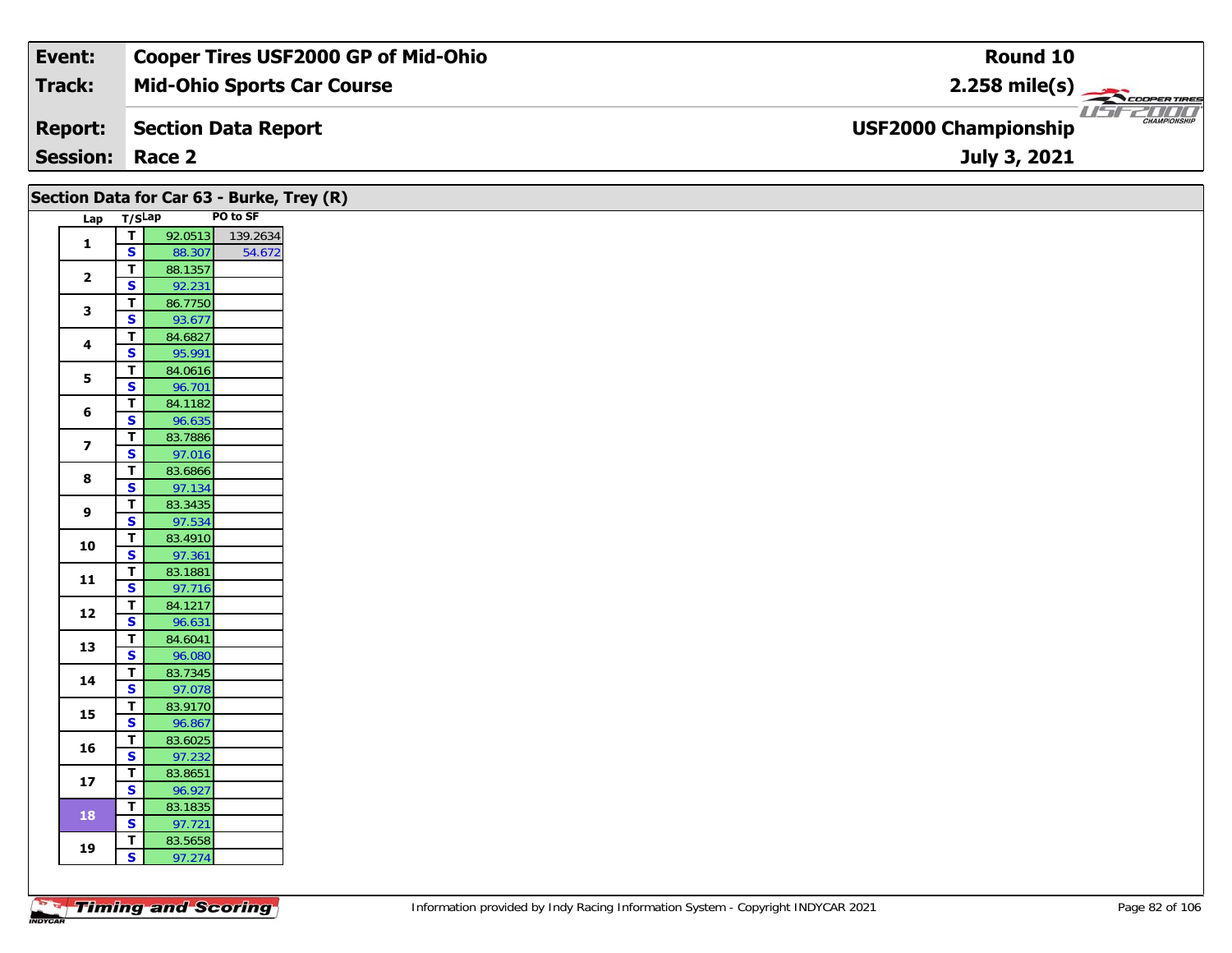| Event: | Cooper Tires USF2000 GP of Mid-Ohio | Round 10 |
|---|---|---|
| Track: | Mid-Ohio Sports Car Course | 2.258 mile(s) |
| Report: | Section Data Report | USF2000 Championship |
| Session: | Race 2 | July 3, 2021 |

## Section Data for Car 63 - Burke, Trey (R)

| Lap | T/S | Lap | PO to SF |
|---|---|---|---|
| 1 | T | 92.0513 | 139.2634 |
| | S | 88.307 | 54.672 |
| 2 | T | 88.1357 | |
| | S | 92.231 | |
| 3 | T | 86.7750 | |
| | S | 93.677 | |
| 4 | T | 84.6827 | |
| | S | 95.991 | |
| 5 | T | 84.0616 | |
| | S | 96.701 | |
| 6 | T | 84.1182 | |
| | S | 96.635 | |
| 7 | T | 83.7886 | |
| | S | 97.016 | |
| 8 | T | 83.6866 | |
| | S | 97.134 | |
| 9 | T | 83.3435 | |
| | S | 97.534 | |
| 10 | T | 83.4910 | |
| | S | 97.361 | |
| 11 | T | 83.1881 | |
| | S | 97.716 | |
| 12 | T | 84.1217 | |
| | S | 96.631 | |
| 13 | T | 84.6041 | |
| | S | 96.080 | |
| 14 | T | 83.7345 | |
| | S | 97.078 | |
| 15 | T | 83.9170 | |
| | S | 96.867 | |
| 16 | T | 83.6025 | |
| | S | 97.232 | |
| 17 | T | 83.8651 | |
| | S | 96.927 | |
| 18 | T | 83.1835 | |
| | S | 97.721 | |
| 19 | T | 83.5658 | |
| | S | 97.274 | |

Information provided by Indy Racing Information System - Copyright INDYCAR 2021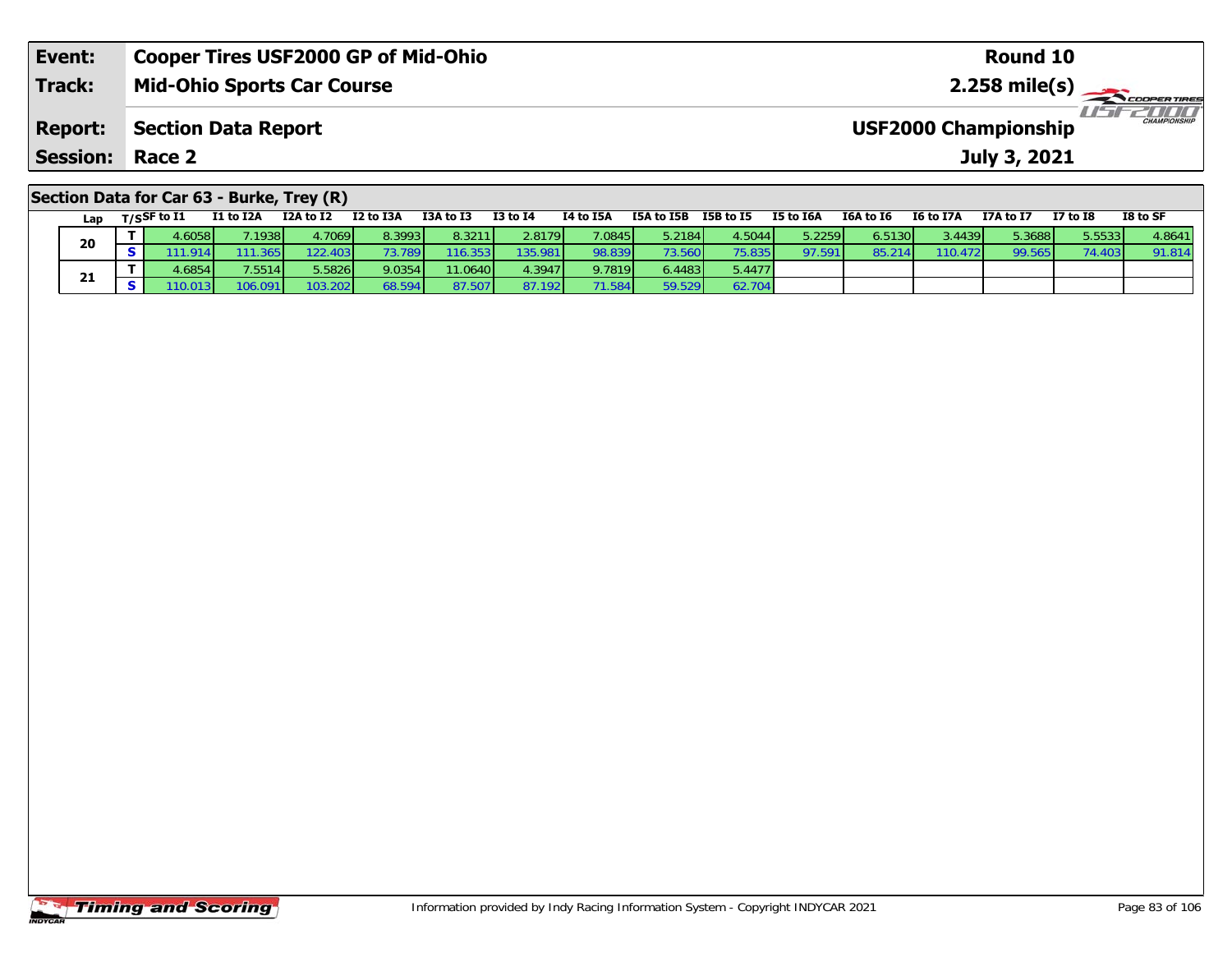| Event: | Cooper Tires USF2000 GP of Mid-Ohio | Round 10 |
|---|---|---|
| Track: | Mid-Ohio Sports Car Course | 2.258 mile(s) |
| Report: | Section Data Report | USF2000 Championship |
| Session: | Race 2 | July 3, 2021 |

## Section Data for Car 63 - Burke, Trey (R)

| Lap | T/S | SF to I1 | I1 to I2A | I2A to I2 | I2 to I3A | I3A to I3 | I3 to I4 | I4 to I5A | I5A to I5B | I5B to I5 | I5 to I6A | I6A to I6 | I6 to I7A | I7A to I7 | I7 to I8 | I8 to SF |
|---|---|---|---|---|---|---|---|---|---|---|---|---|---|---|---|---|
| 20 | T | 4.6058 | 7.1938 | 4.7069 | 8.3993 | 8.3211 | 2.8179 | 7.0845 | 5.2184 | 4.5044 | 5.2259 | 6.5130 | 3.4439 | 5.3688 | 5.5533 | 4.8641 |
| | S | 111.914 | 111.365 | 122.403 | 73.789 | 116.353 | 135.981 | 98.839 | 73.560 | 75.835 | 97.591 | 85.214 | 110.472 | 99.565 | 74.403 | 91.814 |
| 21 | T | 4.6854 | 7.5514 | 5.5826 | 9.0354 | 11.0640 | 4.3947 | 9.7819 | 6.4483 | 5.4477 | | | | | | |
| | S | 110.013 | 106.091 | 103.202 | 68.594 | 87.507 | 87.192 | 71.584 | 59.529 | 62.704 | | | | | | |

Information provided by Indy Racing Information System - Copyright INDYCAR 2021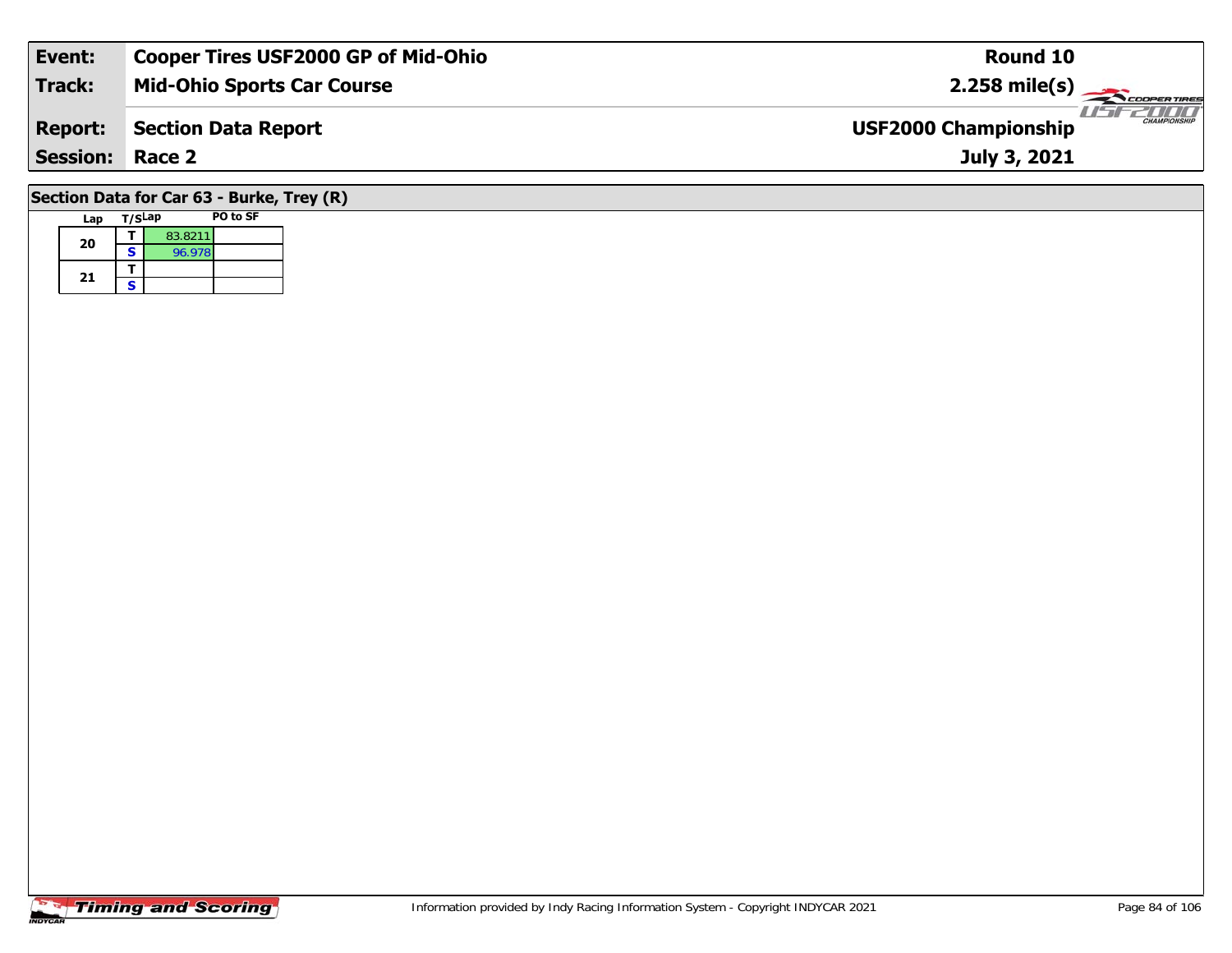| Event: | Cooper Tires USF2000 GP of Mid-Ohio | Round 10 |
|---|---|---|
| Track: | Mid-Ohio Sports Car Course | 2.258 mile(s) |
| Report: | Section Data Report | USF2000 Championship |
| Session: | Race 2 | July 3, 2021 |

## Section Data for Car 63 - Burke, Trey (R)

| Lap | T/S | Lap | PO to SF |
|---|---|---|---|
| 20 | T | 83.8211 | |
| | S | 96.978 | |
| 21 | T | | |
| | S | | |

Information provided by Indy Racing Information System - Copyright INDYCAR 2021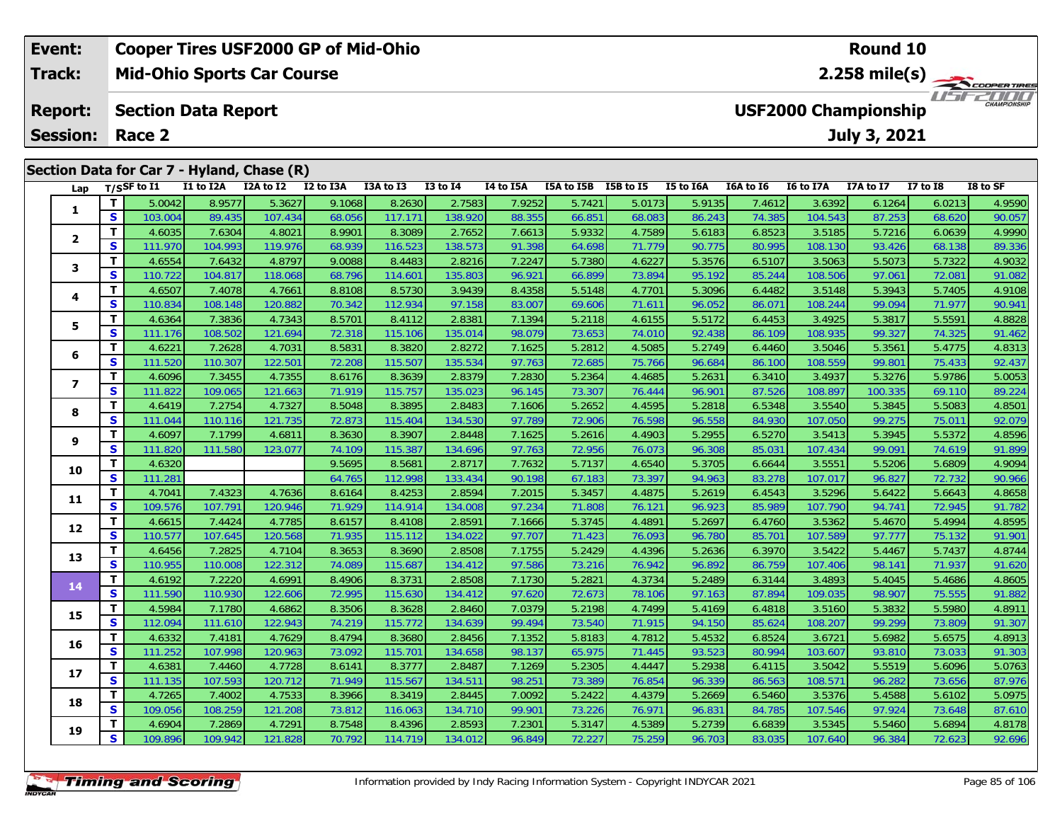| Event: | Cooper Tires USF2000 GP of Mid-Ohio | Round 10 |
|---|---|---|
| Track: | Mid-Ohio Sports Car Course | 2.258 mile(s) |
| Report: | Section Data Report | USF2000 Championship |
| Session: | Race 2 | July 3, 2021 |

## Section Data for Car 7 - Hyland, Chase (R)

| Lap | T/S | SF to I1 | I1 to I2A | I2A to I2 | I2 to I3A | I3A to I3 | I3 to I4 | I4 to I5A | I5A to I5B | I5B to I5 | I5 to I6A | I6A to I6 | I6 to I7A | I7A to I7 | I7 to I8 | I8 to SF |
|---|---|---|---|---|---|---|---|---|---|---|---|---|---|---|---|---|
| 1 | T | 5.0042 | 8.9577 | 5.3627 | 9.1068 | 8.2630 | 2.7583 | 7.9252 | 5.7421 | 5.0173 | 5.9135 | 7.4612 | 3.6392 | 6.1264 | 6.0213 | 4.9590 |
| | S | 103.004 | 89.435 | 107.434 | 68.056 | 117.171 | 138.920 | 88.355 | 66.851 | 68.083 | 86.243 | 74.385 | 104.543 | 87.253 | 68.620 | 90.057 |
| 2 | T | 4.6035 | 7.6304 | 4.8021 | 8.9901 | 8.3089 | 2.7652 | 7.6613 | 5.9332 | 4.7589 | 5.6183 | 6.8523 | 3.5185 | 5.7216 | 6.0639 | 4.9990 |
| | S | 111.970 | 104.993 | 119.976 | 68.939 | 116.523 | 138.573 | 91.398 | 64.698 | 71.779 | 90.775 | 80.995 | 108.130 | 93.426 | 68.138 | 89.336 |
| 3 | T | 4.6554 | 7.6432 | 4.8797 | 9.0088 | 8.4483 | 2.8216 | 7.2247 | 5.7380 | 4.6227 | 5.3576 | 6.5107 | 3.5063 | 5.5073 | 5.7322 | 4.9032 |
| | S | 110.722 | 104.817 | 118.068 | 68.796 | 114.601 | 135.803 | 96.921 | 66.899 | 73.894 | 95.192 | 85.244 | 108.506 | 97.061 | 72.081 | 91.082 |
| 4 | T | 4.6507 | 7.4078 | 4.7661 | 8.8108 | 8.5730 | 3.9439 | 8.4358 | 5.5148 | 4.7701 | 5.3096 | 6.4482 | 3.5148 | 5.3943 | 5.7405 | 4.9108 |
| | S | 110.834 | 108.148 | 120.882 | 70.342 | 112.934 | 97.158 | 83.007 | 69.606 | 71.611 | 96.052 | 86.071 | 108.244 | 99.094 | 71.977 | 90.941 |
| 5 | T | 4.6364 | 7.3836 | 4.7343 | 8.5701 | 8.4112 | 2.8381 | 7.1394 | 5.2118 | 4.6155 | 5.5172 | 6.4453 | 3.4925 | 5.3817 | 5.5591 | 4.8828 |
| | S | 111.176 | 108.502 | 121.694 | 72.318 | 115.106 | 135.014 | 98.079 | 73.653 | 74.010 | 92.438 | 86.109 | 108.935 | 99.327 | 74.325 | 91.462 |
| 6 | T | 4.6221 | 7.2628 | 4.7031 | 8.5831 | 8.3820 | 2.8272 | 7.1625 | 5.2812 | 4.5085 | 5.2749 | 6.4460 | 3.5046 | 5.3561 | 5.4775 | 4.8313 |
| | S | 111.520 | 110.307 | 122.501 | 72.208 | 115.507 | 135.534 | 97.763 | 72.685 | 75.766 | 96.684 | 86.100 | 108.559 | 99.801 | 75.433 | 92.437 |
| 7 | T | 4.6096 | 7.3455 | 4.7355 | 8.6176 | 8.3639 | 2.8379 | 7.2830 | 5.2364 | 4.4685 | 5.2631 | 6.3410 | 3.4937 | 5.3276 | 5.9786 | 5.0053 |
| | S | 111.822 | 109.065 | 121.663 | 71.919 | 115.757 | 135.023 | 96.145 | 73.307 | 76.444 | 96.901 | 87.526 | 108.897 | 100.335 | 69.110 | 89.224 |
| 8 | T | 4.6419 | 7.2754 | 4.7327 | 8.5048 | 8.3895 | 2.8483 | 7.1606 | 5.2652 | 4.4595 | 5.2818 | 6.5348 | 3.5540 | 5.3845 | 5.5083 | 4.8501 |
| | S | 111.044 | 110.116 | 121.735 | 72.873 | 115.404 | 134.530 | 97.789 | 72.906 | 76.598 | 96.558 | 84.930 | 107.050 | 99.275 | 75.011 | 92.079 |
| 9 | T | 4.6097 | 7.1799 | 4.6811 | 8.3630 | 8.3907 | 2.8448 | 7.1625 | 5.2616 | 4.4903 | 5.2955 | 6.5270 | 3.5413 | 5.3945 | 5.5372 | 4.8596 |
| | S | 111.820 | 111.580 | 123.077 | 74.109 | 115.387 | 134.696 | 97.763 | 72.956 | 76.073 | 96.308 | 85.031 | 107.434 | 99.091 | 74.619 | 91.899 |
| 10 | T | 4.6320 | | | 9.5695 | 8.5681 | 2.8717 | 7.7632 | 5.7137 | 4.6540 | 5.3705 | 6.6644 | 3.5551 | 5.5206 | 5.6809 | 4.9094 |
| | S | 111.281 | | | 64.765 | 112.998 | 133.434 | 90.198 | 67.183 | 73.397 | 94.963 | 83.278 | 107.017 | 96.827 | 72.732 | 90.966 |
| 11 | T | 4.7041 | 7.4323 | 4.7636 | 8.6164 | 8.4253 | 2.8594 | 7.2015 | 5.3457 | 4.4875 | 5.2619 | 6.4543 | 3.5296 | 5.6422 | 5.6643 | 4.8658 |
| | S | 109.576 | 107.791 | 120.946 | 71.929 | 114.914 | 134.008 | 97.234 | 71.808 | 76.121 | 96.923 | 85.989 | 107.790 | 94.741 | 72.945 | 91.782 |
| 12 | T | 4.6615 | 7.4424 | 4.7785 | 8.6157 | 8.4108 | 2.8591 | 7.1666 | 5.3745 | 4.4891 | 5.2697 | 6.4760 | 3.5362 | 5.4670 | 5.4994 | 4.8595 |
| | S | 110.577 | 107.645 | 120.568 | 71.935 | 115.112 | 134.022 | 97.707 | 71.423 | 76.093 | 96.780 | 85.701 | 107.589 | 97.777 | 75.132 | 91.901 |
| 13 | T | 4.6456 | 7.2825 | 4.7104 | 8.3653 | 8.3690 | 2.8508 | 7.1755 | 5.2429 | 4.4396 | 5.2636 | 6.3970 | 3.5422 | 5.4467 | 5.7437 | 4.8744 |
| | S | 110.955 | 110.008 | 122.312 | 74.089 | 115.687 | 134.412 | 97.586 | 73.216 | 76.942 | 96.892 | 86.759 | 107.406 | 98.141 | 71.937 | 91.620 |
| 14 | T | 4.6192 | 7.2220 | 4.6991 | 8.4906 | 8.3731 | 2.8508 | 7.1730 | 5.2821 | 4.3734 | 5.2489 | 6.3144 | 3.4893 | 5.4045 | 5.4686 | 4.8605 |
| | S | 111.590 | 110.930 | 122.606 | 72.995 | 115.630 | 134.412 | 97.620 | 72.673 | 78.106 | 97.163 | 87.894 | 109.035 | 98.907 | 75.555 | 91.882 |
| 15 | T | 4.5984 | 7.1780 | 4.6862 | 8.3506 | 8.3628 | 2.8460 | 7.0379 | 5.2198 | 4.7499 | 5.4169 | 6.4818 | 3.5160 | 5.3832 | 5.5980 | 4.8911 |
| | S | 112.094 | 111.610 | 122.943 | 74.219 | 115.772 | 134.639 | 99.494 | 73.540 | 71.915 | 94.150 | 85.624 | 108.207 | 99.299 | 73.809 | 91.307 |
| 16 | T | 4.6332 | 7.4181 | 4.7629 | 8.4794 | 8.3680 | 2.8456 | 7.1352 | 5.8183 | 4.7812 | 5.4532 | 6.8524 | 3.6721 | 5.6982 | 5.6575 | 4.8913 |
| | S | 111.252 | 107.998 | 120.963 | 73.092 | 115.701 | 134.658 | 98.137 | 65.975 | 71.445 | 93.523 | 80.994 | 103.607 | 93.810 | 73.033 | 91.303 |
| 17 | T | 4.6381 | 7.4460 | 4.7728 | 8.6141 | 8.3777 | 2.8487 | 7.1269 | 5.2305 | 4.4447 | 5.2938 | 6.4115 | 3.5042 | 5.5519 | 5.6096 | 5.0763 |
| | S | 111.135 | 107.593 | 120.712 | 71.949 | 115.567 | 134.511 | 98.251 | 73.389 | 76.854 | 96.339 | 86.563 | 108.571 | 96.282 | 73.656 | 87.976 |
| 18 | T | 4.7265 | 7.4002 | 4.7533 | 8.3966 | 8.3419 | 2.8445 | 7.0092 | 5.2422 | 4.4379 | 5.2669 | 6.5460 | 3.5376 | 5.4588 | 5.6102 | 5.0975 |
| | S | 109.056 | 108.259 | 121.208 | 73.812 | 116.063 | 134.710 | 99.901 | 73.226 | 76.971 | 96.831 | 84.785 | 107.546 | 97.924 | 73.648 | 87.610 |
| 19 | T | 4.6904 | 7.2869 | 4.7291 | 8.7548 | 8.4396 | 2.8593 | 7.2301 | 5.3147 | 4.5389 | 5.2739 | 6.6839 | 3.5345 | 5.5460 | 5.6894 | 4.8178 |
| | S | 109.896 | 109.942 | 121.828 | 70.792 | 114.719 | 134.012 | 96.849 | 72.227 | 75.259 | 96.703 | 83.035 | 107.640 | 96.384 | 72.623 | 92.696 |

Information provided by Indy Racing Information System - Copyright INDYCAR 2021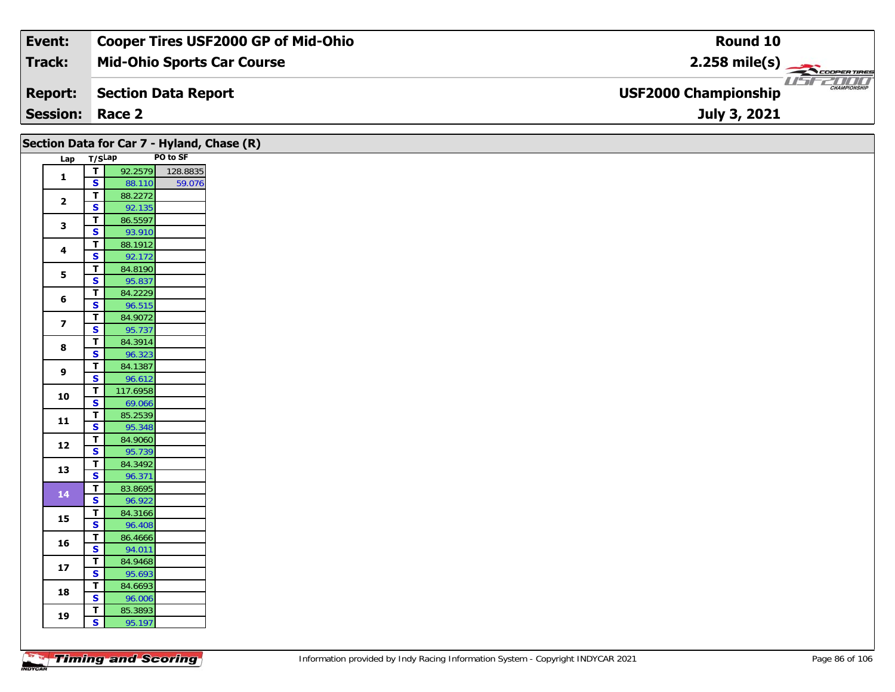| Event: | Cooper Tires USF2000 GP of Mid-Ohio | Round 10 |
|---|---|---|
| Track: | Mid-Ohio Sports Car Course | 2.258 mile(s) |
| Report: | Section Data Report | USF2000 Championship |
| Session: | Race 2 | July 3, 2021 |

## Section Data for Car 7 - Hyland, Chase (R)

| Lap | T/S | Lap | PO to SF |
|---|---|---|---|
| 1 | T | 92.2579 | 128.8835 |
| | S | 88.110 | 59.076 |
| 2 | T | 88.2272 | |
| | S | 92.135 | |
| 3 | T | 86.5597 | |
| | S | 93.910 | |
| 4 | T | 88.1912 | |
| | S | 92.172 | |
| 5 | T | 84.8190 | |
| | S | 95.837 | |
| 6 | T | 84.2229 | |
| | S | 96.515 | |
| 7 | T | 84.9072 | |
| | S | 95.737 | |
| 8 | T | 84.3914 | |
| | S | 96.323 | |
| 9 | T | 84.1387 | |
| | S | 96.612 | |
| 10 | T | 117.6958 | |
| | S | 69.066 | |
| 11 | T | 85.2539 | |
| | S | 95.348 | |
| 12 | T | 84.9060 | |
| | S | 95.739 | |
| 13 | T | 84.3492 | |
| | S | 96.371 | |
| 14 | T | 83.8695 | |
| | S | 96.922 | |
| 15 | T | 84.3166 | |
| | S | 96.408 | |
| 16 | T | 86.4666 | |
| | S | 94.011 | |
| 17 | T | 84.9468 | |
| | S | 95.693 | |
| 18 | T | 84.6693 | |
| | S | 96.006 | |
| 19 | T | 85.3893 | |
| | S | 95.197 | |

Information provided by Indy Racing Information System - Copyright INDYCAR 2021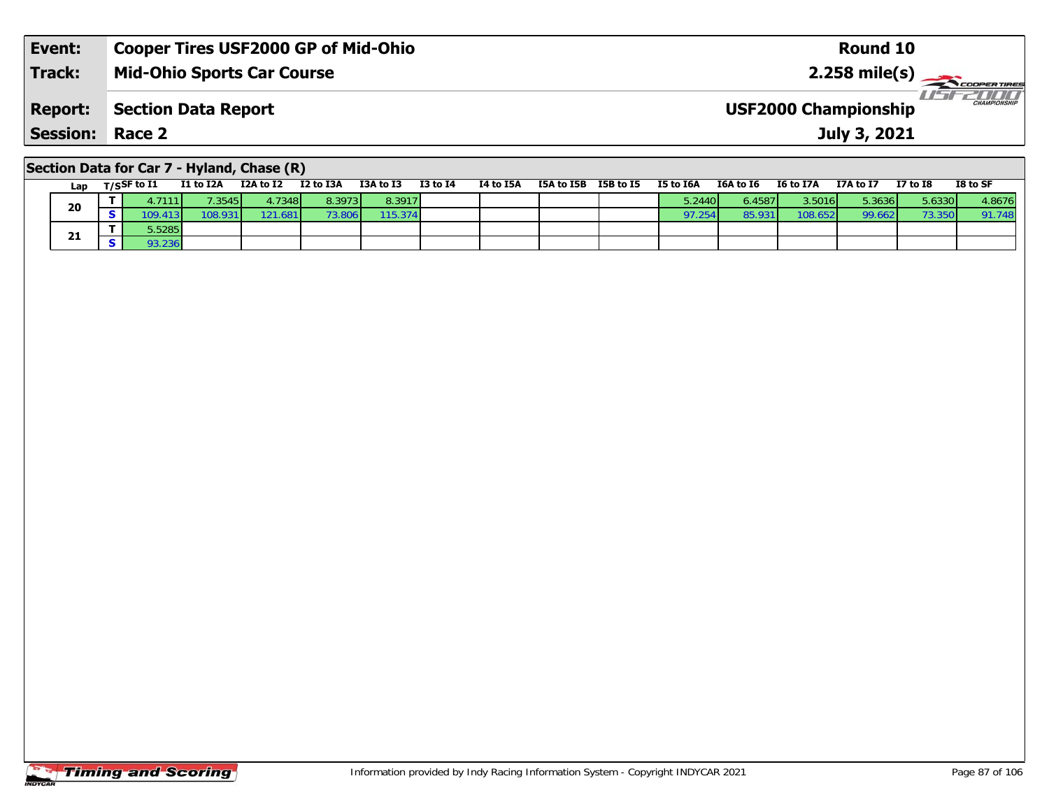| Event: | Cooper Tires USF2000 GP of Mid-Ohio | Round 10 |
|---|---|---|
| Track: | Mid-Ohio Sports Car Course | 2.258 mile(s) |
| Report: | Section Data Report | USF2000 Championship |
| Session: | Race 2 | July 3, 2021 |

## Section Data for Car 7 - Hyland, Chase (R)

| Lap | T/S | SF to I1 | I1 to I2A | I2A to I2 | I2 to I3A | I3A to I3 | I3 to I4 | I4 to I5A | I5A to I5B | I5B to I5 | I5 to I6A | I6A to I6 | I6 to I7A | I7A to I7 | I7 to I8 | I8 to SF |
|---|---|---|---|---|---|---|---|---|---|---|---|---|---|---|---|---|
| 20 | T | 4.7111 | 7.3545 | 4.7348 | 8.3973 | 8.3917 | | | | | 5.2440 | 6.4587 | 3.5016 | 5.3636 | 5.6330 | 4.8676 |
| | S | 109.413 | 108.931 | 121.681 | 73.806 | 115.374 | | | | | 97.254 | 85.931 | 108.652 | 99.662 | 73.350 | 91.748 |
| 21 | T | 5.5285 | | | | | | | | | | | | | | |
| | S | 93.236 | | | | | | | | | | | | | | |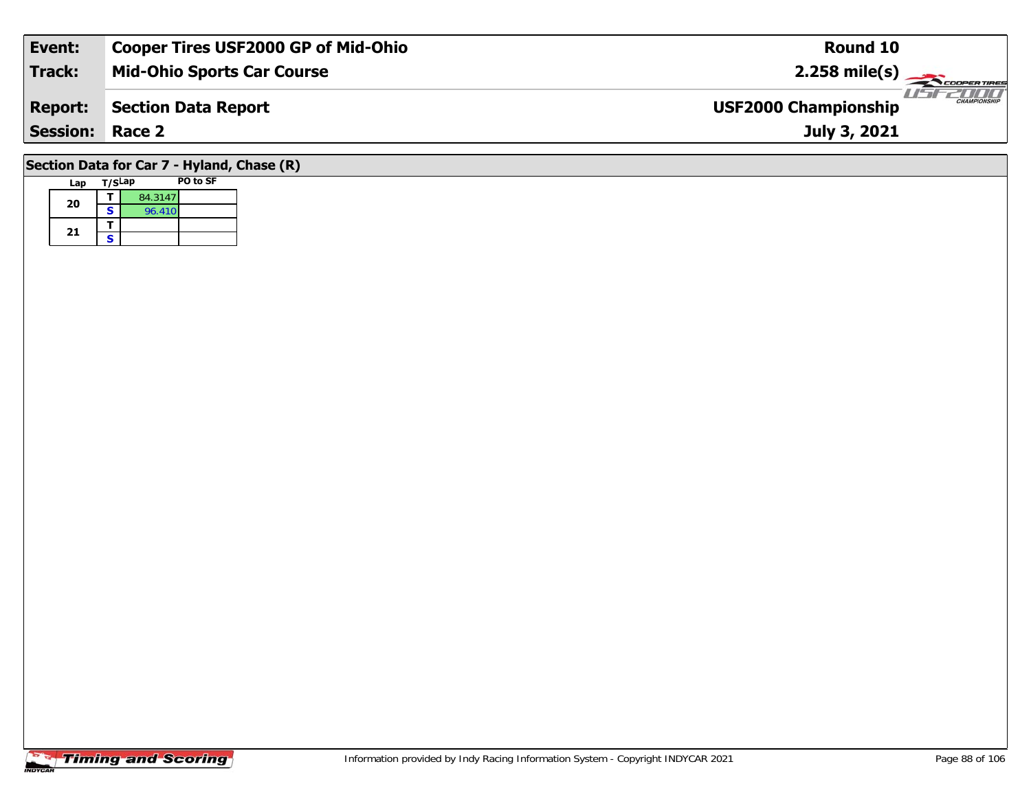| Event: | Cooper Tires USF2000 GP of Mid-Ohio | Round 10 |
|---|---|---|
| Track: | Mid-Ohio Sports Car Course | 2.258 mile(s) |
| Report: | Section Data Report | USF2000 Championship |
| Session: | Race 2 | July 3, 2021 |

## Section Data for Car 7 - Hyland, Chase (R)

| Lap | T/S | Lap | PO to SF |
|---|---|---|---|
| 20 | T | 84.3147 | |
| | S | 96.410 | |
| 21 | T | | |
| | S | | |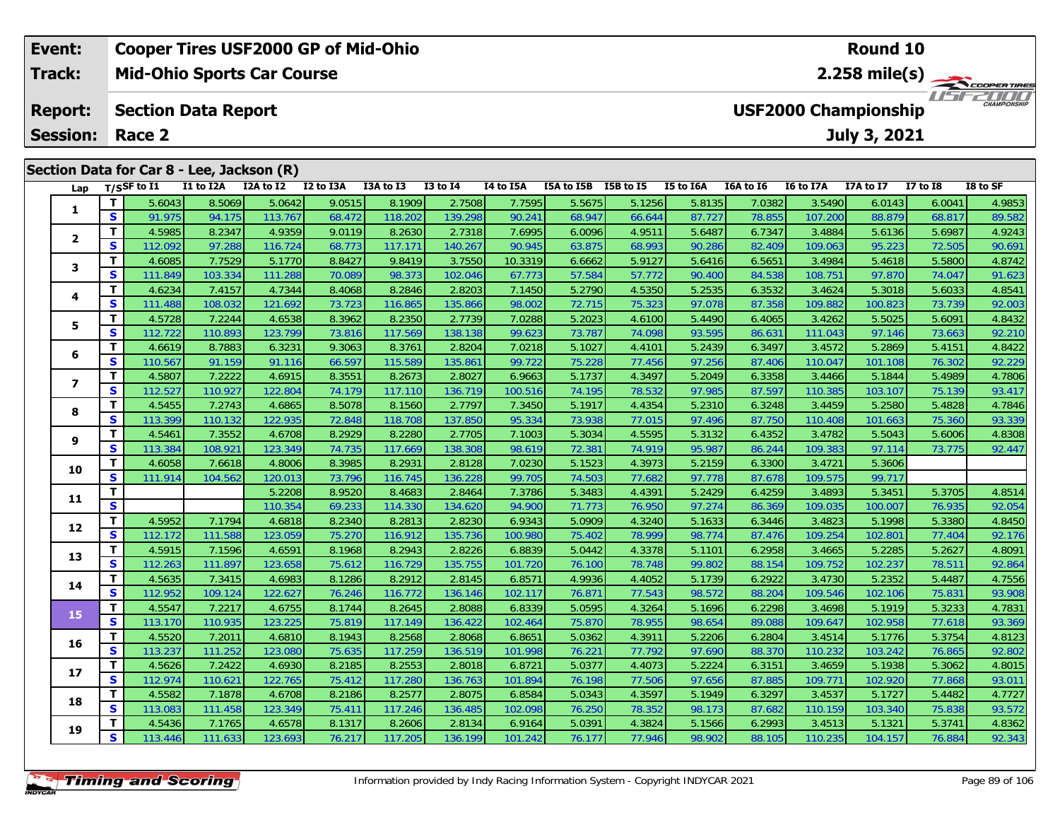| Event: | Cooper Tires USF2000 GP of Mid-Ohio | Round 10 |
|---|---|---|
| Track: | Mid-Ohio Sports Car Course | 2.258 mile(s) |
| Report: | Section Data Report | USF2000 Championship |
| Session: | Race 2 | July 3, 2021 |

## Section Data for Car 8 - Lee, Jackson (R)

| Lap | T/S | SF to I1 | I1 to I2A | I2A to I2 | I2 to I3A | I3A to I3 | I3 to I4 | I4 to I5A | I5A to I5B | I5B to I5 | I5 to I6A | I6A to I6 | I6 to I7A | I7A to I7 | I7 to I8 | I8 to SF |
|---|---|---|---|---|---|---|---|---|---|---|---|---|---|---|---|---|
| 1 | T | 5.6043 | 8.5069 | 5.0642 | 9.0515 | 8.1909 | 2.7508 | 7.7595 | 5.5675 | 5.1256 | 5.8135 | 7.0382 | 3.5490 | 6.0143 | 6.0041 | 4.9853 |
| | S | 91.975 | 94.175 | 113.767 | 68.472 | 118.202 | 139.298 | 90.241 | 68.947 | 66.644 | 87.727 | 78.855 | 107.200 | 88.879 | 68.817 | 89.582 |
| 2 | T | 4.5985 | 8.2347 | 4.9359 | 9.0119 | 8.2630 | 2.7318 | 7.6995 | 6.0096 | 4.9511 | 5.6487 | 6.7347 | 3.4884 | 5.6136 | 5.6987 | 4.9243 |
| | S | 112.092 | 97.288 | 116.724 | 68.773 | 117.171 | 140.267 | 90.945 | 63.875 | 68.993 | 90.286 | 82.409 | 109.063 | 95.223 | 72.505 | 90.691 |
| 3 | T | 4.6085 | 7.7529 | 5.1770 | 8.8427 | 9.8419 | 3.7550 | 10.3319 | 6.6662 | 5.9127 | 5.6416 | 6.5651 | 3.4984 | 5.4618 | 5.5800 | 4.8742 |
| | S | 111.849 | 103.334 | 111.288 | 70.089 | 98.373 | 102.046 | 67.773 | 57.584 | 57.772 | 90.400 | 84.538 | 108.751 | 97.870 | 74.047 | 91.623 |
| 4 | T | 4.6234 | 7.4157 | 4.7344 | 8.4068 | 8.2846 | 2.8203 | 7.1450 | 5.2790 | 4.5350 | 5.2535 | 6.3532 | 3.4624 | 5.3018 | 5.6033 | 4.8541 |
| | S | 111.488 | 108.032 | 121.692 | 73.723 | 116.865 | 135.866 | 98.002 | 72.715 | 75.323 | 97.078 | 87.358 | 109.882 | 100.823 | 73.739 | 92.003 |
| 5 | T | 4.5728 | 7.2244 | 4.6538 | 8.3962 | 8.2350 | 2.7739 | 7.0288 | 5.2023 | 4.6100 | 5.4490 | 6.4065 | 3.4262 | 5.5025 | 5.6091 | 4.8432 |
| | S | 112.722 | 110.893 | 123.799 | 73.816 | 117.569 | 138.138 | 99.623 | 73.787 | 74.098 | 93.595 | 86.631 | 111.043 | 97.146 | 73.663 | 92.210 |
| 6 | T | 4.6619 | 8.7883 | 6.3231 | 9.3063 | 8.3761 | 2.8204 | 7.0218 | 5.1027 | 4.4101 | 5.2439 | 6.3497 | 3.4572 | 5.2869 | 5.4151 | 4.8422 |
| | S | 110.567 | 91.159 | 91.116 | 66.597 | 115.589 | 135.861 | 99.722 | 75.228 | 77.456 | 97.256 | 87.406 | 110.047 | 101.108 | 76.302 | 92.229 |
| 7 | T | 4.5807 | 7.2222 | 4.6915 | 8.3551 | 8.2673 | 2.8027 | 6.9663 | 5.1737 | 4.3497 | 5.2049 | 6.3358 | 3.4466 | 5.1844 | 5.4989 | 4.7806 |
| | S | 112.527 | 110.927 | 122.804 | 74.179 | 117.110 | 136.719 | 100.516 | 74.195 | 78.532 | 97.985 | 87.597 | 110.385 | 103.107 | 75.139 | 93.417 |
| 8 | T | 4.5455 | 7.2743 | 4.6865 | 8.5078 | 8.1560 | 2.7797 | 7.3450 | 5.1917 | 4.4354 | 5.2310 | 6.3248 | 3.4459 | 5.2580 | 5.4828 | 4.7846 |
| | S | 113.399 | 110.132 | 122.935 | 72.848 | 118.708 | 137.850 | 95.334 | 73.938 | 77.015 | 97.496 | 87.750 | 110.408 | 101.663 | 75.360 | 93.339 |
| 9 | T | 4.5461 | 7.3552 | 4.6708 | 8.2929 | 8.2280 | 2.7705 | 7.1003 | 5.3034 | 4.5595 | 5.3132 | 6.4352 | 3.4782 | 5.5043 | 5.6006 | 4.8308 |
| | S | 113.384 | 108.921 | 123.349 | 74.735 | 117.669 | 138.308 | 98.619 | 72.381 | 74.919 | 95.987 | 86.244 | 109.383 | 97.114 | 73.775 | 92.447 |
| 10 | T | 4.6058 | 7.6618 | 4.8006 | 8.3985 | 8.2931 | 2.8128 | 7.0230 | 5.1523 | 4.3973 | 5.2159 | 6.3300 | 3.4721 | 5.3606 | | |
| | S | 111.914 | 104.562 | 120.013 | 73.796 | 116.745 | 136.228 | 99.705 | 74.503 | 77.682 | 97.778 | 87.678 | 109.575 | 99.717 | | |
| 11 | T | | | 5.2208 | 8.9520 | 8.4683 | 2.8464 | 7.3786 | 5.3483 | 4.4391 | 5.2429 | 6.4259 | 3.4893 | 5.3451 | 5.3705 | 4.8514 |
| | S | | | 110.354 | 69.233 | 114.330 | 134.620 | 94.900 | 71.773 | 76.950 | 97.274 | 86.369 | 109.035 | 100.007 | 76.935 | 92.054 |
| 12 | T | 4.5952 | 7.1794 | 4.6818 | 8.2340 | 8.2813 | 2.8230 | 6.9343 | 5.0909 | 4.3240 | 5.1633 | 6.3446 | 3.4823 | 5.1998 | 5.3380 | 4.8450 |
| | S | 112.172 | 111.588 | 123.059 | 75.270 | 116.912 | 135.736 | 100.980 | 75.402 | 78.999 | 98.774 | 87.476 | 109.254 | 102.801 | 77.404 | 92.176 |
| 13 | T | 4.5915 | 7.1596 | 4.6591 | 8.1968 | 8.2943 | 2.8226 | 6.8839 | 5.0442 | 4.3378 | 5.1101 | 6.2958 | 3.4665 | 5.2285 | 5.2627 | 4.8091 |
| | S | 112.263 | 111.897 | 123.658 | 75.612 | 116.729 | 135.755 | 101.720 | 76.100 | 78.748 | 99.802 | 88.154 | 109.752 | 102.237 | 78.511 | 92.864 |
| 14 | T | 4.5635 | 7.3415 | 4.6983 | 8.1286 | 8.2912 | 2.8145 | 6.8571 | 4.9936 | 4.4052 | 5.1739 | 6.2922 | 3.4730 | 5.2352 | 5.4487 | 4.7556 |
| | S | 112.952 | 109.124 | 122.627 | 76.246 | 116.772 | 136.146 | 102.117 | 76.871 | 77.543 | 98.572 | 88.204 | 109.546 | 102.106 | 75.831 | 93.908 |
| 15 | T | 4.5547 | 7.2217 | 4.6755 | 8.1744 | 8.2645 | 2.8088 | 6.8339 | 5.0595 | 4.3264 | 5.1696 | 6.2298 | 3.4698 | 5.1919 | 5.3233 | 4.7831 |
| | S | 113.170 | 110.935 | 123.225 | 75.819 | 117.149 | 136.422 | 102.464 | 75.870 | 78.955 | 98.654 | 89.088 | 109.647 | 102.958 | 77.618 | 93.369 |
| 16 | T | 4.5520 | 7.2011 | 4.6810 | 8.1943 | 8.2568 | 2.8068 | 6.8651 | 5.0362 | 4.3911 | 5.2206 | 6.2804 | 3.4514 | 5.1776 | 5.3754 | 4.8123 |
| | S | 113.237 | 111.252 | 123.080 | 75.635 | 117.259 | 136.519 | 101.998 | 76.221 | 77.792 | 97.690 | 88.370 | 110.232 | 103.242 | 76.865 | 92.802 |
| 17 | T | 4.5626 | 7.2422 | 4.6930 | 8.2185 | 8.2553 | 2.8018 | 6.8721 | 5.0377 | 4.4073 | 5.2224 | 6.3151 | 3.4659 | 5.1938 | 5.3062 | 4.8015 |
| | S | 112.974 | 110.621 | 122.765 | 75.412 | 117.280 | 136.763 | 101.894 | 76.198 | 77.506 | 97.656 | 87.885 | 109.771 | 102.920 | 77.868 | 93.011 |
| 18 | T | 4.5582 | 7.1878 | 4.6708 | 8.2186 | 8.2577 | 2.8075 | 6.8584 | 5.0343 | 4.3597 | 5.1949 | 6.3297 | 3.4537 | 5.1727 | 5.4482 | 4.7727 |
| | S | 113.083 | 111.458 | 123.349 | 75.411 | 117.246 | 136.485 | 102.098 | 76.250 | 78.352 | 98.173 | 87.682 | 110.159 | 103.340 | 75.838 | 93.572 |
| 19 | T | 4.5436 | 7.1765 | 4.6578 | 8.1317 | 8.2606 | 2.8134 | 6.9164 | 5.0391 | 4.3824 | 5.1566 | 6.2993 | 3.4513 | 5.1321 | 5.3741 | 4.8362 |
| | S | 113.446 | 111.633 | 123.693 | 76.217 | 117.205 | 136.199 | 101.242 | 76.177 | 77.946 | 98.902 | 88.105 | 110.235 | 104.157 | 76.884 | 92.343 |

Information provided by Indy Racing Information System - Copyright INDYCAR 2021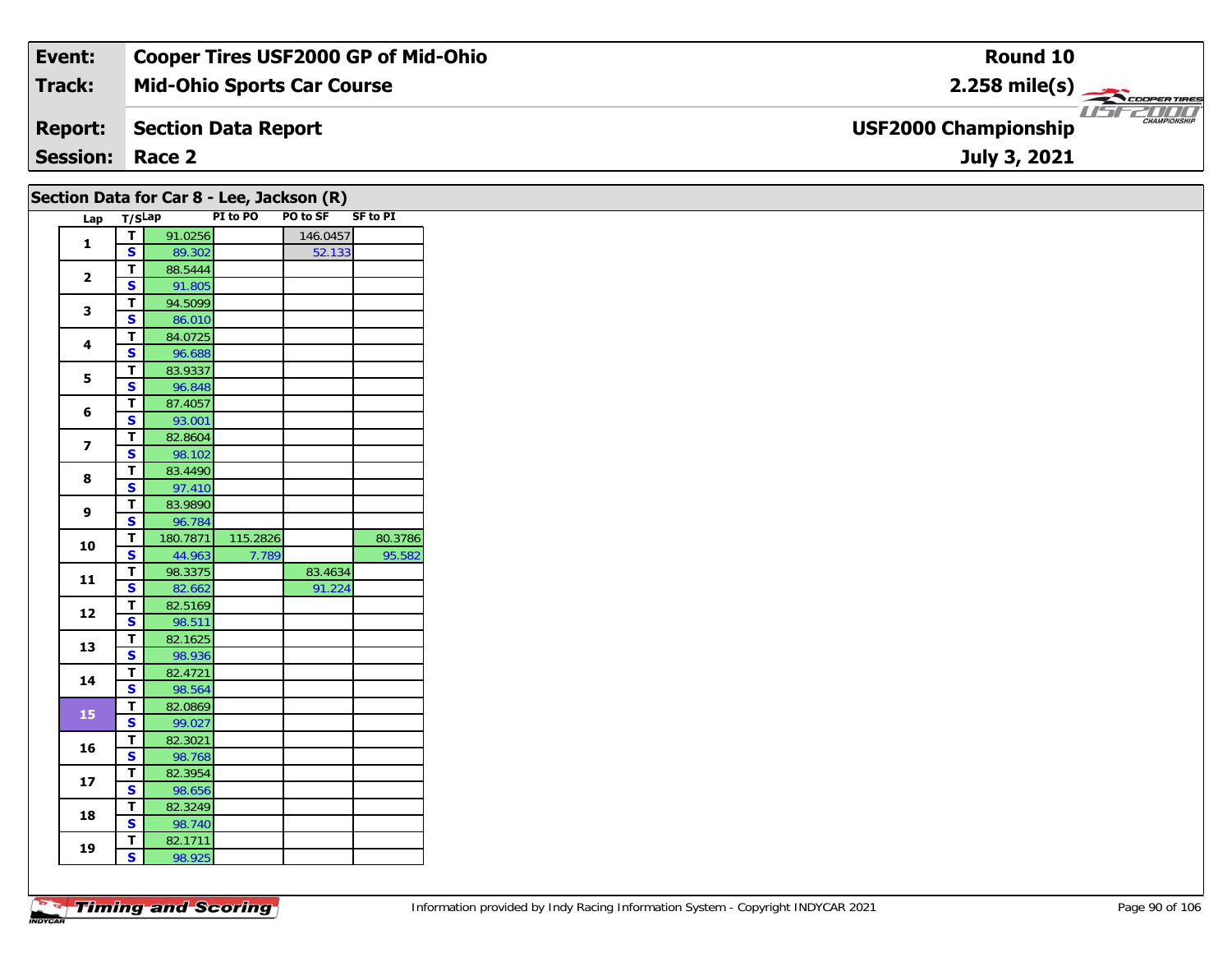| Event: | Cooper Tires USF2000 GP of Mid-Ohio | Round 10 |
|---|---|---|
| Track: | Mid-Ohio Sports Car Course | 2.258 mile(s) |
| Report: | Section Data Report | USF2000 Championship |
| Session: | Race 2 | July 3, 2021 |

## Section Data for Car 8 - Lee, Jackson (R)

| Lap | T/S | Lap | PI to PO | PO to SF | SF to PI |
|---|---|---|---|---|---|
| 1 | T | 91.0256 | | 146.0457 | |
| | S | 89.302 | | 52.133 | |
| 2 | T | 88.5444 | | | |
| | S | 91.805 | | | |
| 3 | T | 94.5099 | | | |
| | S | 86.010 | | | |
| 4 | T | 84.0725 | | | |
| | S | 96.688 | | | |
| 5 | T | 83.9337 | | | |
| | S | 96.848 | | | |
| 6 | T | 87.4057 | | | |
| | S | 93.001 | | | |
| 7 | T | 82.8604 | | | |
| | S | 98.102 | | | |
| 8 | T | 83.4490 | | | |
| | S | 97.410 | | | |
| 9 | T | 83.9890 | | | |
| | S | 96.784 | | | |
| 10 | T | 180.7871 | 115.2826 | | 80.3786 |
| | S | 44.963 | 7.789 | | 95.582 |
| 11 | T | 98.3375 | | 83.4634 | |
| | S | 82.662 | | 91.224 | |
| 12 | T | 82.5169 | | | |
| | S | 98.511 | | | |
| 13 | T | 82.1625 | | | |
| | S | 98.936 | | | |
| 14 | T | 82.4721 | | | |
| | S | 98.564 | | | |
| 15 | T | 82.0869 | | | |
| | S | 99.027 | | | |
| 16 | T | 82.3021 | | | |
| | S | 98.768 | | | |
| 17 | T | 82.3954 | | | |
| | S | 98.656 | | | |
| 18 | T | 82.3249 | | | |
| | S | 98.740 | | | |
| 19 | T | 82.1711 | | | |
| | S | 98.925 | | | |

Information provided by Indy Racing Information System - Copyright INDYCAR 2021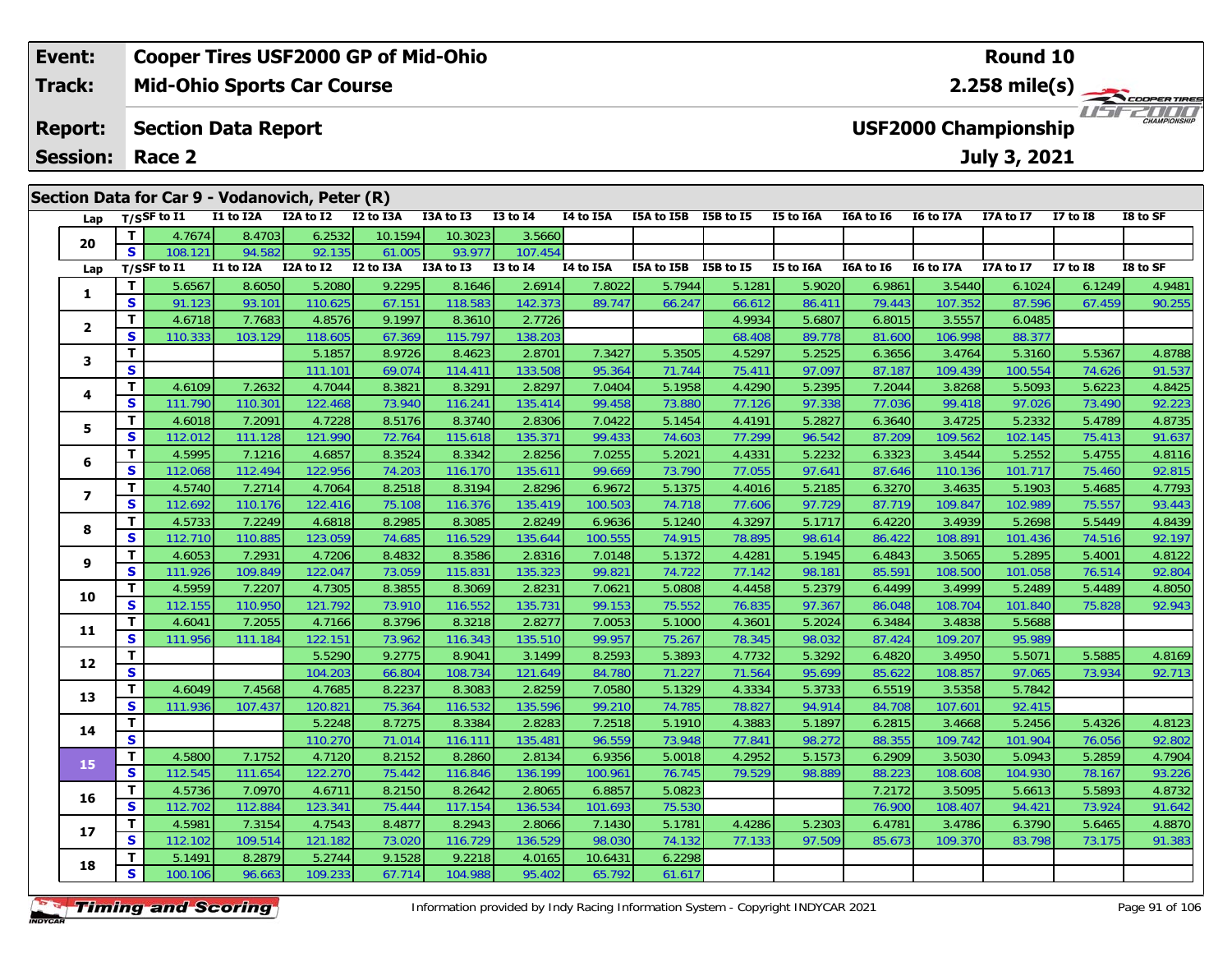| Event: | Cooper Tires USF2000 GP of Mid-Ohio | Round 10 |
|---|---|---|
| Track: | Mid-Ohio Sports Car Course | 2.258 mile(s) |
| Report: | Section Data Report | USF2000 Championship |
| Session: | Race 2 | July 3, 2021 |

## Section Data for Car 9 - Vodanovich, Peter (R)

| Lap | T/S | SF to I1 | I1 to I2A | I2A to I2 | I2 to I3A | I3A to I3 | I3 to I4 | I4 to I5A | I5A to I5B | I5B to I5 | I5 to I6A | I6A to I6 | I6 to I7A | I7A to I7 | I7 to I8 | I8 to SF |
|---|---|---|---|---|---|---|---|---|---|---|---|---|---|---|---|---|
| 20 | T | 4.7674 | 8.4703 | 6.2532 | 10.1594 | 10.3023 | 3.5660 | | | | | | | | | |
| | S | 108.121 | 94.582 | 92.135 | 61.005 | 93.977 | 107.454 | | | | | | | | | |
| 1 | T | 5.6567 | 8.6050 | 5.2080 | 9.2295 | 8.1646 | 2.6914 | 7.8022 | 5.7944 | 5.1281 | 5.9020 | 6.9861 | 3.5440 | 6.1024 | 6.1249 | 4.9481 |
| | S | 91.123 | 93.101 | 110.625 | 67.151 | 118.583 | 142.373 | 89.747 | 66.247 | 66.612 | 86.411 | 79.443 | 107.352 | 87.596 | 67.459 | 90.255 |
| 2 | T | 4.6718 | 7.7683 | 4.8576 | 9.1997 | 8.3610 | 2.7726 | | | 4.9934 | 5.6807 | 6.8015 | 3.5557 | 6.0485 | | |
| | S | 110.333 | 103.129 | 118.605 | 67.369 | 115.797 | 138.203 | | | 68.408 | 89.778 | 81.600 | 106.998 | 88.377 | | |
| 3 | T | | | 5.1857 | 8.9726 | 8.4623 | 2.8701 | 7.3427 | 5.3505 | 4.5297 | 5.2525 | 6.3656 | 3.4764 | 5.3160 | 5.5367 | 4.8788 |
| | S | | | 111.101 | 69.074 | 114.411 | 133.508 | 95.364 | 71.744 | 75.411 | 97.097 | 87.187 | 109.439 | 100.554 | 74.626 | 91.537 |
| 4 | T | 4.6109 | 7.2632 | 4.7044 | 8.3821 | 8.3291 | 2.8297 | 7.0404 | 5.1958 | 4.4290 | 5.2395 | 7.2044 | 3.8268 | 5.5093 | 5.6223 | 4.8425 |
| | S | 111.790 | 110.301 | 122.468 | 73.940 | 116.241 | 135.414 | 99.458 | 73.880 | 77.126 | 97.338 | 77.036 | 99.418 | 97.026 | 73.490 | 92.223 |
| 5 | T | 4.6018 | 7.2091 | 4.7228 | 8.5176 | 8.3740 | 2.8306 | 7.0422 | 5.1454 | 4.4191 | 5.2827 | 6.3640 | 3.4725 | 5.2332 | 5.4789 | 4.8735 |
| | S | 112.012 | 111.128 | 121.990 | 72.764 | 115.618 | 135.371 | 99.433 | 74.603 | 77.299 | 96.542 | 87.209 | 109.562 | 102.145 | 75.413 | 91.637 |
| 6 | T | 4.5995 | 7.1216 | 4.6857 | 8.3524 | 8.3342 | 2.8256 | 7.0255 | 5.2021 | 4.4331 | 5.2232 | 6.3323 | 3.4544 | 5.2552 | 5.4755 | 4.8116 |
| | S | 112.068 | 112.494 | 122.956 | 74.203 | 116.170 | 135.611 | 99.669 | 73.790 | 77.055 | 97.641 | 87.646 | 110.136 | 101.717 | 75.460 | 92.815 |
| 7 | T | 4.5740 | 7.2714 | 4.7064 | 8.2518 | 8.3194 | 2.8296 | 6.9672 | 5.1375 | 4.4016 | 5.2185 | 6.3270 | 3.4635 | 5.1903 | 5.4685 | 4.7793 |
| | S | 112.692 | 110.176 | 122.416 | 75.108 | 116.376 | 135.419 | 100.503 | 74.718 | 77.606 | 97.729 | 87.719 | 109.847 | 102.989 | 75.557 | 93.443 |
| 8 | T | 4.5733 | 7.2249 | 4.6818 | 8.2985 | 8.3085 | 2.8249 | 6.9636 | 5.1240 | 4.3297 | 5.1717 | 6.4220 | 3.4939 | 5.2698 | 5.5449 | 4.8439 |
| | S | 112.710 | 110.885 | 123.059 | 74.685 | 116.529 | 135.644 | 100.555 | 74.915 | 78.895 | 98.614 | 86.422 | 108.891 | 101.436 | 74.516 | 92.197 |
| 9 | T | 4.6053 | 7.2931 | 4.7206 | 8.4832 | 8.3586 | 2.8316 | 7.0148 | 5.1372 | 4.4281 | 5.1945 | 6.4843 | 3.5065 | 5.2895 | 5.4001 | 4.8122 |
| | S | 111.926 | 109.849 | 122.047 | 73.059 | 115.831 | 135.323 | 99.821 | 74.722 | 77.142 | 98.181 | 85.591 | 108.500 | 101.058 | 76.514 | 92.804 |
| 10 | T | 4.5959 | 7.2207 | 4.7305 | 8.3855 | 8.3069 | 2.8231 | 7.0621 | 5.0808 | 4.4458 | 5.2379 | 6.4499 | 3.4999 | 5.2489 | 5.4489 | 4.8050 |
| | S | 112.155 | 110.950 | 121.792 | 73.910 | 116.552 | 135.731 | 99.153 | 75.552 | 76.835 | 97.367 | 86.048 | 108.704 | 101.840 | 75.828 | 92.943 |
| 11 | T | 4.6041 | 7.2055 | 4.7166 | 8.3796 | 8.3218 | 2.8277 | 7.0053 | 5.1000 | 4.3601 | 5.2024 | 6.3484 | 3.4838 | 5.5688 | | |
| | S | 111.956 | 111.184 | 122.151 | 73.962 | 116.343 | 135.510 | 99.957 | 75.267 | 78.345 | 98.032 | 87.424 | 109.207 | 95.989 | | |
| 12 | T | | | 5.5290 | 9.2775 | 8.9041 | 3.1499 | 8.2593 | 5.3893 | 4.7732 | 5.3292 | 6.4820 | 3.4950 | 5.5071 | 5.5885 | 4.8169 |
| | S | | | 104.203 | 66.804 | 108.734 | 121.649 | 84.780 | 71.227 | 71.564 | 95.699 | 85.622 | 108.857 | 97.065 | 73.934 | 92.713 |
| 13 | T | 4.6049 | 7.4568 | 4.7685 | 8.2237 | 8.3083 | 2.8259 | 7.0580 | 5.1329 | 4.3334 | 5.3733 | 6.5519 | 3.5358 | 5.7842 | | |
| | S | 111.936 | 107.437 | 120.821 | 75.364 | 116.532 | 135.596 | 99.210 | 74.785 | 78.827 | 94.914 | 84.708 | 107.601 | 92.415 | | |
| 14 | T | | | 5.2248 | 8.7275 | 8.3384 | 2.8283 | 7.2518 | 5.1910 | 4.3883 | 5.1897 | 6.2815 | 3.4668 | 5.2456 | 5.4326 | 4.8123 |
| | S | | | 110.270 | 71.014 | 116.111 | 135.481 | 96.559 | 73.948 | 77.841 | 98.272 | 88.355 | 109.742 | 101.904 | 76.056 | 92.802 |
| 15 | T | 4.5800 | 7.1752 | 4.7120 | 8.2152 | 8.2860 | 2.8134 | 6.9356 | 5.0018 | 4.2952 | 5.1573 | 6.2909 | 3.5030 | 5.0943 | 5.2859 | 4.7904 |
| | S | 112.545 | 111.654 | 122.270 | 75.442 | 116.846 | 136.199 | 100.961 | 76.745 | 79.529 | 98.889 | 88.223 | 108.608 | 104.930 | 78.167 | 93.226 |
| 16 | T | 4.5736 | 7.0970 | 4.6711 | 8.2150 | 8.2642 | 2.8065 | 6.8857 | 5.0823 | | | 7.2172 | 3.5095 | 5.6613 | 5.5893 | 4.8732 |
| | S | 112.702 | 112.884 | 123.341 | 75.444 | 117.154 | 136.534 | 101.693 | 75.530 | | | 76.900 | 108.407 | 94.421 | 73.924 | 91.642 |
| 17 | T | 4.5981 | 7.3154 | 4.7543 | 8.4877 | 8.2943 | 2.8066 | 7.1430 | 5.1781 | 4.4286 | 5.2303 | 6.4781 | 3.4786 | 6.3790 | 5.6465 | 4.8870 |
| | S | 112.102 | 109.514 | 121.182 | 73.020 | 116.729 | 136.529 | 98.030 | 74.132 | 77.133 | 97.509 | 85.673 | 109.370 | 83.798 | 73.175 | 91.383 |
| 18 | T | 5.1491 | 8.2879 | 5.2744 | 9.1528 | 9.2218 | 4.0165 | 10.6431 | 6.2298 | | | | | | | |
| | S | 100.106 | 96.663 | 109.233 | 67.714 | 104.988 | 95.402 | 65.792 | 61.617 | | | | | | | |

Information provided by Indy Racing Information System - Copyright INDYCAR 2021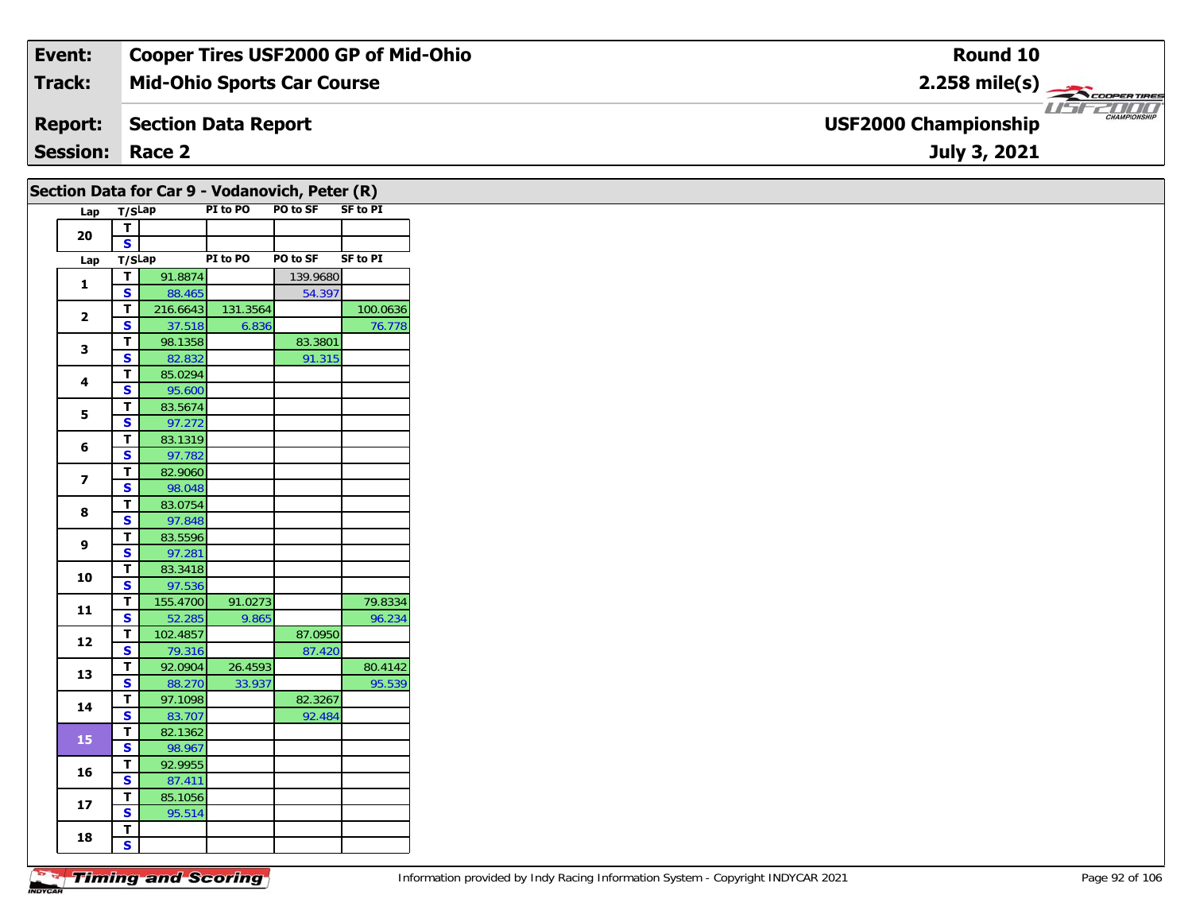| Event: | Cooper Tires USF2000 GP of Mid-Ohio | Round 10 |
|---|---|---|
| Track: | Mid-Ohio Sports Car Course | 2.258 mile(s) |
| Report: | Section Data Report | USF2000 Championship |
| Session: | Race 2 | July 3, 2021 |

## Section Data for Car 9 - Vodanovich, Peter (R)

| Lap | T/S | Lap | PI to PO | PO to SF | SF to PI |
|---|---|---|---|---|---|
| 20 | T | | | | |
| | S | | | | |

| Lap | T/S | Lap | PI to PO | PO to SF | SF to PI |
|---|---|---|---|---|---|
| 1 | T | 91.8874 | | 139.9680 | |
| | S | 88.465 | | 54.397 | |
| 2 | T | 216.6643 | 131.3564 | | 100.0636 |
| | S | 37.518 | 6.836 | | 76.778 |
| 3 | T | 98.1358 | | 83.3801 | |
| | S | 82.832 | | 91.315 | |
| 4 | T | 85.0294 | | | |
| | S | 95.600 | | | |
| 5 | T | 83.5674 | | | |
| | S | 97.272 | | | |
| 6 | T | 83.1319 | | | |
| | S | 97.782 | | | |
| 7 | T | 82.9060 | | | |
| | S | 98.048 | | | |
| 8 | T | 83.0754 | | | |
| | S | 97.848 | | | |
| 9 | T | 83.5596 | | | |
| | S | 97.281 | | | |
| 10 | T | 83.3418 | | | |
| | S | 97.536 | | | |
| 11 | T | 155.4700 | 91.0273 | | 79.8334 |
| | S | 52.285 | 9.865 | | 96.234 |
| 12 | T | 102.4857 | | 87.0950 | |
| | S | 79.316 | | 87.420 | |
| 13 | T | 92.0904 | 26.4593 | | 80.4142 |
| | S | 88.270 | 33.937 | | 95.539 |
| 14 | T | 97.1098 | | 82.3267 | |
| | S | 83.707 | | 92.484 | |
| 15 | T | 82.1362 | | | |
| | S | 98.967 | | | |
| 16 | T | 92.9955 | | | |
| | S | 87.411 | | | |
| 17 | T | 85.1056 | | | |
| | S | 95.514 | | | |
| 18 | T | | | | |
| | S | | | | |

Timing and Scoring

Information provided by Indy Racing Information System - Copyright INDYCAR 2021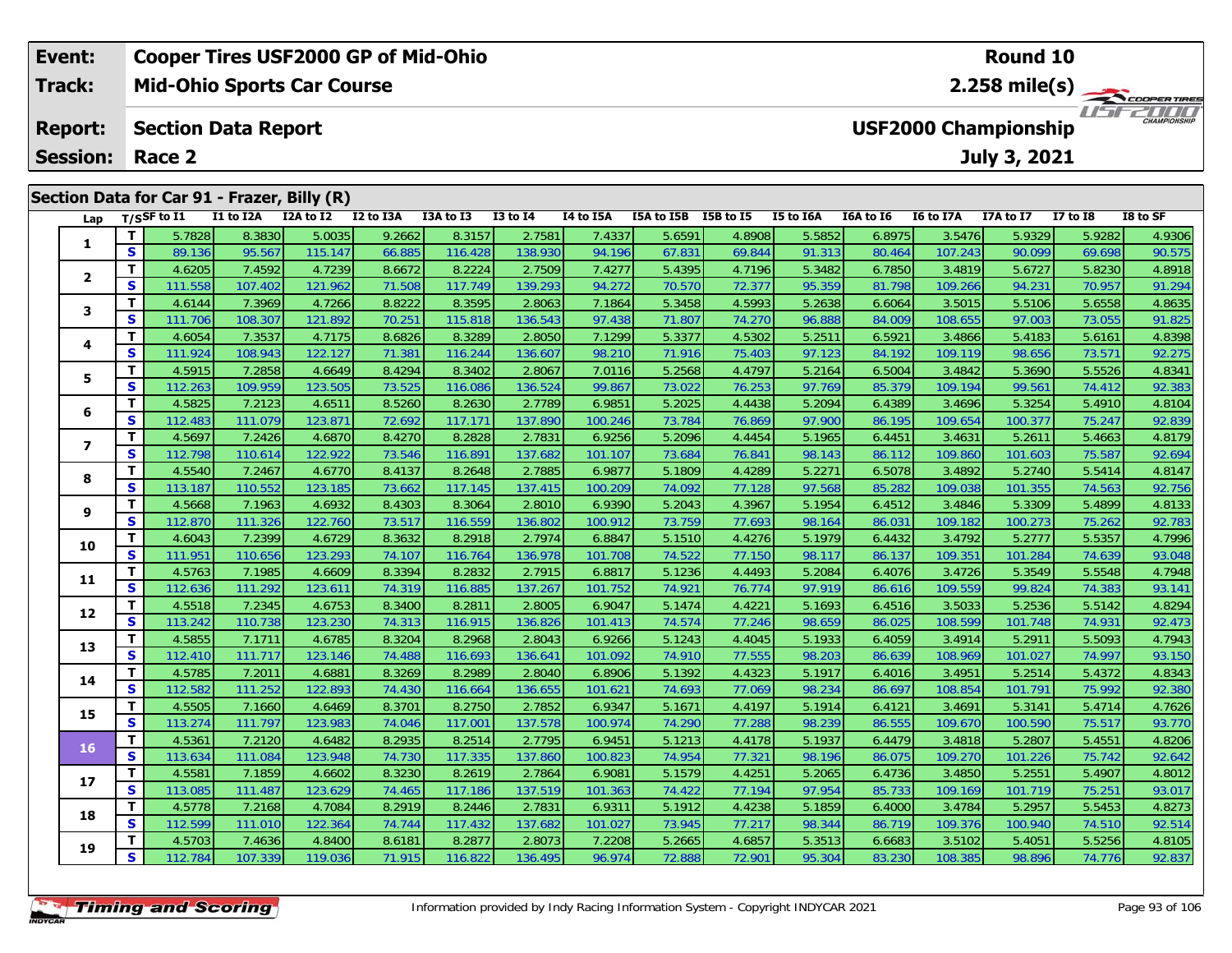| Event: | Cooper Tires USF2000 GP of Mid-Ohio | Round 10 |
|---|---|---|
| Track: | Mid-Ohio Sports Car Course | 2.258 mile(s) |
| Report: | Section Data Report | USF2000 Championship |
| Session: | Race 2 | July 3, 2021 |

## Section Data for Car 91 - Frazer, Billy (R)

| Lap | T/S | SF to I1 | I1 to I2A | I2A to I2 | I2 to I3A | I3A to I3 | I3 to I4 | I4 to I5A | I5A to I5B | I5B to I5 | I5 to I6A | I6A to I6 | I6 to I7A | I7A to I7 | I7 to I8 | I8 to SF |
|---|---|---|---|---|---|---|---|---|---|---|---|---|---|---|---|---|
| 1 | T | 5.7828 | 8.3830 | 5.0035 | 9.2662 | 8.3157 | 2.7581 | 7.4337 | 5.6591 | 4.8908 | 5.5852 | 6.8975 | 3.5476 | 5.9329 | 5.9282 | 4.9306 |
| | S | 89.136 | 95.567 | 115.147 | 66.885 | 116.428 | 138.930 | 94.196 | 67.831 | 69.844 | 91.313 | 80.464 | 107.243 | 90.099 | 69.698 | 90.575 |
| 2 | T | 4.6205 | 7.4592 | 4.7239 | 8.6672 | 8.2224 | 2.7509 | 7.4277 | 5.4395 | 4.7196 | 5.3482 | 6.7850 | 3.4819 | 5.6727 | 5.8230 | 4.8918 |
| | S | 111.558 | 107.402 | 121.962 | 71.508 | 117.749 | 139.293 | 94.272 | 70.570 | 72.377 | 95.359 | 81.798 | 109.266 | 94.231 | 70.957 | 91.294 |
| 3 | T | 4.6144 | 7.3969 | 4.7266 | 8.8222 | 8.3595 | 2.8063 | 7.1864 | 5.3458 | 4.5993 | 5.2638 | 6.6064 | 3.5015 | 5.5106 | 5.6558 | 4.8635 |
| | S | 111.706 | 108.307 | 121.892 | 70.251 | 115.818 | 136.543 | 97.438 | 71.807 | 74.270 | 96.888 | 84.009 | 108.655 | 97.003 | 73.055 | 91.825 |
| 4 | T | 4.6054 | 7.3537 | 4.7175 | 8.6826 | 8.3289 | 2.8050 | 7.1299 | 5.3377 | 4.5302 | 5.2511 | 6.5921 | 3.4866 | 5.4183 | 5.6161 | 4.8398 |
| | S | 111.924 | 108.943 | 122.127 | 71.381 | 116.244 | 136.607 | 98.210 | 71.916 | 75.403 | 97.123 | 84.192 | 109.119 | 98.656 | 73.571 | 92.275 |
| 5 | T | 4.5915 | 7.2858 | 4.6649 | 8.4294 | 8.3402 | 2.8067 | 7.0116 | 5.2568 | 4.4797 | 5.2164 | 6.5004 | 3.4842 | 5.3690 | 5.5526 | 4.8341 |
| | S | 112.263 | 109.959 | 123.505 | 73.525 | 116.086 | 136.524 | 99.867 | 73.022 | 76.253 | 97.769 | 85.379 | 109.194 | 99.561 | 74.412 | 92.383 |
| 6 | T | 4.5825 | 7.2123 | 4.6511 | 8.5260 | 8.2630 | 2.7789 | 6.9851 | 5.2025 | 4.4438 | 5.2094 | 6.4389 | 3.4696 | 5.3254 | 5.4910 | 4.8104 |
| | S | 112.483 | 111.079 | 123.871 | 72.692 | 117.171 | 137.890 | 100.246 | 73.784 | 76.869 | 97.900 | 86.195 | 109.654 | 100.377 | 75.247 | 92.839 |
| 7 | T | 4.5697 | 7.2426 | 4.6870 | 8.4270 | 8.2828 | 2.7831 | 6.9256 | 5.2096 | 4.4454 | 5.1965 | 6.4451 | 3.4631 | 5.2611 | 5.4663 | 4.8179 |
| | S | 112.798 | 110.614 | 122.922 | 73.546 | 116.891 | 137.682 | 101.107 | 73.684 | 76.841 | 98.143 | 86.112 | 109.860 | 101.603 | 75.587 | 92.694 |
| 8 | T | 4.5540 | 7.2467 | 4.6770 | 8.4137 | 8.2648 | 2.7885 | 6.9877 | 5.1809 | 4.4289 | 5.2271 | 6.5078 | 3.4892 | 5.2740 | 5.5414 | 4.8147 |
| | S | 113.187 | 110.552 | 123.185 | 73.662 | 117.145 | 137.415 | 100.209 | 74.092 | 77.128 | 97.568 | 85.282 | 109.038 | 101.355 | 74.563 | 92.756 |
| 9 | T | 4.5668 | 7.1963 | 4.6932 | 8.4303 | 8.3064 | 2.8010 | 6.9390 | 5.2043 | 4.3967 | 5.1954 | 6.4512 | 3.4846 | 5.3309 | 5.4899 | 4.8133 |
| | S | 112.870 | 111.326 | 122.760 | 73.517 | 116.559 | 136.802 | 100.912 | 73.759 | 77.693 | 98.164 | 86.031 | 109.182 | 100.273 | 75.262 | 92.783 |
| 10 | T | 4.6043 | 7.2399 | 4.6729 | 8.3632 | 8.2918 | 2.7974 | 6.8847 | 5.1510 | 4.4276 | 5.1979 | 6.4432 | 3.4792 | 5.2777 | 5.5357 | 4.7996 |
| | S | 111.951 | 110.656 | 123.293 | 74.107 | 116.764 | 136.978 | 101.708 | 74.522 | 77.150 | 98.117 | 86.137 | 109.351 | 101.284 | 74.639 | 93.048 |
| 11 | T | 4.5763 | 7.1985 | 4.6609 | 8.3394 | 8.2832 | 2.7915 | 6.8817 | 5.1236 | 4.4493 | 5.2084 | 6.4076 | 3.4726 | 5.3549 | 5.5548 | 4.7948 |
| | S | 112.636 | 111.292 | 123.611 | 74.319 | 116.885 | 137.267 | 101.752 | 74.921 | 76.774 | 97.919 | 86.616 | 109.559 | 99.824 | 74.383 | 93.141 |
| 12 | T | 4.5518 | 7.2345 | 4.6753 | 8.3400 | 8.2811 | 2.8005 | 6.9047 | 5.1474 | 4.4221 | 5.1693 | 6.4516 | 3.5033 | 5.2536 | 5.5142 | 4.8294 |
| | S | 113.242 | 110.738 | 123.230 | 74.313 | 116.915 | 136.826 | 101.413 | 74.574 | 77.246 | 98.659 | 86.025 | 108.599 | 101.748 | 74.931 | 92.473 |
| 13 | T | 4.5855 | 7.1711 | 4.6785 | 8.3204 | 8.2968 | 2.8043 | 6.9266 | 5.1243 | 4.4045 | 5.1933 | 6.4059 | 3.4914 | 5.2911 | 5.5093 | 4.7943 |
| | S | 112.410 | 111.717 | 123.146 | 74.488 | 116.693 | 136.641 | 101.092 | 74.910 | 77.555 | 98.203 | 86.639 | 108.969 | 101.027 | 74.997 | 93.150 |
| 14 | T | 4.5785 | 7.2011 | 4.6881 | 8.3269 | 8.2989 | 2.8040 | 6.8906 | 5.1392 | 4.4323 | 5.1917 | 6.4016 | 3.4951 | 5.2514 | 5.4372 | 4.8343 |
| | S | 112.582 | 111.252 | 122.893 | 74.430 | 116.664 | 136.655 | 101.621 | 74.693 | 77.069 | 98.234 | 86.697 | 108.854 | 101.791 | 75.992 | 92.380 |
| 15 | T | 4.5505 | 7.1660 | 4.6469 | 8.3701 | 8.2750 | 2.7852 | 6.9347 | 5.1671 | 4.4197 | 5.1914 | 6.4121 | 3.4691 | 5.3141 | 5.4714 | 4.7626 |
| | S | 113.274 | 111.797 | 123.983 | 74.046 | 117.001 | 137.578 | 100.974 | 74.290 | 77.288 | 98.239 | 86.555 | 109.670 | 100.590 | 75.517 | 93.770 |
| 16 | T | 4.5361 | 7.2120 | 4.6482 | 8.2935 | 8.2514 | 2.7795 | 6.9451 | 5.1213 | 4.4178 | 5.1937 | 6.4479 | 3.4818 | 5.2807 | 5.4551 | 4.8206 |
| | S | 113.634 | 111.084 | 123.948 | 74.730 | 117.335 | 137.860 | 100.823 | 74.954 | 77.321 | 98.196 | 86.075 | 109.270 | 101.226 | 75.742 | 92.642 |
| 17 | T | 4.5581 | 7.1859 | 4.6602 | 8.3230 | 8.2619 | 2.7864 | 6.9081 | 5.1579 | 4.4251 | 5.2065 | 6.4736 | 3.4850 | 5.2551 | 5.4907 | 4.8012 |
| | S | 113.085 | 111.487 | 123.629 | 74.465 | 117.186 | 137.519 | 101.363 | 74.422 | 77.194 | 97.954 | 85.733 | 109.169 | 101.719 | 75.251 | 93.017 |
| 18 | T | 4.5778 | 7.2168 | 4.7084 | 8.2919 | 8.2446 | 2.7831 | 6.9311 | 5.1912 | 4.4238 | 5.1859 | 6.4000 | 3.4784 | 5.2957 | 5.5453 | 4.8273 |
| | S | 112.599 | 111.010 | 122.364 | 74.744 | 117.432 | 137.682 | 101.027 | 73.945 | 77.217 | 98.344 | 86.719 | 109.376 | 100.940 | 74.510 | 92.514 |
| 19 | T | 4.5703 | 7.4636 | 4.8400 | 8.6181 | 8.2877 | 2.8073 | 7.2208 | 5.2665 | 4.6857 | 5.3513 | 6.6683 | 3.5102 | 5.4051 | 5.5256 | 4.8105 |
| | S | 112.784 | 107.339 | 119.036 | 71.915 | 116.822 | 136.495 | 96.974 | 72.888 | 72.901 | 95.304 | 83.230 | 108.385 | 98.896 | 74.776 | 92.837 |

Information provided by Indy Racing Information System - Copyright INDYCAR 2021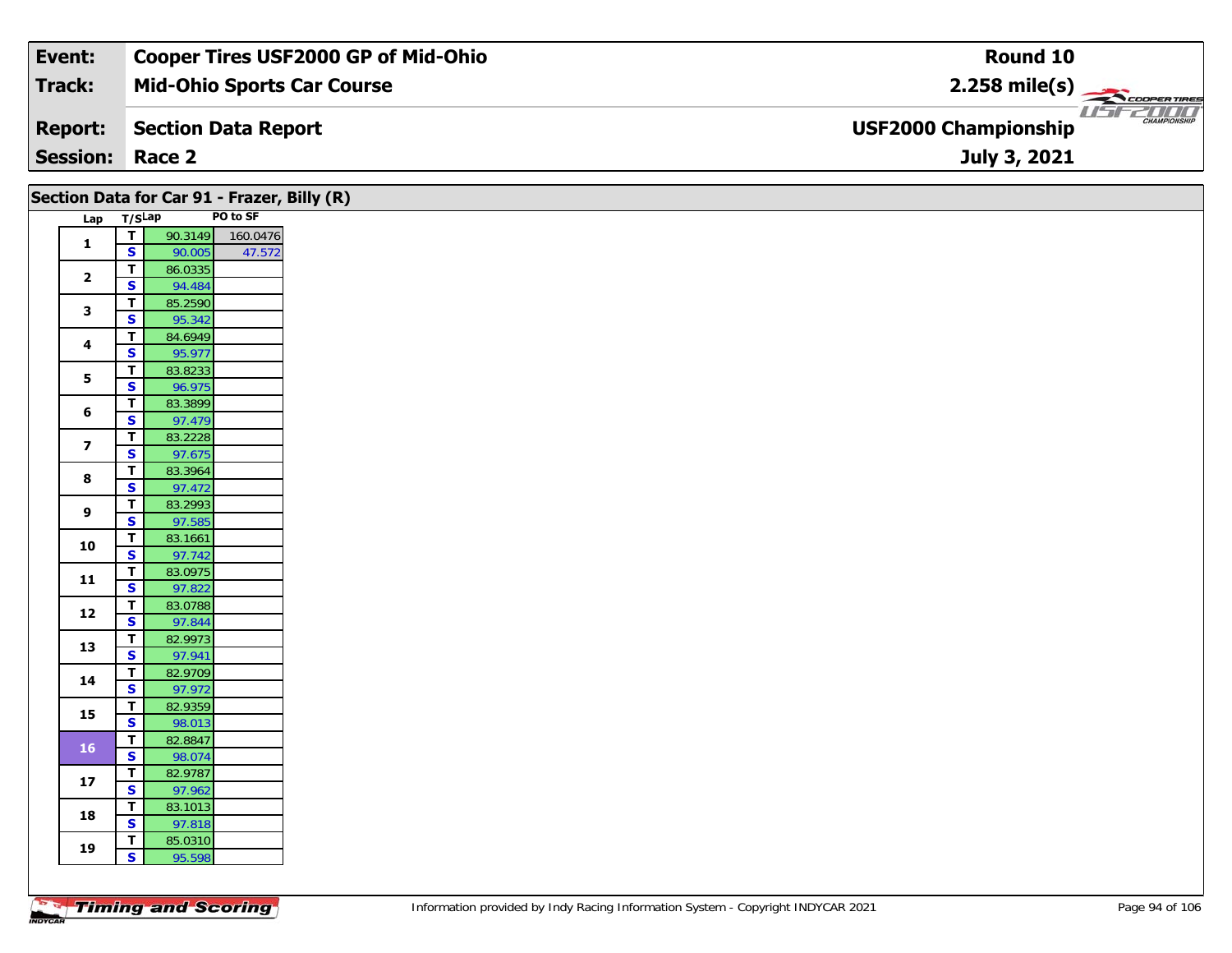| Event: | Cooper Tires USF2000 GP of Mid-Ohio | Round 10 |
|---|---|---|
| Track: | Mid-Ohio Sports Car Course | 2.258 mile(s) |
| Report: | Section Data Report | USF2000 Championship |
| Session: | Race 2 | July 3, 2021 |

## Section Data for Car 91 - Frazer, Billy (R)

| Lap | T/S | Lap | PO to SF |
|---|---|---|---|
| 1 | T | 90.3149 | 160.0476 |
| | S | 90.005 | 47.572 |
| 2 | T | 86.0335 | |
| | S | 94.484 | |
| 3 | T | 85.2590 | |
| | S | 95.342 | |
| 4 | T | 84.6949 | |
| | S | 95.977 | |
| 5 | T | 83.8233 | |
| | S | 96.975 | |
| 6 | T | 83.3899 | |
| | S | 97.479 | |
| 7 | T | 83.2228 | |
| | S | 97.675 | |
| 8 | T | 83.3964 | |
| | S | 97.472 | |
| 9 | T | 83.2993 | |
| | S | 97.585 | |
| 10 | T | 83.1661 | |
| | S | 97.742 | |
| 11 | T | 83.0975 | |
| | S | 97.822 | |
| 12 | T | 83.0788 | |
| | S | 97.844 | |
| 13 | T | 82.9973 | |
| | S | 97.941 | |
| 14 | T | 82.9709 | |
| | S | 97.972 | |
| 15 | T | 82.9359 | |
| | S | 98.013 | |
| 16 | T | 82.8847 | |
| | S | 98.074 | |
| 17 | T | 82.9787 | |
| | S | 97.962 | |
| 18 | T | 83.1013 | |
| | S | 97.818 | |
| 19 | T | 85.0310 | |
| | S | 95.598 | |

Information provided by Indy Racing Information System - Copyright INDYCAR 2021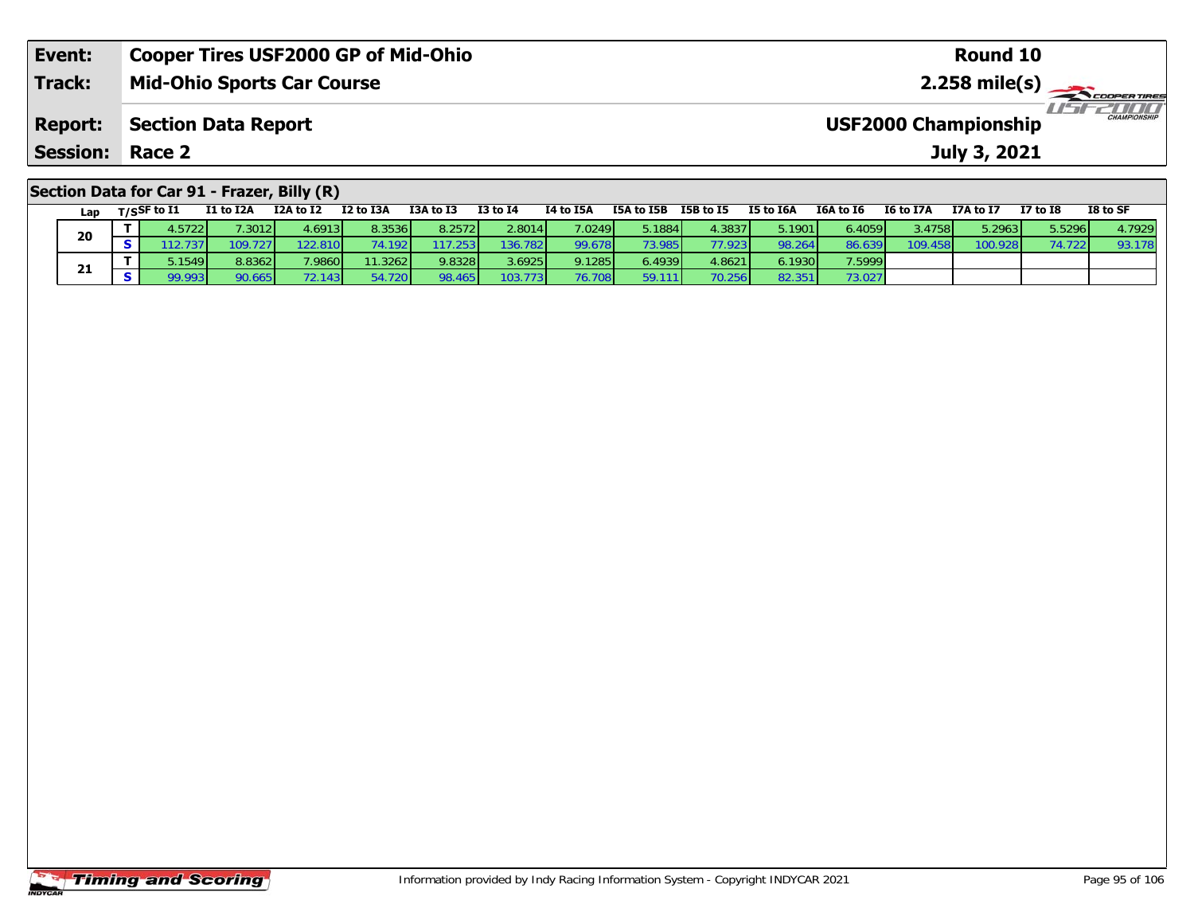| Event: | Cooper Tires USF2000 GP of Mid-Ohio | Round 10 |
|---|---|---|
| Track: | Mid-Ohio Sports Car Course | 2.258 mile(s) |
| Report: | Section Data Report | USF2000 Championship |
| Session: | Race 2 | July 3, 2021 |

## Section Data for Car 91 - Frazer, Billy (R)

| Lap | T/S | SF to I1 | I1 to I2A | I2A to I2 | I2 to I3A | I3A to I3 | I3 to I4 | I4 to I5A | I5A to I5B | I5B to I5 | I5 to I6A | I6A to I6 | I6 to I7A | I7A to I7 | I7 to I8 | I8 to SF |
|---|---|---|---|---|---|---|---|---|---|---|---|---|---|---|---|---|
| 20 | T | 4.5722 | 7.3012 | 4.6913 | 8.3536 | 8.2572 | 2.8014 | 7.0249 | 5.1884 | 4.3837 | 5.1901 | 6.4059 | 3.4758 | 5.2963 | 5.5296 | 4.7929 |
| | S | 112.737 | 109.727 | 122.810 | 74.192 | 117.253 | 136.782 | 99.678 | 73.985 | 77.923 | 98.264 | 86.639 | 109.458 | 100.928 | 74.722 | 93.178 |
| 21 | T | 5.1549 | 8.8362 | 7.9860 | 11.3262 | 9.8328 | 3.6925 | 9.1285 | 6.4939 | 4.8621 | 6.1930 | 7.5999 | | | | |
| | S | 99.993 | 90.665 | 72.143 | 54.720 | 98.465 | 103.773 | 76.708 | 59.111 | 70.256 | 82.351 | 73.027 | | | | |

Information provided by Indy Racing Information System - Copyright INDYCAR 2021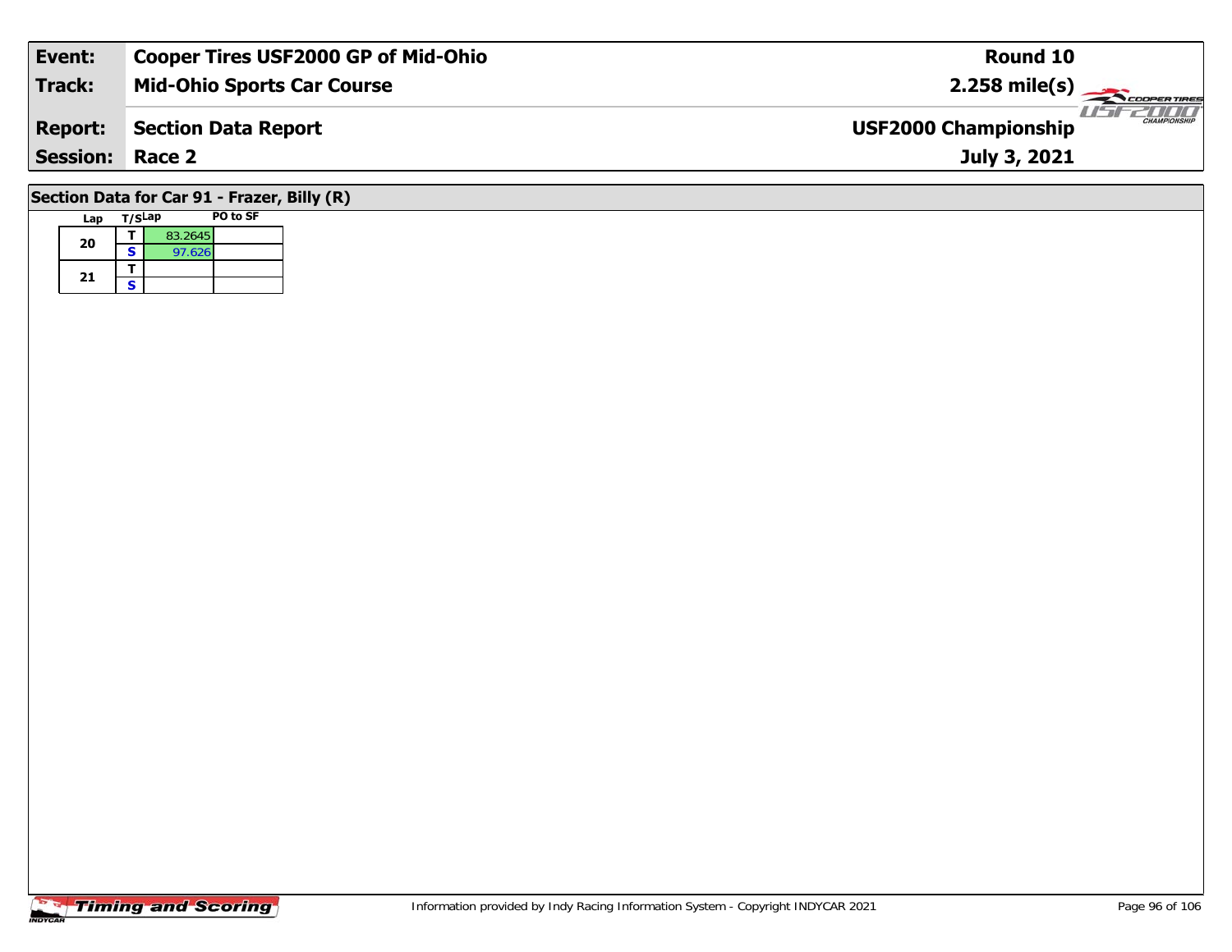| Event: | Cooper Tires USF2000 GP of Mid-Ohio | Round 10 |
| --- | --- | --- |
| Track: | Mid-Ohio Sports Car Course | 2.258 mile(s) |
| Report: | Section Data Report | USF2000 Championship |
| Session: | Race 2 | July 3, 2021 |

## Section Data for Car 91 - Frazer, Billy (R)

| Lap | T/S | Lap | PO to SF |
| --- | --- | --- | --- |
| 20 | T | 83.2645 | |
| | S | 97.626 | |
| 21 | T | | |
| | S | | |

Information provided by Indy Racing Information System - Copyright INDYCAR 2021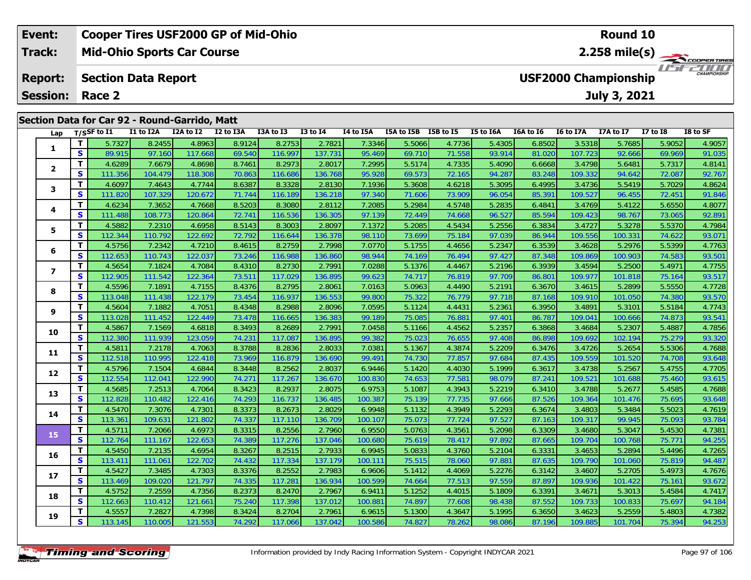| Event: | Cooper Tires USF2000 GP of Mid-Ohio | Round 10 |
|---|---|---|
| Track: | Mid-Ohio Sports Car Course | 2.258 mile(s) |
| Report: | Section Data Report | USF2000 Championship |
| Session: | Race 2 | July 3, 2021 |

## Section Data for Car 92 - Round-Garrido, Matt

| Lap | T/S | SF to I1 | I1 to I2A | I2A to I2 | I2 to I3A | I3A to I3 | I3 to I4 | I4 to I5A | I5A to I5B | I5B to I5 | I5 to I6A | I6A to I6 | I6 to I7A | I7A to I7 | I7 to I8 | I8 to SF |
|---|---|---|---|---|---|---|---|---|---|---|---|---|---|---|---|---|
| 1 | T | 5.7327 | 8.2455 | 4.8963 | 8.9124 | 8.2753 | 2.7821 | 7.3346 | 5.5066 | 4.7736 | 5.4305 | 6.8502 | 3.5318 | 5.7685 | 5.9052 | 4.9057 |
| | S | 89.915 | 97.160 | 117.668 | 69.540 | 116.997 | 137.731 | 95.469 | 69.710 | 71.558 | 93.914 | 81.020 | 107.723 | 92.666 | 69.969 | 91.035 |
| 2 | T | 4.6289 | 7.6679 | 4.8698 | 8.7461 | 8.2973 | 2.8017 | 7.2995 | 5.5174 | 4.7335 | 5.4090 | 6.6668 | 3.4798 | 5.6481 | 5.7317 | 4.8141 |
| | S | 111.356 | 104.479 | 118.308 | 70.863 | 116.686 | 136.768 | 95.928 | 69.573 | 72.165 | 94.287 | 83.248 | 109.332 | 94.642 | 72.087 | 92.767 |
| 3 | T | 4.6097 | 7.4643 | 4.7744 | 8.6387 | 8.3328 | 2.8130 | 7.1936 | 5.3608 | 4.6218 | 5.3095 | 6.4995 | 3.4736 | 5.5419 | 5.7029 | 4.8624 |
| | S | 111.820 | 107.329 | 120.672 | 71.744 | 116.189 | 136.218 | 97.340 | 71.606 | 73.909 | 96.054 | 85.391 | 109.527 | 96.455 | 72.451 | 91.846 |
| 4 | T | 4.6234 | 7.3652 | 4.7668 | 8.5203 | 8.3080 | 2.8112 | 7.2085 | 5.2984 | 4.5748 | 5.2835 | 6.4841 | 3.4769 | 5.4122 | 5.6550 | 4.8077 |
| | S | 111.488 | 108.773 | 120.864 | 72.741 | 116.536 | 136.305 | 97.139 | 72.449 | 74.668 | 96.527 | 85.594 | 109.423 | 98.767 | 73.065 | 92.891 |
| 5 | T | 4.5882 | 7.2310 | 4.6958 | 8.5143 | 8.3003 | 2.8097 | 7.1372 | 5.2085 | 4.5434 | 5.2556 | 6.3834 | 3.4727 | 5.3278 | 5.5370 | 4.7984 |
| | S | 112.344 | 110.792 | 122.692 | 72.792 | 116.644 | 136.378 | 98.110 | 73.699 | 75.184 | 97.039 | 86.944 | 109.556 | 100.331 | 74.622 | 93.071 |
| 6 | T | 4.5756 | 7.2342 | 4.7210 | 8.4615 | 8.2759 | 2.7998 | 7.0770 | 5.1755 | 4.4656 | 5.2347 | 6.3539 | 3.4628 | 5.2976 | 5.5399 | 4.7763 |
| | S | 112.653 | 110.743 | 122.037 | 73.246 | 116.988 | 136.860 | 98.944 | 74.169 | 76.494 | 97.427 | 87.348 | 109.869 | 100.903 | 74.583 | 93.501 |
| 7 | T | 4.5654 | 7.1824 | 4.7084 | 8.4310 | 8.2730 | 2.7991 | 7.0288 | 5.1376 | 4.4467 | 5.2196 | 6.3939 | 3.4594 | 5.2500 | 5.4971 | 4.7755 |
| | S | 112.905 | 111.542 | 122.364 | 73.511 | 117.029 | 136.895 | 99.623 | 74.717 | 76.819 | 97.709 | 86.801 | 109.977 | 101.818 | 75.164 | 93.517 |
| 8 | T | 4.5596 | 7.1891 | 4.7155 | 8.4376 | 8.2795 | 2.8061 | 7.0163 | 5.0963 | 4.4490 | 5.2191 | 6.3670 | 3.4615 | 5.2899 | 5.5550 | 4.7728 |
| | S | 113.048 | 111.438 | 122.179 | 73.454 | 116.937 | 136.553 | 99.800 | 75.322 | 76.779 | 97.718 | 87.168 | 109.910 | 101.050 | 74.380 | 93.570 |
| 9 | T | 4.5604 | 7.1882 | 4.7051 | 8.4348 | 8.2988 | 2.8096 | 7.0595 | 5.1124 | 4.4431 | 5.2361 | 6.3950 | 3.4891 | 5.3101 | 5.5184 | 4.7743 |
| | S | 113.028 | 111.452 | 122.449 | 73.478 | 116.665 | 136.383 | 99.189 | 75.085 | 76.881 | 97.401 | 86.787 | 109.041 | 100.666 | 74.873 | 93.541 |
| 10 | T | 4.5867 | 7.1569 | 4.6818 | 8.3493 | 8.2689 | 2.7991 | 7.0458 | 5.1166 | 4.4562 | 5.2357 | 6.3868 | 3.4684 | 5.2307 | 5.4887 | 4.7856 |
| | S | 112.380 | 111.939 | 123.059 | 74.231 | 117.087 | 136.895 | 99.382 | 75.023 | 76.655 | 97.408 | 86.898 | 109.692 | 102.194 | 75.279 | 93.320 |
| 11 | T | 4.5811 | 7.2178 | 4.7063 | 8.3788 | 8.2836 | 2.8033 | 7.0381 | 5.1367 | 4.3874 | 5.2209 | 6.3476 | 3.4726 | 5.2654 | 5.5306 | 4.7688 |
| | S | 112.518 | 110.995 | 122.418 | 73.969 | 116.879 | 136.690 | 99.491 | 74.730 | 77.857 | 97.684 | 87.435 | 109.559 | 101.520 | 74.708 | 93.648 |
| 12 | T | 4.5796 | 7.1504 | 4.6844 | 8.3448 | 8.2562 | 2.8037 | 6.9446 | 5.1420 | 4.4030 | 5.1999 | 6.3617 | 3.4738 | 5.2567 | 5.4755 | 4.7705 |
| | S | 112.554 | 112.041 | 122.990 | 74.271 | 117.267 | 136.670 | 100.830 | 74.653 | 77.581 | 98.079 | 87.241 | 109.521 | 101.688 | 75.460 | 93.615 |
| 13 | T | 4.5685 | 7.2513 | 4.7064 | 8.3423 | 8.2937 | 2.8075 | 6.9753 | 5.1087 | 4.3943 | 5.2219 | 6.3410 | 3.4788 | 5.2677 | 5.4585 | 4.7688 |
| | S | 112.828 | 110.482 | 122.416 | 74.293 | 116.737 | 136.485 | 100.387 | 75.139 | 77.735 | 97.666 | 87.526 | 109.364 | 101.476 | 75.695 | 93.648 |
| 14 | T | 4.5470 | 7.3076 | 4.7301 | 8.3373 | 8.2673 | 2.8029 | 6.9948 | 5.1132 | 4.3949 | 5.2293 | 6.3674 | 3.4803 | 5.3484 | 5.5023 | 4.7619 |
| | S | 113.361 | 109.631 | 121.802 | 74.337 | 117.110 | 136.709 | 100.107 | 75.073 | 77.724 | 97.527 | 87.163 | 109.317 | 99.945 | 75.093 | 93.784 |
| 15 | T | 4.5711 | 7.2066 | 4.6973 | 8.3315 | 8.2556 | 2.7960 | 6.9550 | 5.0763 | 4.3561 | 5.2098 | 6.3309 | 3.4680 | 5.3047 | 5.4530 | 4.7381 |
| | S | 112.764 | 111.167 | 122.653 | 74.389 | 117.276 | 137.046 | 100.680 | 75.619 | 78.417 | 97.892 | 87.665 | 109.704 | 100.768 | 75.771 | 94.255 |
| 16 | T | 4.5450 | 7.2135 | 4.6954 | 8.3267 | 8.2515 | 2.7933 | 6.9945 | 5.0833 | 4.3760 | 5.2104 | 6.3331 | 3.4653 | 5.2894 | 5.4496 | 4.7265 |
| | S | 113.411 | 111.061 | 122.702 | 74.432 | 117.334 | 137.179 | 100.111 | 75.515 | 78.060 | 97.881 | 87.635 | 109.790 | 101.060 | 75.819 | 94.487 |
| 17 | T | 4.5427 | 7.3485 | 4.7303 | 8.3376 | 8.2552 | 2.7983 | 6.9606 | 5.1412 | 4.4069 | 5.2276 | 6.3142 | 3.4607 | 5.2705 | 5.4973 | 4.7676 |
| | S | 113.469 | 109.020 | 121.797 | 74.335 | 117.281 | 136.934 | 100.599 | 74.664 | 77.513 | 97.559 | 87.897 | 109.936 | 101.422 | 75.161 | 93.672 |
| 18 | T | 4.5752 | 7.2559 | 4.7356 | 8.2373 | 8.2470 | 2.7967 | 6.9411 | 5.1252 | 4.4015 | 5.1809 | 6.3391 | 3.4671 | 5.3013 | 5.4584 | 4.7417 |
| | S | 112.663 | 110.412 | 121.661 | 75.240 | 117.398 | 137.012 | 100.881 | 74.897 | 77.608 | 98.438 | 87.552 | 109.733 | 100.833 | 75.697 | 94.184 |
| 19 | T | 4.5557 | 7.2827 | 4.7398 | 8.3424 | 8.2704 | 2.7961 | 6.9615 | 5.1300 | 4.3647 | 5.1995 | 6.3650 | 3.4623 | 5.2559 | 5.4803 | 4.7382 |
| | S | 113.145 | 110.005 | 121.553 | 74.292 | 117.066 | 137.042 | 100.586 | 74.827 | 78.262 | 98.086 | 87.196 | 109.885 | 101.704 | 75.394 | 94.253 |

Information provided by Indy Racing Information System - Copyright INDYCAR 2021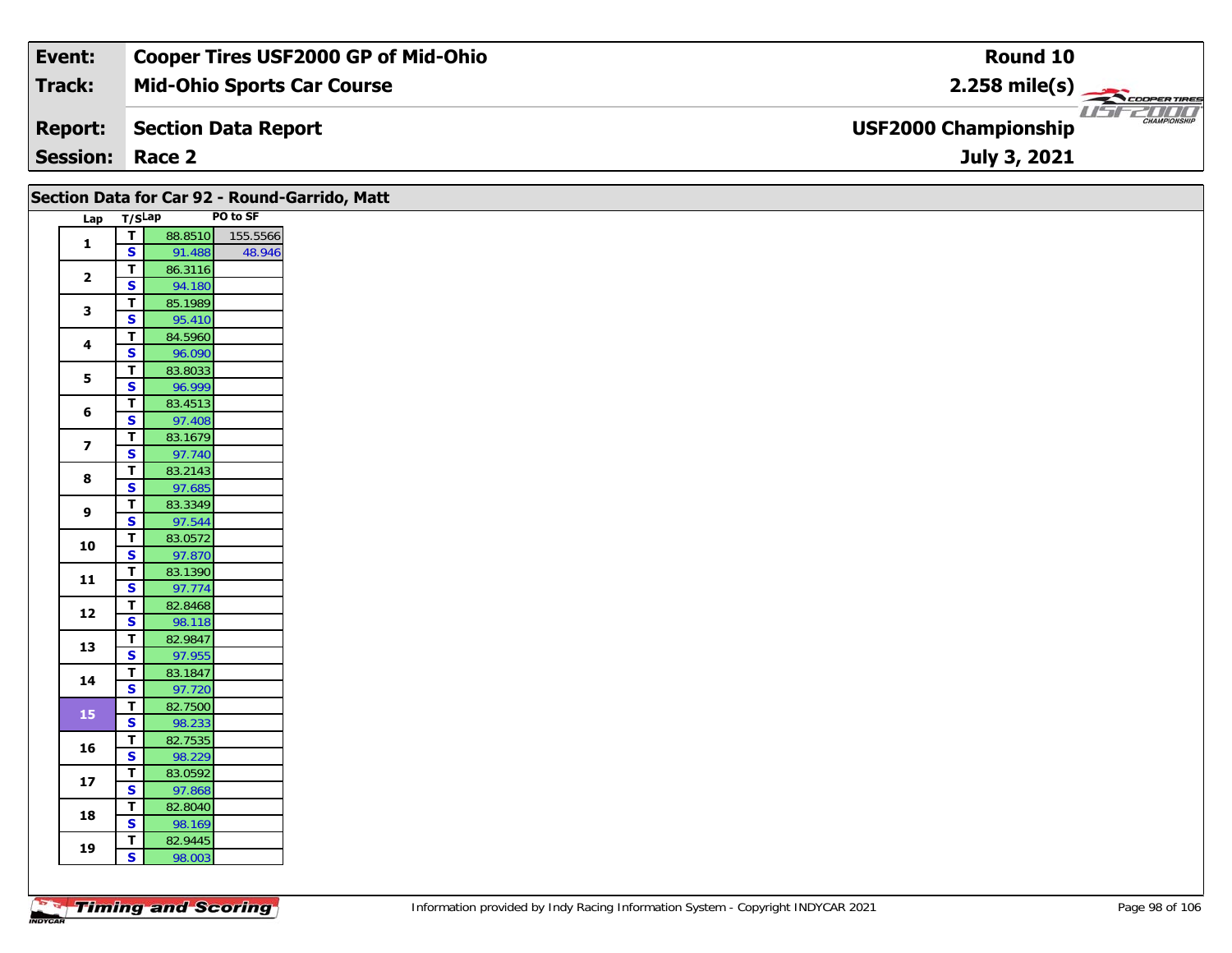| Event: | Cooper Tires USF2000 GP of Mid-Ohio | Round 10 |
|---|---|---|
| Track: | Mid-Ohio Sports Car Course | 2.258 mile(s) |
| Report: | Section Data Report | USF2000 Championship |
| Session: | Race 2 | July 3, 2021 |

## Section Data for Car 92 - Round-Garrido, Matt

| Lap | T/S | Lap | PO to SF |
|---|---|---|---|
| 1 | T | 88.8510 | 155.5566 |
| | S | 91.488 | 48.946 |
| 2 | T | 86.3116 | |
| | S | 94.180 | |
| 3 | T | 85.1989 | |
| | S | 95.410 | |
| 4 | T | 84.5960 | |
| | S | 96.090 | |
| 5 | T | 83.8033 | |
| | S | 96.999 | |
| 6 | T | 83.4513 | |
| | S | 97.408 | |
| 7 | T | 83.1679 | |
| | S | 97.740 | |
| 8 | T | 83.2143 | |
| | S | 97.685 | |
| 9 | T | 83.3349 | |
| | S | 97.544 | |
| 10 | T | 83.0572 | |
| | S | 97.870 | |
| 11 | T | 83.1390 | |
| | S | 97.774 | |
| 12 | T | 82.8468 | |
| | S | 98.118 | |
| 13 | T | 82.9847 | |
| | S | 97.955 | |
| 14 | T | 83.1847 | |
| | S | 97.720 | |
| 15 | T | 82.7500 | |
| | S | 98.233 | |
| 16 | T | 82.7535 | |
| | S | 98.229 | |
| 17 | T | 83.0592 | |
| | S | 97.868 | |
| 18 | T | 82.8040 | |
| | S | 98.169 | |
| 19 | T | 82.9445 | |
| | S | 98.003 | |

Information provided by Indy Racing Information System - Copyright INDYCAR 2021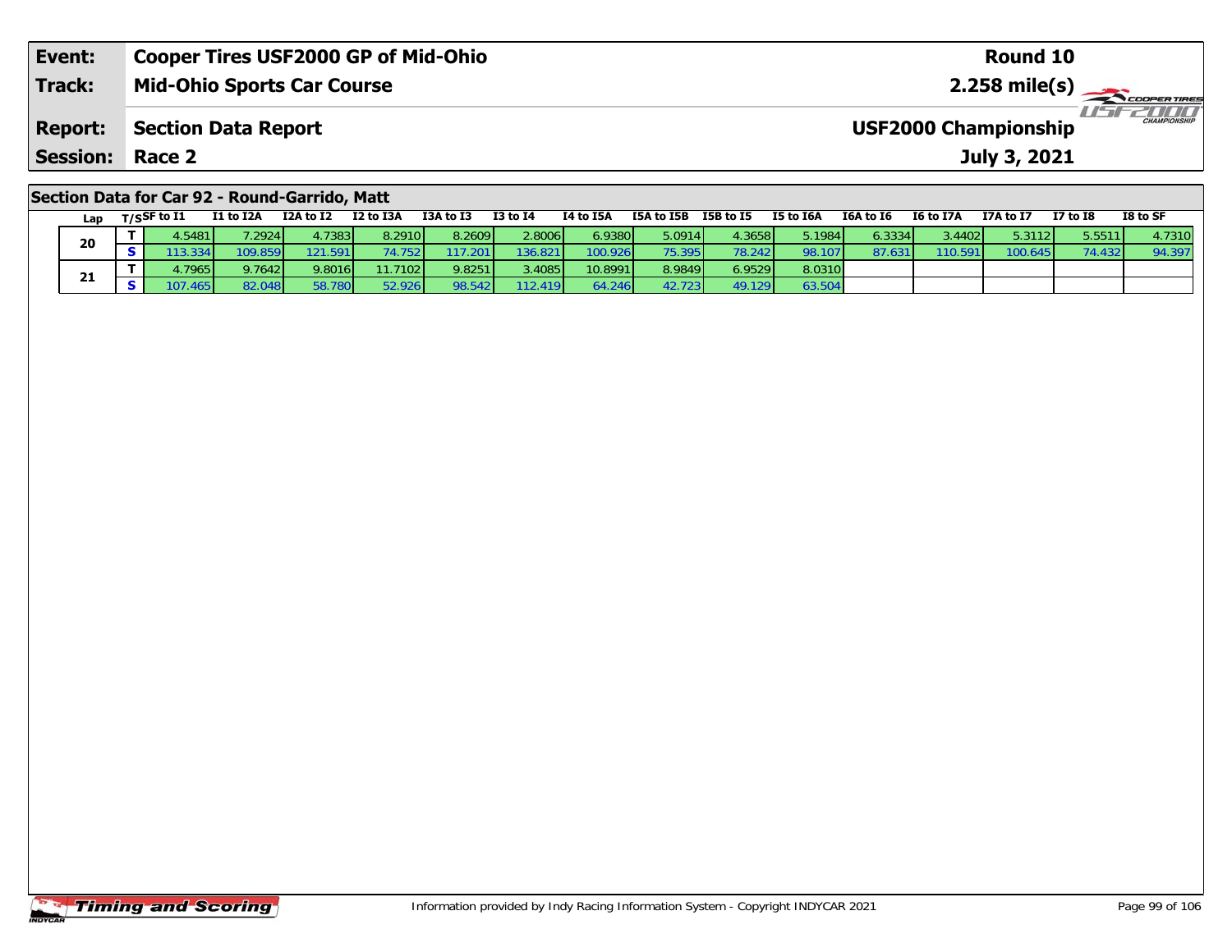| Event: | Cooper Tires USF2000 GP of Mid-Ohio | Round 10 |
|---|---|---|
| Track: | Mid-Ohio Sports Car Course | 2.258 mile(s) |
| Report: | Section Data Report | USF2000 Championship |
| Session: | Race 2 | July 3, 2021 |

## Section Data for Car 92 - Round-Garrido, Matt

| Lap | T/S | SF to I1 | I1 to I2A | I2A to I2 | I2 to I3A | I3A to I3 | I3 to I4 | I4 to I5A | I5A to I5B | I5B to I5 | I5 to I6A | I6A to I6 | I6 to I7A | I7A to I7 | I7 to I8 | I8 to SF |
|---|---|---|---|---|---|---|---|---|---|---|---|---|---|---|---|---|
| 20 | T | 4.5481 | 7.2924 | 4.7383 | 8.2910 | 8.2609 | 2.8006 | 6.9380 | 5.0914 | 4.3658 | 5.1984 | 6.3334 | 3.4402 | 5.3112 | 5.5511 | 4.7310 |
| | S | 113.334 | 109.859 | 121.591 | 74.752 | 117.201 | 136.821 | 100.926 | 75.395 | 78.242 | 98.107 | 87.631 | 110.591 | 100.645 | 74.432 | 94.397 |
| 21 | T | 4.7965 | 9.7642 | 9.8016 | 11.7102 | 9.8251 | 3.4085 | 10.8991 | 8.9849 | 6.9529 | 8.0310 | | | | | |
| | S | 107.465 | 82.048 | 58.780 | 52.926 | 98.542 | 112.419 | 64.246 | 42.723 | 49.129 | 63.504 | | | | | |

Information provided by Indy Racing Information System - Copyright INDYCAR 2021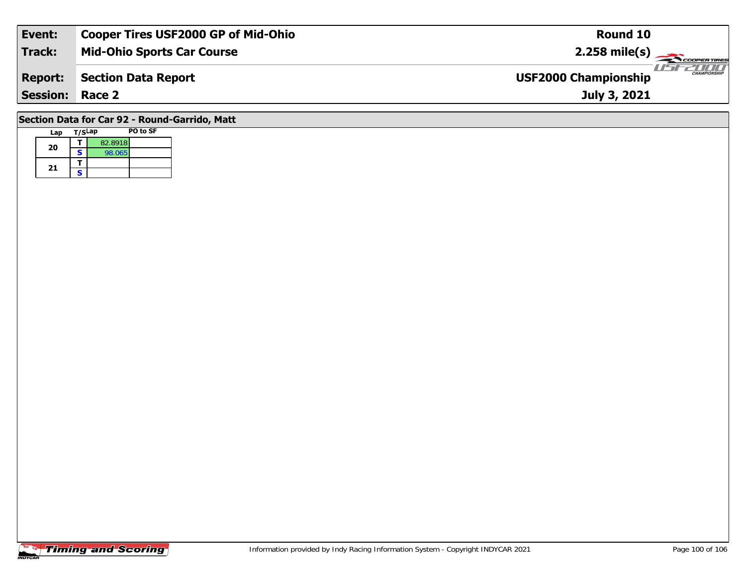| Event: | Cooper Tires USF2000 GP of Mid-Ohio | Round 10 |
|---|---|---|
| Track: | Mid-Ohio Sports Car Course | 2.258 mile(s) |
| Report: | Section Data Report | USF2000 Championship |
| Session: | Race 2 | July 3, 2021 |

## Section Data for Car 92 - Round-Garrido, Matt

| Lap | T/S | Lap | PO to SF |
|---|---|---|---|
| 20 | T | 82.8918 | |
| | S | 98.065 | |
| 21 | T | | |
| | S | | |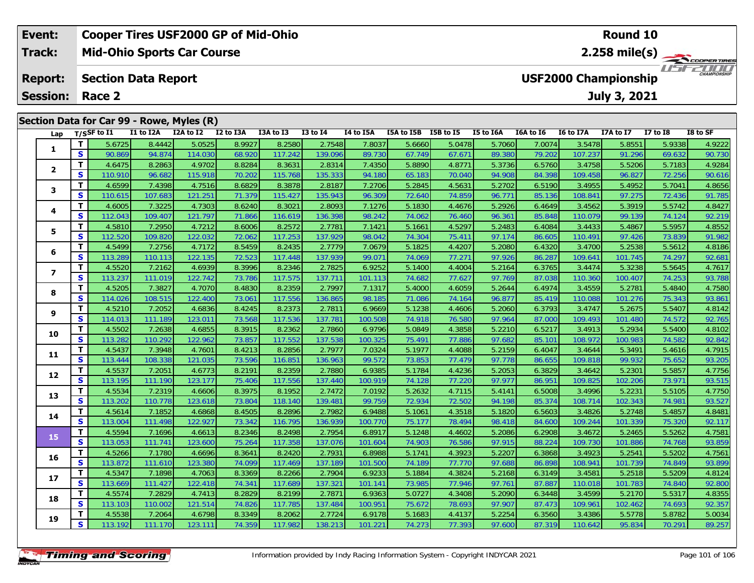| Event: | Cooper Tires USF2000 GP of Mid-Ohio | Round 10 |
|---|---|---|
| Track: | Mid-Ohio Sports Car Course | 2.258 mile(s) |
| Report: | Section Data Report | USF2000 Championship |
| Session: | Race 2 | July 3, 2021 |

## Section Data for Car 99 - Rowe, Myles (R)

| Lap | T/S | SF to I1 | I1 to I2A | I2A to I2 | I2 to I3A | I3A to I3 | I3 to I4 | I4 to I5A | I5A to I5B | I5B to I5 | I5 to I6A | I6A to I6 | I6 to I7A | I7A to I7 | I7 to I8 | I8 to SF |
|---|---|---|---|---|---|---|---|---|---|---|---|---|---|---|---|---|
| 1 | T | 5.6725 | 8.4442 | 5.0525 | 8.9927 | 8.2580 | 2.7548 | 7.8037 | 5.6660 | 5.0478 | 5.7060 | 7.0074 | 3.5478 | 5.8551 | 5.9338 | 4.9222 |
| | S | 90.869 | 94.874 | 114.030 | 68.920 | 117.242 | 139.096 | 89.730 | 67.749 | 67.671 | 89.380 | 79.202 | 107.237 | 91.296 | 69.632 | 90.730 |
| 2 | T | 4.6475 | 8.2863 | 4.9702 | 8.8284 | 8.3631 | 2.8314 | 7.4350 | 5.8890 | 4.8771 | 5.3736 | 6.5760 | 3.4758 | 5.5206 | 5.7183 | 4.9284 |
| | S | 110.910 | 96.682 | 115.918 | 70.202 | 115.768 | 135.333 | 94.180 | 65.183 | 70.040 | 94.908 | 84.398 | 109.458 | 96.827 | 72.256 | 90.616 |
| 3 | T | 4.6599 | 7.4398 | 4.7516 | 8.6829 | 8.3878 | 2.8187 | 7.2706 | 5.2845 | 4.5631 | 5.2702 | 6.5190 | 3.4955 | 5.4952 | 5.7041 | 4.8656 |
| | S | 110.615 | 107.683 | 121.251 | 71.379 | 115.427 | 135.943 | 96.309 | 72.640 | 74.859 | 96.771 | 85.136 | 108.841 | 97.275 | 72.436 | 91.785 |
| 4 | T | 4.6005 | 7.3225 | 4.7303 | 8.6240 | 8.3021 | 2.8093 | 7.1276 | 5.1830 | 4.4676 | 5.2926 | 6.4649 | 3.4562 | 5.3919 | 5.5742 | 4.8427 |
| | S | 112.043 | 109.407 | 121.797 | 71.866 | 116.619 | 136.398 | 98.242 | 74.062 | 76.460 | 96.361 | 85.848 | 110.079 | 99.139 | 74.124 | 92.219 |
| 5 | T | 4.5810 | 7.2950 | 4.7212 | 8.6006 | 8.2572 | 2.7781 | 7.1421 | 5.1661 | 4.5297 | 5.2483 | 6.4084 | 3.4433 | 5.4867 | 5.5957 | 4.8552 |
| | S | 112.520 | 109.820 | 122.032 | 72.062 | 117.253 | 137.929 | 98.042 | 74.304 | 75.411 | 97.174 | 86.605 | 110.491 | 97.426 | 73.839 | 91.982 |
| 6 | T | 4.5499 | 7.2756 | 4.7172 | 8.5459 | 8.2435 | 2.7779 | 7.0679 | 5.1825 | 4.4207 | 5.2080 | 6.4320 | 3.4700 | 5.2538 | 5.5612 | 4.8186 |
| | S | 113.289 | 110.113 | 122.135 | 72.523 | 117.448 | 137.939 | 99.071 | 74.069 | 77.271 | 97.926 | 86.287 | 109.641 | 101.745 | 74.297 | 92.681 |
| 7 | T | 4.5520 | 7.2162 | 4.6939 | 8.3996 | 8.2346 | 2.7825 | 6.9252 | 5.1400 | 4.4004 | 5.2164 | 6.3765 | 3.4474 | 5.3238 | 5.5645 | 4.7617 |
| | S | 113.237 | 111.019 | 122.742 | 73.786 | 117.575 | 137.711 | 101.113 | 74.682 | 77.627 | 97.769 | 87.038 | 110.360 | 100.407 | 74.253 | 93.788 |
| 8 | T | 4.5205 | 7.3827 | 4.7070 | 8.4830 | 8.2359 | 2.7997 | 7.1317 | 5.4000 | 4.6059 | 5.2644 | 6.4974 | 3.4559 | 5.2781 | 5.4840 | 4.7580 |
| | S | 114.026 | 108.515 | 122.400 | 73.061 | 117.556 | 136.865 | 98.185 | 71.086 | 74.164 | 96.877 | 85.419 | 110.088 | 101.276 | 75.343 | 93.861 |
| 9 | T | 4.5210 | 7.2052 | 4.6836 | 8.4245 | 8.2373 | 2.7811 | 6.9669 | 5.1238 | 4.4606 | 5.2060 | 6.3793 | 3.4747 | 5.2675 | 5.5407 | 4.8142 |
| | S | 114.013 | 111.189 | 123.011 | 73.568 | 117.536 | 137.781 | 100.508 | 74.918 | 76.580 | 97.964 | 87.000 | 109.493 | 101.480 | 74.572 | 92.765 |
| 10 | T | 4.5502 | 7.2638 | 4.6855 | 8.3915 | 8.2362 | 2.7860 | 6.9796 | 5.0849 | 4.3858 | 5.2210 | 6.5217 | 3.4913 | 5.2934 | 5.5400 | 4.8102 |
| | S | 113.282 | 110.292 | 122.962 | 73.857 | 117.552 | 137.538 | 100.325 | 75.491 | 77.886 | 97.682 | 85.101 | 108.972 | 100.983 | 74.582 | 92.842 |
| 11 | T | 4.5437 | 7.3948 | 4.7601 | 8.4213 | 8.2856 | 2.7977 | 7.0324 | 5.1977 | 4.4088 | 5.2159 | 6.4047 | 3.4644 | 5.3491 | 5.4616 | 4.7915 |
| | S | 113.444 | 108.338 | 121.035 | 73.596 | 116.851 | 136.963 | 99.572 | 73.853 | 77.479 | 97.778 | 86.655 | 109.818 | 99.932 | 75.652 | 93.205 |
| 12 | T | 4.5537 | 7.2051 | 4.6773 | 8.2191 | 8.2359 | 2.7880 | 6.9385 | 5.1784 | 4.4236 | 5.2053 | 6.3829 | 3.4642 | 5.2301 | 5.5857 | 4.7756 |
| | S | 113.195 | 111.190 | 123.177 | 75.406 | 117.556 | 137.440 | 100.919 | 74.128 | 77.220 | 97.977 | 86.951 | 109.825 | 102.206 | 73.971 | 93.515 |
| 13 | T | 4.5534 | 7.2319 | 4.6606 | 8.3975 | 8.1952 | 2.7472 | 7.0192 | 5.2632 | 4.7115 | 5.4141 | 6.5008 | 3.4996 | 5.2231 | 5.5105 | 4.7750 |
| | S | 113.202 | 110.778 | 123.618 | 73.804 | 118.140 | 139.481 | 99.759 | 72.934 | 72.502 | 94.198 | 85.374 | 108.714 | 102.343 | 74.981 | 93.527 |
| 14 | T | 4.5614 | 7.1852 | 4.6868 | 8.4505 | 8.2896 | 2.7982 | 6.9488 | 5.1061 | 4.3518 | 5.1820 | 6.5603 | 3.4826 | 5.2748 | 5.4857 | 4.8481 |
| | S | 113.004 | 111.498 | 122.927 | 73.342 | 116.795 | 136.939 | 100.770 | 75.177 | 78.494 | 98.418 | 84.600 | 109.244 | 101.339 | 75.320 | 92.117 |
| 15 | T | 4.5594 | 7.1696 | 4.6613 | 8.2346 | 8.2498 | 2.7954 | 6.8917 | 5.1248 | 4.4602 | 5.2086 | 6.2908 | 3.4672 | 5.2465 | 5.5262 | 4.7581 |
| | S | 113.053 | 111.741 | 123.600 | 75.264 | 117.358 | 137.076 | 101.604 | 74.903 | 76.586 | 97.915 | 88.224 | 109.730 | 101.886 | 74.768 | 93.859 |
| 16 | T | 4.5266 | 7.1780 | 4.6696 | 8.3641 | 8.2420 | 2.7931 | 6.8988 | 5.1741 | 4.3923 | 5.2207 | 6.3868 | 3.4923 | 5.2541 | 5.5202 | 4.7561 |
| | S | 113.872 | 111.610 | 123.380 | 74.099 | 117.469 | 137.189 | 101.500 | 74.189 | 77.770 | 97.688 | 86.898 | 108.941 | 101.739 | 74.849 | 93.899 |
| 17 | T | 4.5347 | 7.1898 | 4.7063 | 8.3369 | 8.2266 | 2.7904 | 6.9233 | 5.1884 | 4.3824 | 5.2168 | 6.3149 | 3.4581 | 5.2518 | 5.5209 | 4.8124 |
| | S | 113.669 | 111.427 | 122.418 | 74.341 | 117.689 | 137.321 | 101.141 | 73.985 | 77.946 | 97.761 | 87.887 | 110.018 | 101.783 | 74.840 | 92.800 |
| 18 | T | 4.5574 | 7.2829 | 4.7413 | 8.2829 | 8.2199 | 2.7871 | 6.9363 | 5.0727 | 4.3408 | 5.2090 | 6.3448 | 3.4599 | 5.2170 | 5.5317 | 4.8355 |
| | S | 113.103 | 110.002 | 121.514 | 74.826 | 117.785 | 137.484 | 100.951 | 75.672 | 78.693 | 97.907 | 87.473 | 109.961 | 102.462 | 74.693 | 92.357 |
| 19 | T | 4.5538 | 7.2064 | 4.6798 | 8.3349 | 8.2062 | 2.7724 | 6.9178 | 5.1683 | 4.4137 | 5.2254 | 6.3560 | 3.4386 | 5.5778 | 5.8782 | 5.0034 |
| | S | 113.192 | 111.170 | 123.111 | 74.359 | 117.982 | 138.213 | 101.221 | 74.273 | 77.393 | 97.600 | 87.319 | 110.642 | 95.834 | 70.291 | 89.257 |

Information provided by Indy Racing Information System - Copyright INDYCAR 2021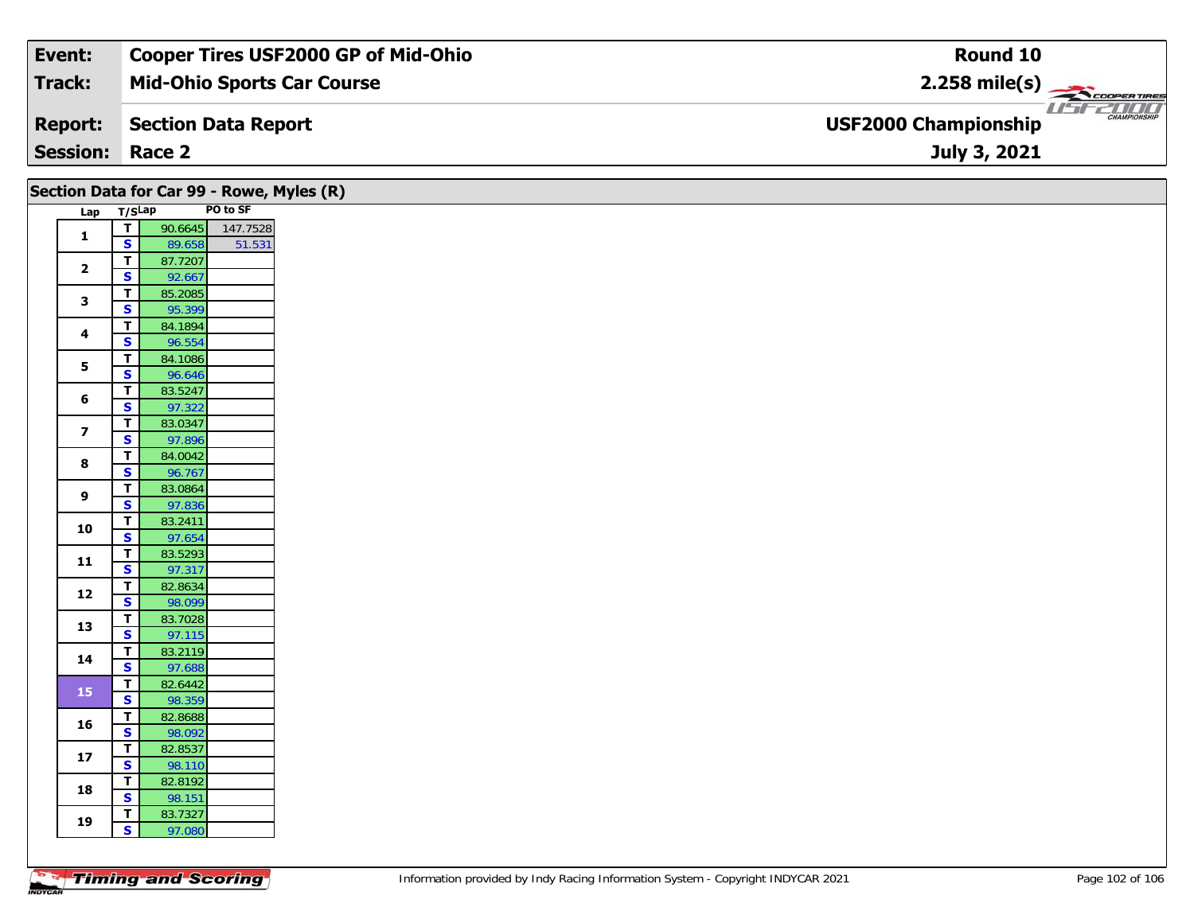| Event: | Cooper Tires USF2000 GP of Mid-Ohio | Round 10 |
|---|---|---|
| Track: | Mid-Ohio Sports Car Course | 2.258 mile(s) |
| Report: | Section Data Report | USF2000 Championship |
| Session: | Race 2 | July 3, 2021 |

## Section Data for Car 99 - Rowe, Myles (R)

| Lap | T/S | Lap | PO to SF |
|---|---|---|---|
| 1 | T | 90.6645 | 147.7528 |
| | S | 89.658 | 51.531 |
| 2 | T | 87.7207 | |
| | S | 92.667 | |
| 3 | T | 85.2085 | |
| | S | 95.399 | |
| 4 | T | 84.1894 | |
| | S | 96.554 | |
| 5 | T | 84.1086 | |
| | S | 96.646 | |
| 6 | T | 83.5247 | |
| | S | 97.322 | |
| 7 | T | 83.0347 | |
| | S | 97.896 | |
| 8 | T | 84.0042 | |
| | S | 96.767 | |
| 9 | T | 83.0864 | |
| | S | 97.836 | |
| 10 | T | 83.2411 | |
| | S | 97.654 | |
| 11 | T | 83.5293 | |
| | S | 97.317 | |
| 12 | T | 82.8634 | |
| | S | 98.099 | |
| 13 | T | 83.7028 | |
| | S | 97.115 | |
| 14 | T | 83.2119 | |
| | S | 97.688 | |
| 15 | T | 82.6442 | |
| | S | 98.359 | |
| 16 | T | 82.8688 | |
| | S | 98.092 | |
| 17 | T | 82.8537 | |
| | S | 98.110 | |
| 18 | T | 82.8192 | |
| | S | 98.151 | |
| 19 | T | 83.7327 | |
| | S | 97.080 | |

Information provided by Indy Racing Information System - Copyright INDYCAR 2021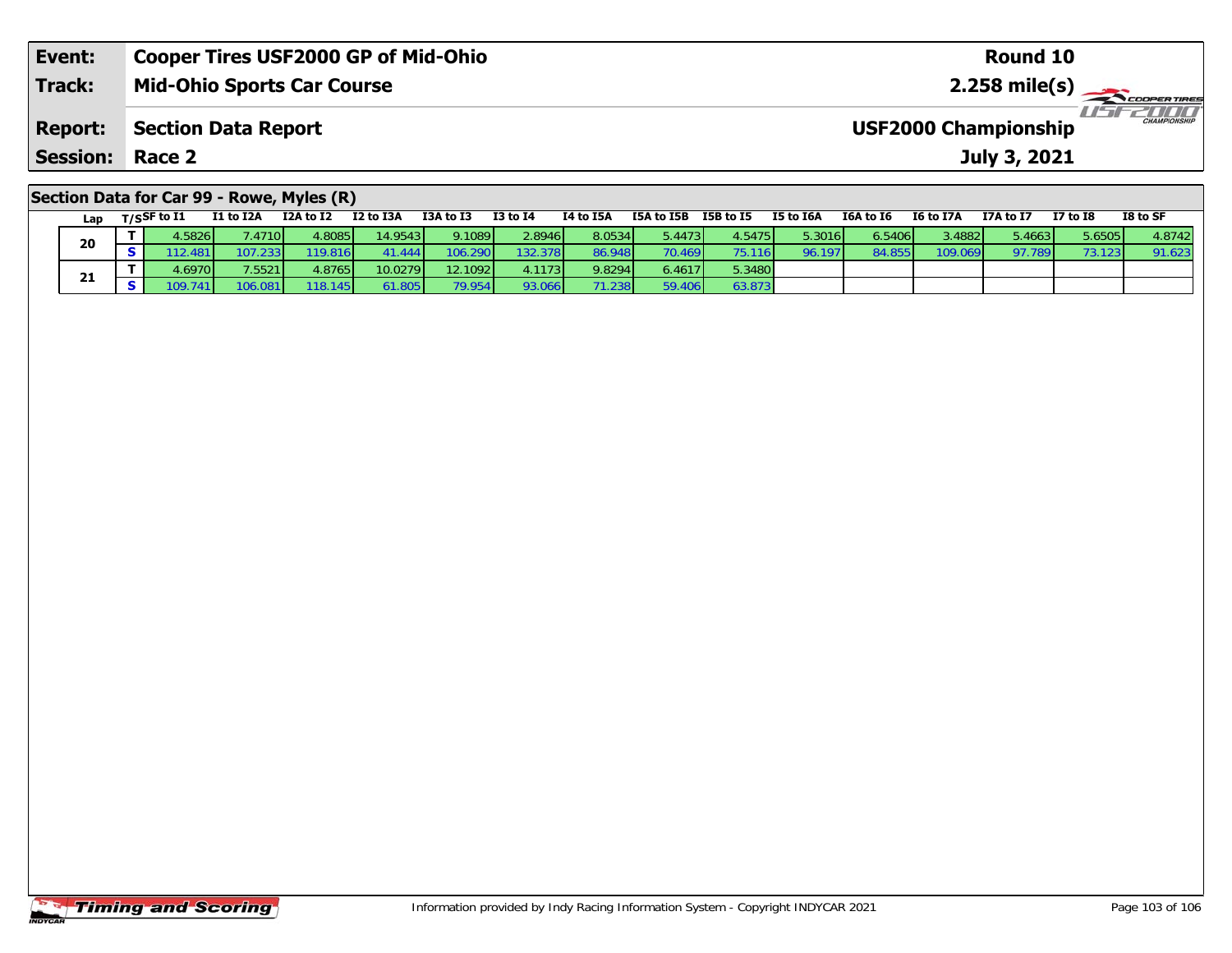| Event: | Cooper Tires USF2000 GP of Mid-Ohio | Round 10 |
|---|---|---|
| Track: | Mid-Ohio Sports Car Course | 2.258 mile(s) |
| Report: | Section Data Report | USF2000 Championship |
| Session: | Race 2 | July 3, 2021 |

## Section Data for Car 99 - Rowe, Myles (R)

| Lap | T/S | SF to I1 | I1 to I2A | I2A to I2 | I2 to I3A | I3A to I3 | I3 to I4 | I4 to I5A | I5A to I5B | I5B to I5 | I5 to I6A | I6A to I6 | I6 to I7A | I7A to I7 | I7 to I8 | I8 to SF |
|---|---|---|---|---|---|---|---|---|---|---|---|---|---|---|---|---|
| 20 | T | 4.5826 | 7.4710 | 4.8085 | 14.9543 | 9.1089 | 2.8946 | 8.0534 | 5.4473 | 4.5475 | 5.3016 | 6.5406 | 3.4882 | 5.4663 | 5.6505 | 4.8742 |
| | S | 112.481 | 107.233 | 119.816 | 41.444 | 106.290 | 132.378 | 86.948 | 70.469 | 75.116 | 96.197 | 84.855 | 109.069 | 97.789 | 73.123 | 91.623 |
| 21 | T | 4.6970 | 7.5521 | 4.8765 | 10.0279 | 12.1092 | 4.1173 | 9.8294 | 6.4617 | 5.3480 | | | | | | |
| | S | 109.741 | 106.081 | 118.145 | 61.805 | 79.954 | 93.066 | 71.238 | 59.406 | 63.873 | | | | | | |

Information provided by Indy Racing Information System - Copyright INDYCAR 2021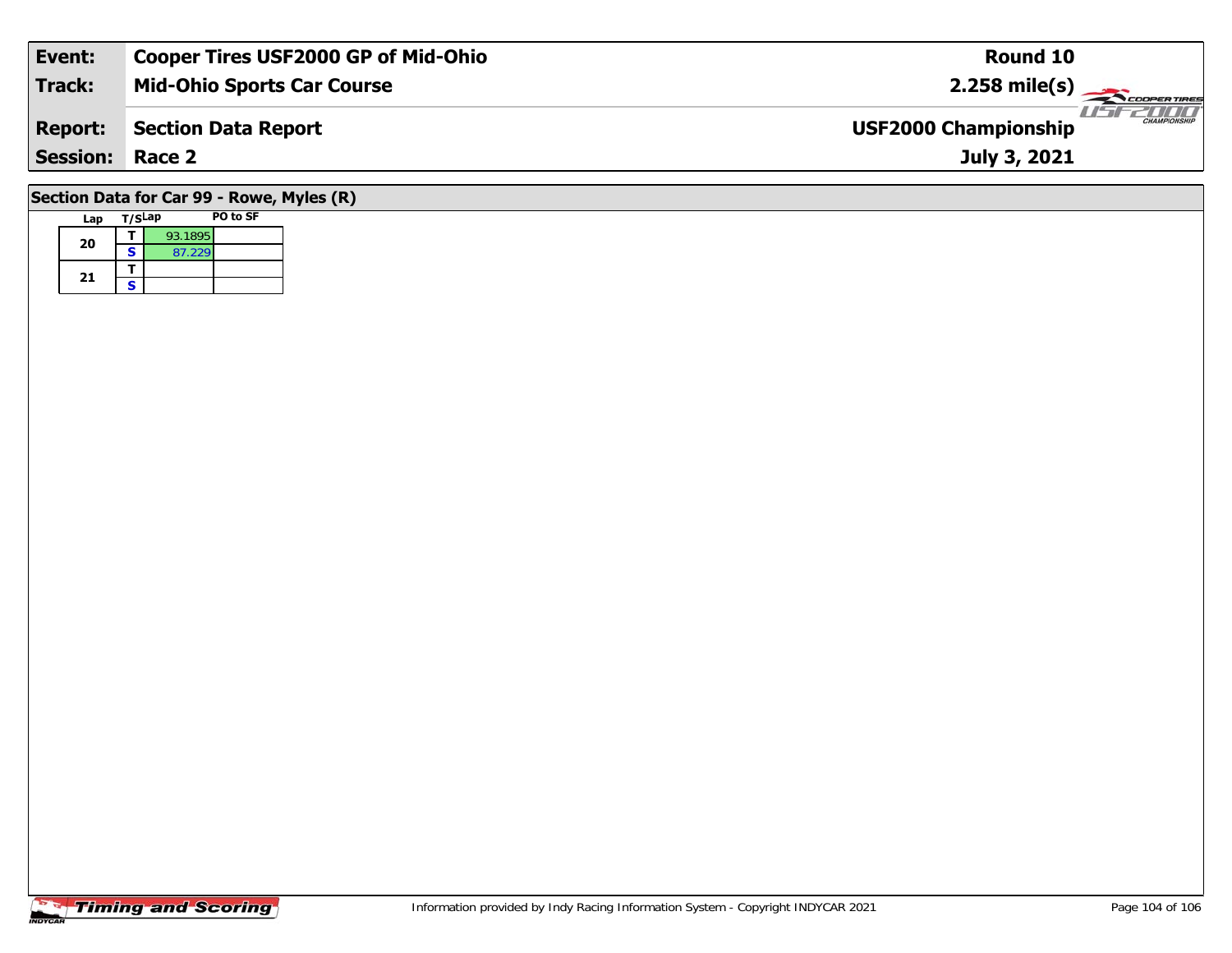| Event: | Cooper Tires USF2000 GP of Mid-Ohio | Round 10 |
| --- | --- | --- |
| Track: | Mid-Ohio Sports Car Course | 2.258 mile(s) |
| Report: | Section Data Report | USF2000 Championship |
| Session: | Race 2 | July 3, 2021 |

## Section Data for Car 99 - Rowe, Myles (R)

| Lap | T/S | Lap | PO to SF |
| --- | --- | --- | --- |
| 20 | T | 93.1895 | |
| | S | 87.229 | |
| 21 | T | | |
| | S | | |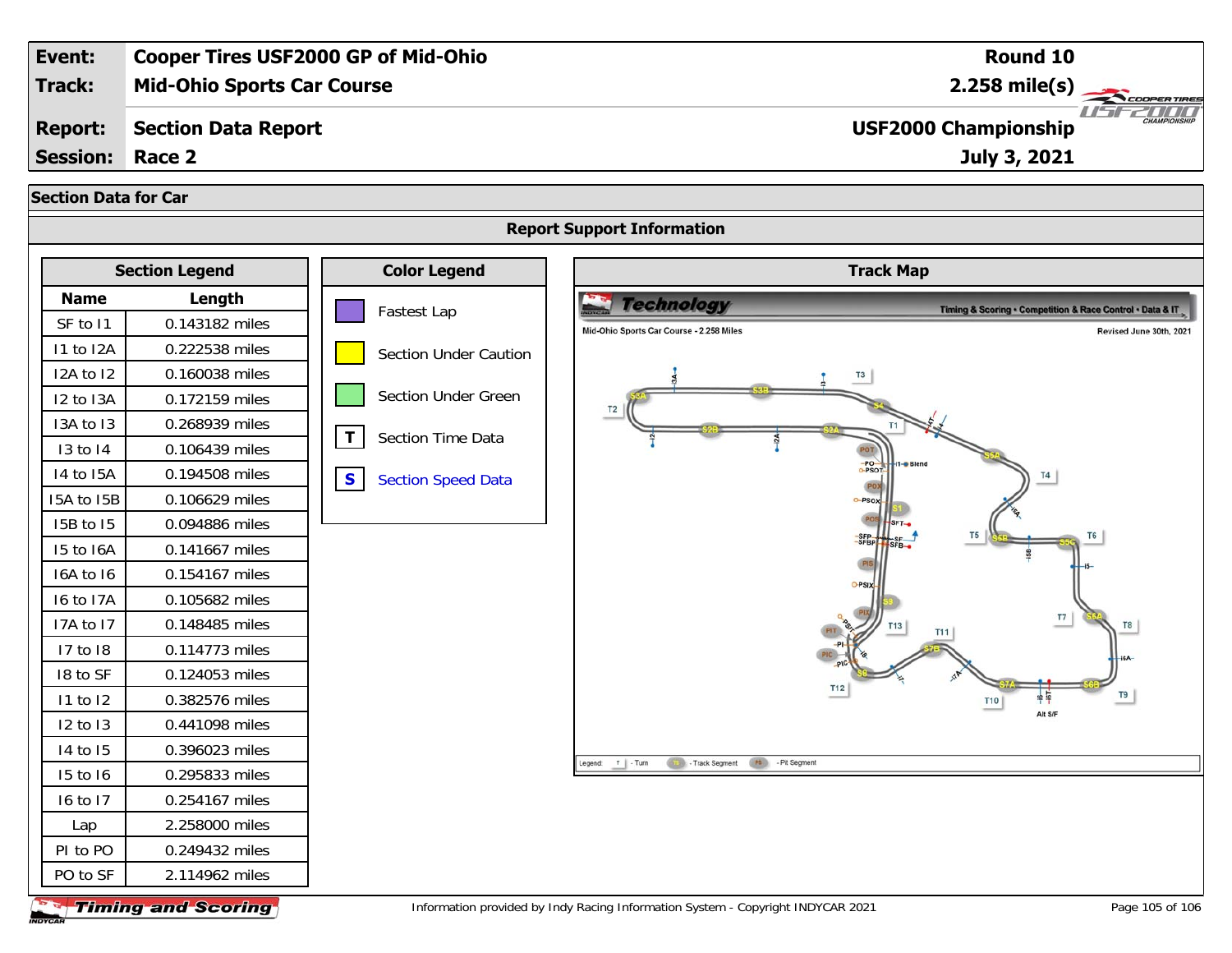| Event: | Cooper Tires USF2000 GP of Mid-Ohio | Round 10 |
|---|---|---|
| Track: | Mid-Ohio Sports Car Course | 2.258 mile(s) |
| Report: | Section Data Report | USF2000 Championship |
| Session: | Race 2 | July 3, 2021 |

## Section Data for Car

### Report Support Information

**Section Legend**

| Name | Length |
|---|---|
| SF to I1 | 0.143182 miles |
| I1 to I2A | 0.222538 miles |
| I2A to I2 | 0.160038 miles |
| I2 to I3A | 0.172159 miles |
| I3A to I3 | 0.268939 miles |
| I3 to I4 | 0.106439 miles |
| I4 to I5A | 0.194508 miles |
| I5A to I5B | 0.106629 miles |
| I5B to I5 | 0.094886 miles |
| I5 to I6A | 0.141667 miles |
| I6A to I6 | 0.154167 miles |
| I6 to I7A | 0.105682 miles |
| I7A to I7 | 0.148485 miles |
| I7 to I8 | 0.114773 miles |
| I8 to SF | 0.124053 miles |
| I1 to I2 | 0.382576 miles |
| I2 to I3 | 0.441098 miles |
| I4 to I5 | 0.396023 miles |
| I5 to I6 | 0.295833 miles |
| I6 to I7 | 0.254167 miles |
| Lap | 2.258000 miles |
| PI to PO | 0.249432 miles |
| PO to SF | 2.114962 miles |

**Color Legend**

- Fastest Lap
- Section Under Caution
- Section Under Green
- **T** Section Time Data
- **S** Section Speed Data

**Track Map**

Mid-Ohio Sports Car Course - 2.258 Miles — Revised June 30th, 2021

Information provided by Indy Racing Information System - Copyright INDYCAR 2021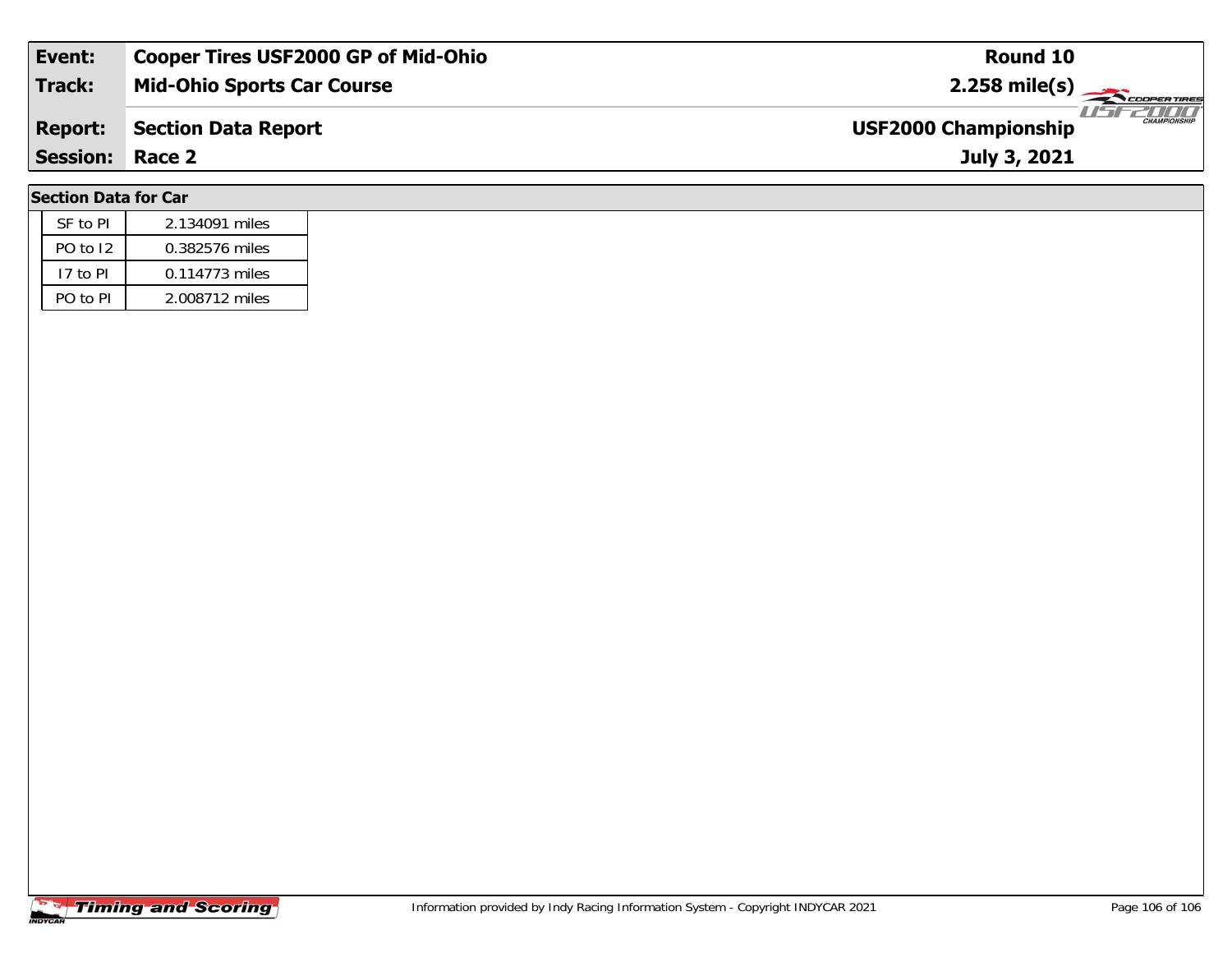| | |
|---|---|
| **Event:** | **Cooper Tires USF2000 GP of Mid-Ohio** |
| **Track:** | **Mid-Ohio Sports Car Course** |
| **Report:** | **Section Data Report** |
| **Session:** | **Race 2** |

**Round 10**

**2.258 mile(s)**

**USF2000 Championship**

**July 3, 2021**

## Section Data for Car

| | |
|---|---|
| SF to PI | 2.134091 miles |
| PO to I2 | 0.382576 miles |
| I7 to PI | 0.114773 miles |
| PO to PI | 2.008712 miles |

Information provided by Indy Racing Information System - Copyright INDYCAR 2021